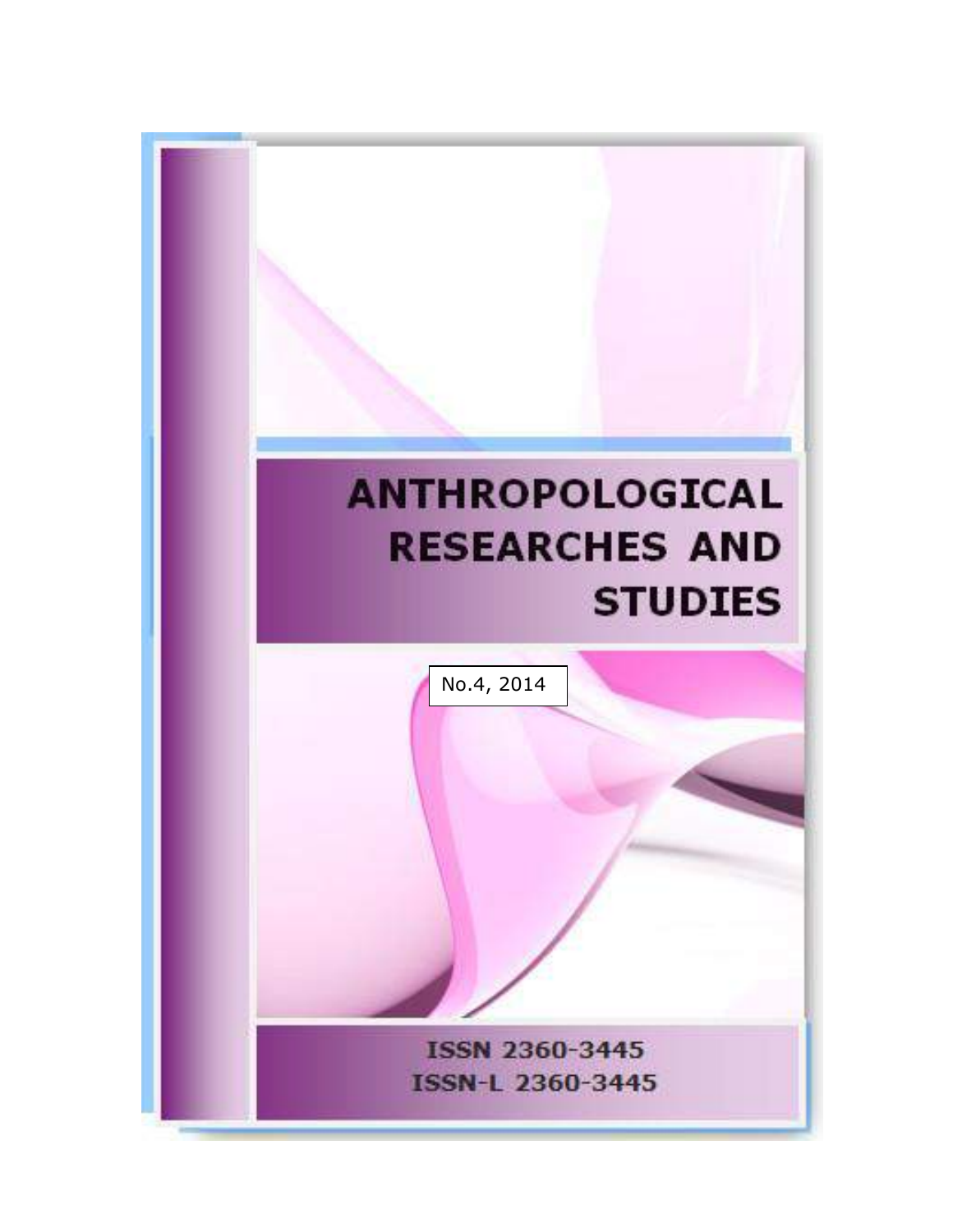# ANTHROPOLOGICAL RESEARCHES AND STUDIES

No.4, 2014

ISSN 2360-3445

ISSN-L 2360-3445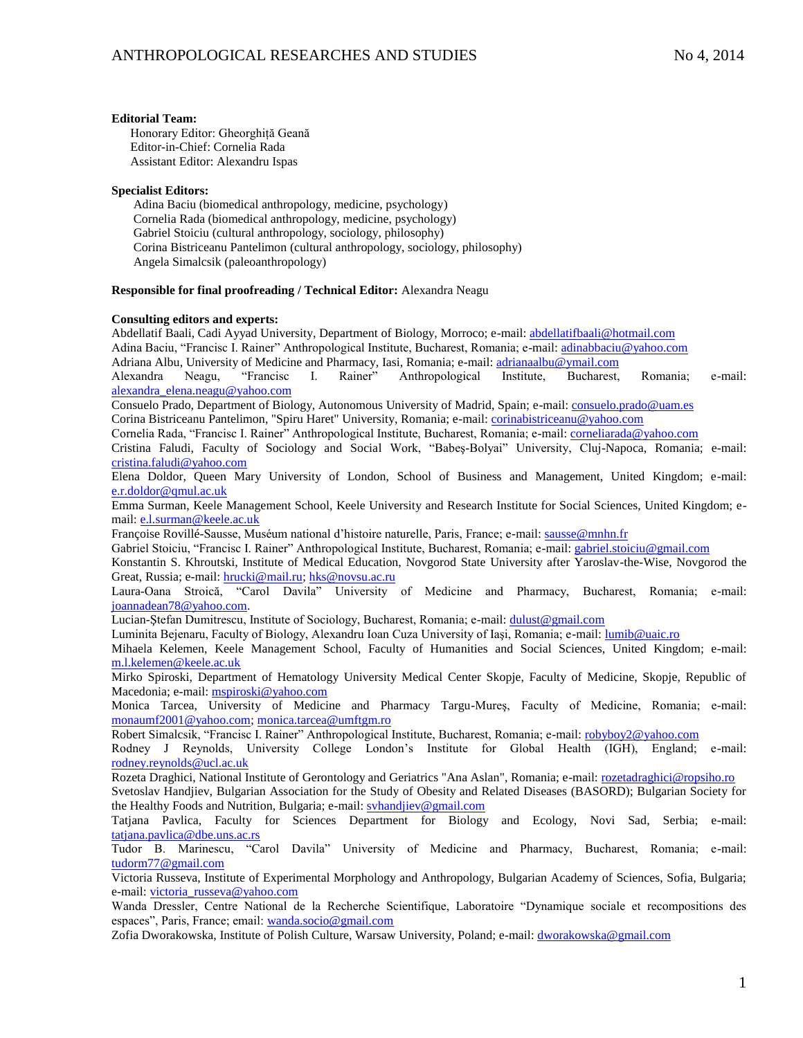**Editorial Team:**

Honorary Editor: Gheorghiță Geană
Editor-in-Chief: Cornelia Rada
Assistant Editor: Alexandru Ispas

**Specialist Editors:**

Adina Baciu (biomedical anthropology, medicine, psychology)
Cornelia Rada (biomedical anthropology, medicine, psychology)
Gabriel Stoiciu (cultural anthropology, sociology, philosophy)
Corina Bistriceanu Pantelimon (cultural anthropology, sociology, philosophy)
Angela Simalcsik (paleoanthropology)

**Responsible for final proofreading / Technical Editor:** Alexandra Neagu

**Consulting editors and experts:**

Abdellatif Baali, Cadi Ayyad University, Department of Biology, Morroco; e-mail: abdellatifbaali@hotmail.com
Adina Baciu, "Francisc I. Rainer" Anthropological Institute, Bucharest, Romania; e-mail: adinabbaciu@yahoo.com
Adriana Albu, University of Medicine and Pharmacy, Iasi, Romania; e-mail: adrianaalbu@ymail.com
Alexandra Neagu, "Francisc I. Rainer" Anthropological Institute, Bucharest, Romania; e-mail: alexandra_elena.neagu@yahoo.com
Consuelo Prado, Department of Biology, Autonomous University of Madrid, Spain; e-mail: consuelo.prado@uam.es
Corina Bistriceanu Pantelimon, "Spiru Haret" University, Romania; e-mail: corinabistriceanu@yahoo.com
Cornelia Rada, "Francisc I. Rainer" Anthropological Institute, Bucharest, Romania; e-mail: corneliarada@yahoo.com
Cristina Faludi, Faculty of Sociology and Social Work, "Babeş-Bolyai" University, Cluj-Napoca, Romania; e-mail: cristina.faludi@yahoo.com
Elena Doldor, Queen Mary University of London, School of Business and Management, United Kingdom; e-mail: e.r.doldor@qmul.ac.uk
Emma Surman, Keele Management School, Keele University and Research Institute for Social Sciences, United Kingdom; e-mail: e.l.surman@keele.ac.uk
Françoise Rovillé-Sausse, Muséum national d'histoire naturelle, Paris, France; e-mail: sausse@mnhn.fr
Gabriel Stoiciu, "Francisc I. Rainer" Anthropological Institute, Bucharest, Romania; e-mail: gabriel.stoiciu@gmail.com
Konstantin S. Khroutski, Institute of Medical Education, Novgorod State University after Yaroslav-the-Wise, Novgorod the Great, Russia; e-mail: hrucki@mail.ru; hks@novsu.ac.ru
Laura-Oana Stroică, "Carol Davila" University of Medicine and Pharmacy, Bucharest, Romania; e-mail: joannadean78@yahoo.com.
Lucian-Ştefan Dumitrescu, Institute of Sociology, Bucharest, Romania; e-mail: dulust@gmail.com
Luminita Bejenaru, Faculty of Biology, Alexandru Ioan Cuza University of Iaşi, Romania; e-mail: lumib@uaic.ro
Mihaela Kelemen, Keele Management School, Faculty of Humanities and Social Sciences, United Kingdom; e-mail: m.l.kelemen@keele.ac.uk
Mirko Spiroski, Department of Hematology University Medical Center Skopje, Faculty of Medicine, Skopje, Republic of Macedonia; e-mail: mspiroski@yahoo.com
Monica Tarcea, University of Medicine and Pharmacy Targu-Mureş, Faculty of Medicine, Romania; e-mail: monaumf2001@yahoo.com; monica.tarcea@umftgm.ro
Robert Simalcsik, "Francisc I. Rainer" Anthropological Institute, Bucharest, Romania; e-mail: robyboy2@yahoo.com
Rodney J Reynolds, University College London's Institute for Global Health (IGH), England; e-mail: rodney.reynolds@ucl.ac.uk
Rozeta Draghici, National Institute of Gerontology and Geriatrics "Ana Aslan", Romania; e-mail: rozetadraghici@ropsiho.ro
Svetoslav Handjiev, Bulgarian Association for the Study of Obesity and Related Diseases (BASORD); Bulgarian Society for the Healthy Foods and Nutrition, Bulgaria; e-mail: svhandjiev@gmail.com
Tatjana Pavlica, Faculty for Sciences Department for Biology and Ecology, Novi Sad, Serbia; e-mail: tatjana.pavlica@dbe.uns.ac.rs
Tudor B. Marinescu, "Carol Davila" University of Medicine and Pharmacy, Bucharest, Romania; e-mail: tudorm77@gmail.com
Victoria Russeva, Institute of Experimental Morphology and Anthropology, Bulgarian Academy of Sciences, Sofia, Bulgaria; e-mail: victoria_russeva@yahoo.com
Wanda Dressler, Centre National de la Recherche Scientifique, Laboratoire "Dynamique sociale et recompositions des espaces", Paris, France; email: wanda.socio@gmail.com
Zofia Dworakowska, Institute of Polish Culture, Warsaw University, Poland; e-mail: dworakowska@gmail.com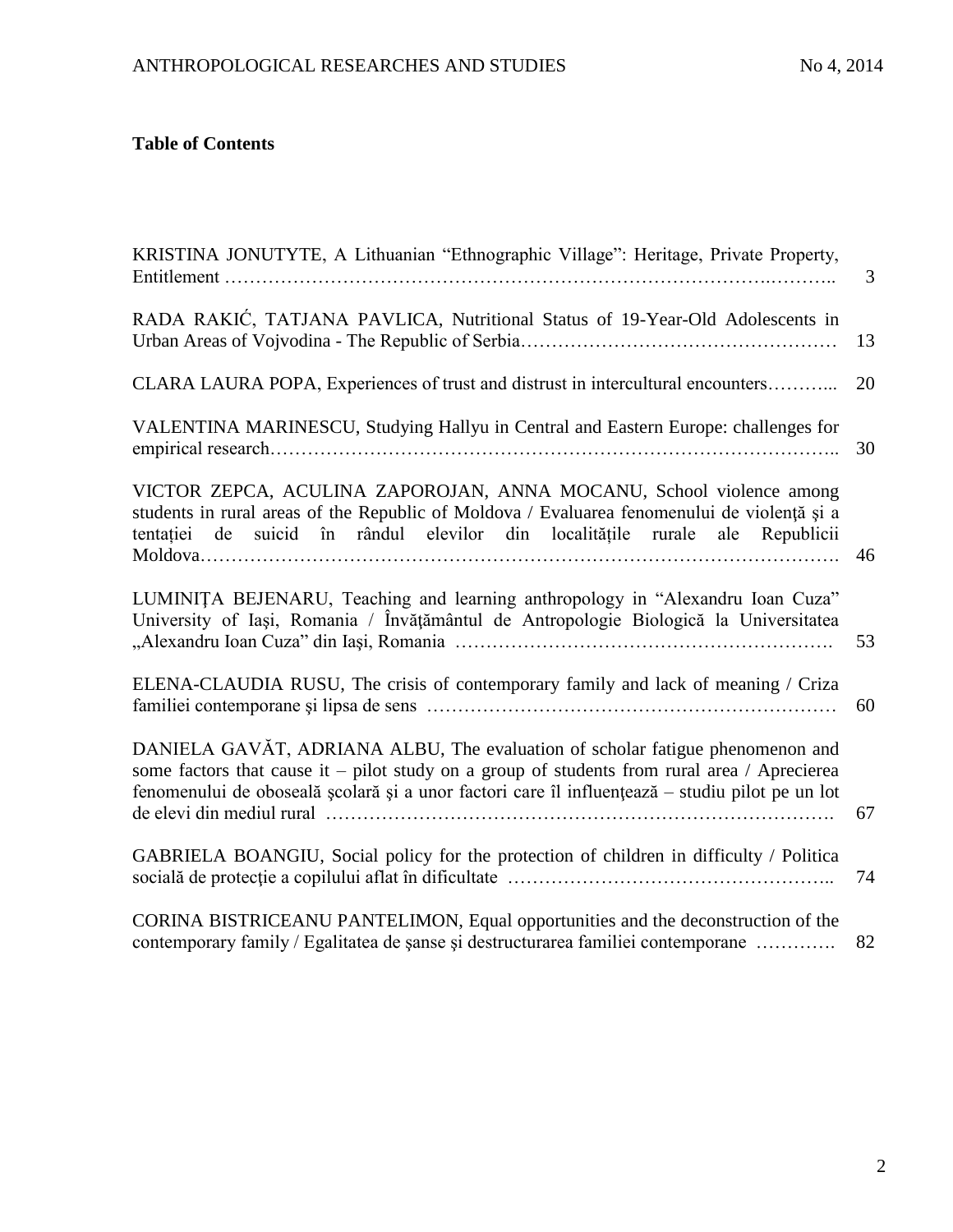**Table of Contents**

| | |
|---|---|
| KRISTINA JONUTYTE, A Lithuanian “Ethnographic Village”: Heritage, Private Property, Entitlement ……………………………………………………………………………….……….. | 3 |
| RADA RAKIĆ, TATJANA PAVLICA, Nutritional Status of 19-Year-Old Adolescents in Urban Areas of Vojvodina - The Republic of Serbia…………………………………………… | 13 |
| CLARA LAURA POPA, Experiences of trust and distrust in intercultural encounters………... | 20 |
| VALENTINA MARINESCU, Studying Hallyu in Central and Eastern Europe: challenges for empirical research…………………………………………………………………………….. | 30 |
| VICTOR ZEPCA, ACULINA ZAPOROJAN, ANNA MOCANU, School violence among students in rural areas of the Republic of Moldova / Evaluarea fenomenului de violenţă şi a tentației de suicid în rândul elevilor din localitățile rurale ale Republicii Moldova………………………………………………………………………………………. | 46 |
| LUMINIȚA BEJENARU, Teaching and learning anthropology in “Alexandru Ioan Cuza” University of Iaşi, Romania / Învăţământul de Antropologie Biologică la Universitatea „Alexandru Ioan Cuza” din Iaşi, Romania …………………………………………………. | 53 |
| ELENA-CLAUDIA RUSU, The crisis of contemporary family and lack of meaning / Criza familiei contemporane şi lipsa de sens ………………………………………………………… | 60 |
| DANIELA GAVĂT, ADRIANA ALBU, The evaluation of scholar fatigue phenomenon and some factors that cause it – pilot study on a group of students from rural area / Aprecierea fenomenului de oboseală şcolară şi a unor factori care îl influenţează – studiu pilot pe un lot de elevi din mediul rural ……………………………………………………………………. | 67 |
| GABRIELA BOANGIU, Social policy for the protection of children in difficulty / Politica socială de protecţie a copilului aflat în dificultate …………………………………………….. | 74 |
| CORINA BISTRICEANU PANTELIMON, Equal opportunities and the deconstruction of the contemporary family / Egalitatea de şanse şi destructurarea familiei contemporane …………. | 82 |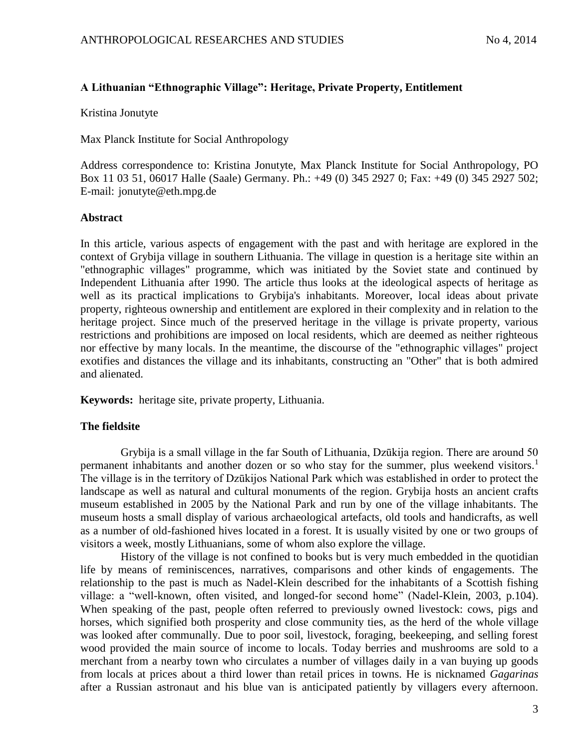**A Lithuanian "Ethnographic Village": Heritage, Private Property, Entitlement**

Kristina Jonutyte

Max Planck Institute for Social Anthropology

Address correspondence to: Kristina Jonutyte, Max Planck Institute for Social Anthropology, PO Box 11 03 51, 06017 Halle (Saale) Germany. Ph.: +49 (0) 345 2927 0; Fax: +49 (0) 345 2927 502; E-mail: jonutyte@eth.mpg.de

**Abstract**

In this article, various aspects of engagement with the past and with heritage are explored in the context of Grybija village in southern Lithuania. The village in question is a heritage site within an "ethnographic villages" programme, which was initiated by the Soviet state and continued by Independent Lithuania after 1990. The article thus looks at the ideological aspects of heritage as well as its practical implications to Grybija's inhabitants. Moreover, local ideas about private property, righteous ownership and entitlement are explored in their complexity and in relation to the heritage project. Since much of the preserved heritage in the village is private property, various restrictions and prohibitions are imposed on local residents, which are deemed as neither righteous nor effective by many locals. In the meantime, the discourse of the "ethnographic villages" project exotifies and distances the village and its inhabitants, constructing an "Other" that is both admired and alienated.

**Keywords:** heritage site, private property, Lithuania.

**The fieldsite**

Grybija is a small village in the far South of Lithuania, Dzūkija region. There are around 50 permanent inhabitants and another dozen or so who stay for the summer, plus weekend visitors.[1] The village is in the territory of Dzūkijos National Park which was established in order to protect the landscape as well as natural and cultural monuments of the region. Grybija hosts an ancient crafts museum established in 2005 by the National Park and run by one of the village inhabitants. The museum hosts a small display of various archaeological artefacts, old tools and handicrafts, as well as a number of old-fashioned hives located in a forest. It is usually visited by one or two groups of visitors a week, mostly Lithuanians, some of whom also explore the village.

History of the village is not confined to books but is very much embedded in the quotidian life by means of reminiscences, narratives, comparisons and other kinds of engagements. The relationship to the past is much as Nadel-Klein described for the inhabitants of a Scottish fishing village: a "well-known, often visited, and longed-for second home" (Nadel-Klein, 2003, p.104). When speaking of the past, people often referred to previously owned livestock: cows, pigs and horses, which signified both prosperity and close community ties, as the herd of the whole village was looked after communally. Due to poor soil, livestock, foraging, beekeeping, and selling forest wood provided the main source of income to locals. Today berries and mushrooms are sold to a merchant from a nearby town who circulates a number of villages daily in a van buying up goods from locals at prices about a third lower than retail prices in towns. He is nicknamed *Gagarinas* after a Russian astronaut and his blue van is anticipated patiently by villagers every afternoon.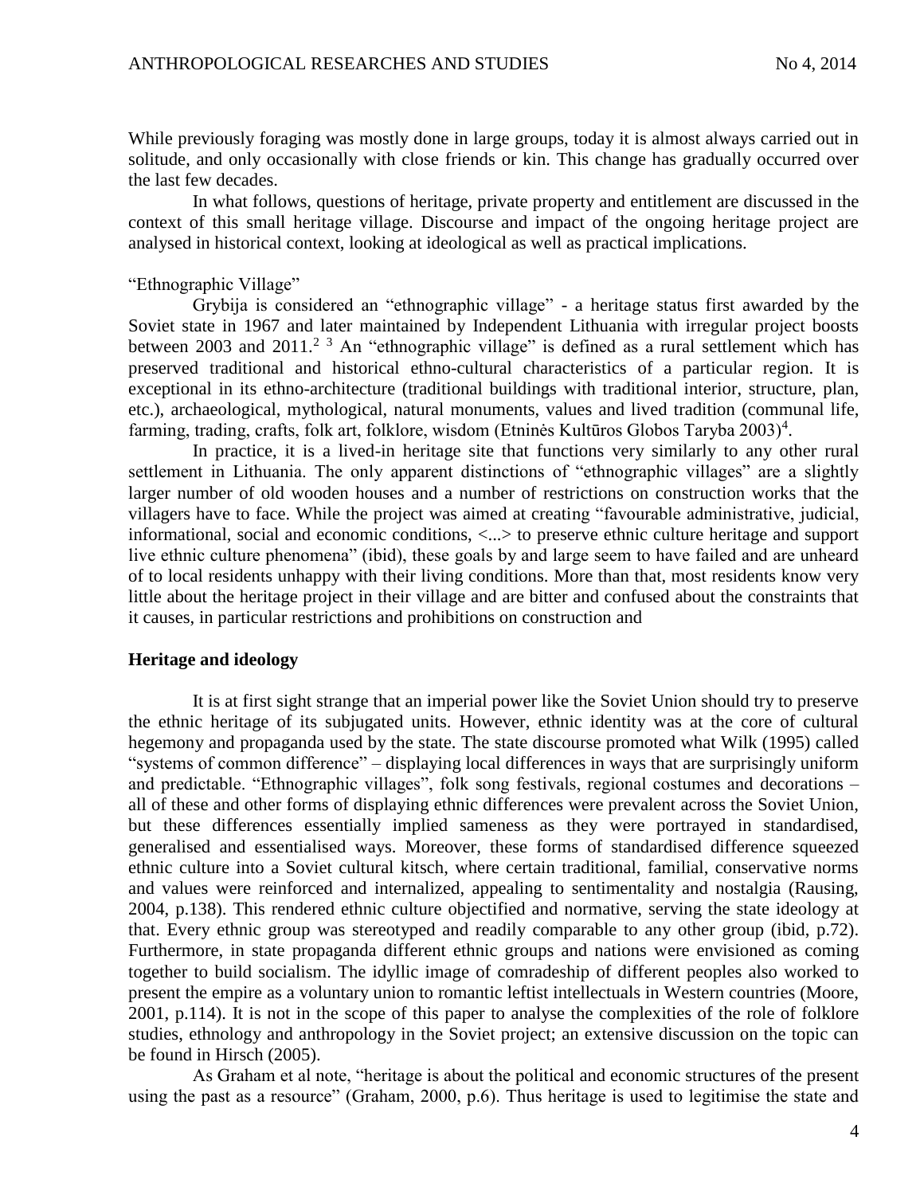While previously foraging was mostly done in large groups, today it is almost always carried out in solitude, and only occasionally with close friends or kin. This change has gradually occurred over the last few decades.

In what follows, questions of heritage, private property and entitlement are discussed in the context of this small heritage village. Discourse and impact of the ongoing heritage project are analysed in historical context, looking at ideological as well as practical implications.

"Ethnographic Village"

Grybija is considered an "ethnographic village" - a heritage status first awarded by the Soviet state in 1967 and later maintained by Independent Lithuania with irregular project boosts between 2003 and 2011.[2] [3] An "ethnographic village" is defined as a rural settlement which has preserved traditional and historical ethno-cultural characteristics of a particular region. It is exceptional in its ethno-architecture (traditional buildings with traditional interior, structure, plan, etc.), archaeological, mythological, natural monuments, values and lived tradition (communal life, farming, trading, crafts, folk art, folklore, wisdom (Etninės Kultūros Globos Taryba 2003)[4].

In practice, it is a lived-in heritage site that functions very similarly to any other rural settlement in Lithuania. The only apparent distinctions of "ethnographic villages" are a slightly larger number of old wooden houses and a number of restrictions on construction works that the villagers have to face. While the project was aimed at creating "favourable administrative, judicial, informational, social and economic conditions, <...> to preserve ethnic culture heritage and support live ethnic culture phenomena" (ibid), these goals by and large seem to have failed and are unheard of to local residents unhappy with their living conditions. More than that, most residents know very little about the heritage project in their village and are bitter and confused about the constraints that it causes, in particular restrictions and prohibitions on construction and

## Heritage and ideology

It is at first sight strange that an imperial power like the Soviet Union should try to preserve the ethnic heritage of its subjugated units. However, ethnic identity was at the core of cultural hegemony and propaganda used by the state. The state discourse promoted what Wilk (1995) called "systems of common difference" – displaying local differences in ways that are surprisingly uniform and predictable. "Ethnographic villages", folk song festivals, regional costumes and decorations – all of these and other forms of displaying ethnic differences were prevalent across the Soviet Union, but these differences essentially implied sameness as they were portrayed in standardised, generalised and essentialised ways. Moreover, these forms of standardised difference squeezed ethnic culture into a Soviet cultural kitsch, where certain traditional, familial, conservative norms and values were reinforced and internalized, appealing to sentimentality and nostalgia (Rausing, 2004, p.138). This rendered ethnic culture objectified and normative, serving the state ideology at that. Every ethnic group was stereotyped and readily comparable to any other group (ibid, p.72). Furthermore, in state propaganda different ethnic groups and nations were envisioned as coming together to build socialism. The idyllic image of comradeship of different peoples also worked to present the empire as a voluntary union to romantic leftist intellectuals in Western countries (Moore, 2001, p.114). It is not in the scope of this paper to analyse the complexities of the role of folklore studies, ethnology and anthropology in the Soviet project; an extensive discussion on the topic can be found in Hirsch (2005).

As Graham et al note, "heritage is about the political and economic structures of the present using the past as a resource" (Graham, 2000, p.6). Thus heritage is used to legitimise the state and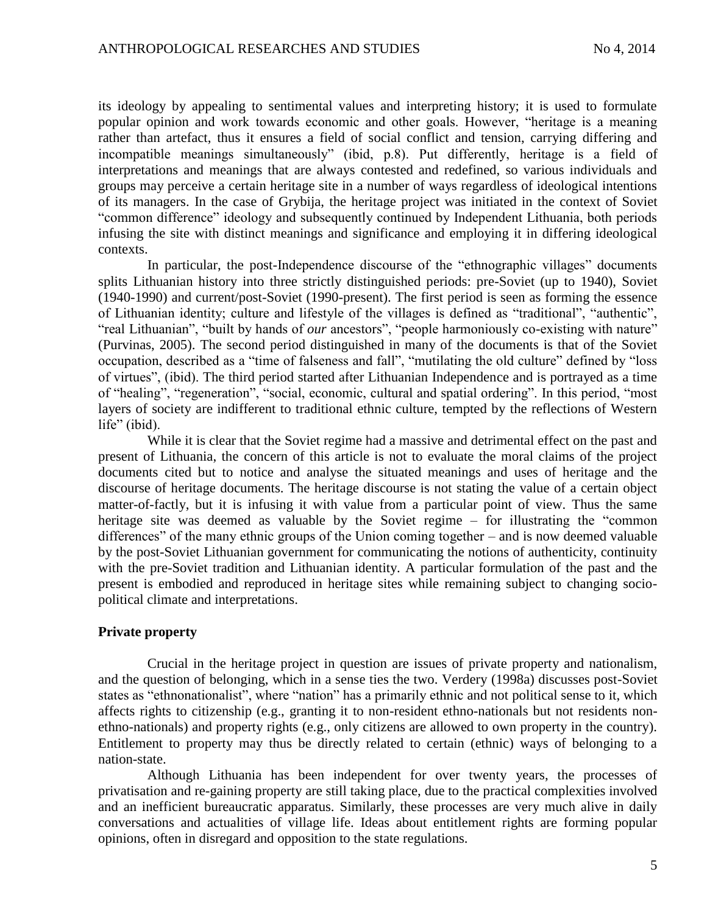its ideology by appealing to sentimental values and interpreting history; it is used to formulate popular opinion and work towards economic and other goals. However, "heritage is a meaning rather than artefact, thus it ensures a field of social conflict and tension, carrying differing and incompatible meanings simultaneously" (ibid, p.8). Put differently, heritage is a field of interpretations and meanings that are always contested and redefined, so various individuals and groups may perceive a certain heritage site in a number of ways regardless of ideological intentions of its managers. In the case of Grybija, the heritage project was initiated in the context of Soviet "common difference" ideology and subsequently continued by Independent Lithuania, both periods infusing the site with distinct meanings and significance and employing it in differing ideological contexts.

In particular, the post-Independence discourse of the "ethnographic villages" documents splits Lithuanian history into three strictly distinguished periods: pre-Soviet (up to 1940), Soviet (1940-1990) and current/post-Soviet (1990-present). The first period is seen as forming the essence of Lithuanian identity; culture and lifestyle of the villages is defined as "traditional", "authentic", "real Lithuanian", "built by hands of *our* ancestors", "people harmoniously co-existing with nature" (Purvinas, 2005). The second period distinguished in many of the documents is that of the Soviet occupation, described as a "time of falseness and fall", "mutilating the old culture" defined by "loss of virtues", (ibid). The third period started after Lithuanian Independence and is portrayed as a time of "healing", "regeneration", "social, economic, cultural and spatial ordering". In this period, "most layers of society are indifferent to traditional ethnic culture, tempted by the reflections of Western life" (ibid).

While it is clear that the Soviet regime had a massive and detrimental effect on the past and present of Lithuania, the concern of this article is not to evaluate the moral claims of the project documents cited but to notice and analyse the situated meanings and uses of heritage and the discourse of heritage documents. The heritage discourse is not stating the value of a certain object matter-of-factly, but it is infusing it with value from a particular point of view. Thus the same heritage site was deemed as valuable by the Soviet regime – for illustrating the "common differences" of the many ethnic groups of the Union coming together – and is now deemed valuable by the post-Soviet Lithuanian government for communicating the notions of authenticity, continuity with the pre-Soviet tradition and Lithuanian identity. A particular formulation of the past and the present is embodied and reproduced in heritage sites while remaining subject to changing socio-political climate and interpretations.

**Private property**

Crucial in the heritage project in question are issues of private property and nationalism, and the question of belonging, which in a sense ties the two. Verdery (1998a) discusses post-Soviet states as "ethnonationalist", where "nation" has a primarily ethnic and not political sense to it, which affects rights to citizenship (e.g., granting it to non-resident ethno-nationals but not residents non-ethno-nationals) and property rights (e.g., only citizens are allowed to own property in the country). Entitlement to property may thus be directly related to certain (ethnic) ways of belonging to a nation-state.

Although Lithuania has been independent for over twenty years, the processes of privatisation and re-gaining property are still taking place, due to the practical complexities involved and an inefficient bureaucratic apparatus. Similarly, these processes are very much alive in daily conversations and actualities of village life. Ideas about entitlement rights are forming popular opinions, often in disregard and opposition to the state regulations.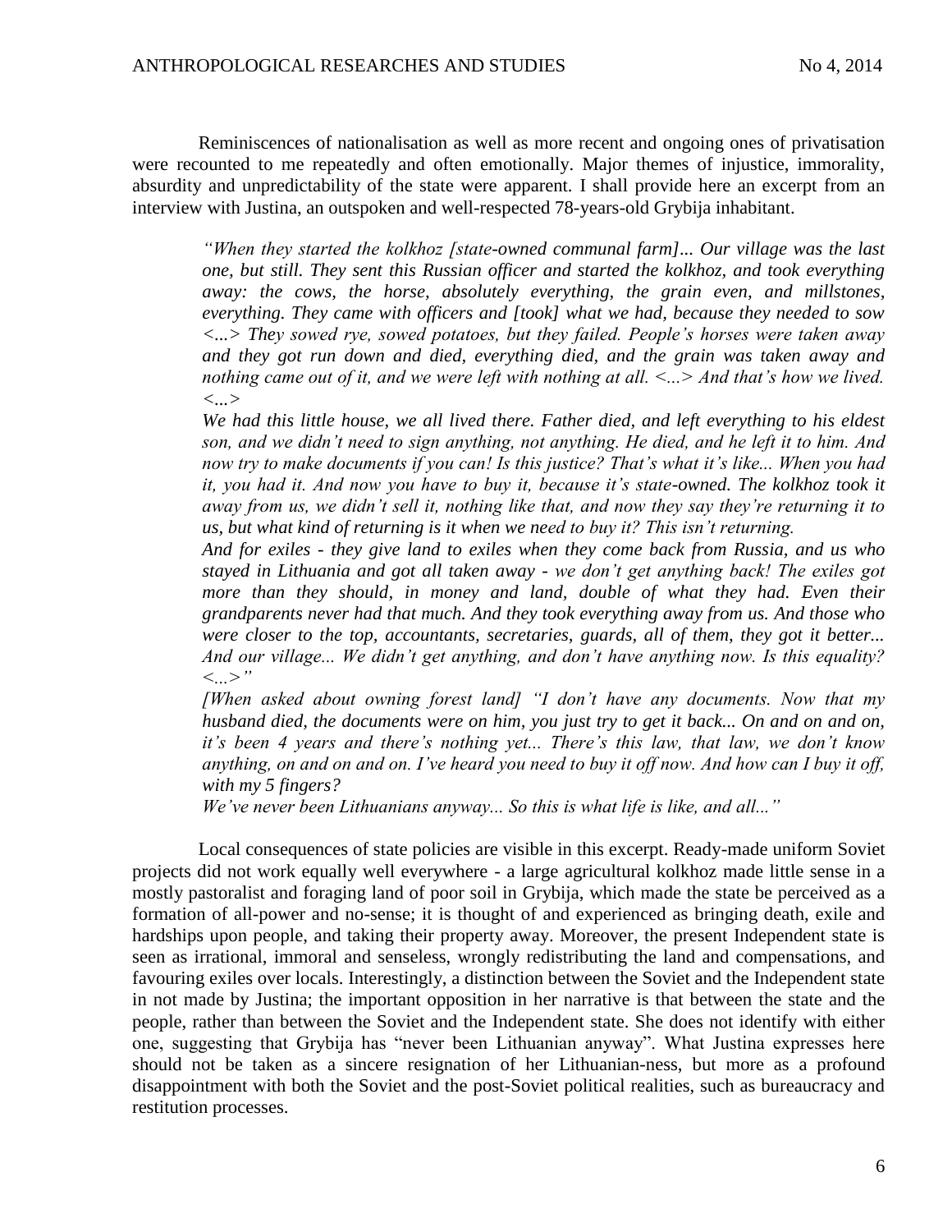Reminiscences of nationalisation as well as more recent and ongoing ones of privatisation were recounted to me repeatedly and often emotionally. Major themes of injustice, immorality, absurdity and unpredictability of the state were apparent. I shall provide here an excerpt from an interview with Justina, an outspoken and well-respected 78-years-old Grybija inhabitant.

> *"When they started the kolkhoz [state-owned communal farm]... Our village was the last one, but still. They sent this Russian officer and started the kolkhoz, and took everything away: the cows, the horse, absolutely everything, the grain even, and millstones, everything. They came with officers and [took] what we had, because they needed to sow <...> They sowed rye, sowed potatoes, but they failed. People's horses were taken away and they got run down and died, everything died, and the grain was taken away and nothing came out of it, and we were left with nothing at all. <...> And that's how we lived. <...>*
>
> *We had this little house, we all lived there. Father died, and left everything to his eldest son, and we didn't need to sign anything, not anything. He died, and he left it to him. And now try to make documents if you can! Is this justice? That's what it's like... When you had it, you had it. And now you have to buy it, because it's state-owned. The kolkhoz took it away from us, we didn't sell it, nothing like that, and now they say they're returning it to us, but what kind of returning is it when we need to buy it? This isn't returning.*
>
> *And for exiles - they give land to exiles when they come back from Russia, and us who stayed in Lithuania and got all taken away - we don't get anything back! The exiles got more than they should, in money and land, double of what they had. Even their grandparents never had that much. And they took everything away from us. And those who were closer to the top, accountants, secretaries, guards, all of them, they got it better... And our village... We didn't get anything, and don't have anything now. Is this equality? <...>"*
>
> *[When asked about owning forest land] "I don't have any documents. Now that my husband died, the documents were on him, you just try to get it back... On and on and on, it's been 4 years and there's nothing yet... There's this law, that law, we don't know anything, on and on and on. I've heard you need to buy it off now. And how can I buy it off, with my 5 fingers?*
>
> *We've never been Lithuanians anyway... So this is what life is like, and all..."*

Local consequences of state policies are visible in this excerpt. Ready-made uniform Soviet projects did not work equally well everywhere - a large agricultural kolkhoz made little sense in a mostly pastoralist and foraging land of poor soil in Grybija, which made the state be perceived as a formation of all-power and no-sense; it is thought of and experienced as bringing death, exile and hardships upon people, and taking their property away. Moreover, the present Independent state is seen as irrational, immoral and senseless, wrongly redistributing the land and compensations, and favouring exiles over locals. Interestingly, a distinction between the Soviet and the Independent state in not made by Justina; the important opposition in her narrative is that between the state and the people, rather than between the Soviet and the Independent state. She does not identify with either one, suggesting that Grybija has "never been Lithuanian anyway". What Justina expresses here should not be taken as a sincere resignation of her Lithuanian-ness, but more as a profound disappointment with both the Soviet and the post-Soviet political realities, such as bureaucracy and restitution processes.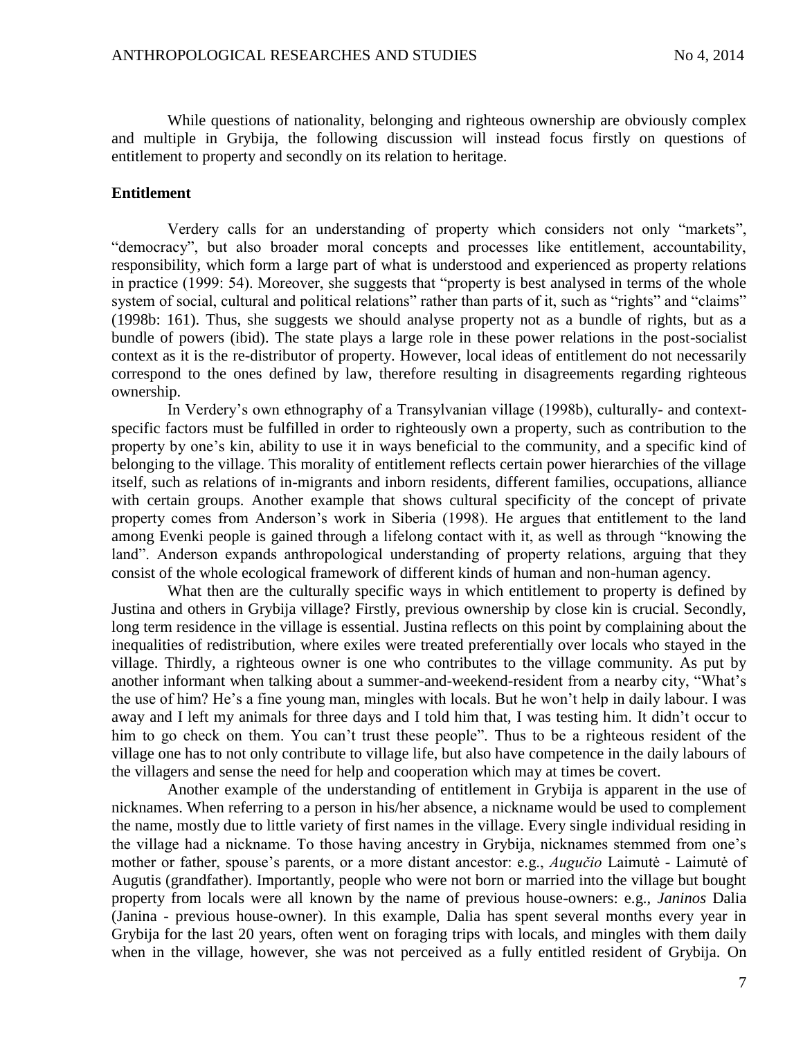While questions of nationality, belonging and righteous ownership are obviously complex and multiple in Grybija, the following discussion will instead focus firstly on questions of entitlement to property and secondly on its relation to heritage.

## Entitlement

Verdery calls for an understanding of property which considers not only "markets", "democracy", but also broader moral concepts and processes like entitlement, accountability, responsibility, which form a large part of what is understood and experienced as property relations in practice (1999: 54). Moreover, she suggests that "property is best analysed in terms of the whole system of social, cultural and political relations" rather than parts of it, such as "rights" and "claims" (1998b: 161). Thus, she suggests we should analyse property not as a bundle of rights, but as a bundle of powers (ibid). The state plays a large role in these power relations in the post-socialist context as it is the re-distributor of property. However, local ideas of entitlement do not necessarily correspond to the ones defined by law, therefore resulting in disagreements regarding righteous ownership.

In Verdery's own ethnography of a Transylvanian village (1998b), culturally- and context-specific factors must be fulfilled in order to righteously own a property, such as contribution to the property by one's kin, ability to use it in ways beneficial to the community, and a specific kind of belonging to the village. This morality of entitlement reflects certain power hierarchies of the village itself, such as relations of in-migrants and inborn residents, different families, occupations, alliance with certain groups. Another example that shows cultural specificity of the concept of private property comes from Anderson's work in Siberia (1998). He argues that entitlement to the land among Evenki people is gained through a lifelong contact with it, as well as through "knowing the land". Anderson expands anthropological understanding of property relations, arguing that they consist of the whole ecological framework of different kinds of human and non-human agency.

What then are the culturally specific ways in which entitlement to property is defined by Justina and others in Grybija village? Firstly, previous ownership by close kin is crucial. Secondly, long term residence in the village is essential. Justina reflects on this point by complaining about the inequalities of redistribution, where exiles were treated preferentially over locals who stayed in the village. Thirdly, a righteous owner is one who contributes to the village community. As put by another informant when talking about a summer-and-weekend-resident from a nearby city, "What's the use of him? He's a fine young man, mingles with locals. But he won't help in daily labour. I was away and I left my animals for three days and I told him that, I was testing him. It didn't occur to him to go check on them. You can't trust these people". Thus to be a righteous resident of the village one has to not only contribute to village life, but also have competence in the daily labours of the villagers and sense the need for help and cooperation which may at times be covert.

Another example of the understanding of entitlement in Grybija is apparent in the use of nicknames. When referring to a person in his/her absence, a nickname would be used to complement the name, mostly due to little variety of first names in the village. Every single individual residing in the village had a nickname. To those having ancestry in Grybija, nicknames stemmed from one's mother or father, spouse's parents, or a more distant ancestor: e.g., *Augučio* Laimutė - Laimutė of Augutis (grandfather). Importantly, people who were not born or married into the village but bought property from locals were all known by the name of previous house-owners: e.g., *Janinos* Dalia (Janina - previous house-owner). In this example, Dalia has spent several months every year in Grybija for the last 20 years, often went on foraging trips with locals, and mingles with them daily when in the village, however, she was not perceived as a fully entitled resident of Grybija. On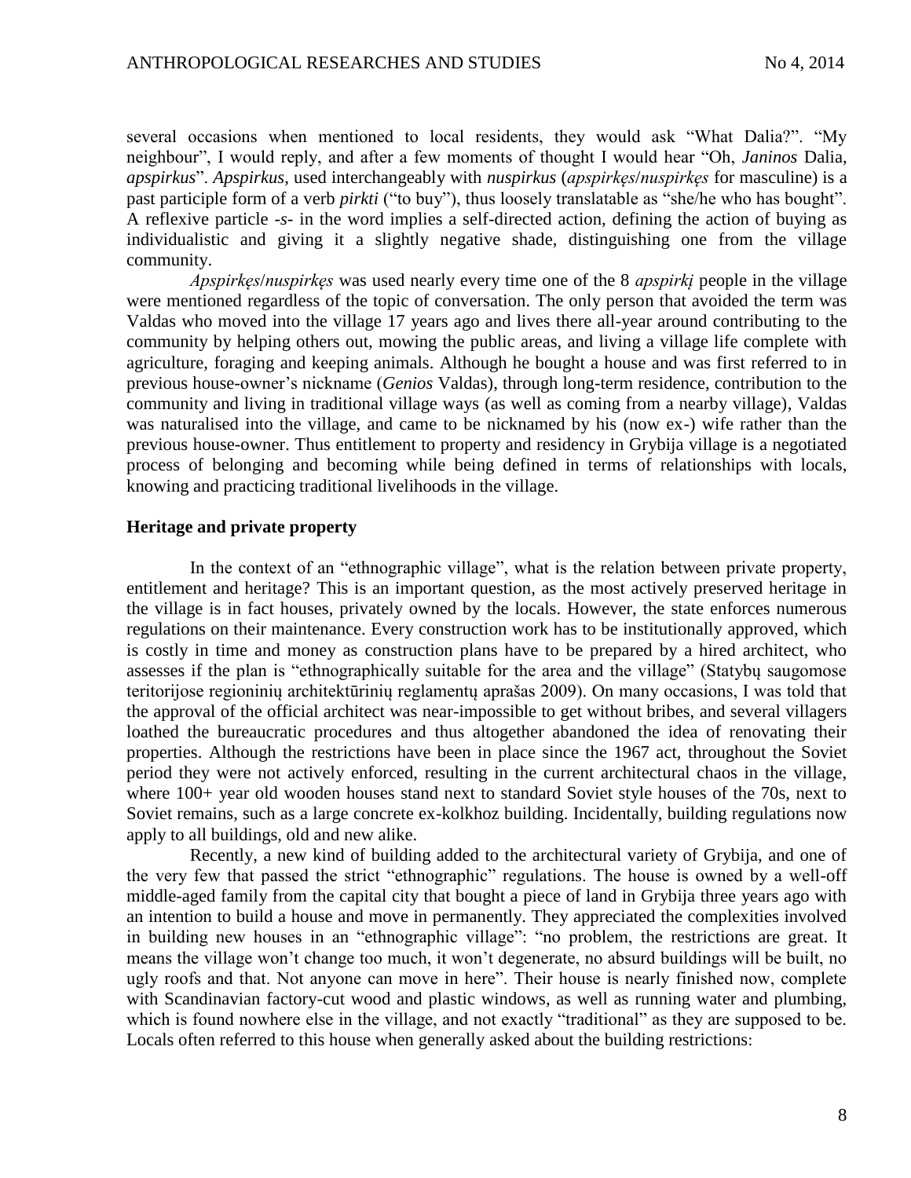several occasions when mentioned to local residents, they would ask "What Dalia?". "My neighbour", I would reply, and after a few moments of thought I would hear "Oh, *Janinos* Dalia, *apspirkus*". *Apspirkus*, used interchangeably with *nuspirkus* (*apspirkęs*/*nuspirkęs* for masculine) is a past participle form of a verb *pirkti* ("to buy"), thus loosely translatable as "she/he who has bought". A reflexive particle *-s-* in the word implies a self-directed action, defining the action of buying as individualistic and giving it a slightly negative shade, distinguishing one from the village community.

*Apspirkęs*/*nuspirkęs* was used nearly every time one of the 8 *apspirkį* people in the village were mentioned regardless of the topic of conversation. The only person that avoided the term was Valdas who moved into the village 17 years ago and lives there all-year around contributing to the community by helping others out, mowing the public areas, and living a village life complete with agriculture, foraging and keeping animals. Although he bought a house and was first referred to in previous house-owner's nickname (*Genios* Valdas), through long-term residence, contribution to the community and living in traditional village ways (as well as coming from a nearby village), Valdas was naturalised into the village, and came to be nicknamed by his (now ex-) wife rather than the previous house-owner. Thus entitlement to property and residency in Grybija village is a negotiated process of belonging and becoming while being defined in terms of relationships with locals, knowing and practicing traditional livelihoods in the village.

## Heritage and private property

In the context of an "ethnographic village", what is the relation between private property, entitlement and heritage? This is an important question, as the most actively preserved heritage in the village is in fact houses, privately owned by the locals. However, the state enforces numerous regulations on their maintenance. Every construction work has to be institutionally approved, which is costly in time and money as construction plans have to be prepared by a hired architect, who assesses if the plan is "ethnographically suitable for the area and the village" (Statybų saugomose teritorijose regioninių architektūrinių reglamentų aprašas 2009). On many occasions, I was told that the approval of the official architect was near-impossible to get without bribes, and several villagers loathed the bureaucratic procedures and thus altogether abandoned the idea of renovating their properties. Although the restrictions have been in place since the 1967 act, throughout the Soviet period they were not actively enforced, resulting in the current architectural chaos in the village, where 100+ year old wooden houses stand next to standard Soviet style houses of the 70s, next to Soviet remains, such as a large concrete ex-kolkhoz building. Incidentally, building regulations now apply to all buildings, old and new alike.

Recently, a new kind of building added to the architectural variety of Grybija, and one of the very few that passed the strict "ethnographic" regulations. The house is owned by a well-off middle-aged family from the capital city that bought a piece of land in Grybija three years ago with an intention to build a house and move in permanently. They appreciated the complexities involved in building new houses in an "ethnographic village": "no problem, the restrictions are great. It means the village won't change too much, it won't degenerate, no absurd buildings will be built, no ugly roofs and that. Not anyone can move in here". Their house is nearly finished now, complete with Scandinavian factory-cut wood and plastic windows, as well as running water and plumbing, which is found nowhere else in the village, and not exactly "traditional" as they are supposed to be. Locals often referred to this house when generally asked about the building restrictions: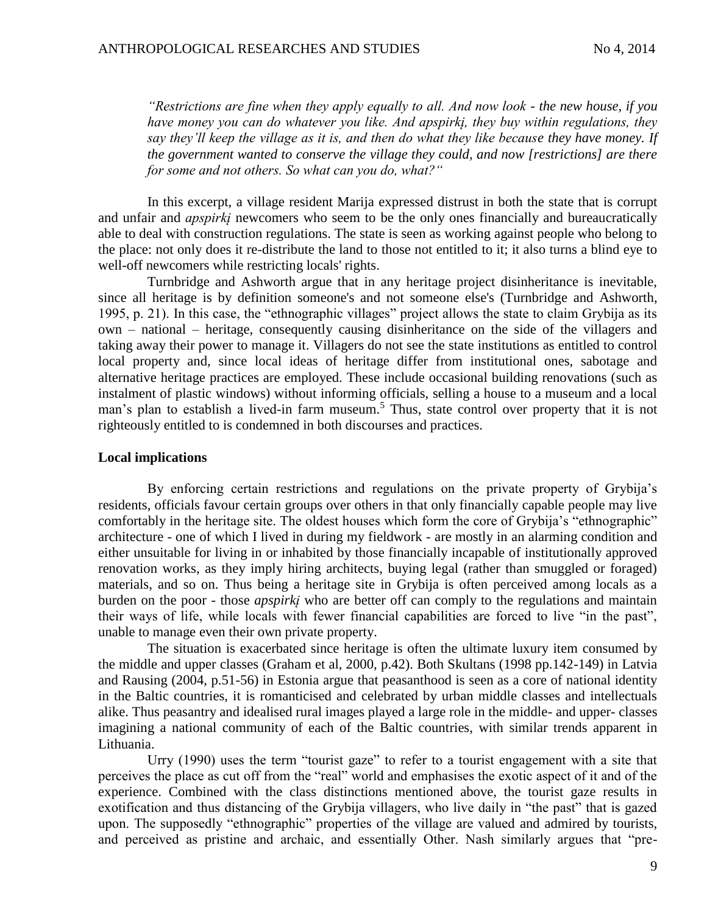*“Restrictions are fine when they apply equally to all. And now look - the new house, if you have money you can do whatever you like. And apspirkį, they buy within regulations, they say they’ll keep the village as it is, and then do what they like because they have money. If the government wanted to conserve the village they could, and now [restrictions] are there for some and not others. So what can you do, what?“*

In this excerpt, a village resident Marija expressed distrust in both the state that is corrupt and unfair and *apspirkį* newcomers who seem to be the only ones financially and bureaucratically able to deal with construction regulations. The state is seen as working against people who belong to the place: not only does it re-distribute the land to those not entitled to it; it also turns a blind eye to well-off newcomers while restricting locals' rights.

Turnbridge and Ashworth argue that in any heritage project disinheritance is inevitable, since all heritage is by definition someone's and not someone else's (Turnbridge and Ashworth, 1995, p. 21). In this case, the “ethnographic villages” project allows the state to claim Grybija as its own – national – heritage, consequently causing disinheritance on the side of the villagers and taking away their power to manage it. Villagers do not see the state institutions as entitled to control local property and, since local ideas of heritage differ from institutional ones, sabotage and alternative heritage practices are employed. These include occasional building renovations (such as instalment of plastic windows) without informing officials, selling a house to a museum and a local man’s plan to establish a lived-in farm museum.[5] Thus, state control over property that it is not righteously entitled to is condemned in both discourses and practices.

**Local implications**

By enforcing certain restrictions and regulations on the private property of Grybija’s residents, officials favour certain groups over others in that only financially capable people may live comfortably in the heritage site. The oldest houses which form the core of Grybija’s “ethnographic” architecture - one of which I lived in during my fieldwork - are mostly in an alarming condition and either unsuitable for living in or inhabited by those financially incapable of institutionally approved renovation works, as they imply hiring architects, buying legal (rather than smuggled or foraged) materials, and so on. Thus being a heritage site in Grybija is often perceived among locals as a burden on the poor - those *apspirkį* who are better off can comply to the regulations and maintain their ways of life, while locals with fewer financial capabilities are forced to live “in the past”, unable to manage even their own private property.

The situation is exacerbated since heritage is often the ultimate luxury item consumed by the middle and upper classes (Graham et al, 2000, p.42). Both Skultans (1998 pp.142-149) in Latvia and Rausing (2004, p.51-56) in Estonia argue that peasanthood is seen as a core of national identity in the Baltic countries, it is romanticised and celebrated by urban middle classes and intellectuals alike. Thus peasantry and idealised rural images played a large role in the middle- and upper- classes imagining a national community of each of the Baltic countries, with similar trends apparent in Lithuania.

Urry (1990) uses the term “tourist gaze” to refer to a tourist engagement with a site that perceives the place as cut off from the “real” world and emphasises the exotic aspect of it and of the experience. Combined with the class distinctions mentioned above, the tourist gaze results in exotification and thus distancing of the Grybija villagers, who live daily in “the past” that is gazed upon. The supposedly “ethnographic” properties of the village are valued and admired by tourists, and perceived as pristine and archaic, and essentially Other. Nash similarly argues that “pre-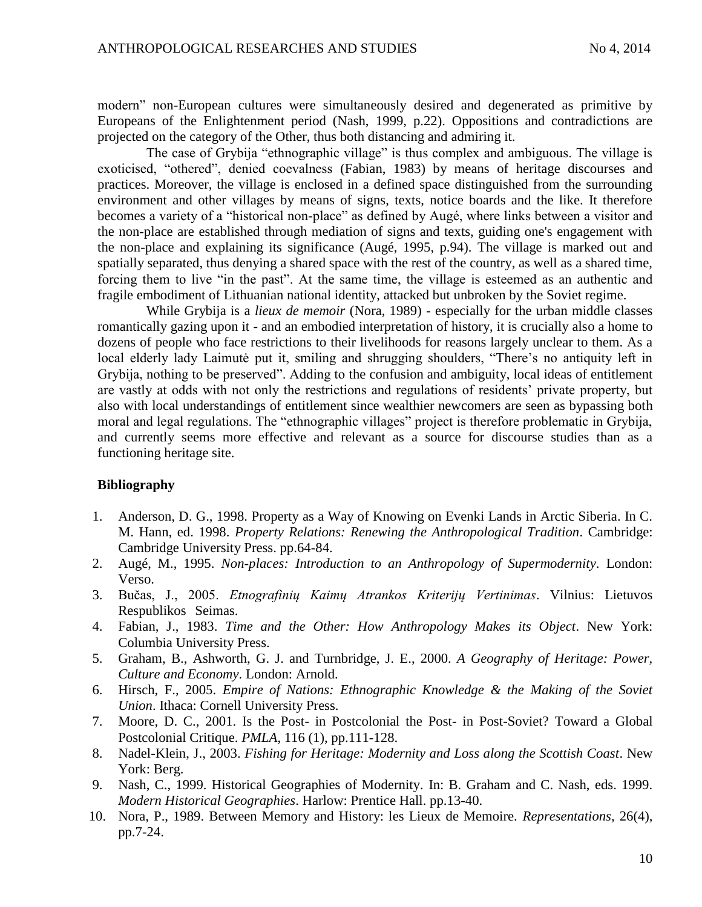modern" non-European cultures were simultaneously desired and degenerated as primitive by Europeans of the Enlightenment period (Nash, 1999, p.22). Oppositions and contradictions are projected on the category of the Other, thus both distancing and admiring it.

The case of Grybija "ethnographic village" is thus complex and ambiguous. The village is exoticised, "othered", denied coevalness (Fabian, 1983) by means of heritage discourses and practices. Moreover, the village is enclosed in a defined space distinguished from the surrounding environment and other villages by means of signs, texts, notice boards and the like. It therefore becomes a variety of a "historical non-place" as defined by Augé, where links between a visitor and the non-place are established through mediation of signs and texts, guiding one's engagement with the non-place and explaining its significance (Augé, 1995, p.94). The village is marked out and spatially separated, thus denying a shared space with the rest of the country, as well as a shared time, forcing them to live "in the past". At the same time, the village is esteemed as an authentic and fragile embodiment of Lithuanian national identity, attacked but unbroken by the Soviet regime.

While Grybija is a *lieux de memoir* (Nora, 1989) - especially for the urban middle classes romantically gazing upon it - and an embodied interpretation of history, it is crucially also a home to dozens of people who face restrictions to their livelihoods for reasons largely unclear to them. As a local elderly lady Laimutė put it, smiling and shrugging shoulders, "There's no antiquity left in Grybija, nothing to be preserved". Adding to the confusion and ambiguity, local ideas of entitlement are vastly at odds with not only the restrictions and regulations of residents' private property, but also with local understandings of entitlement since wealthier newcomers are seen as bypassing both moral and legal regulations. The "ethnographic villages" project is therefore problematic in Grybija, and currently seems more effective and relevant as a source for discourse studies than as a functioning heritage site.

## Bibliography

1. Anderson, D. G., 1998. Property as a Way of Knowing on Evenki Lands in Arctic Siberia. In C. M. Hann, ed. 1998. *Property Relations: Renewing the Anthropological Tradition*. Cambridge: Cambridge University Press. pp.64-84.
2. Augé, M., 1995. *Non-places: Introduction to an Anthropology of Supermodernity*. London: Verso.
3. Bučas, J., 2005. *Etnografinių Kaimų Atrankos Kriterijų Vertinimas*. Vilnius: Lietuvos Respublikos Seimas.
4. Fabian, J., 1983. *Time and the Other: How Anthropology Makes its Object*. New York: Columbia University Press.
5. Graham, B., Ashworth, G. J. and Turnbridge, J. E., 2000. *A Geography of Heritage: Power, Culture and Economy*. London: Arnold.
6. Hirsch, F., 2005. *Empire of Nations: Ethnographic Knowledge & the Making of the Soviet Union*. Ithaca: Cornell University Press.
7. Moore, D. C., 2001. Is the Post- in Postcolonial the Post- in Post-Soviet? Toward a Global Postcolonial Critique. *PMLA*, 116 (1), pp.111-128.
8. Nadel-Klein, J., 2003. *Fishing for Heritage: Modernity and Loss along the Scottish Coast*. New York: Berg.
9. Nash, C., 1999. Historical Geographies of Modernity. In: B. Graham and C. Nash, eds. 1999. *Modern Historical Geographies*. Harlow: Prentice Hall. pp.13-40.
10. Nora, P., 1989. Between Memory and History: les Lieux de Memoire. *Representations*, 26(4), pp.7-24.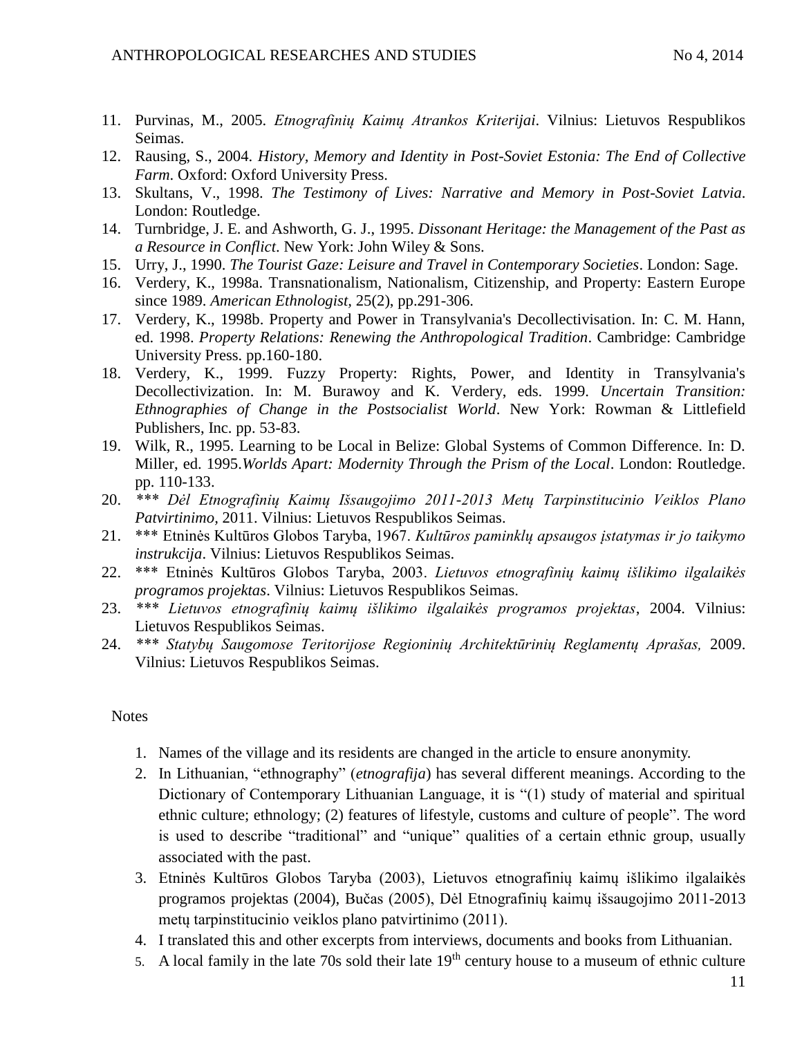11. Purvinas, M., 2005. *Etnografinių Kaimų Atrankos Kriterijai*. Vilnius: Lietuvos Respublikos Seimas.
12. Rausing, S., 2004. *History, Memory and Identity in Post-Soviet Estonia: The End of Collective Farm*. Oxford: Oxford University Press.
13. Skultans, V., 1998. *The Testimony of Lives: Narrative and Memory in Post-Soviet Latvia*. London: Routledge.
14. Turnbridge, J. E. and Ashworth, G. J., 1995. *Dissonant Heritage: the Management of the Past as a Resource in Conflict*. New York: John Wiley & Sons.
15. Urry, J., 1990. *The Tourist Gaze: Leisure and Travel in Contemporary Societies*. London: Sage.
16. Verdery, K., 1998a. Transnationalism, Nationalism, Citizenship, and Property: Eastern Europe since 1989. *American Ethnologist*, 25(2), pp.291-306.
17. Verdery, K., 1998b. Property and Power in Transylvania's Decollectivisation. In: C. M. Hann, ed. 1998. *Property Relations: Renewing the Anthropological Tradition*. Cambridge: Cambridge University Press. pp.160-180.
18. Verdery, K., 1999. Fuzzy Property: Rights, Power, and Identity in Transylvania's Decollectivization. In: M. Burawoy and K. Verdery, eds. 1999. *Uncertain Transition: Ethnographies of Change in the Postsocialist World*. New York: Rowman & Littlefield Publishers, Inc. pp. 53-83.
19. Wilk, R., 1995. Learning to be Local in Belize: Global Systems of Common Difference. In: D. Miller, ed. 1995.*Worlds Apart: Modernity Through the Prism of the Local*. London: Routledge. pp. 110-133.
20. *\*\*\* Dėl Etnografinių Kaimų Išsaugojimo 2011-2013 Metų Tarpinstitucinio Veiklos Plano Patvirtinimo*, 2011. Vilnius: Lietuvos Respublikos Seimas.
21. \*\*\* Etninės Kultūros Globos Taryba, 1967. *Kultūros paminklų apsaugos įstatymas ir jo taikymo instrukcija*. Vilnius: Lietuvos Respublikos Seimas.
22. \*\*\* Etninės Kultūros Globos Taryba, 2003. *Lietuvos etnografinių kaimų išlikimo ilgalaikės programos projektas*. Vilnius: Lietuvos Respublikos Seimas.
23. *\*\*\* Lietuvos etnografinių kaimų išlikimo ilgalaikės programos projektas*, 2004. Vilnius: Lietuvos Respublikos Seimas.
24. *\*\*\* Statybų Saugomose Teritorijose Regioninių Architektūrinių Reglamentų Aprašas,* 2009. Vilnius: Lietuvos Respublikos Seimas.

Notes

1. Names of the village and its residents are changed in the article to ensure anonymity.
2. In Lithuanian, "ethnography" (*etnografija*) has several different meanings. According to the Dictionary of Contemporary Lithuanian Language, it is "(1) study of material and spiritual ethnic culture; ethnology; (2) features of lifestyle, customs and culture of people". The word is used to describe "traditional" and "unique" qualities of a certain ethnic group, usually associated with the past.
3. Etninės Kultūros Globos Taryba (2003), Lietuvos etnografinių kaimų išlikimo ilgalaikės programos projektas (2004), Bučas (2005), Dėl Etnografinių kaimų išsaugojimo 2011-2013 metų tarpinstitucinio veiklos plano patvirtinimo (2011).
4. I translated this and other excerpts from interviews, documents and books from Lithuanian.
5. A local family in the late 70s sold their late 19th century house to a museum of ethnic culture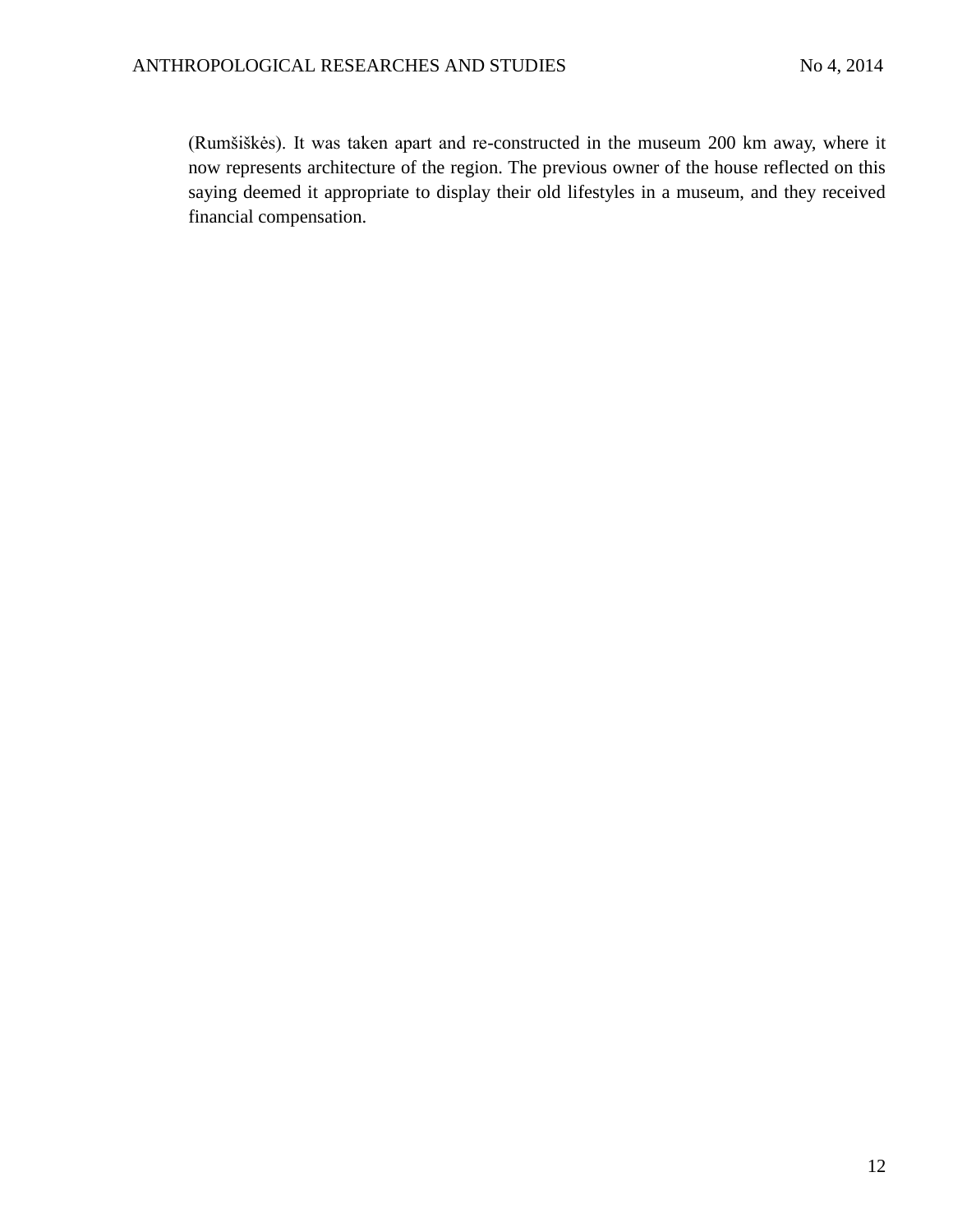(Rumšiškės). It was taken apart and re-constructed in the museum 200 km away, where it now represents architecture of the region. The previous owner of the house reflected on this saying deemed it appropriate to display their old lifestyles in a museum, and they received financial compensation.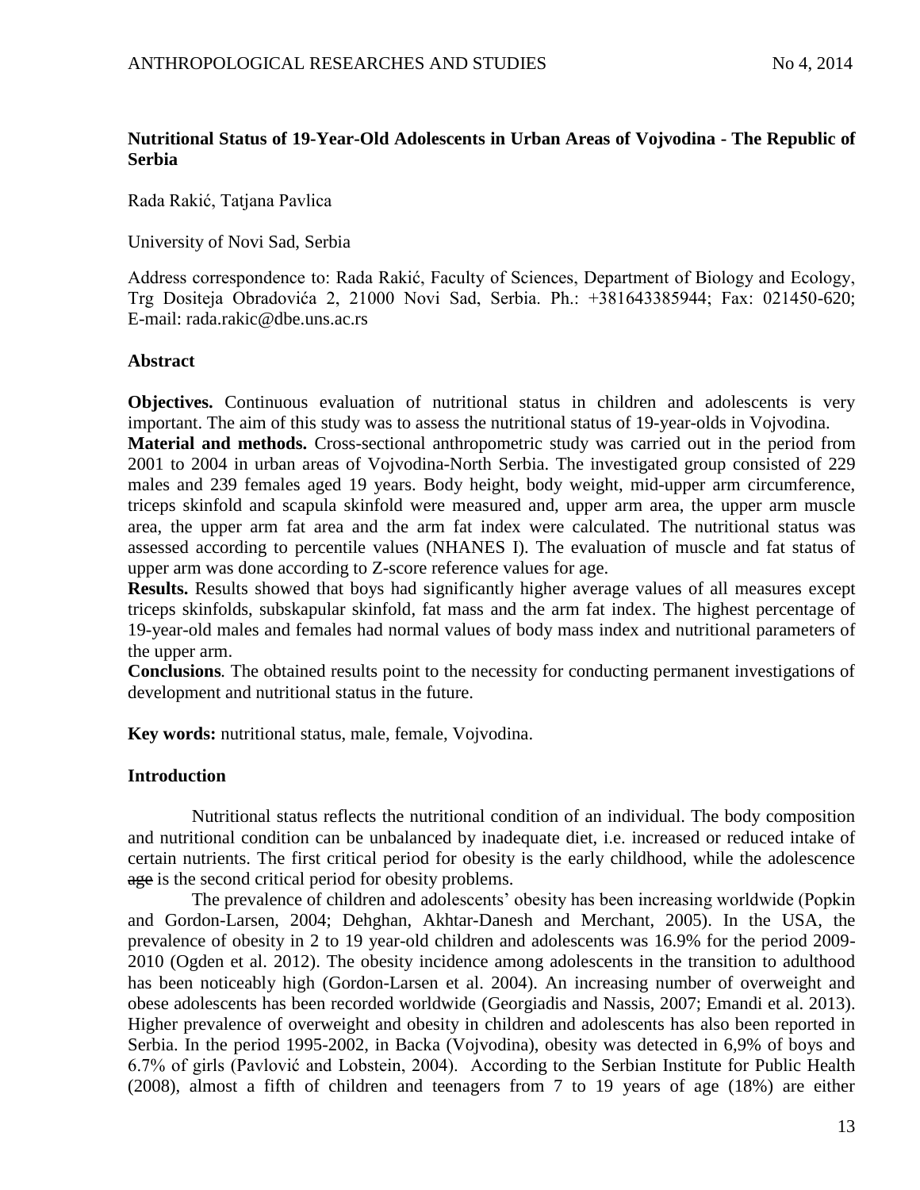## Nutritional Status of 19-Year-Old Adolescents in Urban Areas of Vojvodina - The Republic of Serbia

Rada Rakić, Tatjana Pavlica

University of Novi Sad, Serbia

Address correspondence to: Rada Rakić, Faculty of Sciences, Department of Biology and Ecology, Trg Dositeja Obradovića 2, 21000 Novi Sad, Serbia. Ph.: +381643385944; Fax: 021450-620; E-mail: rada.rakic@dbe.uns.ac.rs

### Abstract

**Objectives.** Continuous evaluation of nutritional status in children and adolescents is very important. The aim of this study was to assess the nutritional status of 19-year-olds in Vojvodina.

**Material and methods.** Cross-sectional anthropometric study was carried out in the period from 2001 to 2004 in urban areas of Vojvodina-North Serbia. The investigated group consisted of 229 males and 239 females aged 19 years. Body height, body weight, mid-upper arm circumference, triceps skinfold and scapula skinfold were measured and, upper arm area, the upper arm muscle area, the upper arm fat area and the arm fat index were calculated. The nutritional status was assessed according to percentile values (NHANES I). The evaluation of muscle and fat status of upper arm was done according to Z-score reference values for age.

**Results.** Results showed that boys had significantly higher average values of all measures except triceps skinfolds, subskapular skinfold, fat mass and the arm fat index. The highest percentage of 19-year-old males and females had normal values of body mass index and nutritional parameters of the upper arm.

**Conclusions**. The obtained results point to the necessity for conducting permanent investigations of development and nutritional status in the future.

**Key words:** nutritional status, male, female, Vojvodina.

### Introduction

Nutritional status reflects the nutritional condition of an individual. The body composition and nutritional condition can be unbalanced by inadequate diet, i.e. increased or reduced intake of certain nutrients. The first critical period for obesity is the early childhood, while the adolescence ~~age~~ is the second critical period for obesity problems.

The prevalence of children and adolescents' obesity has been increasing worldwide (Popkin and Gordon-Larsen, 2004; Dehghan, Akhtar-Danesh and Merchant, 2005). In the USA, the prevalence of obesity in 2 to 19 year-old children and adolescents was 16.9% for the period 2009-2010 (Ogden et al. 2012). The obesity incidence among adolescents in the transition to adulthood has been noticeably high (Gordon-Larsen et al. 2004). An increasing number of overweight and obese adolescents has been recorded worldwide (Georgiadis and Nassis, 2007; Emandi et al. 2013). Higher prevalence of overweight and obesity in children and adolescents has also been reported in Serbia. In the period 1995-2002, in Backa (Vojvodina), obesity was detected in 6,9% of boys and 6.7% of girls (Pavlović and Lobstein, 2004). According to the Serbian Institute for Public Health (2008), almost a fifth of children and teenagers from 7 to 19 years of age (18%) are either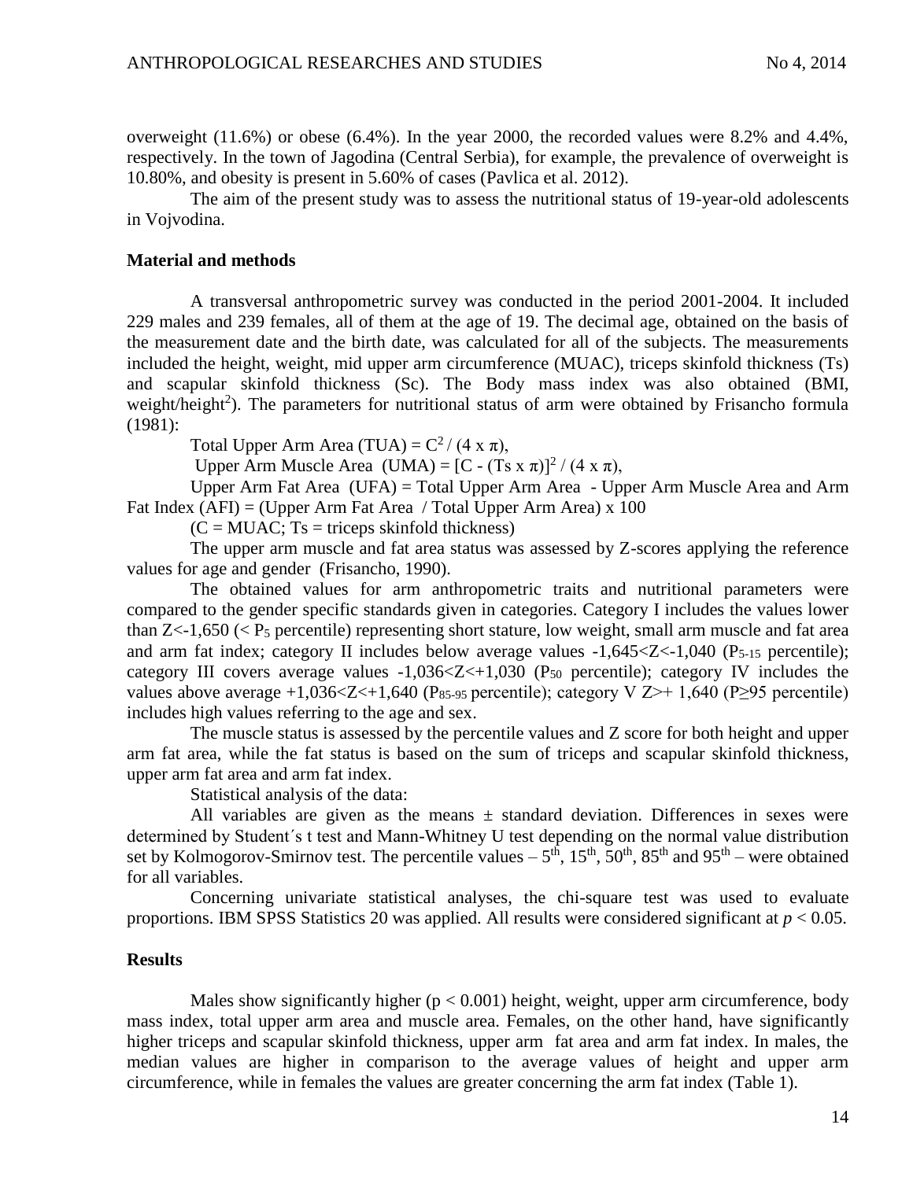overweight (11.6%) or obese (6.4%). In the year 2000, the recorded values were 8.2% and 4.4%, respectively. In the town of Jagodina (Central Serbia), for example, the prevalence of overweight is 10.80%, and obesity is present in 5.60% of cases (Pavlica et al. 2012).

The aim of the present study was to assess the nutritional status of 19-year-old adolescents in Vojvodina.

## Material and methods

A transversal anthropometric survey was conducted in the period 2001-2004. It included 229 males and 239 females, all of them at the age of 19. The decimal age, obtained on the basis of the measurement date and the birth date, was calculated for all of the subjects. The measurements included the height, weight, mid upper arm circumference (MUAC), triceps skinfold thickness (Ts) and scapular skinfold thickness (Sc). The Body mass index was also obtained (BMI, weight/height$^2$). The parameters for nutritional status of arm were obtained by Frisancho formula (1981):

Total Upper Arm Area (TUA) = $C^2 / (4 \times \pi)$,

Upper Arm Muscle Area (UMA) = $[C - (Ts \times \pi)]^2 / (4 \times \pi)$,

Upper Arm Fat Area (UFA) = Total Upper Arm Area - Upper Arm Muscle Area and Arm Fat Index (AFI) = (Upper Arm Fat Area / Total Upper Arm Area) x 100

(C = MUAC; Ts = triceps skinfold thickness)

The upper arm muscle and fat area status was assessed by Z-scores applying the reference values for age and gender (Frisancho, 1990).

The obtained values for arm anthropometric traits and nutritional parameters were compared to the gender specific standards given in categories. Category I includes the values lower than $Z<-1,650$ ($< P_5$ percentile) representing short stature, low weight, small arm muscle and fat area and arm fat index; category II includes below average values $-1,645<Z<-1,040$ ($P_{5\text{-}15}$ percentile); category III covers average values $-1,036<Z<+1,030$ ($P_{50}$ percentile); category IV includes the values above average $+1,036<Z<+1,640$ ($P_{85\text{-}95}$ percentile); category V $Z>+ 1,640$ ($P\geq95$ percentile) includes high values referring to the age and sex.

The muscle status is assessed by the percentile values and Z score for both height and upper arm fat area, while the fat status is based on the sum of triceps and scapular skinfold thickness, upper arm fat area and arm fat index.

Statistical analysis of the data:

All variables are given as the means ± standard deviation. Differences in sexes were determined by Student´s t test and Mann-Whitney U test depending on the normal value distribution set by Kolmogorov-Smirnov test. The percentile values – 5$^{th}$, 15$^{th}$, 50$^{th}$, 85$^{th}$ and 95$^{th}$ – were obtained for all variables.

Concerning univariate statistical analyses, the chi-square test was used to evaluate proportions. IBM SPSS Statistics 20 was applied. All results were considered significant at $p < 0.05$.

## Results

Males show significantly higher ($p < 0.001$) height, weight, upper arm circumference, body mass index, total upper arm area and muscle area. Females, on the other hand, have significantly higher triceps and scapular skinfold thickness, upper arm fat area and arm fat index. In males, the median values are higher in comparison to the average values of height and upper arm circumference, while in females the values are greater concerning the arm fat index (Table 1).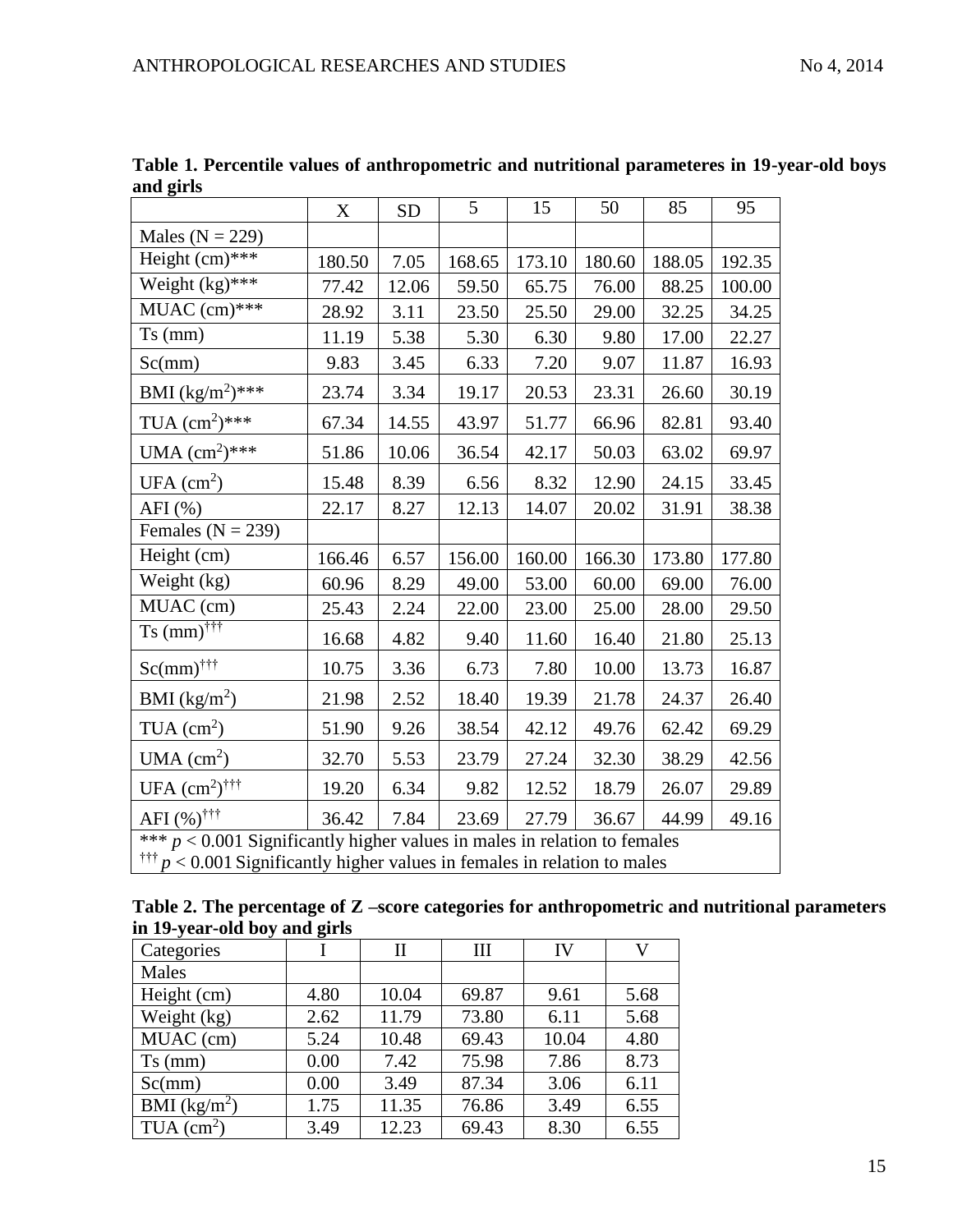**Table 1. Percentile values of anthropometric and nutritional parameteres in 19-year-old boys and girls**

| | X | SD | 5 | 15 | 50 | 85 | 95 |
|---|---|---|---|---|---|---|---|
| Males (N = 229) | | | | | | | |
| Height (cm)*** | 180.50 | 7.05 | 168.65 | 173.10 | 180.60 | 188.05 | 192.35 |
| Weight (kg)*** | 77.42 | 12.06 | 59.50 | 65.75 | 76.00 | 88.25 | 100.00 |
| MUAC (cm)*** | 28.92 | 3.11 | 23.50 | 25.50 | 29.00 | 32.25 | 34.25 |
| Ts (mm) | 11.19 | 5.38 | 5.30 | 6.30 | 9.80 | 17.00 | 22.27 |
| Sc(mm) | 9.83 | 3.45 | 6.33 | 7.20 | 9.07 | 11.87 | 16.93 |
| BMI ($kg/m^2$)*** | 23.74 | 3.34 | 19.17 | 20.53 | 23.31 | 26.60 | 30.19 |
| TUA ($cm^2$)*** | 67.34 | 14.55 | 43.97 | 51.77 | 66.96 | 82.81 | 93.40 |
| UMA ($cm^2$)*** | 51.86 | 10.06 | 36.54 | 42.17 | 50.03 | 63.02 | 69.97 |
| UFA ($cm^2$) | 15.48 | 8.39 | 6.56 | 8.32 | 12.90 | 24.15 | 33.45 |
| AFI (%) | 22.17 | 8.27 | 12.13 | 14.07 | 20.02 | 31.91 | 38.38 |
| Females (N = 239) | | | | | | | |
| Height (cm) | 166.46 | 6.57 | 156.00 | 160.00 | 166.30 | 173.80 | 177.80 |
| Weight (kg) | 60.96 | 8.29 | 49.00 | 53.00 | 60.00 | 69.00 | 76.00 |
| MUAC (cm) | 25.43 | 2.24 | 22.00 | 23.00 | 25.00 | 28.00 | 29.50 |
| Ts (mm)††† | 16.68 | 4.82 | 9.40 | 11.60 | 16.40 | 21.80 | 25.13 |
| Sc(mm)††† | 10.75 | 3.36 | 6.73 | 7.80 | 10.00 | 13.73 | 16.87 |
| BMI ($kg/m^2$) | 21.98 | 2.52 | 18.40 | 19.39 | 21.78 | 24.37 | 26.40 |
| TUA ($cm^2$) | 51.90 | 9.26 | 38.54 | 42.12 | 49.76 | 62.42 | 69.29 |
| UMA ($cm^2$) | 32.70 | 5.53 | 23.79 | 27.24 | 32.30 | 38.29 | 42.56 |
| UFA ($cm^2$)††† | 19.20 | 6.34 | 9.82 | 12.52 | 18.79 | 26.07 | 29.89 |
| AFI (%)††† | 36.42 | 7.84 | 23.69 | 27.79 | 36.67 | 44.99 | 49.16 |

*** $p < 0.001$ Significantly higher values in males in relation to females
††† $p < 0.001$ Significantly higher values in females in relation to males

**Table 2. The percentage of Z –score categories for anthropometric and nutritional parameters in 19-year-old boy and girls**

| Categories | I | II | III | IV | V |
|---|---|---|---|---|---|
| Males | | | | | |
| Height (cm) | 4.80 | 10.04 | 69.87 | 9.61 | 5.68 |
| Weight (kg) | 2.62 | 11.79 | 73.80 | 6.11 | 5.68 |
| MUAC (cm) | 5.24 | 10.48 | 69.43 | 10.04 | 4.80 |
| Ts (mm) | 0.00 | 7.42 | 75.98 | 7.86 | 8.73 |
| Sc(mm) | 0.00 | 3.49 | 87.34 | 3.06 | 6.11 |
| BMI ($kg/m^2$) | 1.75 | 11.35 | 76.86 | 3.49 | 6.55 |
| TUA ($cm^2$) | 3.49 | 12.23 | 69.43 | 8.30 | 6.55 |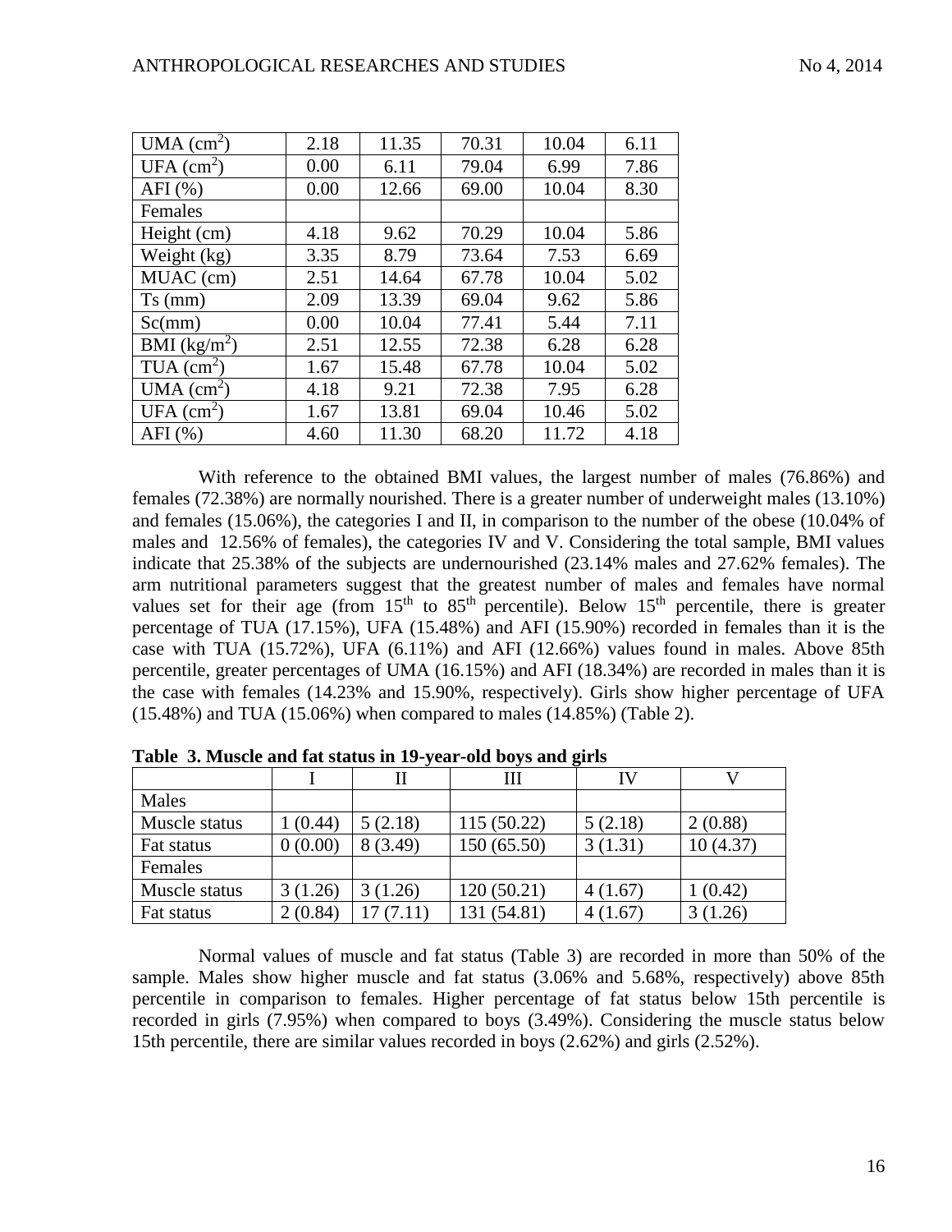| | | | | | |
|---|---|---|---|---|---|
| UMA ($cm^2$) | 2.18 | 11.35 | 70.31 | 10.04 | 6.11 |
| UFA ($cm^2$) | 0.00 | 6.11 | 79.04 | 6.99 | 7.86 |
| AFI (%) | 0.00 | 12.66 | 69.00 | 10.04 | 8.30 |
| Females | | | | | |
| Height (cm) | 4.18 | 9.62 | 70.29 | 10.04 | 5.86 |
| Weight (kg) | 3.35 | 8.79 | 73.64 | 7.53 | 6.69 |
| MUAC (cm) | 2.51 | 14.64 | 67.78 | 10.04 | 5.02 |
| Ts (mm) | 2.09 | 13.39 | 69.04 | 9.62 | 5.86 |
| Sc(mm) | 0.00 | 10.04 | 77.41 | 5.44 | 7.11 |
| BMI ($kg/m^2$) | 2.51 | 12.55 | 72.38 | 6.28 | 6.28 |
| TUA ($cm^2$) | 1.67 | 15.48 | 67.78 | 10.04 | 5.02 |
| UMA ($cm^2$) | 4.18 | 9.21 | 72.38 | 7.95 | 6.28 |
| UFA ($cm^2$) | 1.67 | 13.81 | 69.04 | 10.46 | 5.02 |
| AFI (%) | 4.60 | 11.30 | 68.20 | 11.72 | 4.18 |

With reference to the obtained BMI values, the largest number of males (76.86%) and females (72.38%) are normally nourished. There is a greater number of underweight males (13.10%) and females (15.06%), the categories I and II, in comparison to the number of the obese (10.04% of males and 12.56% of females), the categories IV and V. Considering the total sample, BMI values indicate that 25.38% of the subjects are undernourished (23.14% males and 27.62% females). The arm nutritional parameters suggest that the greatest number of males and females have normal values set for their age (from 15th to 85th percentile). Below 15th percentile, there is greater percentage of TUA (17.15%), UFA (15.48%) and AFI (15.90%) recorded in females than it is the case with TUA (15.72%), UFA (6.11%) and AFI (12.66%) values found in males. Above 85th percentile, greater percentages of UMA (16.15%) and AFI (18.34%) are recorded in males than it is the case with females (14.23% and 15.90%, respectively). Girls show higher percentage of UFA (15.48%) and TUA (15.06%) when compared to males (14.85%) (Table 2).

**Table 3. Muscle and fat status in 19-year-old boys and girls**

| | I | II | III | IV | V |
|---|---|---|---|---|---|
| Males | | | | | |
| Muscle status | 1 (0.44) | 5 (2.18) | 115 (50.22) | 5 (2.18) | 2 (0.88) |
| Fat status | 0 (0.00) | 8 (3.49) | 150 (65.50) | 3 (1.31) | 10 (4.37) |
| Females | | | | | |
| Muscle status | 3 (1.26) | 3 (1.26) | 120 (50.21) | 4 (1.67) | 1 (0.42) |
| Fat status | 2 (0.84) | 17 (7.11) | 131 (54.81) | 4 (1.67) | 3 (1.26) |

Normal values of muscle and fat status (Table 3) are recorded in more than 50% of the sample. Males show higher muscle and fat status (3.06% and 5.68%, respectively) above 85th percentile in comparison to females. Higher percentage of fat status below 15th percentile is recorded in girls (7.95%) when compared to boys (3.49%). Considering the muscle status below 15th percentile, there are similar values recorded in boys (2.62%) and girls (2.52%).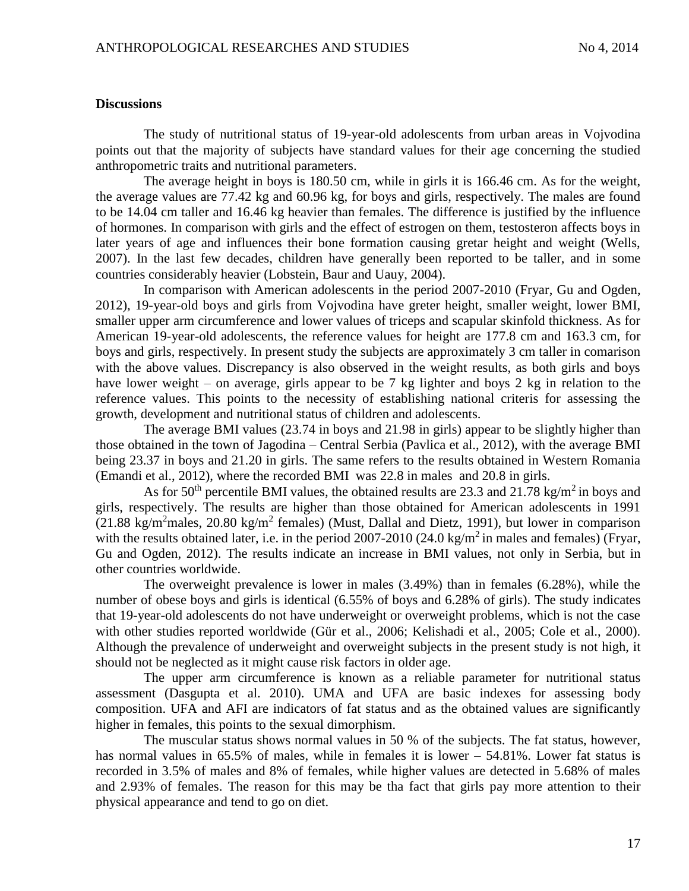### Discussions

The study of nutritional status of 19-year-old adolescents from urban areas in Vojvodina points out that the majority of subjects have standard values for their age concerning the studied anthropometric traits and nutritional parameters.

The average height in boys is 180.50 cm, while in girls it is 166.46 cm. As for the weight, the average values are 77.42 kg and 60.96 kg, for boys and girls, respectively. The males are found to be 14.04 cm taller and 16.46 kg heavier than females. The difference is justified by the influence of hormones. In comparison with girls and the effect of estrogen on them, testosteron affects boys in later years of age and influences their bone formation causing gretar height and weight (Wells, 2007). In the last few decades, children have generally been reported to be taller, and in some countries considerably heavier (Lobstein, Baur and Uauy, 2004).

In comparison with American adolescents in the period 2007-2010 (Fryar, Gu and Ogden, 2012), 19-year-old boys and girls from Vojvodina have greter height, smaller weight, lower BMI, smaller upper arm circumference and lower values of triceps and scapular skinfold thickness. As for American 19-year-old adolescents, the reference values for height are 177.8 cm and 163.3 cm, for boys and girls, respectively. In present study the subjects are approximately 3 cm taller in comarison with the above values. Discrepancy is also observed in the weight results, as both girls and boys have lower weight – on average, girls appear to be 7 kg lighter and boys 2 kg in relation to the reference values. This points to the necessity of establishing national criteris for assessing the growth, development and nutritional status of children and adolescents.

The average BMI values (23.74 in boys and 21.98 in girls) appear to be slightly higher than those obtained in the town of Jagodina – Central Serbia (Pavlica et al., 2012), with the average BMI being 23.37 in boys and 21.20 in girls. The same refers to the results obtained in Western Romania (Emandi et al., 2012), where the recorded BMI was 22.8 in males and 20.8 in girls.

As for 50[th] percentile BMI values, the obtained results are 23.3 and 21.78 kg/m$^2$ in boys and girls, respectively. The results are higher than those obtained for American adolescents in 1991 (21.88 kg/m$^2$males, 20.80 kg/m$^2$ females) (Must, Dallal and Dietz, 1991), but lower in comparison with the results obtained later, i.e. in the period 2007-2010 (24.0 kg/m$^2$ in males and females) (Fryar, Gu and Ogden, 2012). The results indicate an increase in BMI values, not only in Serbia, but in other countries worldwide.

The overweight prevalence is lower in males (3.49%) than in females (6.28%), while the number of obese boys and girls is identical (6.55% of boys and 6.28% of girls). The study indicates that 19-year-old adolescents do not have underweight or overweight problems, which is not the case with other studies reported worldwide (Gür et al., 2006; Kelishadi et al., 2005; Cole et al., 2000). Although the prevalence of underweight and overweight subjects in the present study is not high, it should not be neglected as it might cause risk factors in older age.

The upper arm circumference is known as a reliable parameter for nutritional status assessment (Dasgupta et al. 2010). UMA and UFA are basic indexes for assessing body composition. UFA and AFI are indicators of fat status and as the obtained values are significantly higher in females, this points to the sexual dimorphism.

The muscular status shows normal values in 50 % of the subjects. The fat status, however, has normal values in 65.5% of males, while in females it is lower – 54.81%. Lower fat status is recorded in 3.5% of males and 8% of females, while higher values are detected in 5.68% of males and 2.93% of females. The reason for this may be tha fact that girls pay more attention to their physical appearance and tend to go on diet.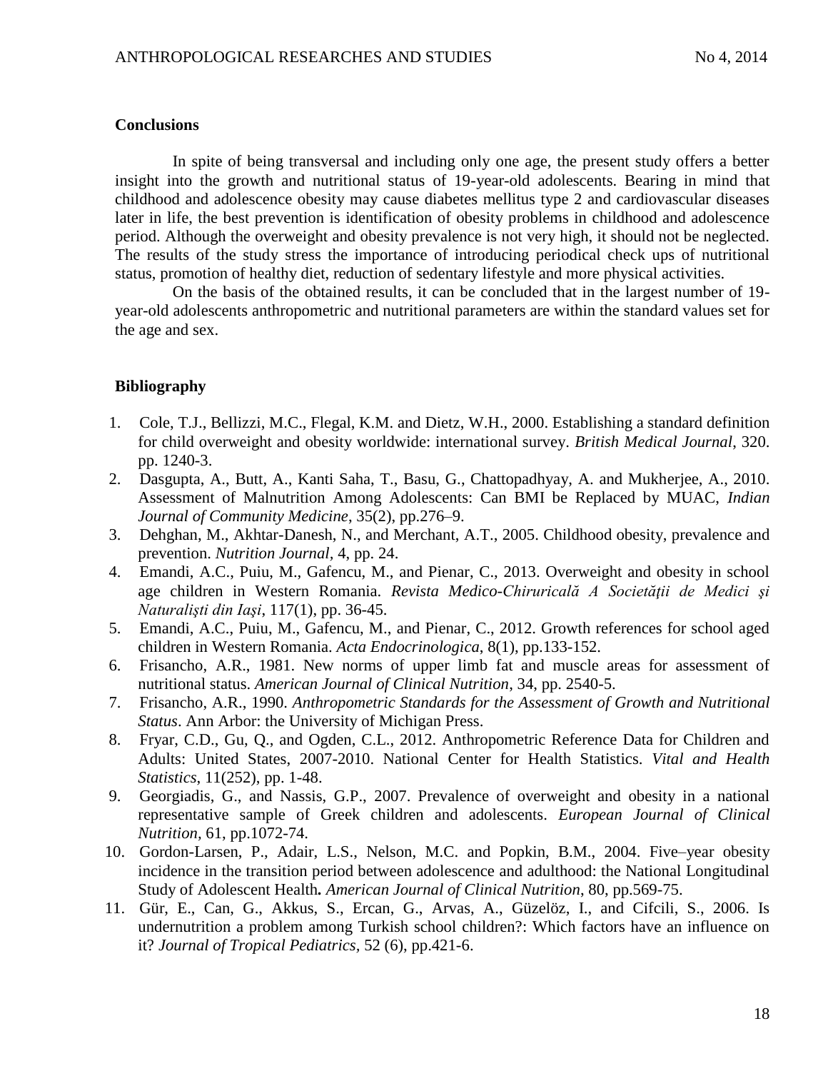## Conclusions

In spite of being transversal and including only one age, the present study offers a better insight into the growth and nutritional status of 19-year-old adolescents. Bearing in mind that childhood and adolescence obesity may cause diabetes mellitus type 2 and cardiovascular diseases later in life, the best prevention is identification of obesity problems in childhood and adolescence period. Although the overweight and obesity prevalence is not very high, it should not be neglected. The results of the study stress the importance of introducing periodical check ups of nutritional status, promotion of healthy diet, reduction of sedentary lifestyle and more physical activities.

On the basis of the obtained results, it can be concluded that in the largest number of 19-year-old adolescents anthropometric and nutritional parameters are within the standard values set for the age and sex.

## Bibliography

1. Cole, T.J., Bellizzi, M.C., Flegal, K.M. and Dietz, W.H., 2000. Establishing a standard definition for child overweight and obesity worldwide: international survey. *British Medical Journal*, 320. pp. 1240-3.
2. Dasgupta, A., Butt, A., Kanti Saha, T., Basu, G., Chattopadhyay, A. and Mukherjee, A., 2010. Assessment of Malnutrition Among Adolescents: Can BMI be Replaced by MUAC, *Indian Journal of Community Medicine*, 35(2), pp.276–9.
3. Dehghan, M., Akhtar-Danesh, N., and Merchant, A.T., 2005. Childhood obesity, prevalence and prevention. *Nutrition Journal*, 4, pp. 24.
4. Emandi, A.C., Puiu, M., Gafencu, M., and Pienar, C., 2013. Overweight and obesity in school age children in Western Romania. *Revista Medico-Chiruricală A Societăţii de Medici şi Naturalişti din Iaşi*, 117(1), pp. 36-45.
5. Emandi, A.C., Puiu, M., Gafencu, M., and Pienar, C., 2012. Growth references for school aged children in Western Romania. *Acta Endocrinologica*, 8(1), pp.133-152.
6. Frisancho, A.R., 1981. New norms of upper limb fat and muscle areas for assessment of nutritional status. *American Journal of Clinical Nutrition*, 34, pp. 2540-5.
7. Frisancho, A.R., 1990. *Anthropometric Standards for the Assessment of Growth and Nutritional Status*. Ann Arbor: the University of Michigan Press.
8. Fryar, C.D., Gu, Q., and Ogden, C.L., 2012. Anthropometric Reference Data for Children and Adults: United States, 2007-2010. National Center for Health Statistics. *Vital and Health Statistics*, 11(252), pp. 1-48.
9. Georgiadis, G., and Nassis, G.P., 2007. Prevalence of overweight and obesity in a national representative sample of Greek children and adolescents. *European Journal of Clinical Nutrition*, 61, pp.1072-74.
10. Gordon-Larsen, P., Adair, L.S., Nelson, M.C. and Popkin, B.M., 2004. Five–year obesity incidence in the transition period between adolescence and adulthood: the National Longitudinal Study of Adolescent Health**.** *American Journal of Clinical Nutrition*, 80, pp.569-75.
11. Gür, E., Can, G., Akkus, S., Ercan, G., Arvas, A., Güzelöz, I., and Cifcili, S., 2006. Is undernutrition a problem among Turkish school children?: Which factors have an influence on it? *Journal of Tropical Pediatrics*, 52 (6), pp.421-6.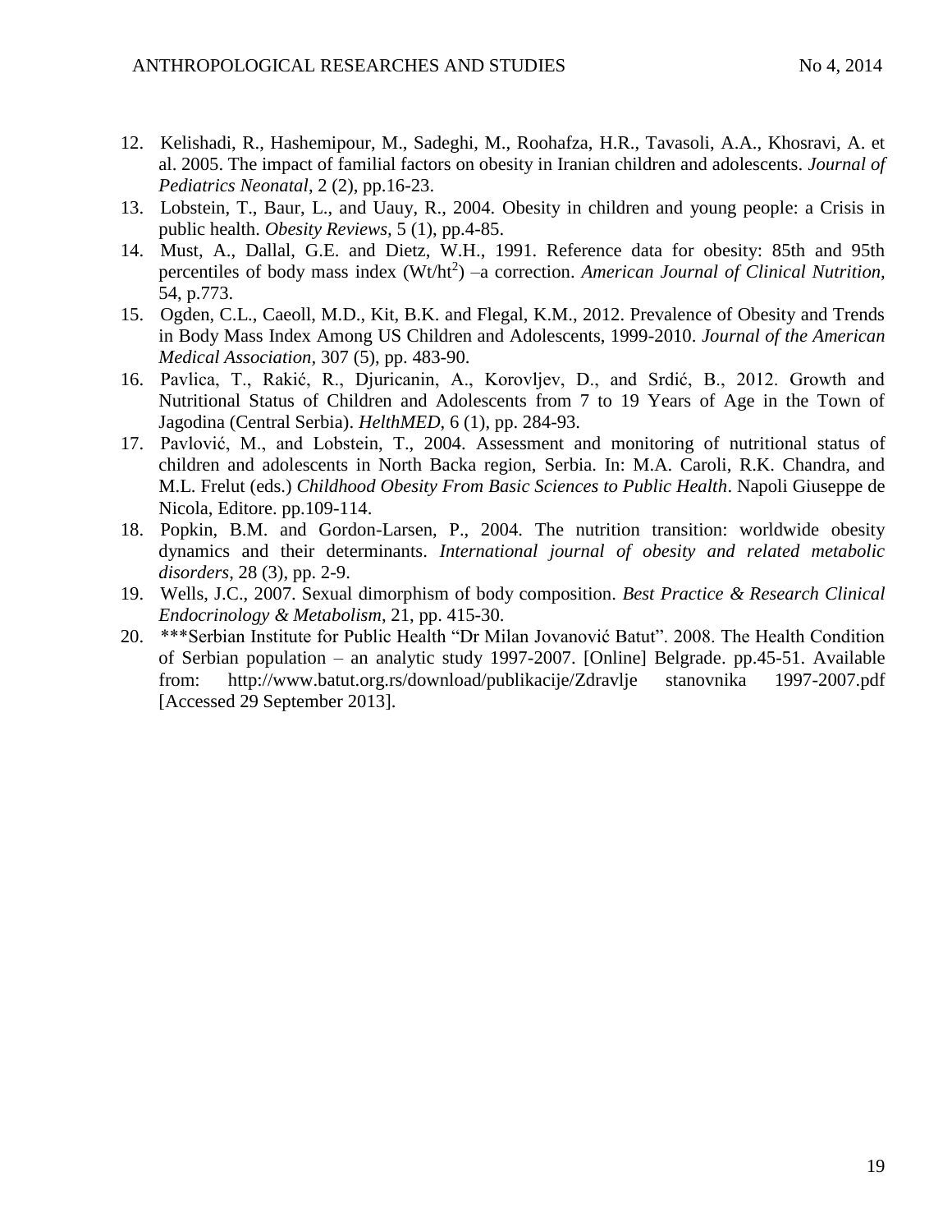12. Kelishadi, R., Hashemipour, M., Sadeghi, M., Roohafza, H.R., Tavasoli, A.A., Khosravi, A. et al. 2005. The impact of familial factors on obesity in Iranian children and adolescents. *Journal of Pediatrics Neonatal*, 2 (2), pp.16-23.
13. Lobstein, T., Baur, L., and Uauy, R., 2004. Obesity in children and young people: a Crisis in public health. *Obesity Reviews*, 5 (1), pp.4-85.
14. Must, A., Dallal, G.E. and Dietz, W.H., 1991. Reference data for obesity: 85th and 95th percentiles of body mass index ($Wt/ht^2$) –a correction. *American Journal of Clinical Nutrition*, 54, p.773.
15. Ogden, C.L., Caeoll, M.D., Kit, B.K. and Flegal, K.M., 2012. Prevalence of Obesity and Trends in Body Mass Index Among US Children and Adolescents, 1999-2010. *Journal of the American Medical Association*, 307 (5), pp. 483-90.
16. Pavlica, T., Rakić, R., Djuricanin, A., Korovljev, D., and Srdić, B., 2012. Growth and Nutritional Status of Children and Adolescents from 7 to 19 Years of Age in the Town of Jagodina (Central Serbia). *HelthMED*, 6 (1), pp. 284-93.
17. Pavlović, M., and Lobstein, T., 2004. Assessment and monitoring of nutritional status of children and adolescents in North Backa region, Serbia. In: M.A. Caroli, R.K. Chandra, and M.L. Frelut (eds.) *Childhood Obesity From Basic Sciences to Public Health*. Napoli Giuseppe de Nicola, Editore. pp.109-114.
18. Popkin, B.M. and Gordon-Larsen, P., 2004. The nutrition transition: worldwide obesity dynamics and their determinants. *International journal of obesity and related metabolic disorders*, 28 (3), pp. 2-9.
19. Wells, J.C., 2007. Sexual dimorphism of body composition. *Best Practice & Research Clinical Endocrinology & Metabolism*, 21, pp. 415-30.
20. ***Serbian Institute for Public Health "Dr Milan Jovanović Batut". 2008. The Health Condition of Serbian population – an analytic study 1997-2007. [Online] Belgrade. pp.45-51. Available from: http://www.batut.org.rs/download/publikacije/Zdravlje stanovnika 1997-2007.pdf [Accessed 29 September 2013].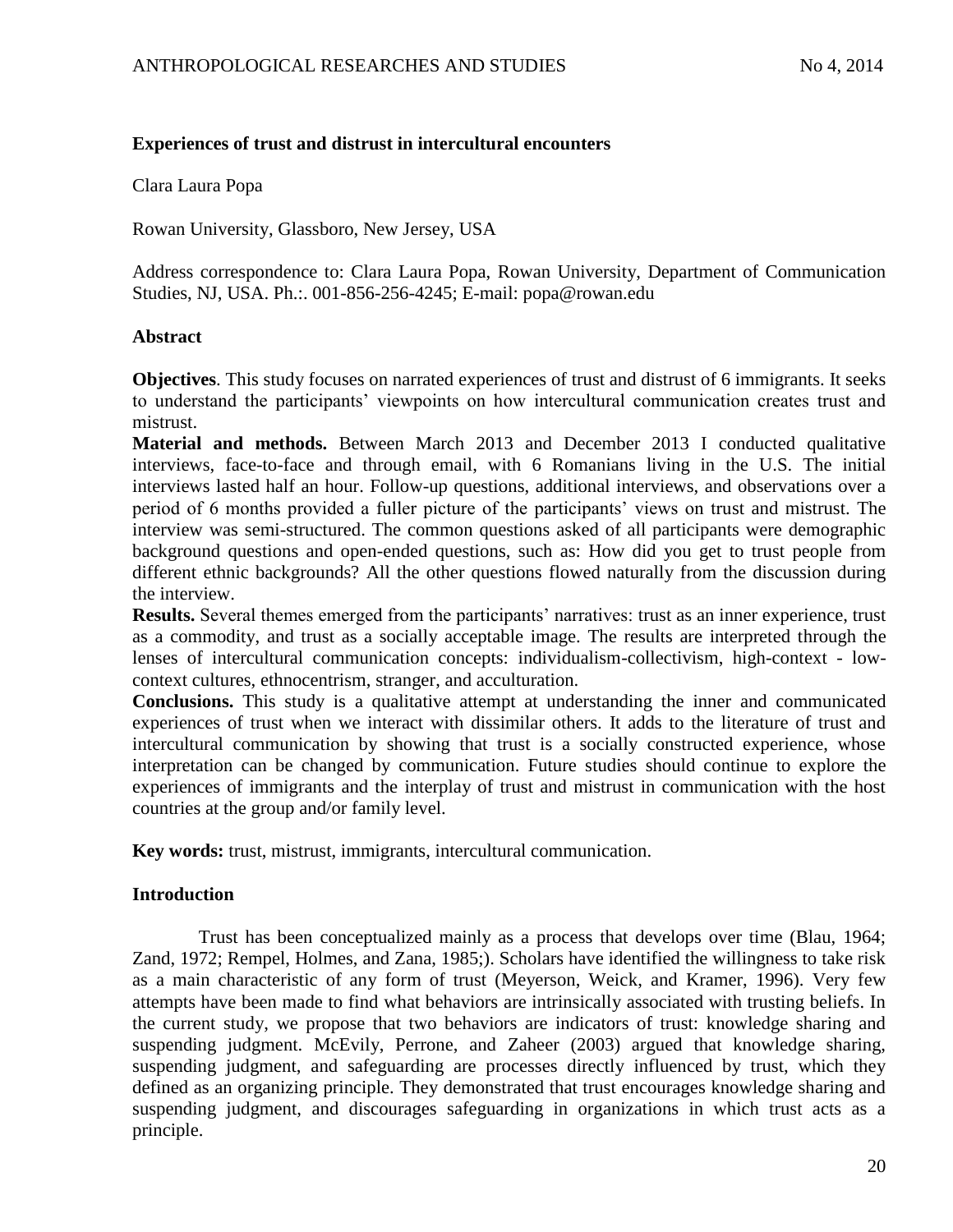**Experiences of trust and distrust in intercultural encounters**

Clara Laura Popa

Rowan University, Glassboro, New Jersey, USA

Address correspondence to: Clara Laura Popa, Rowan University, Department of Communication Studies, NJ, USA. Ph.:. 001-856-256-4245; E-mail: popa@rowan.edu

**Abstract**

**Objectives**. This study focuses on narrated experiences of trust and distrust of 6 immigrants. It seeks to understand the participants' viewpoints on how intercultural communication creates trust and mistrust.

**Material and methods.** Between March 2013 and December 2013 I conducted qualitative interviews, face-to-face and through email, with 6 Romanians living in the U.S. The initial interviews lasted half an hour. Follow-up questions, additional interviews, and observations over a period of 6 months provided a fuller picture of the participants' views on trust and mistrust. The interview was semi-structured. The common questions asked of all participants were demographic background questions and open-ended questions, such as: How did you get to trust people from different ethnic backgrounds? All the other questions flowed naturally from the discussion during the interview.

**Results.** Several themes emerged from the participants' narratives: trust as an inner experience, trust as a commodity, and trust as a socially acceptable image. The results are interpreted through the lenses of intercultural communication concepts: individualism-collectivism, high-context - low-context cultures, ethnocentrism, stranger, and acculturation.

**Conclusions.** This study is a qualitative attempt at understanding the inner and communicated experiences of trust when we interact with dissimilar others. It adds to the literature of trust and intercultural communication by showing that trust is a socially constructed experience, whose interpretation can be changed by communication. Future studies should continue to explore the experiences of immigrants and the interplay of trust and mistrust in communication with the host countries at the group and/or family level.

**Key words:** trust, mistrust, immigrants, intercultural communication.

**Introduction**

Trust has been conceptualized mainly as a process that develops over time (Blau, 1964; Zand, 1972; Rempel, Holmes, and Zana, 1985;). Scholars have identified the willingness to take risk as a main characteristic of any form of trust (Meyerson, Weick, and Kramer, 1996). Very few attempts have been made to find what behaviors are intrinsically associated with trusting beliefs. In the current study, we propose that two behaviors are indicators of trust: knowledge sharing and suspending judgment. McEvily, Perrone, and Zaheer (2003) argued that knowledge sharing, suspending judgment, and safeguarding are processes directly influenced by trust, which they defined as an organizing principle. They demonstrated that trust encourages knowledge sharing and suspending judgment, and discourages safeguarding in organizations in which trust acts as a principle.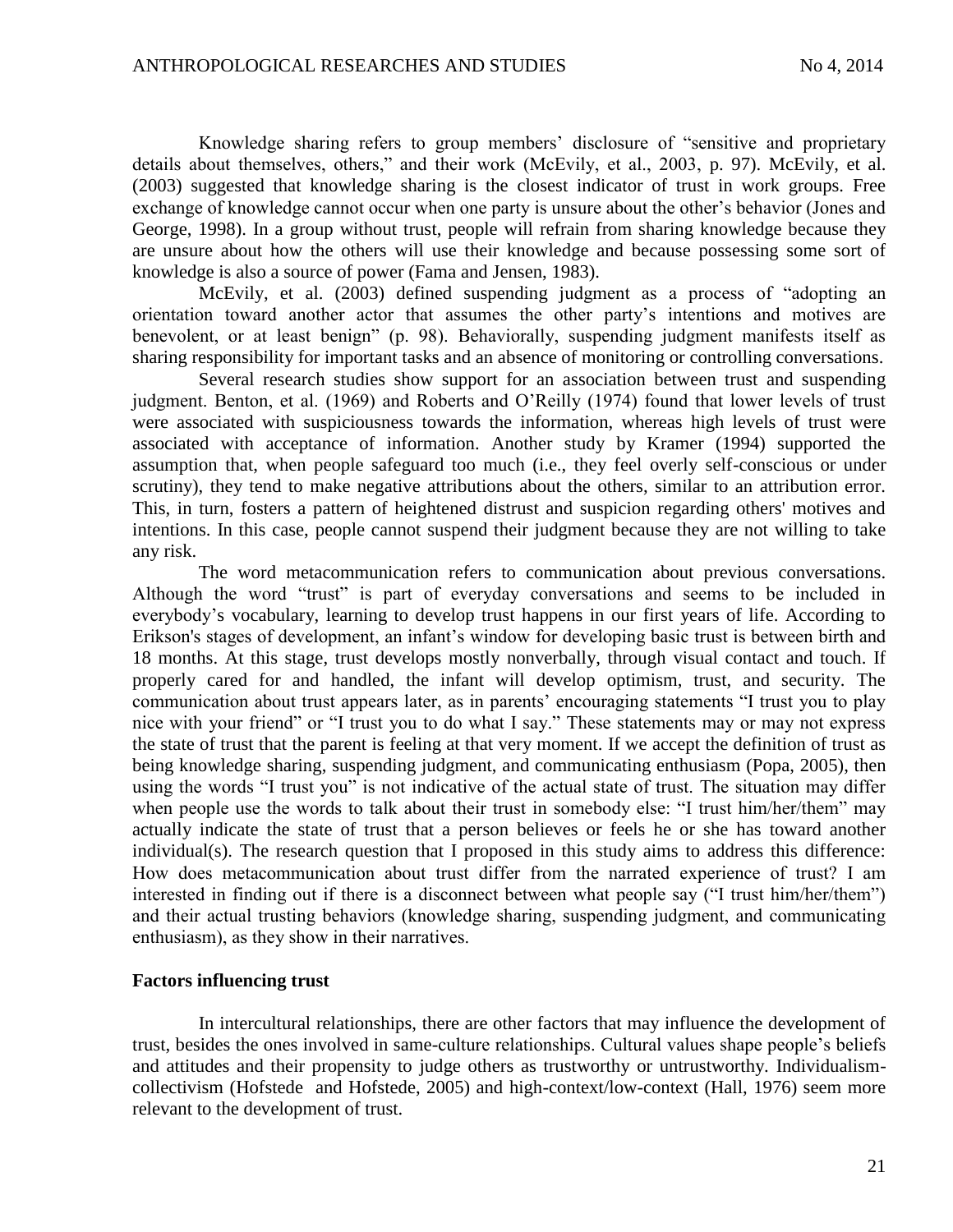Knowledge sharing refers to group members' disclosure of "sensitive and proprietary details about themselves, others," and their work (McEvily, et al., 2003, p. 97). McEvily, et al. (2003) suggested that knowledge sharing is the closest indicator of trust in work groups. Free exchange of knowledge cannot occur when one party is unsure about the other's behavior (Jones and George, 1998). In a group without trust, people will refrain from sharing knowledge because they are unsure about how the others will use their knowledge and because possessing some sort of knowledge is also a source of power (Fama and Jensen, 1983).

McEvily, et al. (2003) defined suspending judgment as a process of "adopting an orientation toward another actor that assumes the other party's intentions and motives are benevolent, or at least benign" (p. 98). Behaviorally, suspending judgment manifests itself as sharing responsibility for important tasks and an absence of monitoring or controlling conversations.

Several research studies show support for an association between trust and suspending judgment. Benton, et al. (1969) and Roberts and O'Reilly (1974) found that lower levels of trust were associated with suspiciousness towards the information, whereas high levels of trust were associated with acceptance of information. Another study by Kramer (1994) supported the assumption that, when people safeguard too much (i.e., they feel overly self-conscious or under scrutiny), they tend to make negative attributions about the others, similar to an attribution error. This, in turn, fosters a pattern of heightened distrust and suspicion regarding others' motives and intentions. In this case, people cannot suspend their judgment because they are not willing to take any risk.

The word metacommunication refers to communication about previous conversations. Although the word "trust" is part of everyday conversations and seems to be included in everybody's vocabulary, learning to develop trust happens in our first years of life. According to Erikson's stages of development, an infant's window for developing basic trust is between birth and 18 months. At this stage, trust develops mostly nonverbally, through visual contact and touch. If properly cared for and handled, the infant will develop optimism, trust, and security. The communication about trust appears later, as in parents' encouraging statements "I trust you to play nice with your friend" or "I trust you to do what I say." These statements may or may not express the state of trust that the parent is feeling at that very moment. If we accept the definition of trust as being knowledge sharing, suspending judgment, and communicating enthusiasm (Popa, 2005), then using the words "I trust you" is not indicative of the actual state of trust. The situation may differ when people use the words to talk about their trust in somebody else: "I trust him/her/them" may actually indicate the state of trust that a person believes or feels he or she has toward another individual(s). The research question that I proposed in this study aims to address this difference: How does metacommunication about trust differ from the narrated experience of trust? I am interested in finding out if there is a disconnect between what people say ("I trust him/her/them") and their actual trusting behaviors (knowledge sharing, suspending judgment, and communicating enthusiasm), as they show in their narratives.

**Factors influencing trust**

In intercultural relationships, there are other factors that may influence the development of trust, besides the ones involved in same-culture relationships. Cultural values shape people's beliefs and attitudes and their propensity to judge others as trustworthy or untrustworthy. Individualism-collectivism (Hofstede and Hofstede, 2005) and high-context/low-context (Hall, 1976) seem more relevant to the development of trust.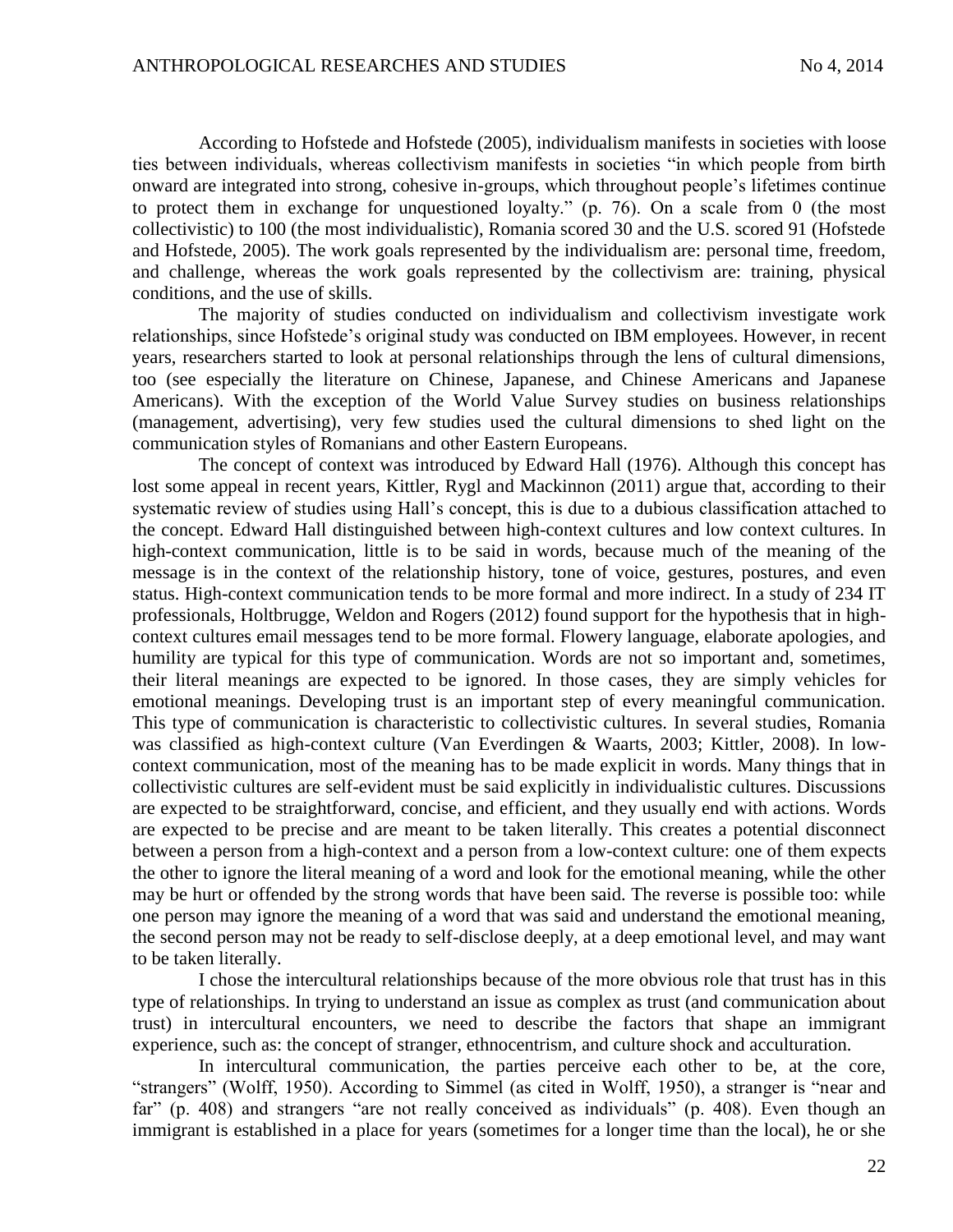According to Hofstede and Hofstede (2005), individualism manifests in societies with loose ties between individuals, whereas collectivism manifests in societies "in which people from birth onward are integrated into strong, cohesive in-groups, which throughout people's lifetimes continue to protect them in exchange for unquestioned loyalty." (p. 76). On a scale from 0 (the most collectivistic) to 100 (the most individualistic), Romania scored 30 and the U.S. scored 91 (Hofstede and Hofstede, 2005). The work goals represented by the individualism are: personal time, freedom, and challenge, whereas the work goals represented by the collectivism are: training, physical conditions, and the use of skills.

The majority of studies conducted on individualism and collectivism investigate work relationships, since Hofstede's original study was conducted on IBM employees. However, in recent years, researchers started to look at personal relationships through the lens of cultural dimensions, too (see especially the literature on Chinese, Japanese, and Chinese Americans and Japanese Americans). With the exception of the World Value Survey studies on business relationships (management, advertising), very few studies used the cultural dimensions to shed light on the communication styles of Romanians and other Eastern Europeans.

The concept of context was introduced by Edward Hall (1976). Although this concept has lost some appeal in recent years, Kittler, Rygl and Mackinnon (2011) argue that, according to their systematic review of studies using Hall's concept, this is due to a dubious classification attached to the concept. Edward Hall distinguished between high-context cultures and low context cultures. In high-context communication, little is to be said in words, because much of the meaning of the message is in the context of the relationship history, tone of voice, gestures, postures, and even status. High-context communication tends to be more formal and more indirect. In a study of 234 IT professionals, Holtbrugge, Weldon and Rogers (2012) found support for the hypothesis that in high-context cultures email messages tend to be more formal. Flowery language, elaborate apologies, and humility are typical for this type of communication. Words are not so important and, sometimes, their literal meanings are expected to be ignored. In those cases, they are simply vehicles for emotional meanings. Developing trust is an important step of every meaningful communication. This type of communication is characteristic to collectivistic cultures. In several studies, Romania was classified as high-context culture (Van Everdingen & Waarts, 2003; Kittler, 2008). In low-context communication, most of the meaning has to be made explicit in words. Many things that in collectivistic cultures are self-evident must be said explicitly in individualistic cultures. Discussions are expected to be straightforward, concise, and efficient, and they usually end with actions. Words are expected to be precise and are meant to be taken literally. This creates a potential disconnect between a person from a high-context and a person from a low-context culture: one of them expects the other to ignore the literal meaning of a word and look for the emotional meaning, while the other may be hurt or offended by the strong words that have been said. The reverse is possible too: while one person may ignore the meaning of a word that was said and understand the emotional meaning, the second person may not be ready to self-disclose deeply, at a deep emotional level, and may want to be taken literally.

I chose the intercultural relationships because of the more obvious role that trust has in this type of relationships. In trying to understand an issue as complex as trust (and communication about trust) in intercultural encounters, we need to describe the factors that shape an immigrant experience, such as: the concept of stranger, ethnocentrism, and culture shock and acculturation.

In intercultural communication, the parties perceive each other to be, at the core, "strangers" (Wolff, 1950). According to Simmel (as cited in Wolff, 1950), a stranger is "near and far" (p. 408) and strangers "are not really conceived as individuals" (p. 408). Even though an immigrant is established in a place for years (sometimes for a longer time than the local), he or she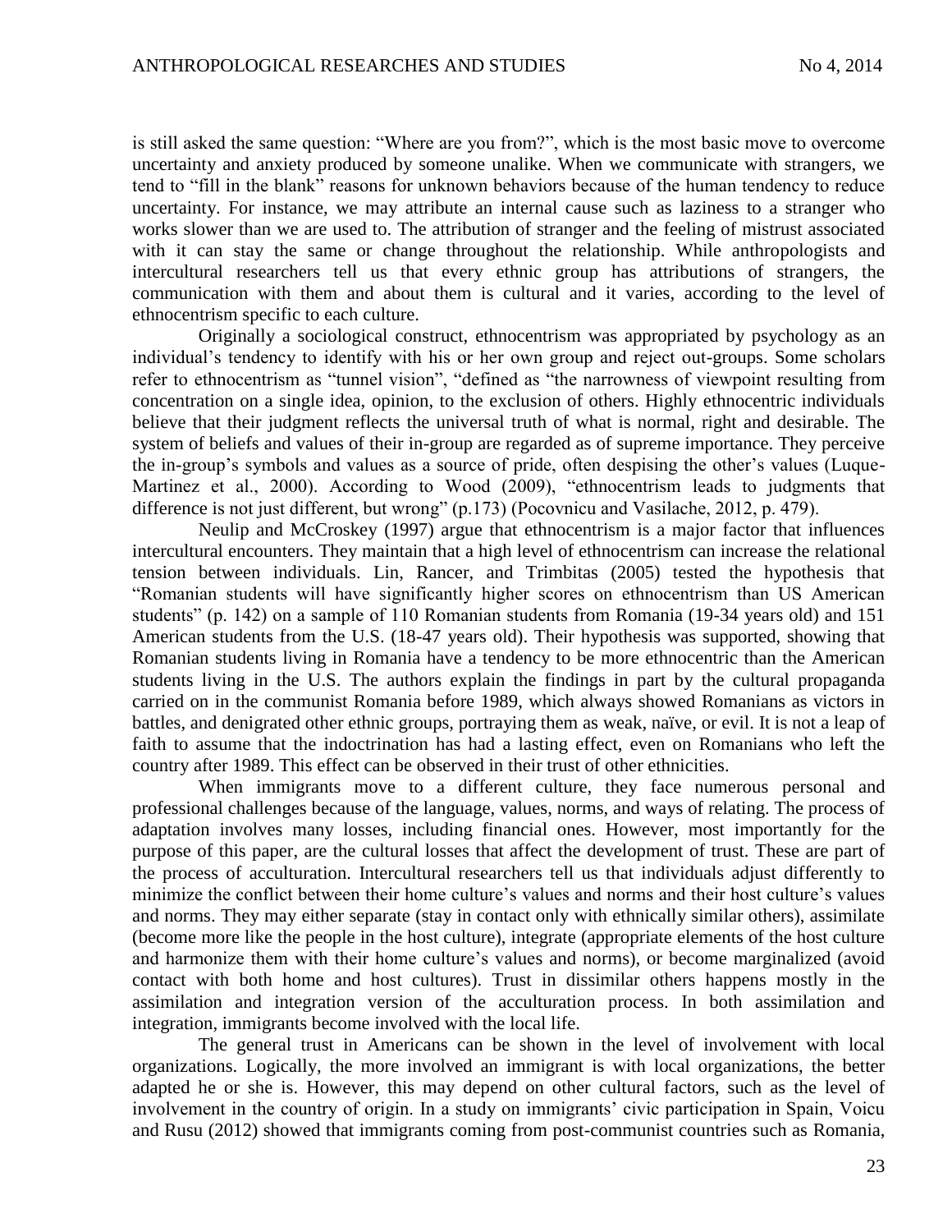is still asked the same question: "Where are you from?", which is the most basic move to overcome uncertainty and anxiety produced by someone unalike. When we communicate with strangers, we tend to "fill in the blank" reasons for unknown behaviors because of the human tendency to reduce uncertainty. For instance, we may attribute an internal cause such as laziness to a stranger who works slower than we are used to. The attribution of stranger and the feeling of mistrust associated with it can stay the same or change throughout the relationship. While anthropologists and intercultural researchers tell us that every ethnic group has attributions of strangers, the communication with them and about them is cultural and it varies, according to the level of ethnocentrism specific to each culture.

Originally a sociological construct, ethnocentrism was appropriated by psychology as an individual's tendency to identify with his or her own group and reject out-groups. Some scholars refer to ethnocentrism as "tunnel vision", "defined as "the narrowness of viewpoint resulting from concentration on a single idea, opinion, to the exclusion of others. Highly ethnocentric individuals believe that their judgment reflects the universal truth of what is normal, right and desirable. The system of beliefs and values of their in-group are regarded as of supreme importance. They perceive the in-group's symbols and values as a source of pride, often despising the other's values (Luque-Martinez et al., 2000). According to Wood (2009), "ethnocentrism leads to judgments that difference is not just different, but wrong" (p.173) (Pocovnicu and Vasilache, 2012, p. 479).

Neulip and McCroskey (1997) argue that ethnocentrism is a major factor that influences intercultural encounters. They maintain that a high level of ethnocentrism can increase the relational tension between individuals. Lin, Rancer, and Trimbitas (2005) tested the hypothesis that "Romanian students will have significantly higher scores on ethnocentrism than US American students" (p. 142) on a sample of 110 Romanian students from Romania (19-34 years old) and 151 American students from the U.S. (18-47 years old). Their hypothesis was supported, showing that Romanian students living in Romania have a tendency to be more ethnocentric than the American students living in the U.S. The authors explain the findings in part by the cultural propaganda carried on in the communist Romania before 1989, which always showed Romanians as victors in battles, and denigrated other ethnic groups, portraying them as weak, naïve, or evil. It is not a leap of faith to assume that the indoctrination has had a lasting effect, even on Romanians who left the country after 1989. This effect can be observed in their trust of other ethnicities.

When immigrants move to a different culture, they face numerous personal and professional challenges because of the language, values, norms, and ways of relating. The process of adaptation involves many losses, including financial ones. However, most importantly for the purpose of this paper, are the cultural losses that affect the development of trust. These are part of the process of acculturation. Intercultural researchers tell us that individuals adjust differently to minimize the conflict between their home culture's values and norms and their host culture's values and norms. They may either separate (stay in contact only with ethnically similar others), assimilate (become more like the people in the host culture), integrate (appropriate elements of the host culture and harmonize them with their home culture's values and norms), or become marginalized (avoid contact with both home and host cultures). Trust in dissimilar others happens mostly in the assimilation and integration version of the acculturation process. In both assimilation and integration, immigrants become involved with the local life.

The general trust in Americans can be shown in the level of involvement with local organizations. Logically, the more involved an immigrant is with local organizations, the better adapted he or she is. However, this may depend on other cultural factors, such as the level of involvement in the country of origin. In a study on immigrants' civic participation in Spain, Voicu and Rusu (2012) showed that immigrants coming from post-communist countries such as Romania,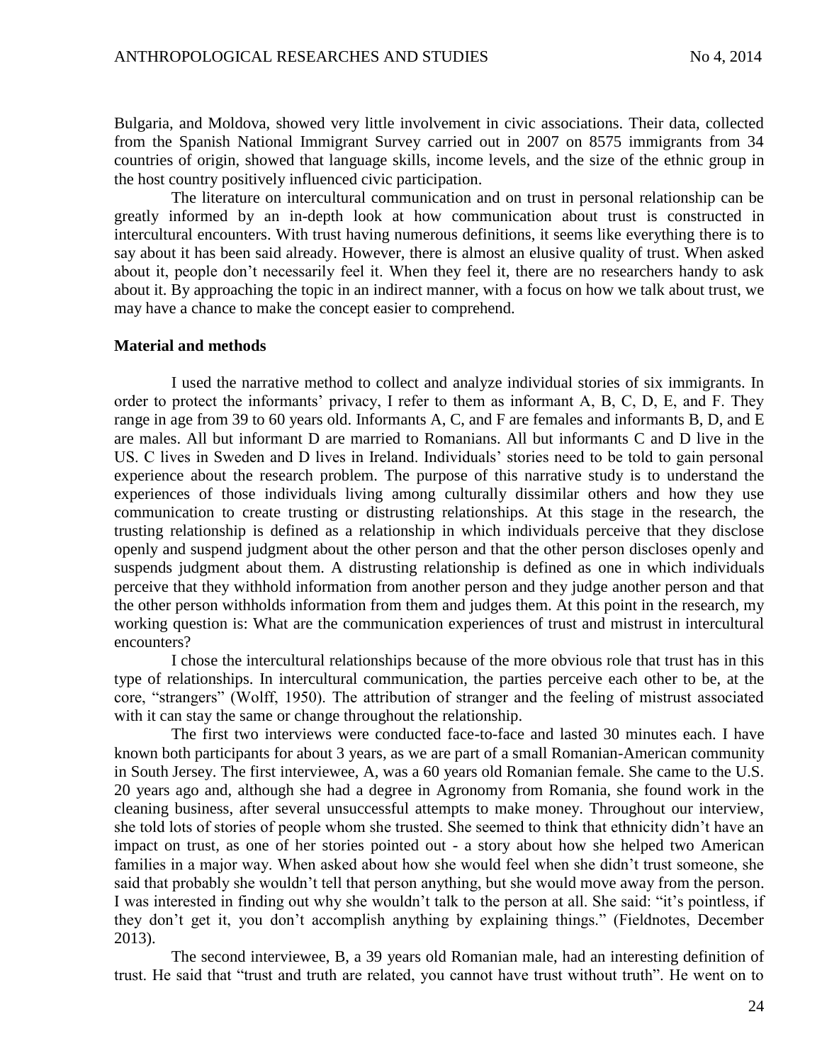Bulgaria, and Moldova, showed very little involvement in civic associations. Their data, collected from the Spanish National Immigrant Survey carried out in 2007 on 8575 immigrants from 34 countries of origin, showed that language skills, income levels, and the size of the ethnic group in the host country positively influenced civic participation.

The literature on intercultural communication and on trust in personal relationship can be greatly informed by an in-depth look at how communication about trust is constructed in intercultural encounters. With trust having numerous definitions, it seems like everything there is to say about it has been said already. However, there is almost an elusive quality of trust. When asked about it, people don't necessarily feel it. When they feel it, there are no researchers handy to ask about it. By approaching the topic in an indirect manner, with a focus on how we talk about trust, we may have a chance to make the concept easier to comprehend.

## Material and methods

I used the narrative method to collect and analyze individual stories of six immigrants. In order to protect the informants' privacy, I refer to them as informant A, B, C, D, E, and F. They range in age from 39 to 60 years old. Informants A, C, and F are females and informants B, D, and E are males. All but informant D are married to Romanians. All but informants C and D live in the US. C lives in Sweden and D lives in Ireland. Individuals' stories need to be told to gain personal experience about the research problem. The purpose of this narrative study is to understand the experiences of those individuals living among culturally dissimilar others and how they use communication to create trusting or distrusting relationships. At this stage in the research, the trusting relationship is defined as a relationship in which individuals perceive that they disclose openly and suspend judgment about the other person and that the other person discloses openly and suspends judgment about them. A distrusting relationship is defined as one in which individuals perceive that they withhold information from another person and they judge another person and that the other person withholds information from them and judges them. At this point in the research, my working question is: What are the communication experiences of trust and mistrust in intercultural encounters?

I chose the intercultural relationships because of the more obvious role that trust has in this type of relationships. In intercultural communication, the parties perceive each other to be, at the core, "strangers" (Wolff, 1950). The attribution of stranger and the feeling of mistrust associated with it can stay the same or change throughout the relationship.

The first two interviews were conducted face-to-face and lasted 30 minutes each. I have known both participants for about 3 years, as we are part of a small Romanian-American community in South Jersey. The first interviewee, A, was a 60 years old Romanian female. She came to the U.S. 20 years ago and, although she had a degree in Agronomy from Romania, she found work in the cleaning business, after several unsuccessful attempts to make money. Throughout our interview, she told lots of stories of people whom she trusted. She seemed to think that ethnicity didn't have an impact on trust, as one of her stories pointed out - a story about how she helped two American families in a major way. When asked about how she would feel when she didn't trust someone, she said that probably she wouldn't tell that person anything, but she would move away from the person. I was interested in finding out why she wouldn't talk to the person at all. She said: "it's pointless, if they don't get it, you don't accomplish anything by explaining things." (Fieldnotes, December 2013).

The second interviewee, B, a 39 years old Romanian male, had an interesting definition of trust. He said that "trust and truth are related, you cannot have trust without truth". He went on to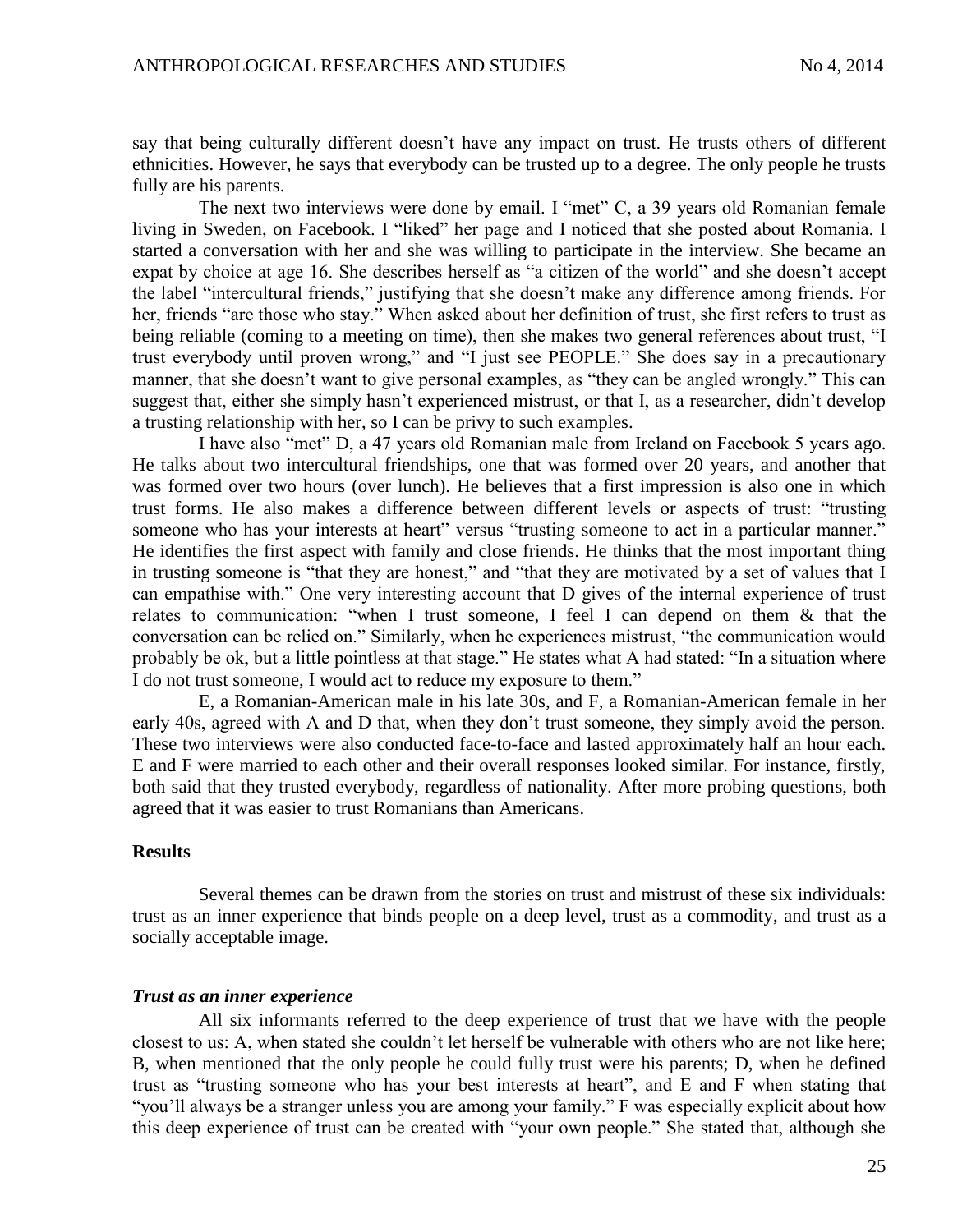say that being culturally different doesn't have any impact on trust. He trusts others of different ethnicities. However, he says that everybody can be trusted up to a degree. The only people he trusts fully are his parents.

The next two interviews were done by email. I "met" C, a 39 years old Romanian female living in Sweden, on Facebook. I "liked" her page and I noticed that she posted about Romania. I started a conversation with her and she was willing to participate in the interview. She became an expat by choice at age 16. She describes herself as "a citizen of the world" and she doesn't accept the label "intercultural friends," justifying that she doesn't make any difference among friends. For her, friends "are those who stay." When asked about her definition of trust, she first refers to trust as being reliable (coming to a meeting on time), then she makes two general references about trust, "I trust everybody until proven wrong," and "I just see PEOPLE." She does say in a precautionary manner, that she doesn't want to give personal examples, as "they can be angled wrongly." This can suggest that, either she simply hasn't experienced mistrust, or that I, as a researcher, didn't develop a trusting relationship with her, so I can be privy to such examples.

I have also "met" D, a 47 years old Romanian male from Ireland on Facebook 5 years ago. He talks about two intercultural friendships, one that was formed over 20 years, and another that was formed over two hours (over lunch). He believes that a first impression is also one in which trust forms. He also makes a difference between different levels or aspects of trust: "trusting someone who has your interests at heart" versus "trusting someone to act in a particular manner." He identifies the first aspect with family and close friends. He thinks that the most important thing in trusting someone is "that they are honest," and "that they are motivated by a set of values that I can empathise with." One very interesting account that D gives of the internal experience of trust relates to communication: "when I trust someone, I feel I can depend on them & that the conversation can be relied on." Similarly, when he experiences mistrust, "the communication would probably be ok, but a little pointless at that stage." He states what A had stated: "In a situation where I do not trust someone, I would act to reduce my exposure to them."

E, a Romanian-American male in his late 30s, and F, a Romanian-American female in her early 40s, agreed with A and D that, when they don't trust someone, they simply avoid the person. These two interviews were also conducted face-to-face and lasted approximately half an hour each. E and F were married to each other and their overall responses looked similar. For instance, firstly, both said that they trusted everybody, regardless of nationality. After more probing questions, both agreed that it was easier to trust Romanians than Americans.

## Results

Several themes can be drawn from the stories on trust and mistrust of these six individuals: trust as an inner experience that binds people on a deep level, trust as a commodity, and trust as a socially acceptable image.

### *Trust as an inner experience*

All six informants referred to the deep experience of trust that we have with the people closest to us: A, when stated she couldn't let herself be vulnerable with others who are not like here; B, when mentioned that the only people he could fully trust were his parents; D, when he defined trust as "trusting someone who has your best interests at heart", and E and F when stating that "you'll always be a stranger unless you are among your family." F was especially explicit about how this deep experience of trust can be created with "your own people." She stated that, although she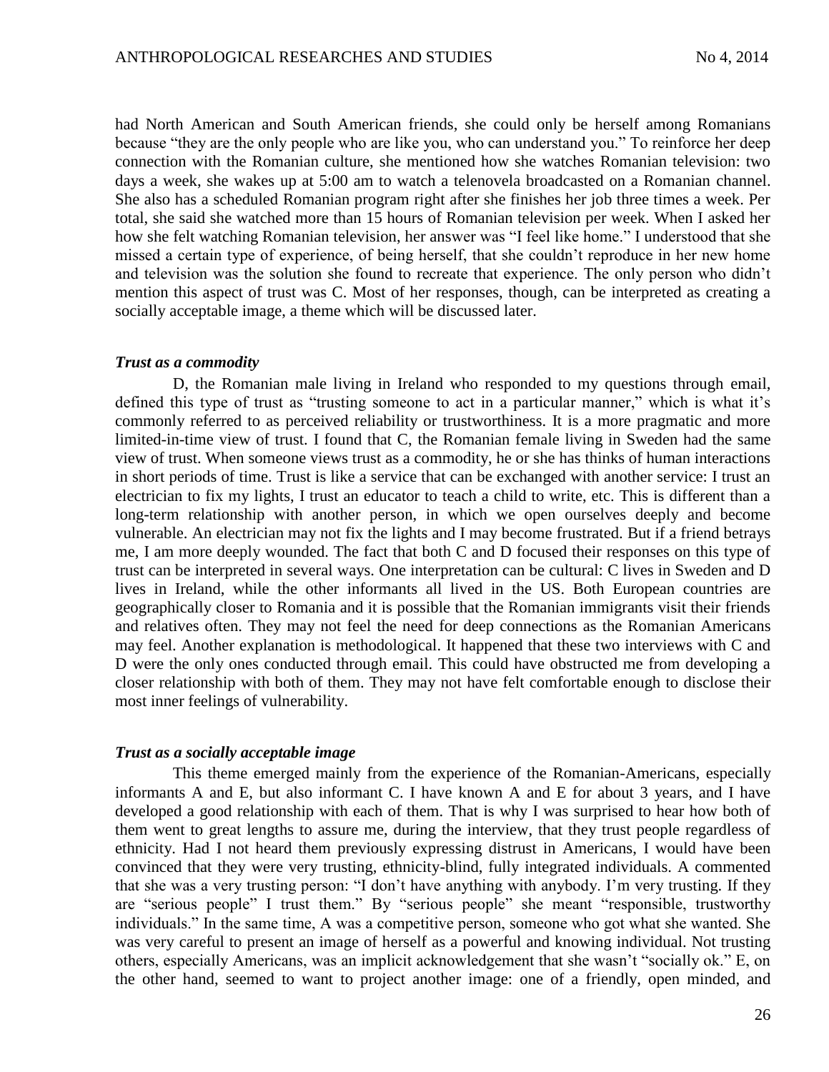had North American and South American friends, she could only be herself among Romanians because "they are the only people who are like you, who can understand you." To reinforce her deep connection with the Romanian culture, she mentioned how she watches Romanian television: two days a week, she wakes up at 5:00 am to watch a telenovela broadcasted on a Romanian channel. She also has a scheduled Romanian program right after she finishes her job three times a week. Per total, she said she watched more than 15 hours of Romanian television per week. When I asked her how she felt watching Romanian television, her answer was "I feel like home." I understood that she missed a certain type of experience, of being herself, that she couldn't reproduce in her new home and television was the solution she found to recreate that experience. The only person who didn't mention this aspect of trust was C. Most of her responses, though, can be interpreted as creating a socially acceptable image, a theme which will be discussed later.

### *Trust as a commodity*

D, the Romanian male living in Ireland who responded to my questions through email, defined this type of trust as "trusting someone to act in a particular manner," which is what it's commonly referred to as perceived reliability or trustworthiness. It is a more pragmatic and more limited-in-time view of trust. I found that C, the Romanian female living in Sweden had the same view of trust. When someone views trust as a commodity, he or she has thinks of human interactions in short periods of time. Trust is like a service that can be exchanged with another service: I trust an electrician to fix my lights, I trust an educator to teach a child to write, etc. This is different than a long-term relationship with another person, in which we open ourselves deeply and become vulnerable. An electrician may not fix the lights and I may become frustrated. But if a friend betrays me, I am more deeply wounded. The fact that both C and D focused their responses on this type of trust can be interpreted in several ways. One interpretation can be cultural: C lives in Sweden and D lives in Ireland, while the other informants all lived in the US. Both European countries are geographically closer to Romania and it is possible that the Romanian immigrants visit their friends and relatives often. They may not feel the need for deep connections as the Romanian Americans may feel. Another explanation is methodological. It happened that these two interviews with C and D were the only ones conducted through email. This could have obstructed me from developing a closer relationship with both of them. They may not have felt comfortable enough to disclose their most inner feelings of vulnerability.

### *Trust as a socially acceptable image*

This theme emerged mainly from the experience of the Romanian-Americans, especially informants A and E, but also informant C. I have known A and E for about 3 years, and I have developed a good relationship with each of them. That is why I was surprised to hear how both of them went to great lengths to assure me, during the interview, that they trust people regardless of ethnicity. Had I not heard them previously expressing distrust in Americans, I would have been convinced that they were very trusting, ethnicity-blind, fully integrated individuals. A commented that she was a very trusting person: "I don't have anything with anybody. I'm very trusting. If they are "serious people" I trust them." By "serious people" she meant "responsible, trustworthy individuals." In the same time, A was a competitive person, someone who got what she wanted. She was very careful to present an image of herself as a powerful and knowing individual. Not trusting others, especially Americans, was an implicit acknowledgement that she wasn't "socially ok." E, on the other hand, seemed to want to project another image: one of a friendly, open minded, and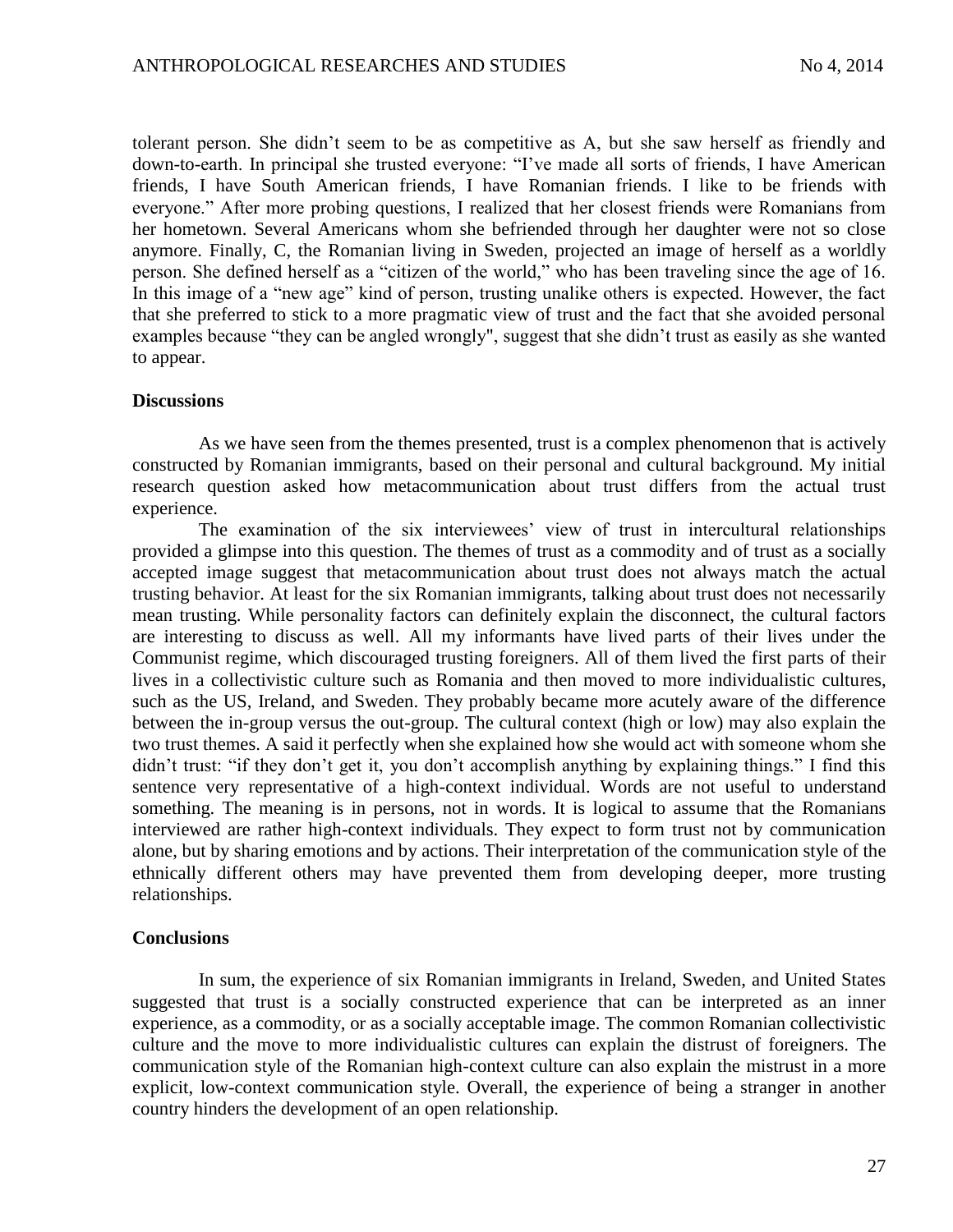tolerant person. She didn't seem to be as competitive as A, but she saw herself as friendly and down-to-earth. In principal she trusted everyone: "I've made all sorts of friends, I have American friends, I have South American friends, I have Romanian friends. I like to be friends with everyone." After more probing questions, I realized that her closest friends were Romanians from her hometown. Several Americans whom she befriended through her daughter were not so close anymore. Finally, C, the Romanian living in Sweden, projected an image of herself as a worldly person. She defined herself as a "citizen of the world," who has been traveling since the age of 16. In this image of a "new age" kind of person, trusting unalike others is expected. However, the fact that she preferred to stick to a more pragmatic view of trust and the fact that she avoided personal examples because "they can be angled wrongly", suggest that she didn't trust as easily as she wanted to appear.

**Discussions**

As we have seen from the themes presented, trust is a complex phenomenon that is actively constructed by Romanian immigrants, based on their personal and cultural background. My initial research question asked how metacommunication about trust differs from the actual trust experience.

The examination of the six interviewees' view of trust in intercultural relationships provided a glimpse into this question. The themes of trust as a commodity and of trust as a socially accepted image suggest that metacommunication about trust does not always match the actual trusting behavior. At least for the six Romanian immigrants, talking about trust does not necessarily mean trusting. While personality factors can definitely explain the disconnect, the cultural factors are interesting to discuss as well. All my informants have lived parts of their lives under the Communist regime, which discouraged trusting foreigners. All of them lived the first parts of their lives in a collectivistic culture such as Romania and then moved to more individualistic cultures, such as the US, Ireland, and Sweden. They probably became more acutely aware of the difference between the in-group versus the out-group. The cultural context (high or low) may also explain the two trust themes. A said it perfectly when she explained how she would act with someone whom she didn't trust: "if they don't get it, you don't accomplish anything by explaining things." I find this sentence very representative of a high-context individual. Words are not useful to understand something. The meaning is in persons, not in words. It is logical to assume that the Romanians interviewed are rather high-context individuals. They expect to form trust not by communication alone, but by sharing emotions and by actions. Their interpretation of the communication style of the ethnically different others may have prevented them from developing deeper, more trusting relationships.

**Conclusions**

In sum, the experience of six Romanian immigrants in Ireland, Sweden, and United States suggested that trust is a socially constructed experience that can be interpreted as an inner experience, as a commodity, or as a socially acceptable image. The common Romanian collectivistic culture and the move to more individualistic cultures can explain the distrust of foreigners. The communication style of the Romanian high-context culture can also explain the mistrust in a more explicit, low-context communication style. Overall, the experience of being a stranger in another country hinders the development of an open relationship.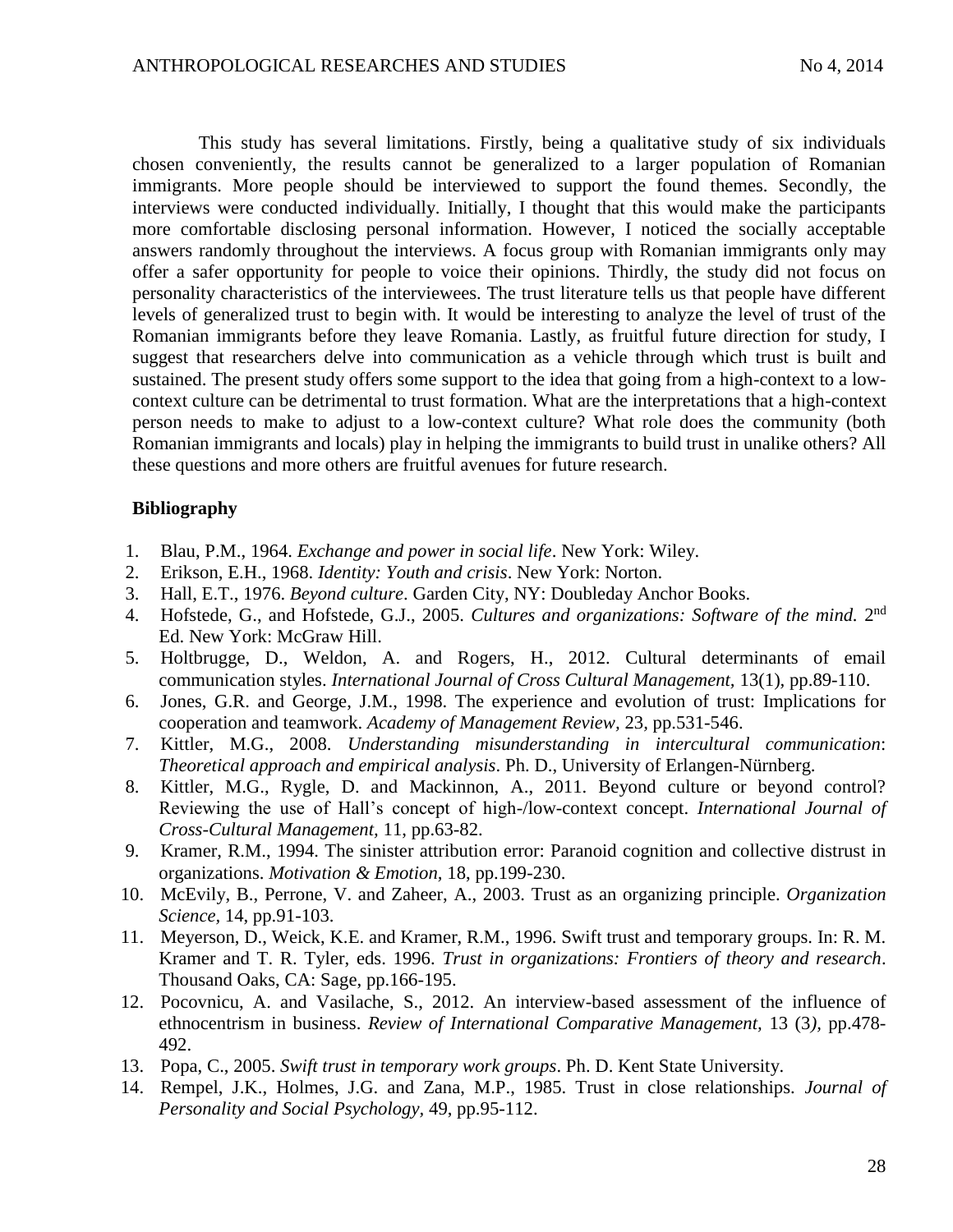This study has several limitations. Firstly, being a qualitative study of six individuals chosen conveniently, the results cannot be generalized to a larger population of Romanian immigrants. More people should be interviewed to support the found themes. Secondly, the interviews were conducted individually. Initially, I thought that this would make the participants more comfortable disclosing personal information. However, I noticed the socially acceptable answers randomly throughout the interviews. A focus group with Romanian immigrants only may offer a safer opportunity for people to voice their opinions. Thirdly, the study did not focus on personality characteristics of the interviewees. The trust literature tells us that people have different levels of generalized trust to begin with. It would be interesting to analyze the level of trust of the Romanian immigrants before they leave Romania. Lastly, as fruitful future direction for study, I suggest that researchers delve into communication as a vehicle through which trust is built and sustained. The present study offers some support to the idea that going from a high-context to a low-context culture can be detrimental to trust formation. What are the interpretations that a high-context person needs to make to adjust to a low-context culture? What role does the community (both Romanian immigrants and locals) play in helping the immigrants to build trust in unalike others? All these questions and more others are fruitful avenues for future research.

**Bibliography**

1. Blau, P.M., 1964. *Exchange and power in social life*. New York: Wiley.
2. Erikson, E.H., 1968. *Identity: Youth and crisis*. New York: Norton.
3. Hall, E.T., 1976. *Beyond culture*. Garden City, NY: Doubleday Anchor Books.
4. Hofstede, G., and Hofstede, G.J., 2005. *Cultures and organizations: Software of the mind.* 2nd Ed. New York: McGraw Hill.
5. Holtbrugge, D., Weldon, A. and Rogers, H., 2012. Cultural determinants of email communication styles. *International Journal of Cross Cultural Management,* 13(1), pp.89-110.
6. Jones, G.R. and George, J.M., 1998. The experience and evolution of trust: Implications for cooperation and teamwork. *Academy of Management Review,* 23, pp.531-546.
7. Kittler, M.G., 2008. *Understanding misunderstanding in intercultural communication*: *Theoretical approach and empirical analysis*. Ph. D., University of Erlangen-Nürnberg.
8. Kittler, M.G., Rygle, D. and Mackinnon, A., 2011. Beyond culture or beyond control? Reviewing the use of Hall's concept of high-/low-context concept. *International Journal of Cross-Cultural Management,* 11, pp.63-82.
9. Kramer, R.M., 1994. The sinister attribution error: Paranoid cognition and collective distrust in organizations. *Motivation & Emotion,* 18, pp.199-230.
10. McEvily, B., Perrone, V. and Zaheer, A., 2003. Trust as an organizing principle. *Organization Science,* 14, pp.91-103.
11. Meyerson, D., Weick, K.E. and Kramer, R.M., 1996. Swift trust and temporary groups. In: R. M. Kramer and T. R. Tyler, eds. 1996. *Trust in organizations: Frontiers of theory and research*. Thousand Oaks, CA: Sage, pp.166-195.
12. Pocovnicu, A. and Vasilache, S., 2012. An interview-based assessment of the influence of ethnocentrism in business. *Review of International Comparative Management,* 13 (3*),* pp.478-492.
13. Popa, C., 2005. *Swift trust in temporary work groups*. Ph. D. Kent State University.
14. Rempel, J.K., Holmes, J.G. and Zana, M.P., 1985. Trust in close relationships. *Journal of Personality and Social Psychology,* 49, pp.95-112.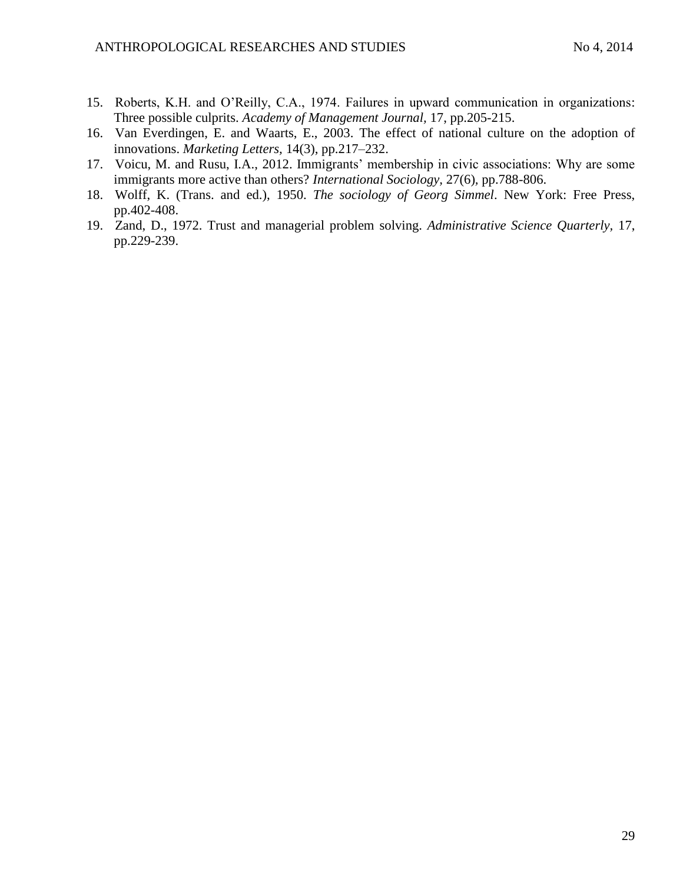15. Roberts, K.H. and O'Reilly, C.A., 1974. Failures in upward communication in organizations: Three possible culprits. *Academy of Management Journal,* 17, pp.205-215.
16. Van Everdingen, E. and Waarts, E., 2003. The effect of national culture on the adoption of innovations. *Marketing Letters,* 14(3), pp.217–232.
17. Voicu, M. and Rusu, I.A., 2012. Immigrants' membership in civic associations: Why are some immigrants more active than others? *International Sociology,* 27(6), pp.788-806.
18. Wolff, K. (Trans. and ed.), 1950. *The sociology of Georg Simmel*. New York: Free Press, pp.402-408.
19. Zand, D., 1972. Trust and managerial problem solving. *Administrative Science Quarterly*, 17, pp.229-239.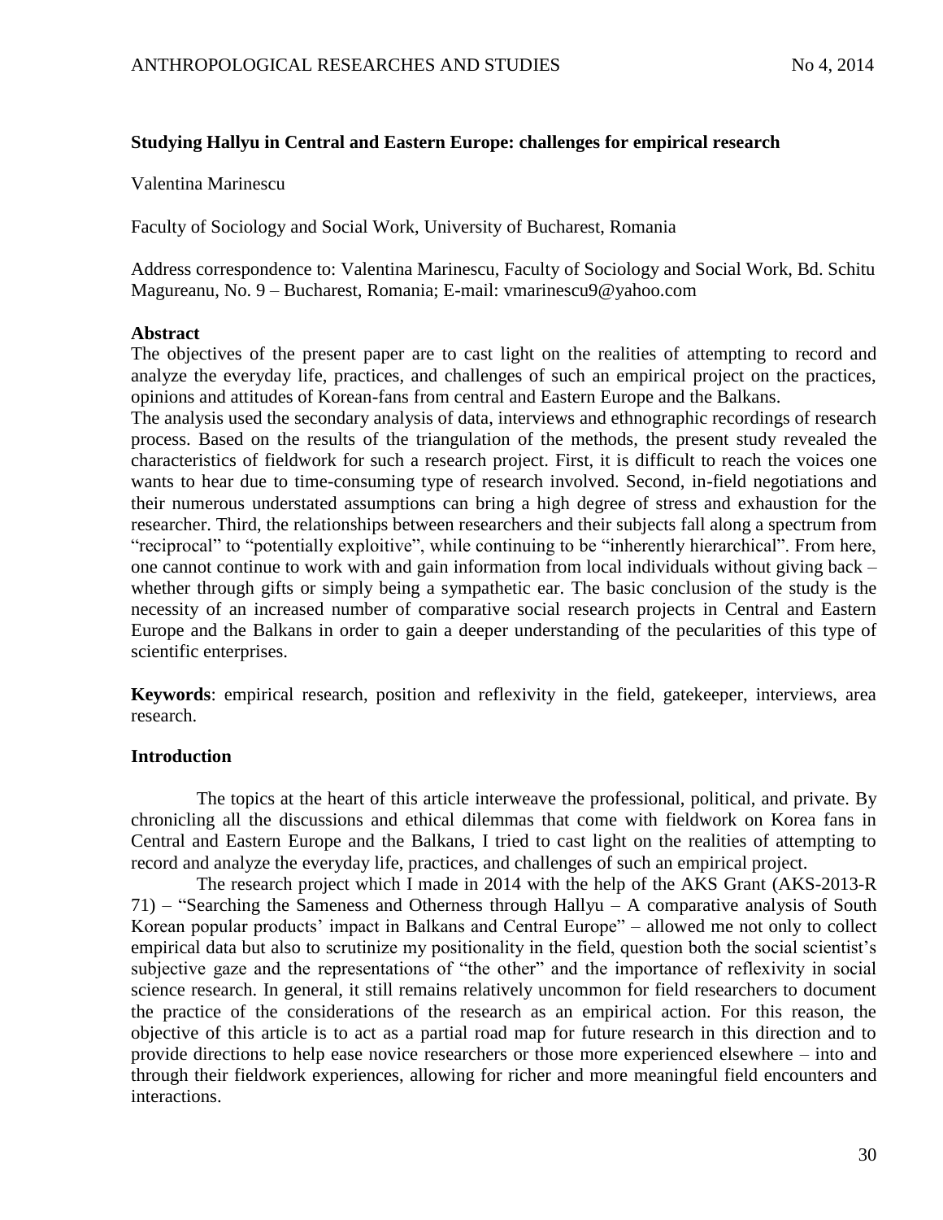## Studying Hallyu in Central and Eastern Europe: challenges for empirical research

Valentina Marinescu

Faculty of Sociology and Social Work, University of Bucharest, Romania

Address correspondence to: Valentina Marinescu, Faculty of Sociology and Social Work, Bd. Schitu Magureanu, No. 9 – Bucharest, Romania; E-mail: vmarinescu9@yahoo.com

### Abstract

The objectives of the present paper are to cast light on the realities of attempting to record and analyze the everyday life, practices, and challenges of such an empirical project on the practices, opinions and attitudes of Korean-fans from central and Eastern Europe and the Balkans.

The analysis used the secondary analysis of data, interviews and ethnographic recordings of research process. Based on the results of the triangulation of the methods, the present study revealed the characteristics of fieldwork for such a research project. First, it is difficult to reach the voices one wants to hear due to time-consuming type of research involved. Second, in-field negotiations and their numerous understated assumptions can bring a high degree of stress and exhaustion for the researcher. Third, the relationships between researchers and their subjects fall along a spectrum from "reciprocal" to "potentially exploitive", while continuing to be "inherently hierarchical". From here, one cannot continue to work with and gain information from local individuals without giving back – whether through gifts or simply being a sympathetic ear. The basic conclusion of the study is the necessity of an increased number of comparative social research projects in Central and Eastern Europe and the Balkans in order to gain a deeper understanding of the pecularities of this type of scientific enterprises.

**Keywords**: empirical research, position and reflexivity in the field, gatekeeper, interviews, area research.

### Introduction

The topics at the heart of this article interweave the professional, political, and private. By chronicling all the discussions and ethical dilemmas that come with fieldwork on Korea fans in Central and Eastern Europe and the Balkans, I tried to cast light on the realities of attempting to record and analyze the everyday life, practices, and challenges of such an empirical project.

The research project which I made in 2014 with the help of the AKS Grant (AKS-2013-R 71) – "Searching the Sameness and Otherness through Hallyu – A comparative analysis of South Korean popular products' impact in Balkans and Central Europe" – allowed me not only to collect empirical data but also to scrutinize my positionality in the field, question both the social scientist's subjective gaze and the representations of "the other" and the importance of reflexivity in social science research. In general, it still remains relatively uncommon for field researchers to document the practice of the considerations of the research as an empirical action. For this reason, the objective of this article is to act as a partial road map for future research in this direction and to provide directions to help ease novice researchers or those more experienced elsewhere – into and through their fieldwork experiences, allowing for richer and more meaningful field encounters and interactions.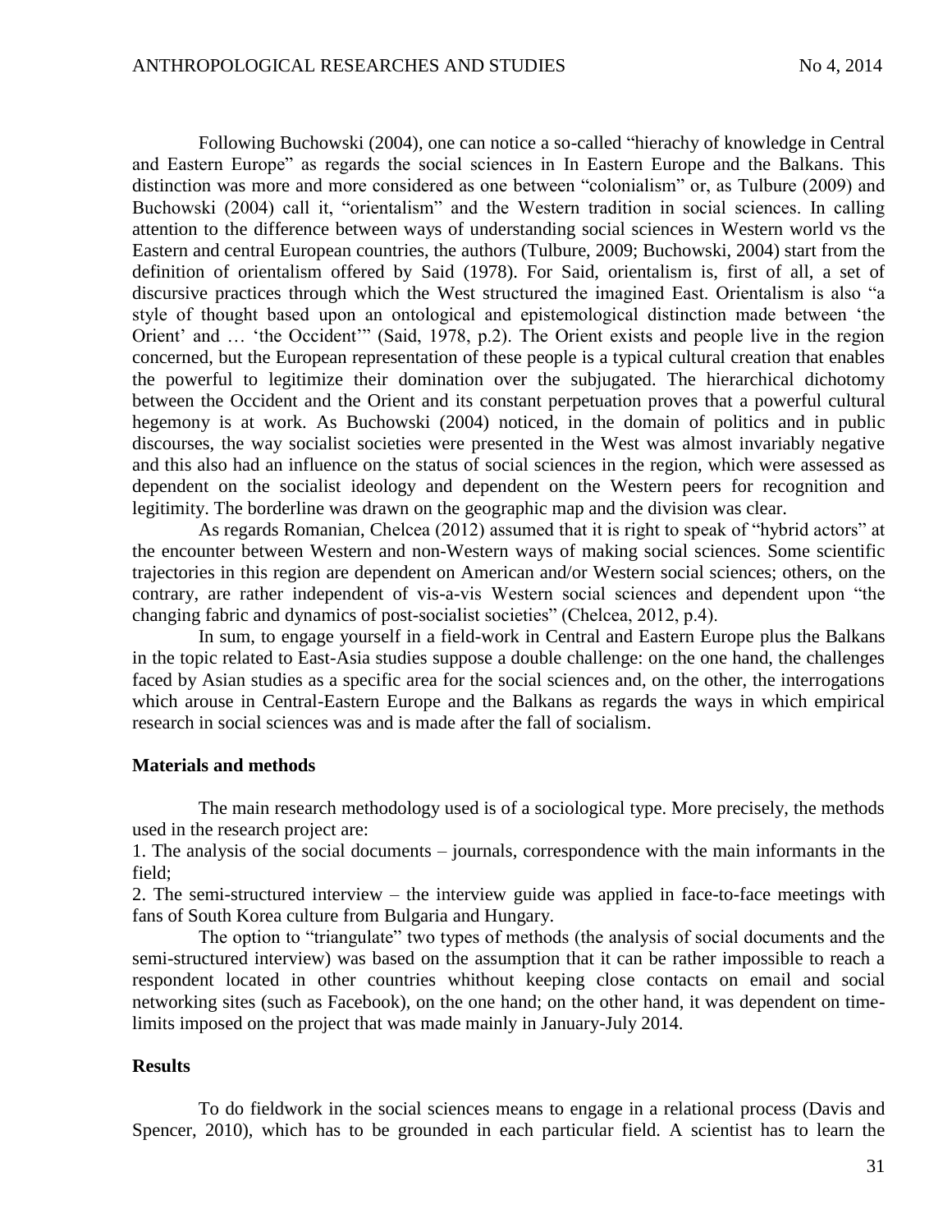Following Buchowski (2004), one can notice a so-called "hierachy of knowledge in Central and Eastern Europe" as regards the social sciences in In Eastern Europe and the Balkans. This distinction was more and more considered as one between "colonialism" or, as Tulbure (2009) and Buchowski (2004) call it, "orientalism" and the Western tradition in social sciences. In calling attention to the difference between ways of understanding social sciences in Western world vs the Eastern and central European countries, the authors (Tulbure, 2009; Buchowski, 2004) start from the definition of orientalism offered by Said (1978). For Said, orientalism is, first of all, a set of discursive practices through which the West structured the imagined East. Orientalism is also "a style of thought based upon an ontological and epistemological distinction made between 'the Orient' and … 'the Occident'" (Said, 1978, p.2). The Orient exists and people live in the region concerned, but the European representation of these people is a typical cultural creation that enables the powerful to legitimize their domination over the subjugated. The hierarchical dichotomy between the Occident and the Orient and its constant perpetuation proves that a powerful cultural hegemony is at work. As Buchowski (2004) noticed, in the domain of politics and in public discourses, the way socialist societies were presented in the West was almost invariably negative and this also had an influence on the status of social sciences in the region, which were assessed as dependent on the socialist ideology and dependent on the Western peers for recognition and legitimity. The borderline was drawn on the geographic map and the division was clear.

As regards Romanian, Chelcea (2012) assumed that it is right to speak of "hybrid actors" at the encounter between Western and non-Western ways of making social sciences. Some scientific trajectories in this region are dependent on American and/or Western social sciences; others, on the contrary, are rather independent of vis-a-vis Western social sciences and dependent upon "the changing fabric and dynamics of post-socialist societies" (Chelcea, 2012, p.4).

In sum, to engage yourself in a field-work in Central and Eastern Europe plus the Balkans in the topic related to East-Asia studies suppose a double challenge: on the one hand, the challenges faced by Asian studies as a specific area for the social sciences and, on the other, the interrogations which arouse in Central-Eastern Europe and the Balkans as regards the ways in which empirical research in social sciences was and is made after the fall of socialism.

## Materials and methods

The main research methodology used is of a sociological type. More precisely, the methods used in the research project are:

1. The analysis of the social documents – journals, correspondence with the main informants in the field;
2. The semi-structured interview – the interview guide was applied in face-to-face meetings with fans of South Korea culture from Bulgaria and Hungary.

The option to "triangulate" two types of methods (the analysis of social documents and the semi-structured interview) was based on the assumption that it can be rather impossible to reach a respondent located in other countries whithout keeping close contacts on email and social networking sites (such as Facebook), on the one hand; on the other hand, it was dependent on time-limits imposed on the project that was made mainly in January-July 2014.

## Results

To do fieldwork in the social sciences means to engage in a relational process (Davis and Spencer, 2010), which has to be grounded in each particular field. A scientist has to learn the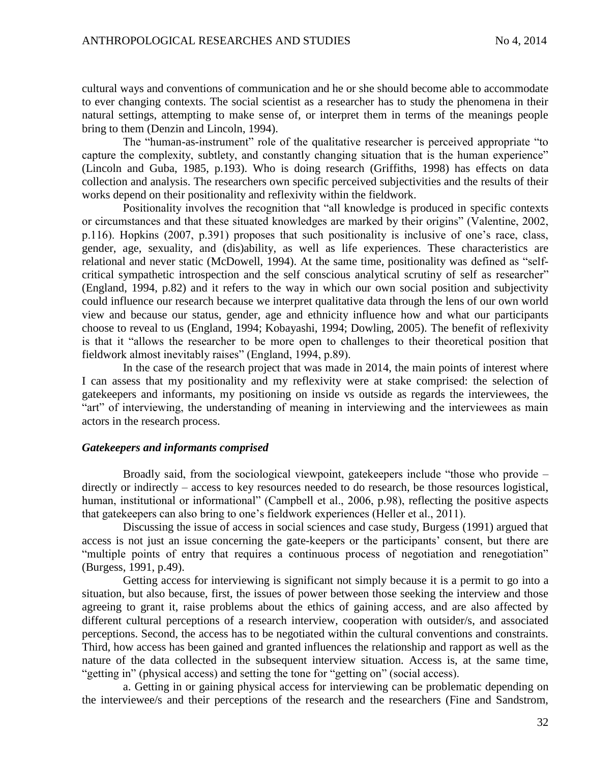cultural ways and conventions of communication and he or she should become able to accommodate to ever changing contexts. The social scientist as a researcher has to study the phenomena in their natural settings, attempting to make sense of, or interpret them in terms of the meanings people bring to them (Denzin and Lincoln, 1994).

The "human-as-instrument" role of the qualitative researcher is perceived appropriate "to capture the complexity, subtlety, and constantly changing situation that is the human experience" (Lincoln and Guba, 1985, p.193). Who is doing research (Griffiths, 1998) has effects on data collection and analysis. The researchers own specific perceived subjectivities and the results of their works depend on their positionality and reflexivity within the fieldwork.

Positionality involves the recognition that "all knowledge is produced in specific contexts or circumstances and that these situated knowledges are marked by their origins" (Valentine, 2002, p.116). Hopkins (2007, p.391) proposes that such positionality is inclusive of one's race, class, gender, age, sexuality, and (dis)ability, as well as life experiences. These characteristics are relational and never static (McDowell, 1994). At the same time, positionality was defined as "self-critical sympathetic introspection and the self conscious analytical scrutiny of self as researcher" (England, 1994, p.82) and it refers to the way in which our own social position and subjectivity could influence our research because we interpret qualitative data through the lens of our own world view and because our status, gender, age and ethnicity influence how and what our participants choose to reveal to us (England, 1994; Kobayashi, 1994; Dowling, 2005). The benefit of reflexivity is that it "allows the researcher to be more open to challenges to their theoretical position that fieldwork almost inevitably raises" (England, 1994, p.89).

In the case of the research project that was made in 2014, the main points of interest where I can assess that my positionality and my reflexivity were at stake comprised: the selection of gatekeepers and informants, my positioning on inside vs outside as regards the interviewees, the "art" of interviewing, the understanding of meaning in interviewing and the interviewees as main actors in the research process.

### *Gatekeepers and informants comprised*

Broadly said, from the sociological viewpoint, gatekeepers include "those who provide – directly or indirectly – access to key resources needed to do research, be those resources logistical, human, institutional or informational" (Campbell et al., 2006, p.98), reflecting the positive aspects that gatekeepers can also bring to one's fieldwork experiences (Heller et al., 2011).

Discussing the issue of access in social sciences and case study, Burgess (1991) argued that access is not just an issue concerning the gate-keepers or the participants' consent, but there are "multiple points of entry that requires a continuous process of negotiation and renegotiation" (Burgess, 1991, p.49).

Getting access for interviewing is significant not simply because it is a permit to go into a situation, but also because, first, the issues of power between those seeking the interview and those agreeing to grant it, raise problems about the ethics of gaining access, and are also affected by different cultural perceptions of a research interview, cooperation with outsider/s, and associated perceptions. Second, the access has to be negotiated within the cultural conventions and constraints. Third, how access has been gained and granted influences the relationship and rapport as well as the nature of the data collected in the subsequent interview situation. Access is, at the same time, "getting in" (physical access) and setting the tone for "getting on" (social access).

a. Getting in or gaining physical access for interviewing can be problematic depending on the interviewee/s and their perceptions of the research and the researchers (Fine and Sandstrom,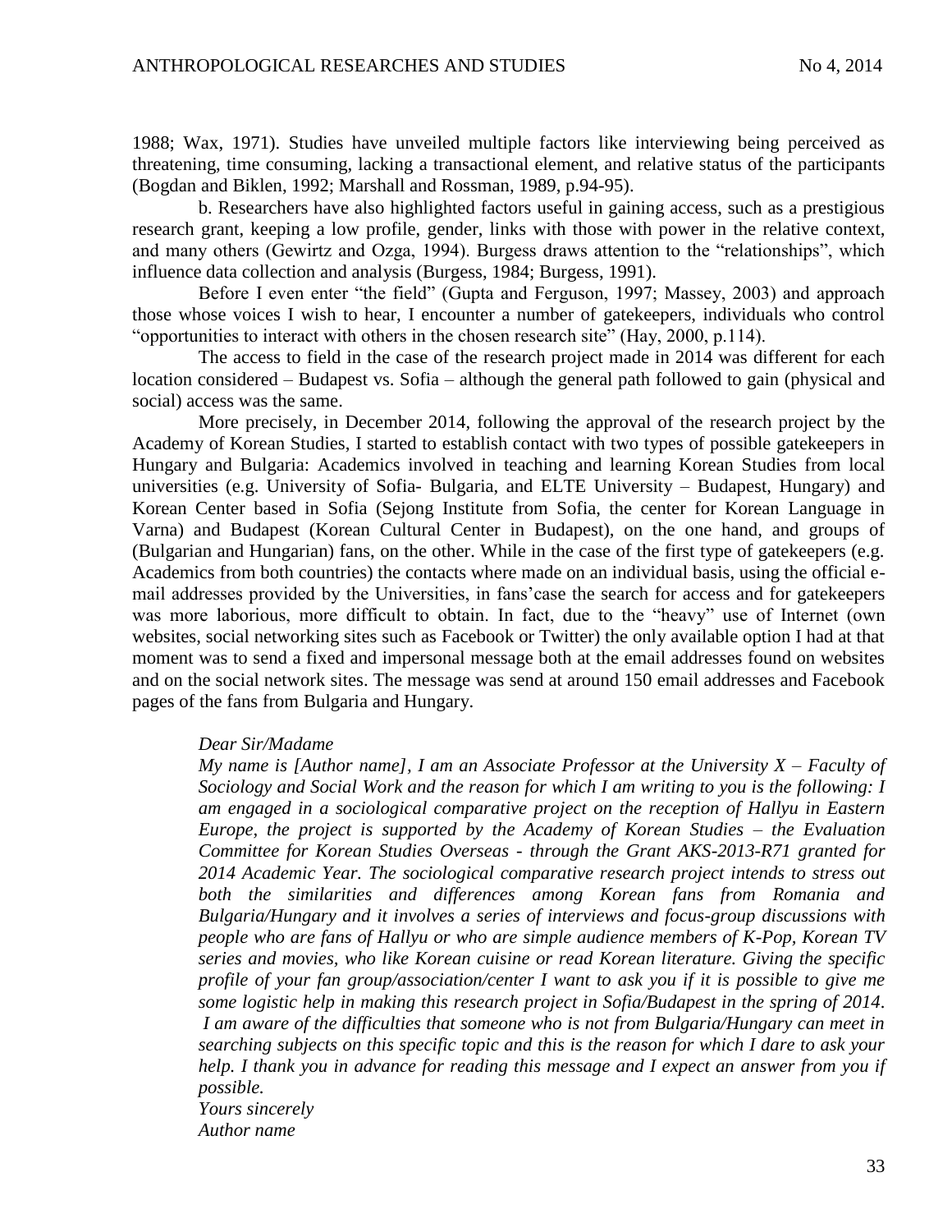1988; Wax, 1971). Studies have unveiled multiple factors like interviewing being perceived as threatening, time consuming, lacking a transactional element, and relative status of the participants (Bogdan and Biklen, 1992; Marshall and Rossman, 1989, p.94-95).

b. Researchers have also highlighted factors useful in gaining access, such as a prestigious research grant, keeping a low profile, gender, links with those with power in the relative context, and many others (Gewirtz and Ozga, 1994). Burgess draws attention to the "relationships", which influence data collection and analysis (Burgess, 1984; Burgess, 1991).

Before I even enter "the field" (Gupta and Ferguson, 1997; Massey, 2003) and approach those whose voices I wish to hear, I encounter a number of gatekeepers, individuals who control "opportunities to interact with others in the chosen research site" (Hay, 2000, p.114).

The access to field in the case of the research project made in 2014 was different for each location considered – Budapest vs. Sofia – although the general path followed to gain (physical and social) access was the same.

More precisely, in December 2014, following the approval of the research project by the Academy of Korean Studies, I started to establish contact with two types of possible gatekeepers in Hungary and Bulgaria: Academics involved in teaching and learning Korean Studies from local universities (e.g. University of Sofia- Bulgaria, and ELTE University – Budapest, Hungary) and Korean Center based in Sofia (Sejong Institute from Sofia, the center for Korean Language in Varna) and Budapest (Korean Cultural Center in Budapest), on the one hand, and groups of (Bulgarian and Hungarian) fans, on the other. While in the case of the first type of gatekeepers (e.g. Academics from both countries) the contacts where made on an individual basis, using the official e-mail addresses provided by the Universities, in fans'case the search for access and for gatekeepers was more laborious, more difficult to obtain. In fact, due to the "heavy" use of Internet (own websites, social networking sites such as Facebook or Twitter) the only available option I had at that moment was to send a fixed and impersonal message both at the email addresses found on websites and on the social network sites. The message was send at around 150 email addresses and Facebook pages of the fans from Bulgaria and Hungary.

> *Dear Sir/Madame*
>
> *My name is [Author name], I am an Associate Professor at the University X – Faculty of Sociology and Social Work and the reason for which I am writing to you is the following: I am engaged in a sociological comparative project on the reception of Hallyu in Eastern Europe, the project is supported by the Academy of Korean Studies – the Evaluation Committee for Korean Studies Overseas - through the Grant AKS-2013-R71 granted for 2014 Academic Year. The sociological comparative research project intends to stress out both the similarities and differences among Korean fans from Romania and Bulgaria/Hungary and it involves a series of interviews and focus-group discussions with people who are fans of Hallyu or who are simple audience members of K-Pop, Korean TV series and movies, who like Korean cuisine or read Korean literature. Giving the specific profile of your fan group/association/center I want to ask you if it is possible to give me some logistic help in making this research project in Sofia/Budapest in the spring of 2014. I am aware of the difficulties that someone who is not from Bulgaria/Hungary can meet in searching subjects on this specific topic and this is the reason for which I dare to ask your help. I thank you in advance for reading this message and I expect an answer from you if possible.*
>
> *Yours sincerely*
>
> *Author name*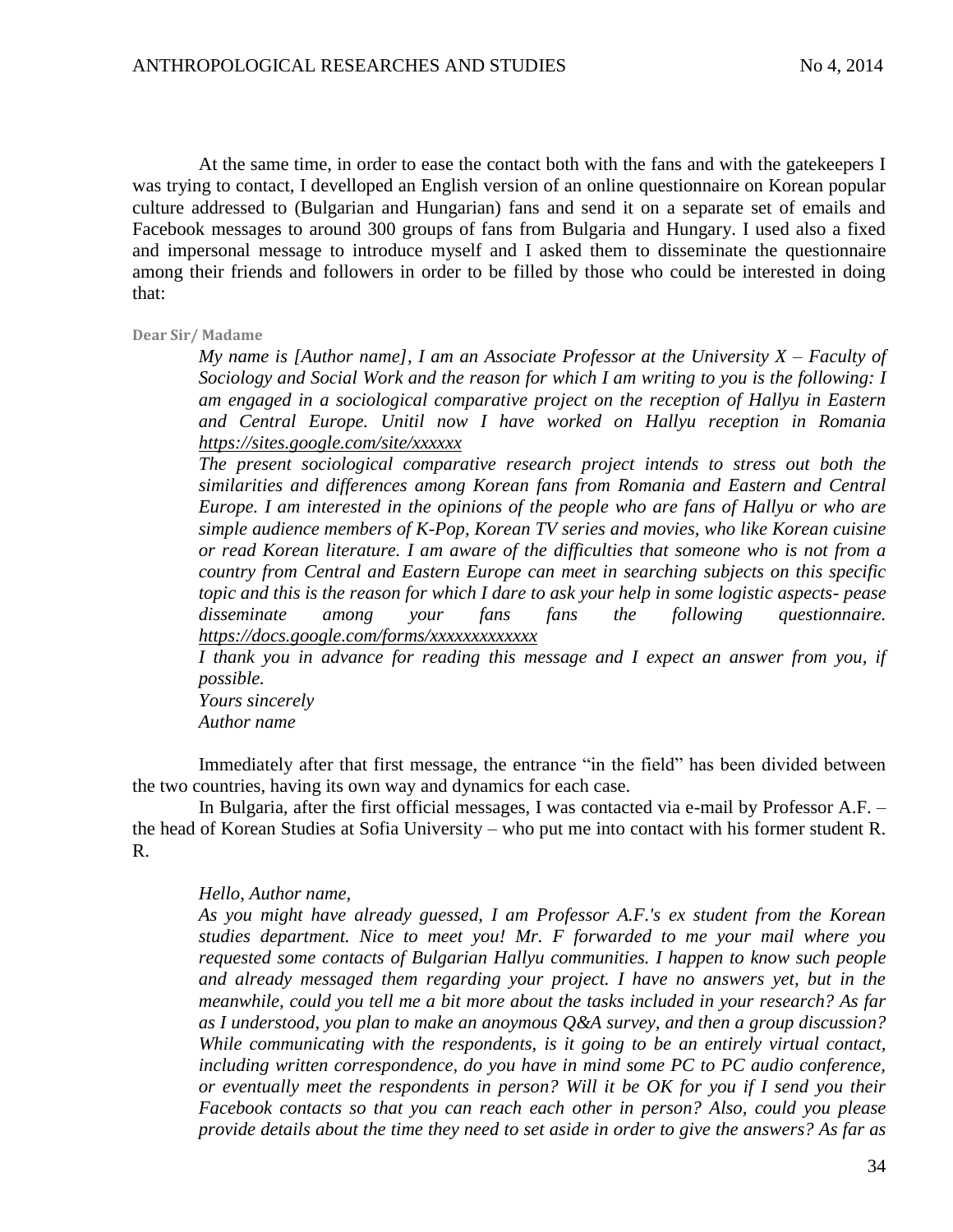At the same time, in order to ease the contact both with the fans and with the gatekeepers I was trying to contact, I develloped an English version of an online questionnaire on Korean popular culture addressed to (Bulgarian and Hungarian) fans and send it on a separate set of emails and Facebook messages to around 300 groups of fans from Bulgaria and Hungary. I used also a fixed and impersonal message to introduce myself and I asked them to disseminate the questionnaire among their friends and followers in order to be filled by those who could be interested in doing that:

**Dear Sir/ Madame**

> *My name is [Author name], I am an Associate Professor at the University X – Faculty of Sociology and Social Work and the reason for which I am writing to you is the following: I am engaged in a sociological comparative project on the reception of Hallyu in Eastern and Central Europe. Unitil now I have worked on Hallyu reception in Romania https://sites.google.com/site/xxxxxx*
>
> *The present sociological comparative research project intends to stress out both the similarities and differences among Korean fans from Romania and Eastern and Central Europe. I am interested in the opinions of the people who are fans of Hallyu or who are simple audience members of K-Pop, Korean TV series and movies, who like Korean cuisine or read Korean literature. I am aware of the difficulties that someone who is not from a country from Central and Eastern Europe can meet in searching subjects on this specific topic and this is the reason for which I dare to ask your help in some logistic aspects- pease disseminate among your fans fans the following questionnaire. https://docs.google.com/forms/xxxxxxxxxxxxx*
>
> *I thank you in advance for reading this message and I expect an answer from you, if possible.*
>
> *Yours sincerely*
>
> *Author name*

Immediately after that first message, the entrance "in the field" has been divided between the two countries, having its own way and dynamics for each case.

In Bulgaria, after the first official messages, I was contacted via e-mail by Professor A.F. – the head of Korean Studies at Sofia University – who put me into contact with his former student R. R.

> *Hello, Author name,*
>
> *As you might have already guessed, I am Professor A.F.'s ex student from the Korean studies department. Nice to meet you! Mr. F forwarded to me your mail where you requested some contacts of Bulgarian Hallyu communities. I happen to know such people and already messaged them regarding your project. I have no answers yet, but in the meanwhile, could you tell me a bit more about the tasks included in your research? As far as I understood, you plan to make an anoymous Q&A survey, and then a group discussion? While communicating with the respondents, is it going to be an entirely virtual contact, including written correspondence, do you have in mind some PC to PC audio conference, or eventually meet the respondents in person? Will it be OK for you if I send you their Facebook contacts so that you can reach each other in person? Also, could you please provide details about the time they need to set aside in order to give the answers? As far as*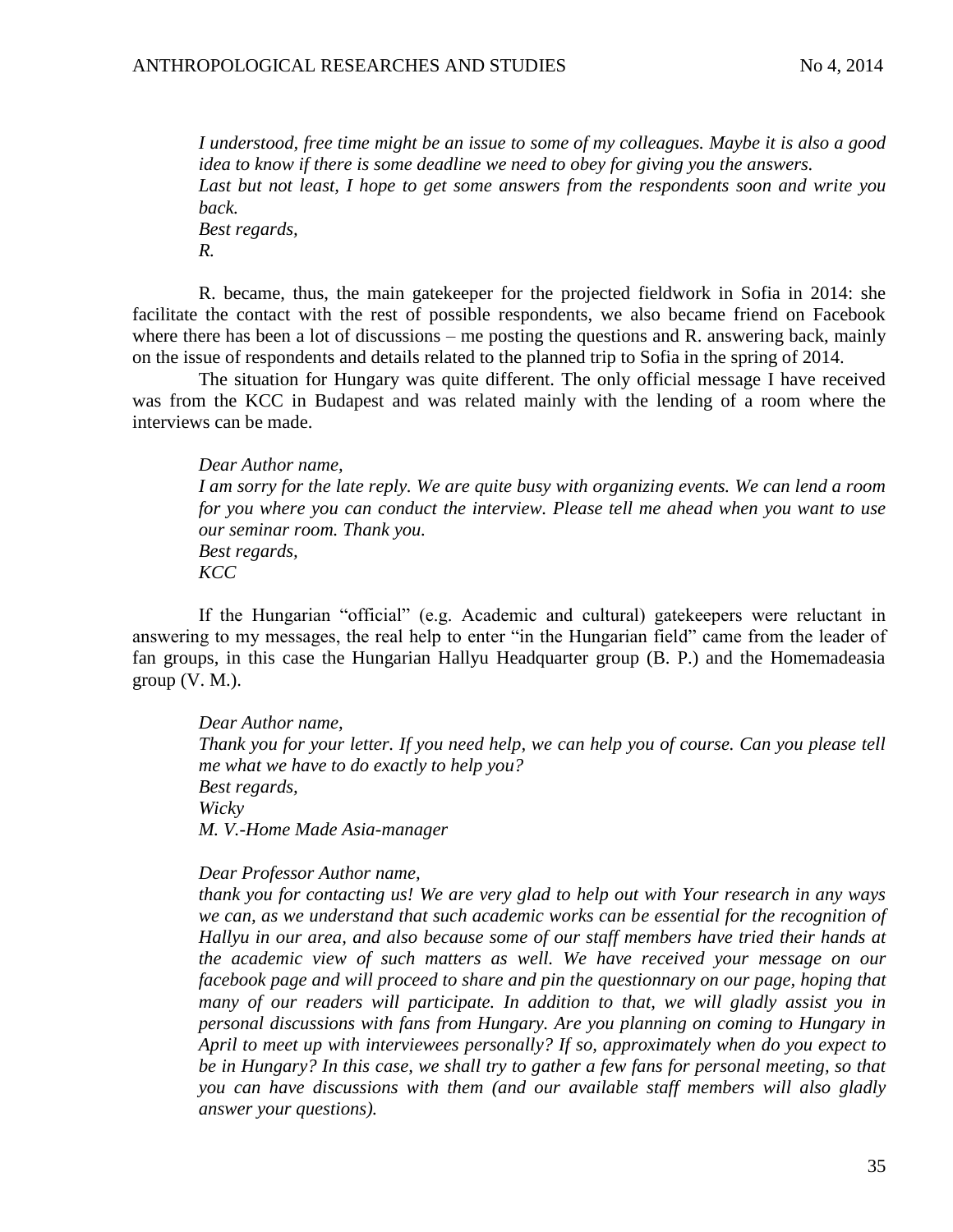*I understood, free time might be an issue to some of my colleagues. Maybe it is also a good idea to know if there is some deadline we need to obey for giving you the answers.*
*Last but not least, I hope to get some answers from the respondents soon and write you back.*
*Best regards,*
*R.*

R. became, thus, the main gatekeeper for the projected fieldwork in Sofia in 2014: she facilitate the contact with the rest of possible respondents, we also became friend on Facebook where there has been a lot of discussions – me posting the questions and R. answering back, mainly on the issue of respondents and details related to the planned trip to Sofia in the spring of 2014.

The situation for Hungary was quite different. The only official message I have received was from the KCC in Budapest and was related mainly with the lending of a room where the interviews can be made.

*Dear Author name,*
*I am sorry for the late reply. We are quite busy with organizing events. We can lend a room for you where you can conduct the interview. Please tell me ahead when you want to use our seminar room. Thank you.*
*Best regards,*
*KCC*

If the Hungarian "official" (e.g. Academic and cultural) gatekeepers were reluctant in answering to my messages, the real help to enter "in the Hungarian field" came from the leader of fan groups, in this case the Hungarian Hallyu Headquarter group (B. P.) and the Homemadeasia group (V. M.).

*Dear Author name,*
*Thank you for your letter. If you need help, we can help you of course. Can you please tell me what we have to do exactly to help you?*
*Best regards,*
*Wicky*
*M. V.-Home Made Asia-manager*

*Dear Professor Author name,*
*thank you for contacting us! We are very glad to help out with Your research in any ways we can, as we understand that such academic works can be essential for the recognition of Hallyu in our area, and also because some of our staff members have tried their hands at the academic view of such matters as well. We have received your message on our facebook page and will proceed to share and pin the questionnary on our page, hoping that many of our readers will participate. In addition to that, we will gladly assist you in personal discussions with fans from Hungary. Are you planning on coming to Hungary in April to meet up with interviewees personally? If so, approximately when do you expect to be in Hungary? In this case, we shall try to gather a few fans for personal meeting, so that you can have discussions with them (and our available staff members will also gladly answer your questions).*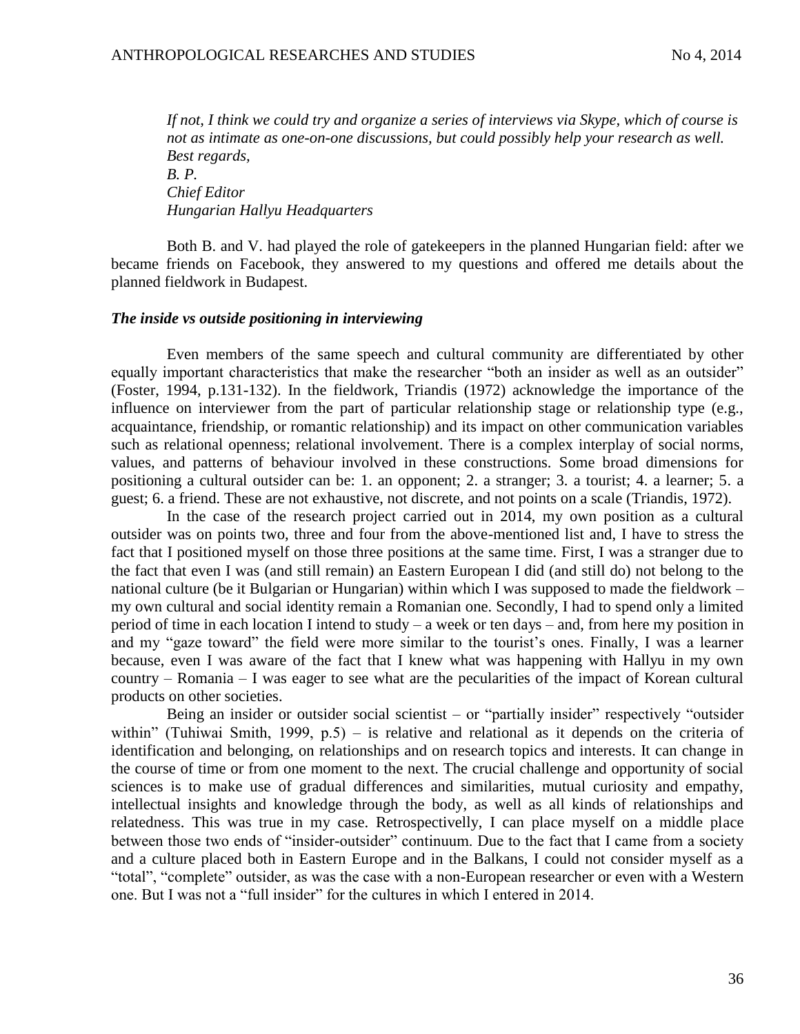*If not, I think we could try and organize a series of interviews via Skype, which of course is not as intimate as one-on-one discussions, but could possibly help your research as well.*
*Best regards,*
*B. P.*
*Chief Editor*
*Hungarian Hallyu Headquarters*

Both B. and V. had played the role of gatekeepers in the planned Hungarian field: after we became friends on Facebook, they answered to my questions and offered me details about the planned fieldwork in Budapest.

***The inside vs outside positioning in interviewing***

Even members of the same speech and cultural community are differentiated by other equally important characteristics that make the researcher "both an insider as well as an outsider" (Foster, 1994, p.131-132). In the fieldwork, Triandis (1972) acknowledge the importance of the influence on interviewer from the part of particular relationship stage or relationship type (e.g., acquaintance, friendship, or romantic relationship) and its impact on other communication variables such as relational openness; relational involvement. There is a complex interplay of social norms, values, and patterns of behaviour involved in these constructions. Some broad dimensions for positioning a cultural outsider can be: 1. an opponent; 2. a stranger; 3. a tourist; 4. a learner; 5. a guest; 6. a friend. These are not exhaustive, not discrete, and not points on a scale (Triandis, 1972).

In the case of the research project carried out in 2014, my own position as a cultural outsider was on points two, three and four from the above-mentioned list and, I have to stress the fact that I positioned myself on those three positions at the same time. First, I was a stranger due to the fact that even I was (and still remain) an Eastern European I did (and still do) not belong to the national culture (be it Bulgarian or Hungarian) within which I was supposed to made the fieldwork – my own cultural and social identity remain a Romanian one. Secondly, I had to spend only a limited period of time in each location I intend to study – a week or ten days – and, from here my position in and my "gaze toward" the field were more similar to the tourist's ones. Finally, I was a learner because, even I was aware of the fact that I knew what was happening with Hallyu in my own country – Romania – I was eager to see what are the pecularities of the impact of Korean cultural products on other societies.

Being an insider or outsider social scientist – or "partially insider" respectively "outsider within" (Tuhiwai Smith, 1999, p.5) – is relative and relational as it depends on the criteria of identification and belonging, on relationships and on research topics and interests. It can change in the course of time or from one moment to the next. The crucial challenge and opportunity of social sciences is to make use of gradual differences and similarities, mutual curiosity and empathy, intellectual insights and knowledge through the body, as well as all kinds of relationships and relatedness. This was true in my case. Retrospectivelly, I can place myself on a middle place between those two ends of "insider-outsider" continuum. Due to the fact that I came from a society and a culture placed both in Eastern Europe and in the Balkans, I could not consider myself as a "total", "complete" outsider, as was the case with a non-European researcher or even with a Western one. But I was not a "full insider" for the cultures in which I entered in 2014.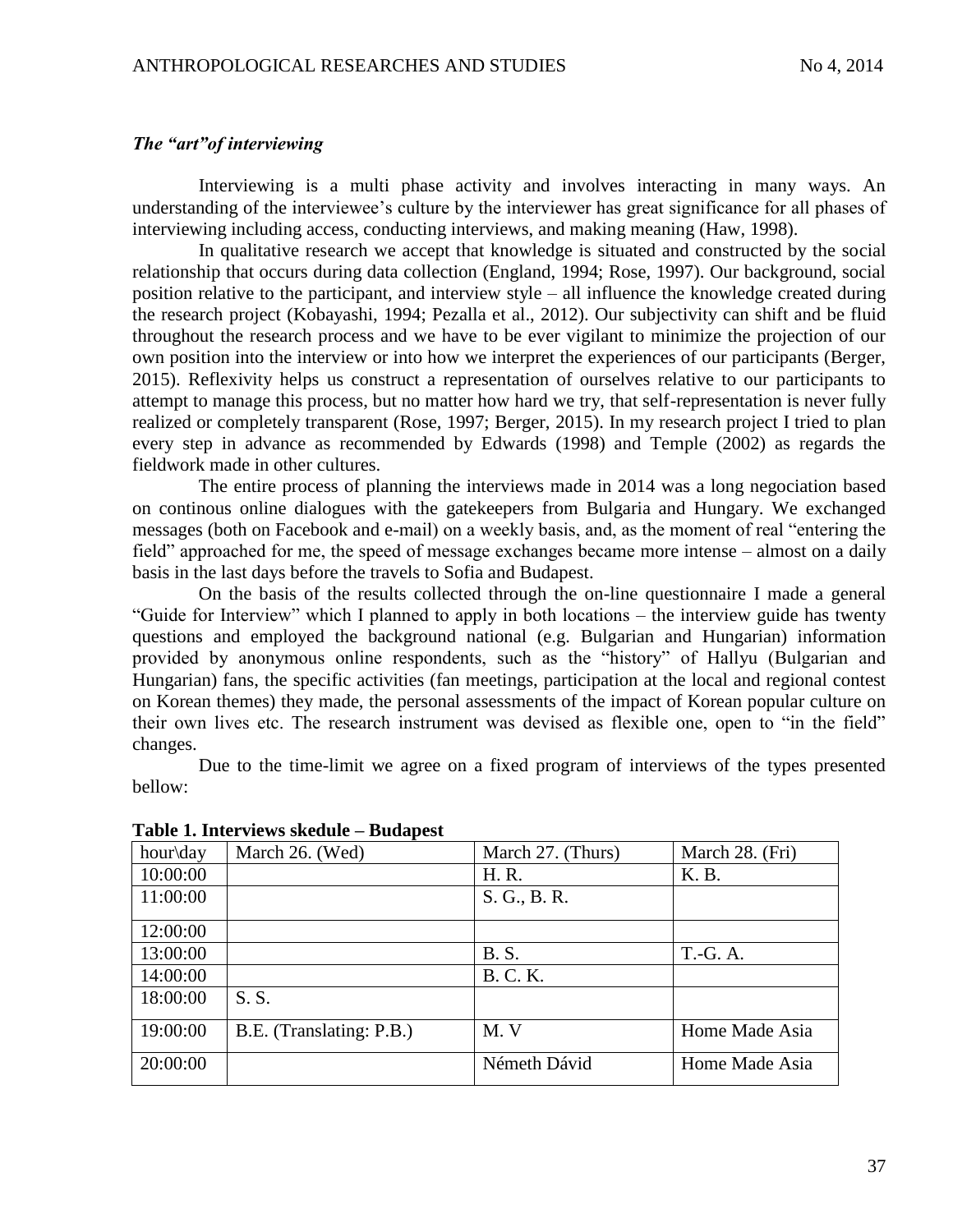### *The "art"of interviewing*

Interviewing is a multi phase activity and involves interacting in many ways. An understanding of the interviewee's culture by the interviewer has great significance for all phases of interviewing including access, conducting interviews, and making meaning (Haw, 1998).

In qualitative research we accept that knowledge is situated and constructed by the social relationship that occurs during data collection (England, 1994; Rose, 1997). Our background, social position relative to the participant, and interview style – all influence the knowledge created during the research project (Kobayashi, 1994; Pezalla et al., 2012). Our subjectivity can shift and be fluid throughout the research process and we have to be ever vigilant to minimize the projection of our own position into the interview or into how we interpret the experiences of our participants (Berger, 2015). Reflexivity helps us construct a representation of ourselves relative to our participants to attempt to manage this process, but no matter how hard we try, that self-representation is never fully realized or completely transparent (Rose, 1997; Berger, 2015). In my research project I tried to plan every step in advance as recommended by Edwards (1998) and Temple (2002) as regards the fieldwork made in other cultures.

The entire process of planning the interviews made in 2014 was a long negociation based on continous online dialogues with the gatekeepers from Bulgaria and Hungary. We exchanged messages (both on Facebook and e-mail) on a weekly basis, and, as the moment of real "entering the field" approached for me, the speed of message exchanges became more intense – almost on a daily basis in the last days before the travels to Sofia and Budapest.

On the basis of the results collected through the on-line questionnaire I made a general "Guide for Interview" which I planned to apply in both locations – the interview guide has twenty questions and employed the background national (e.g. Bulgarian and Hungarian) information provided by anonymous online respondents, such as the "history" of Hallyu (Bulgarian and Hungarian) fans, the specific activities (fan meetings, participation at the local and regional contest on Korean themes) they made, the personal assessments of the impact of Korean popular culture on their own lives etc. The research instrument was devised as flexible one, open to "in the field" changes.

Due to the time-limit we agree on a fixed program of interviews of the types presented bellow:

**Table 1. Interviews skedule – Budapest**

| hour\day | March 26. (Wed) | March 27. (Thurs) | March 28. (Fri) |
|---|---|---|---|
| 10:00:00 | | H. R. | K. B. |
| 11:00:00 | | S. G., B. R. | |
| 12:00:00 | | | |
| 13:00:00 | | B. S. | T.-G. A. |
| 14:00:00 | | B. C. K. | |
| 18:00:00 | S. S. | | |
| 19:00:00 | B.E. (Translating: P.B.) | M. V | Home Made Asia |
| 20:00:00 | | Németh Dávid | Home Made Asia |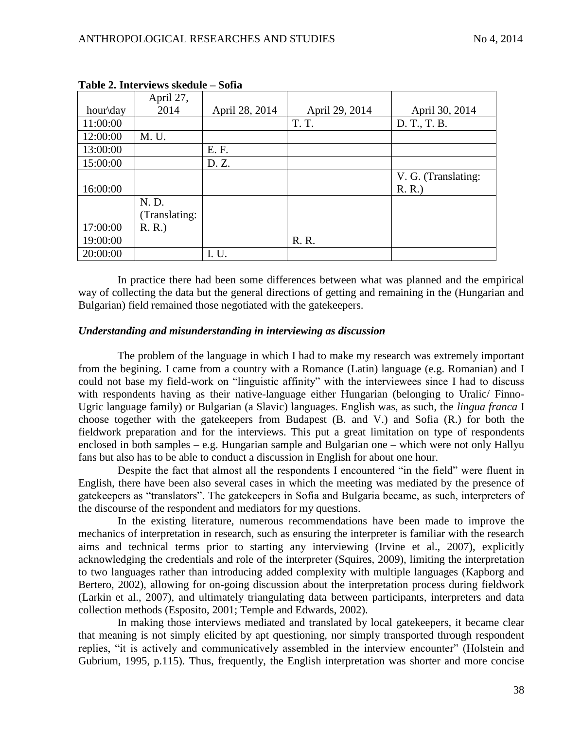**Table 2. Interviews skedule – Sofia**

| hour\day | April 27, 2014 | April 28, 2014 | April 29, 2014 | April 30, 2014 |
|---|---|---|---|---|
| 11:00:00 | | | T. T. | D. T., T. B. |
| 12:00:00 | M. U. | | | |
| 13:00:00 | | E. F. | | |
| 15:00:00 | | D. Z. | | |
| 16:00:00 | | | | V. G. (Translating: R. R.) |
| 17:00:00 | N. D. (Translating: R. R.) | | | |
| 19:00:00 | | | R. R. | |
| 20:00:00 | | I. U. | | |

In practice there had been some differences between what was planned and the empirical way of collecting the data but the general directions of getting and remaining in the (Hungarian and Bulgarian) field remained those negotiated with the gatekeepers.

### *Understanding and misunderstanding in interviewing as discussion*

The problem of the language in which I had to make my research was extremely important from the begining. I came from a country with a Romance (Latin) language (e.g. Romanian) and I could not base my field-work on "linguistic affinity" with the interviewees since I had to discuss with respondents having as their native-language either Hungarian (belonging to Uralic/ Finno-Ugric language family) or Bulgarian (a Slavic) languages. English was, as such, the *lingua franca* I choose together with the gatekeepers from Budapest (B. and V.) and Sofia (R.) for both the fieldwork preparation and for the interviews. This put a great limitation on type of respondents enclosed in both samples – e.g. Hungarian sample and Bulgarian one – which were not only Hallyu fans but also has to be able to conduct a discussion in English for about one hour.

Despite the fact that almost all the respondents I encountered "in the field" were fluent in English, there have been also several cases in which the meeting was mediated by the presence of gatekeepers as "translators". The gatekeepers in Sofia and Bulgaria became, as such, interpreters of the discourse of the respondent and mediators for my questions.

In the existing literature, numerous recommendations have been made to improve the mechanics of interpretation in research, such as ensuring the interpreter is familiar with the research aims and technical terms prior to starting any interviewing (Irvine et al., 2007), explicitly acknowledging the credentials and role of the interpreter (Squires, 2009), limiting the interpretation to two languages rather than introducing added complexity with multiple languages (Kapborg and Bertero, 2002), allowing for on-going discussion about the interpretation process during fieldwork (Larkin et al., 2007), and ultimately triangulating data between participants, interpreters and data collection methods (Esposito, 2001; Temple and Edwards, 2002).

In making those interviews mediated and translated by local gatekeepers, it became clear that meaning is not simply elicited by apt questioning, nor simply transported through respondent replies, "it is actively and communicatively assembled in the interview encounter" (Holstein and Gubrium, 1995, p.115). Thus, frequently, the English interpretation was shorter and more concise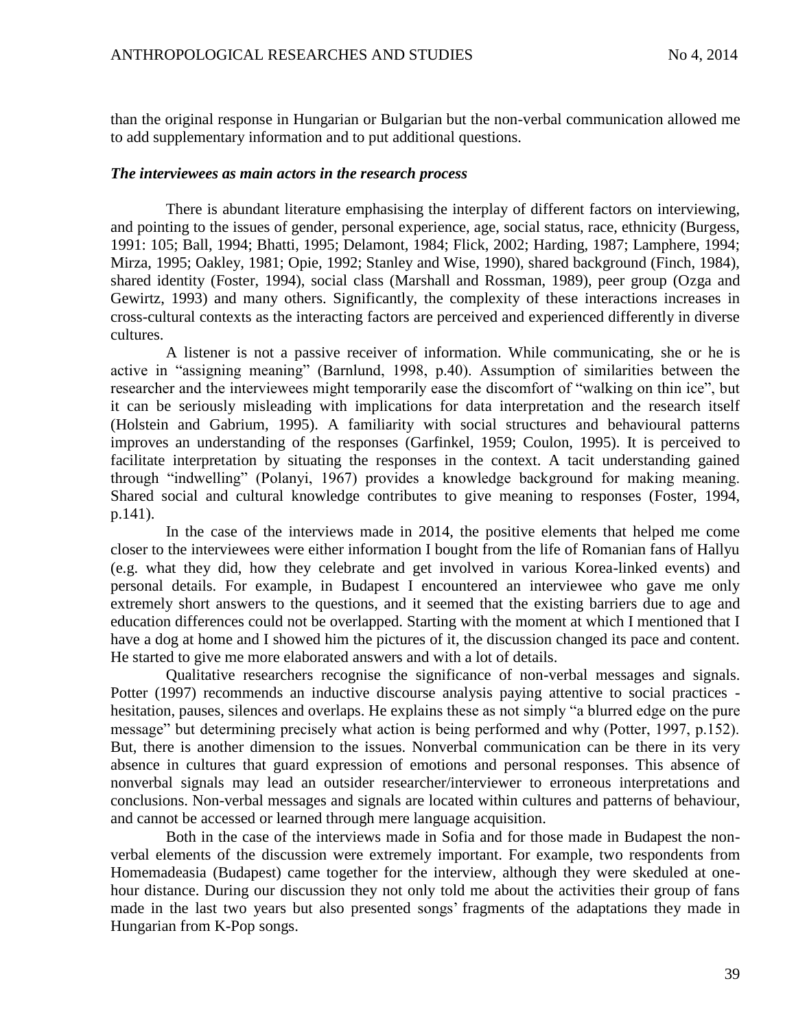than the original response in Hungarian or Bulgarian but the non-verbal communication allowed me to add supplementary information and to put additional questions.

### *The interviewees as main actors in the research process*

There is abundant literature emphasising the interplay of different factors on interviewing, and pointing to the issues of gender, personal experience, age, social status, race, ethnicity (Burgess, 1991: 105; Ball, 1994; Bhatti, 1995; Delamont, 1984; Flick, 2002; Harding, 1987; Lamphere, 1994; Mirza, 1995; Oakley, 1981; Opie, 1992; Stanley and Wise, 1990), shared background (Finch, 1984), shared identity (Foster, 1994), social class (Marshall and Rossman, 1989), peer group (Ozga and Gewirtz, 1993) and many others. Significantly, the complexity of these interactions increases in cross-cultural contexts as the interacting factors are perceived and experienced differently in diverse cultures.

A listener is not a passive receiver of information. While communicating, she or he is active in "assigning meaning" (Barnlund, 1998, p.40). Assumption of similarities between the researcher and the interviewees might temporarily ease the discomfort of "walking on thin ice", but it can be seriously misleading with implications for data interpretation and the research itself (Holstein and Gabrium, 1995). A familiarity with social structures and behavioural patterns improves an understanding of the responses (Garfinkel, 1959; Coulon, 1995). It is perceived to facilitate interpretation by situating the responses in the context. A tacit understanding gained through "indwelling" (Polanyi, 1967) provides a knowledge background for making meaning. Shared social and cultural knowledge contributes to give meaning to responses (Foster, 1994, p.141).

In the case of the interviews made in 2014, the positive elements that helped me come closer to the interviewees were either information I bought from the life of Romanian fans of Hallyu (e.g. what they did, how they celebrate and get involved in various Korea-linked events) and personal details. For example, in Budapest I encountered an interviewee who gave me only extremely short answers to the questions, and it seemed that the existing barriers due to age and education differences could not be overlapped. Starting with the moment at which I mentioned that I have a dog at home and I showed him the pictures of it, the discussion changed its pace and content. He started to give me more elaborated answers and with a lot of details.

Qualitative researchers recognise the significance of non-verbal messages and signals. Potter (1997) recommends an inductive discourse analysis paying attentive to social practices - hesitation, pauses, silences and overlaps. He explains these as not simply "a blurred edge on the pure message" but determining precisely what action is being performed and why (Potter, 1997, p.152). But, there is another dimension to the issues. Nonverbal communication can be there in its very absence in cultures that guard expression of emotions and personal responses. This absence of nonverbal signals may lead an outsider researcher/interviewer to erroneous interpretations and conclusions. Non-verbal messages and signals are located within cultures and patterns of behaviour, and cannot be accessed or learned through mere language acquisition.

Both in the case of the interviews made in Sofia and for those made in Budapest the non-verbal elements of the discussion were extremely important. For example, two respondents from Homemadeasia (Budapest) came together for the interview, although they were skeduled at one-hour distance. During our discussion they not only told me about the activities their group of fans made in the last two years but also presented songs' fragments of the adaptations they made in Hungarian from K-Pop songs.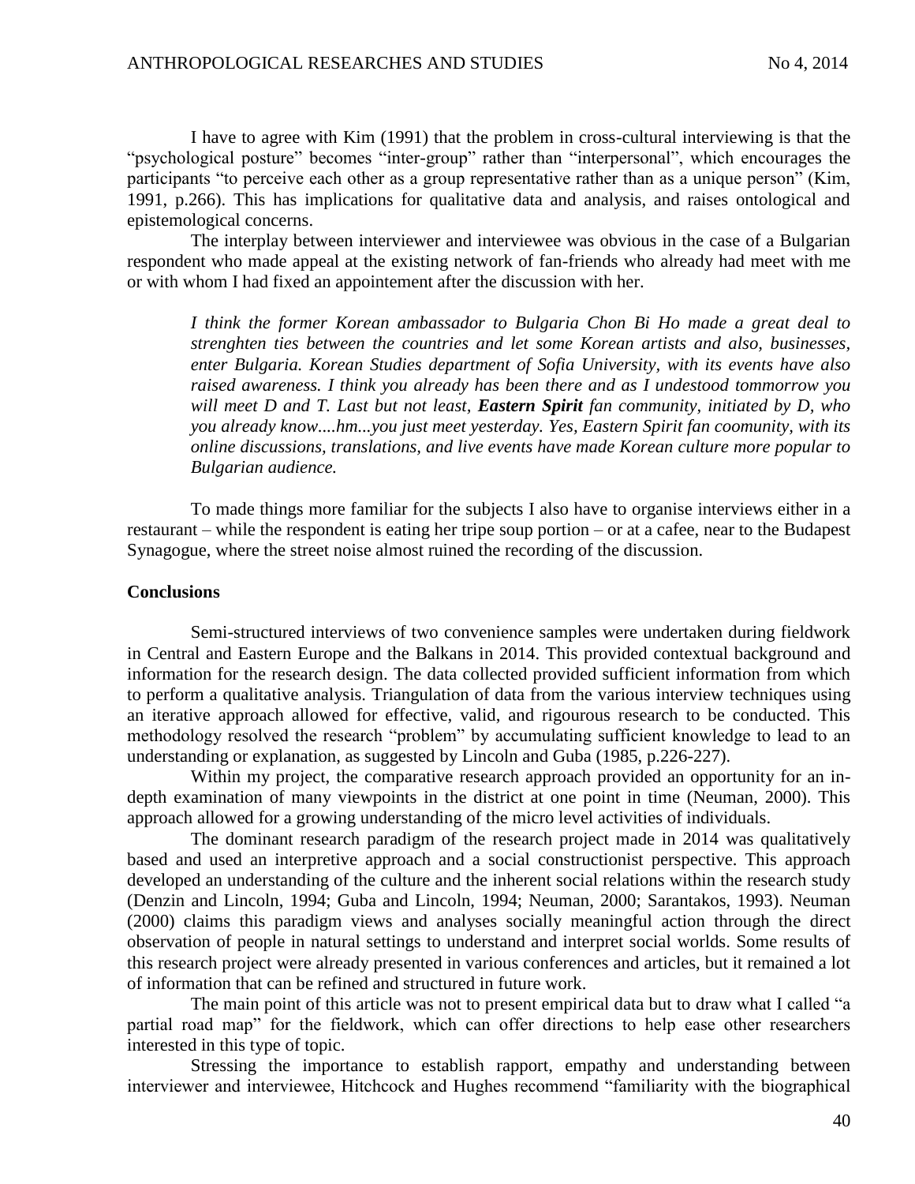I have to agree with Kim (1991) that the problem in cross-cultural interviewing is that the “psychological posture” becomes “inter-group” rather than “interpersonal”, which encourages the participants “to perceive each other as a group representative rather than as a unique person” (Kim, 1991, p.266). This has implications for qualitative data and analysis, and raises ontological and epistemological concerns.

The interplay between interviewer and interviewee was obvious in the case of a Bulgarian respondent who made appeal at the existing network of fan-friends who already had meet with me or with whom I had fixed an appointement after the discussion with her.

> *I think the former Korean ambassador to Bulgaria Chon Bi Ho made a great deal to strenghten ties between the countries and let some Korean artists and also, businesses, enter Bulgaria. Korean Studies department of Sofia University, with its events have also raised awareness. I think you already has been there and as I undestood tommorrow you will meet D and T. Last but not least, **Eastern Spirit** fan community, initiated by D, who you already know....hm...you just meet yesterday. Yes, Eastern Spirit fan coomunity, with its online discussions, translations, and live events have made Korean culture more popular to Bulgarian audience.*

To made things more familiar for the subjects I also have to organise interviews either in a restaurant – while the respondent is eating her tripe soup portion – or at a cafee, near to the Budapest Synagogue, where the street noise almost ruined the recording of the discussion.

## Conclusions

Semi-structured interviews of two convenience samples were undertaken during fieldwork in Central and Eastern Europe and the Balkans in 2014. This provided contextual background and information for the research design. The data collected provided sufficient information from which to perform a qualitative analysis. Triangulation of data from the various interview techniques using an iterative approach allowed for effective, valid, and rigourous research to be conducted. This methodology resolved the research “problem” by accumulating sufficient knowledge to lead to an understanding or explanation, as suggested by Lincoln and Guba (1985, p.226-227).

Within my project, the comparative research approach provided an opportunity for an in-depth examination of many viewpoints in the district at one point in time (Neuman, 2000). This approach allowed for a growing understanding of the micro level activities of individuals.

The dominant research paradigm of the research project made in 2014 was qualitatively based and used an interpretive approach and a social constructionist perspective. This approach developed an understanding of the culture and the inherent social relations within the research study (Denzin and Lincoln, 1994; Guba and Lincoln, 1994; Neuman, 2000; Sarantakos, 1993). Neuman (2000) claims this paradigm views and analyses socially meaningful action through the direct observation of people in natural settings to understand and interpret social worlds. Some results of this research project were already presented in various conferences and articles, but it remained a lot of information that can be refined and structured in future work.

The main point of this article was not to present empirical data but to draw what I called “a partial road map” for the fieldwork, which can offer directions to help ease other researchers interested in this type of topic.

Stressing the importance to establish rapport, empathy and understanding between interviewer and interviewee, Hitchcock and Hughes recommend “familiarity with the biographical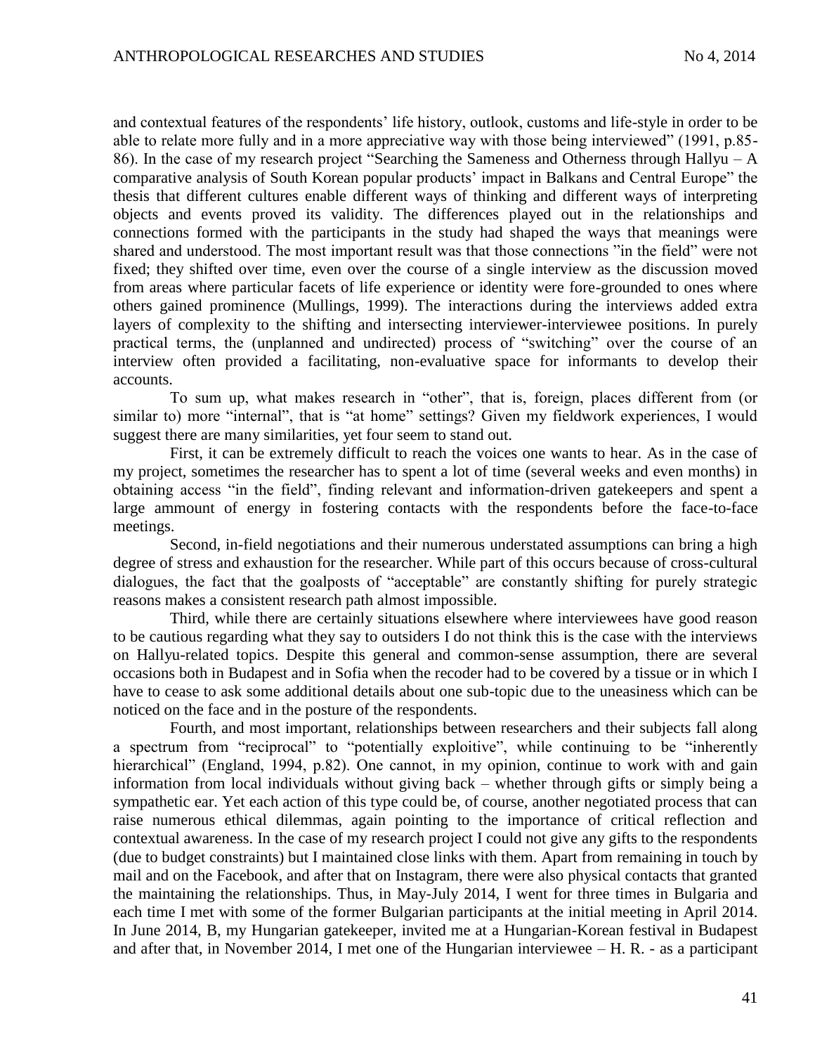and contextual features of the respondents' life history, outlook, customs and life-style in order to be able to relate more fully and in a more appreciative way with those being interviewed" (1991, p.85-86). In the case of my research project "Searching the Sameness and Otherness through Hallyu – A comparative analysis of South Korean popular products' impact in Balkans and Central Europe" the thesis that different cultures enable different ways of thinking and different ways of interpreting objects and events proved its validity. The differences played out in the relationships and connections formed with the participants in the study had shaped the ways that meanings were shared and understood. The most important result was that those connections "in the field" were not fixed; they shifted over time, even over the course of a single interview as the discussion moved from areas where particular facets of life experience or identity were fore-grounded to ones where others gained prominence (Mullings, 1999). The interactions during the interviews added extra layers of complexity to the shifting and intersecting interviewer-interviewee positions. In purely practical terms, the (unplanned and undirected) process of "switching" over the course of an interview often provided a facilitating, non-evaluative space for informants to develop their accounts.

To sum up, what makes research in "other", that is, foreign, places different from (or similar to) more "internal", that is "at home" settings? Given my fieldwork experiences, I would suggest there are many similarities, yet four seem to stand out.

First, it can be extremely difficult to reach the voices one wants to hear. As in the case of my project, sometimes the researcher has to spent a lot of time (several weeks and even months) in obtaining access "in the field", finding relevant and information-driven gatekeepers and spent a large ammount of energy in fostering contacts with the respondents before the face-to-face meetings.

Second, in-field negotiations and their numerous understated assumptions can bring a high degree of stress and exhaustion for the researcher. While part of this occurs because of cross-cultural dialogues, the fact that the goalposts of "acceptable" are constantly shifting for purely strategic reasons makes a consistent research path almost impossible.

Third, while there are certainly situations elsewhere where interviewees have good reason to be cautious regarding what they say to outsiders I do not think this is the case with the interviews on Hallyu-related topics. Despite this general and common-sense assumption, there are several occasions both in Budapest and in Sofia when the recoder had to be covered by a tissue or in which I have to cease to ask some additional details about one sub-topic due to the uneasiness which can be noticed on the face and in the posture of the respondents.

Fourth, and most important, relationships between researchers and their subjects fall along a spectrum from "reciprocal" to "potentially exploitive", while continuing to be "inherently hierarchical" (England, 1994, p.82). One cannot, in my opinion, continue to work with and gain information from local individuals without giving back – whether through gifts or simply being a sympathetic ear. Yet each action of this type could be, of course, another negotiated process that can raise numerous ethical dilemmas, again pointing to the importance of critical reflection and contextual awareness. In the case of my research project I could not give any gifts to the respondents (due to budget constraints) but I maintained close links with them. Apart from remaining in touch by mail and on the Facebook, and after that on Instagram, there were also physical contacts that granted the maintaining the relationships. Thus, in May-July 2014, I went for three times in Bulgaria and each time I met with some of the former Bulgarian participants at the initial meeting in April 2014. In June 2014, B, my Hungarian gatekeeper, invited me at a Hungarian-Korean festival in Budapest and after that, in November 2014, I met one of the Hungarian interviewee – H. R. - as a participant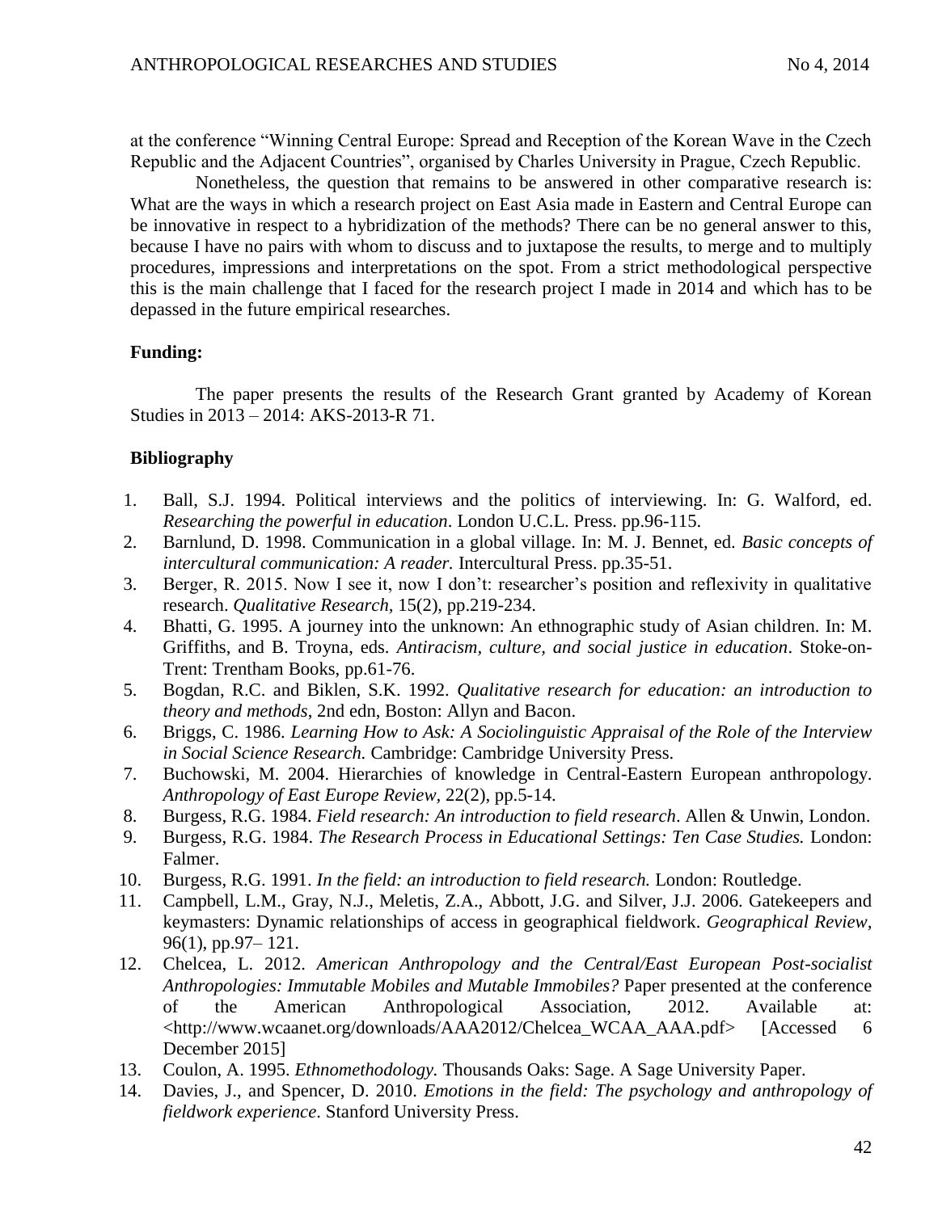at the conference "Winning Central Europe: Spread and Reception of the Korean Wave in the Czech Republic and the Adjacent Countries", organised by Charles University in Prague, Czech Republic.

Nonetheless, the question that remains to be answered in other comparative research is: What are the ways in which a research project on East Asia made in Eastern and Central Europe can be innovative in respect to a hybridization of the methods? There can be no general answer to this, because I have no pairs with whom to discuss and to juxtapose the results, to merge and to multiply procedures, impressions and interpretations on the spot. From a strict methodological perspective this is the main challenge that I faced for the research project I made in 2014 and which has to be depassed in the future empirical researches.

**Funding:**

The paper presents the results of the Research Grant granted by Academy of Korean Studies in 2013 – 2014: AKS-2013-R 71.

**Bibliography**

1. Ball, S.J. 1994. Political interviews and the politics of interviewing. In: G. Walford, ed. *Researching the powerful in education*. London U.C.L. Press. pp.96-115.
2. Barnlund, D. 1998. Communication in a global village. In: M. J. Bennet, ed. *Basic concepts of intercultural communication: A reader.* Intercultural Press. pp.35-51.
3. Berger, R. 2015. Now I see it, now I don't: researcher's position and reflexivity in qualitative research. *Qualitative Research,* 15(2), pp.219-234.
4. Bhatti, G. 1995. A journey into the unknown: An ethnographic study of Asian children. In: M. Griffiths, and B. Troyna, eds. *Antiracism, culture, and social justice in education*. Stoke-on-Trent: Trentham Books, pp.61-76.
5. Bogdan, R.C. and Biklen, S.K. 1992. *Qualitative research for education: an introduction to theory and methods*, 2nd edn, Boston: Allyn and Bacon.
6. Briggs, C. 1986. *Learning How to Ask: A Sociolinguistic Appraisal of the Role of the Interview in Social Science Research.* Cambridge: Cambridge University Press.
7. Buchowski, M. 2004. Hierarchies of knowledge in Central-Eastern European anthropology. *Anthropology of East Europe Review,* 22(2), pp.5-14.
8. Burgess, R.G. 1984. *Field research: An introduction to field research*. Allen & Unwin, London.
9. Burgess, R.G. 1984. *The Research Process in Educational Settings: Ten Case Studies.* London: Falmer.
10. Burgess, R.G. 1991. *In the field: an introduction to field research.* London: Routledge.
11. Campbell, L.M., Gray, N.J., Meletis, Z.A., Abbott, J.G. and Silver, J.J. 2006. Gatekeepers and keymasters: Dynamic relationships of access in geographical fieldwork. *Geographical Review,* 96(1), pp.97– 121.
12. Chelcea, L. 2012. *American Anthropology and the Central/East European Post-socialist Anthropologies: Immutable Mobiles and Mutable Immobiles?* Paper presented at the conference of the American Anthropological Association, 2012. Available at: <http://www.wcaanet.org/downloads/AAA2012/Chelcea_WCAA_AAA.pdf> [Accessed 6 December 2015]
13. Coulon, A. 1995. *Ethnomethodology.* Thousands Oaks: Sage. A Sage University Paper.
14. Davies, J., and Spencer, D. 2010. *Emotions in the field: The psychology and anthropology of fieldwork experience.* Stanford University Press.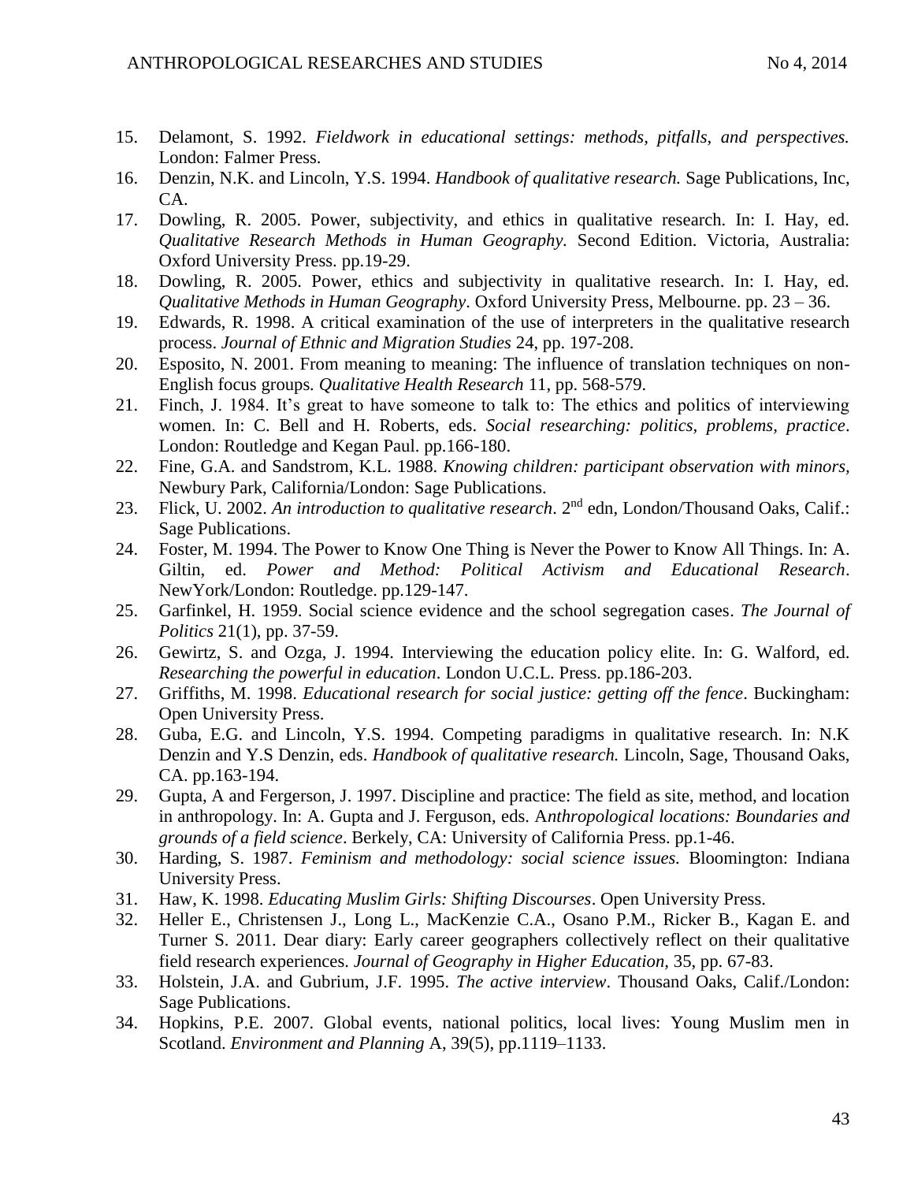15. Delamont, S. 1992. *Fieldwork in educational settings: methods, pitfalls, and perspectives.* London: Falmer Press.
16. Denzin, N.K. and Lincoln, Y.S. 1994. *Handbook of qualitative research.* Sage Publications, Inc, CA.
17. Dowling, R. 2005. Power, subjectivity, and ethics in qualitative research. In: I. Hay, ed. *Qualitative Research Methods in Human Geography.* Second Edition. Victoria, Australia: Oxford University Press. pp.19-29.
18. Dowling, R. 2005. Power, ethics and subjectivity in qualitative research. In: I. Hay, ed. *Qualitative Methods in Human Geography*. Oxford University Press, Melbourne. pp. 23 – 36.
19. Edwards, R. 1998. A critical examination of the use of interpreters in the qualitative research process. *Journal of Ethnic and Migration Studies* 24, pp. 197-208.
20. Esposito, N. 2001. From meaning to meaning: The influence of translation techniques on non-English focus groups. *Qualitative Health Research* 11, pp. 568-579.
21. Finch, J. 1984. It's great to have someone to talk to: The ethics and politics of interviewing women. In: C. Bell and H. Roberts, eds. *Social researching: politics, problems, practice*. London: Routledge and Kegan Paul. pp.166-180.
22. Fine, G.A. and Sandstrom, K.L. 1988. *Knowing children: participant observation with minors,* Newbury Park, California/London: Sage Publications.
23. Flick, U. 2002. *An introduction to qualitative research*. 2nd edn, London/Thousand Oaks, Calif.: Sage Publications.
24. Foster, M. 1994. The Power to Know One Thing is Never the Power to Know All Things. In: A. Giltin, ed. *Power and Method: Political Activism and Educational Research*. NewYork/London: Routledge. pp.129-147.
25. Garfinkel, H. 1959. Social science evidence and the school segregation cases. *The Journal of Politics* 21(1), pp. 37-59.
26. Gewirtz, S. and Ozga, J. 1994. Interviewing the education policy elite. In: G. Walford, ed. *Researching the powerful in education*. London U.C.L. Press. pp.186-203.
27. Griffiths, M. 1998. *Educational research for social justice: getting off the fence*. Buckingham: Open University Press.
28. Guba, E.G. and Lincoln, Y.S. 1994. Competing paradigms in qualitative research. In: N.K Denzin and Y.S Denzin, eds. *Handbook of qualitative research.* Lincoln, Sage, Thousand Oaks, CA. pp.163-194.
29. Gupta, A and Fergerson, J. 1997. Discipline and practice: The field as site, method, and location in anthropology. In: A. Gupta and J. Ferguson, eds. A*nthropological locations: Boundaries and grounds of a field science*. Berkely, CA: University of California Press. pp.1-46.
30. Harding, S. 1987. *Feminism and methodology: social science issues.* Bloomington: Indiana University Press.
31. Haw, K. 1998. *Educating Muslim Girls: Shifting Discourses*. Open University Press.
32. Heller E., Christensen J., Long L., MacKenzie C.A., Osano P.M., Ricker B., Kagan E. and Turner S. 2011. Dear diary: Early career geographers collectively reflect on their qualitative field research experiences. *Journal of Geography in Higher Education,* 35, pp. 67-83.
33. Holstein, J.A. and Gubrium, J.F. 1995. *The active interview*. Thousand Oaks, Calif./London: Sage Publications.
34. Hopkins, P.E. 2007. Global events, national politics, local lives: Young Muslim men in Scotland. *Environment and Planning* A, 39(5), pp.1119–1133.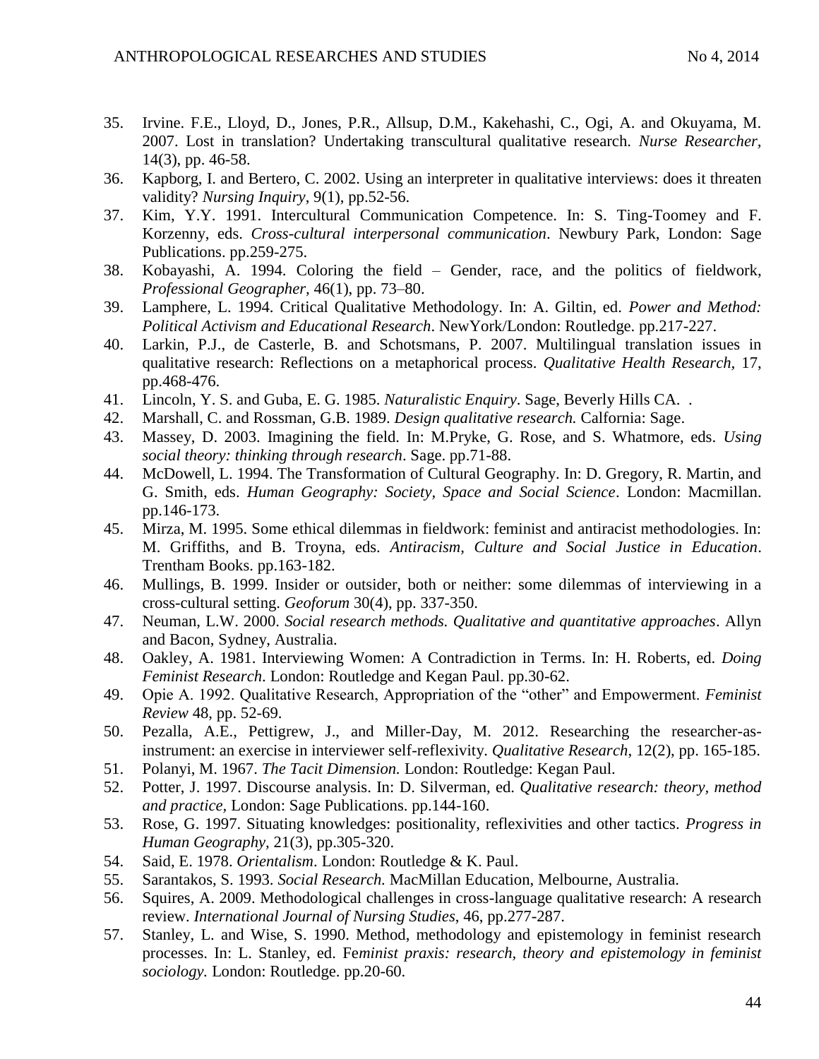35. Irvine. F.E., Lloyd, D., Jones, P.R., Allsup, D.M., Kakehashi, C., Ogi, A. and Okuyama, M. 2007. Lost in translation? Undertaking transcultural qualitative research. *Nurse Researcher*, 14(3), pp. 46-58.
36. Kapborg, I. and Bertero, C. 2002. Using an interpreter in qualitative interviews: does it threaten validity? *Nursing Inquiry*, 9(1), pp.52-56.
37. Kim, Y.Y. 1991. Intercultural Communication Competence. In: S. Ting-Toomey and F. Korzenny, eds. *Cross-cultural interpersonal communication*. Newbury Park, London: Sage Publications. pp.259-275.
38. Kobayashi, A. 1994. Coloring the field – Gender, race, and the politics of fieldwork, *Professional Geographer*, 46(1), pp. 73–80.
39. Lamphere, L. 1994. Critical Qualitative Methodology. In: A. Giltin, ed. *Power and Method: Political Activism and Educational Research*. NewYork/London: Routledge. pp.217-227.
40. Larkin, P.J., de Casterle, B. and Schotsmans, P. 2007. Multilingual translation issues in qualitative research: Reflections on a metaphorical process. *Qualitative Health Research*, 17, pp.468-476.
41. Lincoln, Y. S. and Guba, E. G. 1985. *Naturalistic Enquiry*. Sage, Beverly Hills CA. .
42. Marshall, C. and Rossman, G.B. 1989. *Design qualitative research.* Calfornia: Sage.
43. Massey, D. 2003. Imagining the field. In: M.Pryke, G. Rose, and S. Whatmore, eds. *Using social theory: thinking through research*. Sage. pp.71-88.
44. McDowell, L. 1994. The Transformation of Cultural Geography. In: D. Gregory, R. Martin, and G. Smith, eds. *Human Geography: Society, Space and Social Science*. London: Macmillan. pp.146-173.
45. Mirza, M. 1995. Some ethical dilemmas in fieldwork: feminist and antiracist methodologies. In: M. Griffiths, and B. Troyna, eds. *Antiracism, Culture and Social Justice in Education*. Trentham Books. pp.163-182.
46. Mullings, B. 1999. Insider or outsider, both or neither: some dilemmas of interviewing in a cross-cultural setting. *Geoforum* 30(4), pp. 337-350.
47. Neuman, L.W. 2000. *Social research methods. Qualitative and quantitative approaches*. Allyn and Bacon, Sydney, Australia.
48. Oakley, A. 1981. Interviewing Women: A Contradiction in Terms. In: H. Roberts, ed. *Doing Feminist Research*. London: Routledge and Kegan Paul. pp.30-62.
49. Opie A. 1992. Qualitative Research, Appropriation of the "other" and Empowerment. *Feminist Review* 48, pp. 52-69.
50. Pezalla, A.E., Pettigrew, J., and Miller-Day, M. 2012. Researching the researcher-as-instrument: an exercise in interviewer self-reflexivity. *Qualitative Research*, 12(2), pp. 165-185.
51. Polanyi, M. 1967. *The Tacit Dimension.* London: Routledge: Kegan Paul.
52. Potter, J. 1997. Discourse analysis. In: D. Silverman, ed. *Qualitative research: theory, method and practice*, London: Sage Publications. pp.144-160.
53. Rose, G. 1997. Situating knowledges: positionality, reflexivities and other tactics. *Progress in Human Geography,* 21(3), pp.305-320.
54. Said, E. 1978. *Orientalism*. London: Routledge & K. Paul.
55. Sarantakos, S. 1993. *Social Research.* MacMillan Education, Melbourne, Australia.
56. Squires, A. 2009. Methodological challenges in cross-language qualitative research: A research review. *International Journal of Nursing Studies*, 46, pp.277-287.
57. Stanley, L. and Wise, S. 1990. Method, methodology and epistemology in feminist research processes. In: L. Stanley, ed. F*eminist praxis: research, theory and epistemology in feminist sociology.* London: Routledge. pp.20-60.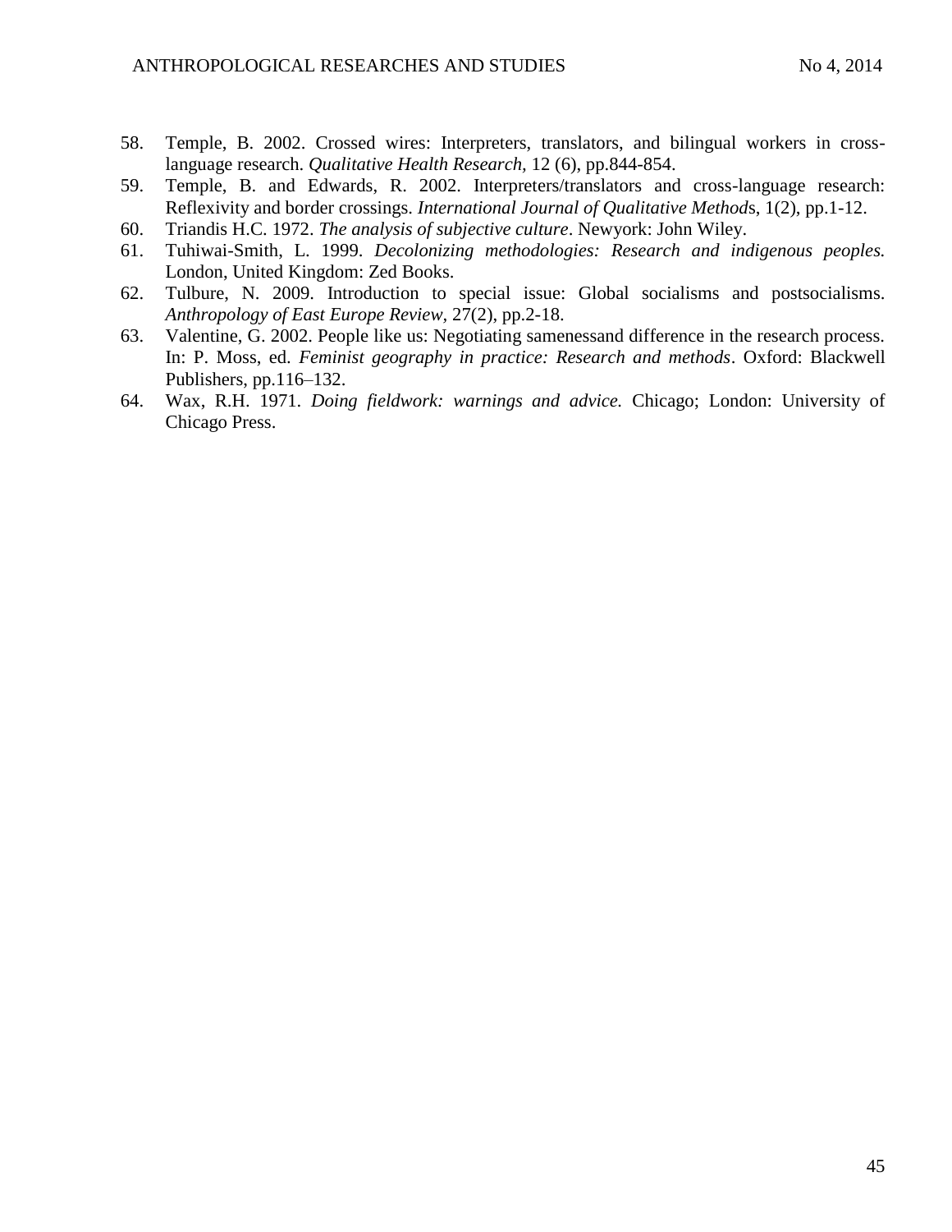58. Temple, B. 2002. Crossed wires: Interpreters, translators, and bilingual workers in cross-language research. *Qualitative Health Research,* 12 (6), pp.844-854.
59. Temple, B. and Edwards, R. 2002. Interpreters/translators and cross-language research: Reflexivity and border crossings. *International Journal of Qualitative Method*s, 1(2), pp.1-12.
60. Triandis H.C. 1972. *The analysis of subjective culture*. Newyork: John Wiley.
61. Tuhiwai-Smith, L. 1999. *Decolonizing methodologies: Research and indigenous peoples.* London, United Kingdom: Zed Books.
62. Tulbure, N. 2009. Introduction to special issue: Global socialisms and postsocialisms. *Anthropology of East Europe Review,* 27(2), pp.2-18.
63. Valentine, G. 2002. People like us: Negotiating samenessand difference in the research process. In: P. Moss, ed. *Feminist geography in practice: Research and methods*. Oxford: Blackwell Publishers, pp.116–132.
64. Wax, R.H. 1971. *Doing fieldwork: warnings and advice.* Chicago; London: University of Chicago Press.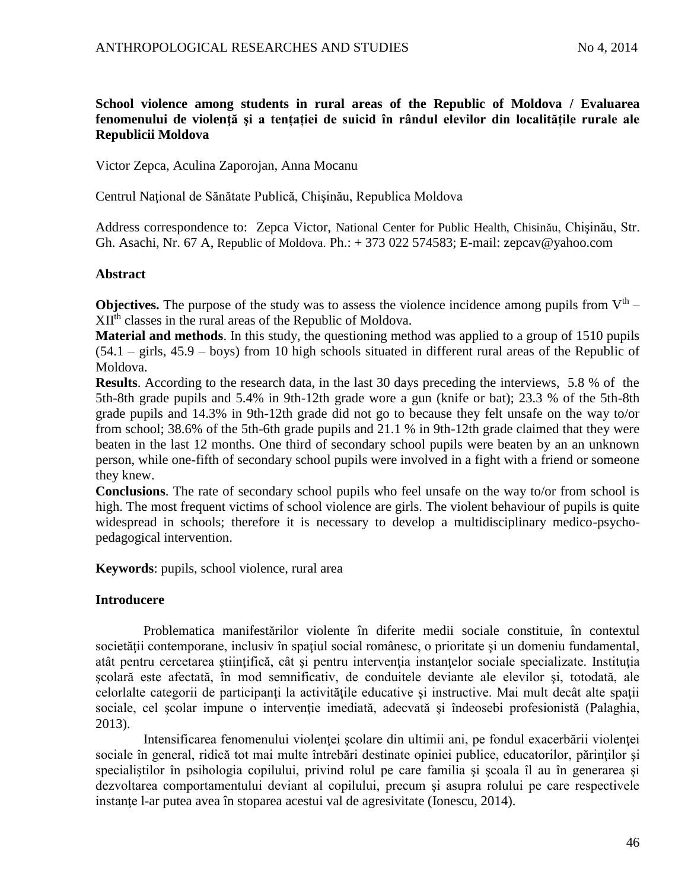**School violence among students in rural areas of the Republic of Moldova / Evaluarea fenomenului de violență şi a tenţației de suicid în rândul elevilor din localitățile rurale ale Republicii Moldova**

Victor Zepca, Aculina Zaporojan, Anna Mocanu

Centrul Naţional de Sănătate Publică, Chişinău, Republica Moldova

Address correspondence to: Zepca Victor, National Center for Public Health, Chisinău, Chişinău, Str. Gh. Asachi, Nr. 67 A, Republic of Moldova. Ph.: + 373 022 574583; E-mail: zepcav@yahoo.com

## Abstract

**Objectives.** The purpose of the study was to assess the violence incidence among pupils from V$^{th}$ – XII$^{th}$ classes in the rural areas of the Republic of Moldova.

**Material and methods**. In this study, the questioning method was applied to a group of 1510 pupils (54.1 – girls, 45.9 – boys) from 10 high schools situated in different rural areas of the Republic of Moldova.

**Results**. According to the research data, in the last 30 days preceding the interviews, 5.8 % of the 5th-8th grade pupils and 5.4% in 9th-12th grade wore a gun (knife or bat); 23.3 % of the 5th-8th grade pupils and 14.3% in 9th-12th grade did not go to because they felt unsafe on the way to/or from school; 38.6% of the 5th-6th grade pupils and 21.1 % in 9th-12th grade claimed that they were beaten in the last 12 months. One third of secondary school pupils were beaten by an an unknown person, while one-fifth of secondary school pupils were involved in a fight with a friend or someone they knew.

**Conclusions**. The rate of secondary school pupils who feel unsafe on the way to/or from school is high. The most frequent victims of school violence are girls. The violent behaviour of pupils is quite widespread in schools; therefore it is necessary to develop a multidisciplinary medico-psycho-pedagogical intervention.

**Keywords**: pupils, school violence, rural area

## Introducere

Problematica manifestărilor violente în diferite medii sociale constituie, în contextul societăţii contemporane, inclusiv în spaţiul social românesc, o prioritate şi un domeniu fundamental, atât pentru cercetarea ştiinţifică, cât şi pentru intervenţia instanţelor sociale specializate. Instituţia şcolară este afectată, în mod semnificativ, de conduitele deviante ale elevilor şi, totodată, ale celorlalte categorii de participanţi la activităţile educative şi instructive. Mai mult decât alte spaţii sociale, cel şcolar impune o intervenţie imediată, adecvată şi îndeosebi profesionistă (Palaghia, 2013).

Intensificarea fenomenului violenţei şcolare din ultimii ani, pe fondul exacerbării violenţei sociale în general, ridică tot mai multe întrebări destinate opiniei publice, educatorilor, părinţilor şi specialiştilor în psihologia copilului, privind rolul pe care familia şi şcoala îl au în generarea şi dezvoltarea comportamentului deviant al copilului, precum şi asupra rolului pe care respectivele instanţe l-ar putea avea în stoparea acestui val de agresivitate (Ionescu, 2014).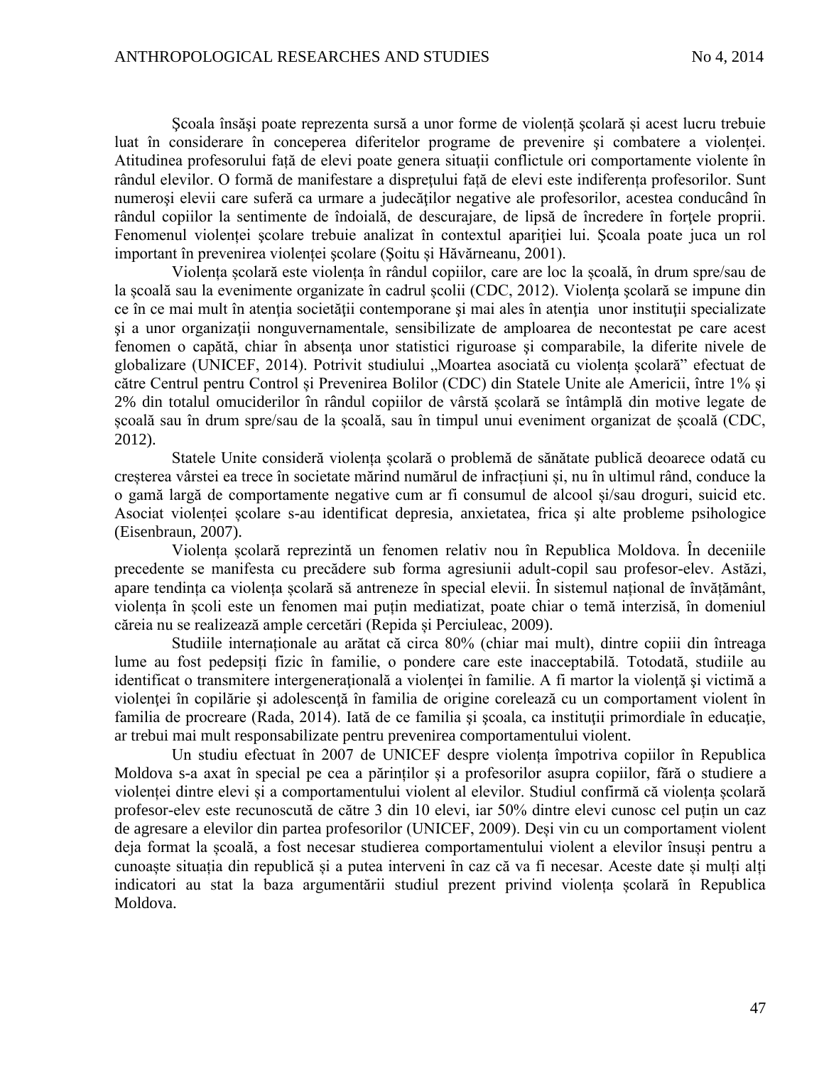Şcoala însăşi poate reprezenta sursă a unor forme de violență școlară și acest lucru trebuie luat în considerare în conceperea diferitelor programe de prevenire şi combatere a violenţei. Atitudinea profesorului faţă de elevi poate genera situaţii conflictule ori comportamente violente în rândul elevilor. O formă de manifestare a dispreţului faţă de elevi este indiferenţa profesorilor. Sunt numeroşi elevii care suferă ca urmare a judecăţilor negative ale profesorilor, acestea conducând în rândul copiilor la sentimente de îndoială, de descurajare, de lipsă de încredere în forţele proprii. Fenomenul violenţei şcolare trebuie analizat în contextul apariţiei lui. Şcoala poate juca un rol important în prevenirea violenţei şcolare (Şoitu şi Hăvărneanu, 2001).

Violența școlară este violența în rândul copiilor, care are loc la școală, în drum spre/sau de la școală sau la evenimente organizate în cadrul școlii (CDC, 2012). Violenţa şcolară se impune din ce în ce mai mult în atenţia societăţii contemporane şi mai ales în atenţia unor instituţii specializate şi a unor organizaţii nonguvernamentale, sensibilizate de amploarea de necontestat pe care acest fenomen o capătă, chiar în absenţa unor statistici riguroase şi comparabile, la diferite nivele de globalizare (UNICEF, 2014). Potrivit studiului „Moartea asociată cu violența școlară" efectuat de către Centrul pentru Control și Prevenirea Bolilor (CDC) din Statele Unite ale Americii, între 1% și 2% din totalul omuciderilor în rândul copiilor de vârstă școlară se întâmplă din motive legate de școală sau în drum spre/sau de la școală, sau în timpul unui eveniment organizat de școală (CDC, 2012).

Statele Unite consideră violența școlară o problemă de sănătate publică deoarece odată cu creșterea vârstei ea trece în societate mărind numărul de infracțiuni și, nu în ultimul rând, conduce la o gamă largă de comportamente negative cum ar fi consumul de alcool și/sau droguri, suicid etc. Asociat violenţei şcolare s-au identificat depresia, anxietatea, frica şi alte probleme psihologice (Eisenbraun, 2007).

Violența școlară reprezintă un fenomen relativ nou în Republica Moldova. În deceniile precedente se manifesta cu precădere sub forma agresiunii adult-copil sau profesor-elev. Astăzi, apare tendința ca violența școlară să antreneze în special elevii. În sistemul național de învățământ, violența în școli este un fenomen mai puțin mediatizat, poate chiar o temă interzisă, în domeniul căreia nu se realizează ample cercetări (Repida și Perciuleac, 2009).

Studiile internaţionale au arătat că circa 80% (chiar mai mult), dintre copiii din întreaga lume au fost pedepsiţi fizic în familie, o pondere care este inacceptabilă. Totodată, studiile au identificat o transmitere intergeneraţională a violenţei în familie. A fi martor la violenţă şi victimă a violenţei în copilărie şi adolescenţă în familia de origine corelează cu un comportament violent în familia de procreare (Rada, 2014). Iată de ce familia şi şcoala, ca instituţii primordiale în educaţie, ar trebui mai mult responsabilizate pentru prevenirea comportamentului violent.

Un studiu efectuat în 2007 de UNICEF despre violența împotriva copiilor în Republica Moldova s-a axat în special pe cea a părinților și a profesorilor asupra copiilor, fără o studiere a violenței dintre elevi și a comportamentului violent al elevilor. Studiul confirmă că violența școlară profesor-elev este recunoscută de către 3 din 10 elevi, iar 50% dintre elevi cunosc cel puțin un caz de agresare a elevilor din partea profesorilor (UNICEF, 2009). Deși vin cu un comportament violent deja format la școală, a fost necesar studierea comportamentului violent a elevilor înșuși pentru a cunoaște situația din republică și a putea interveni în caz că va fi necesar. Aceste date și mulți alți indicatori au stat la baza argumentării studiul prezent privind violența școlară în Republica Moldova.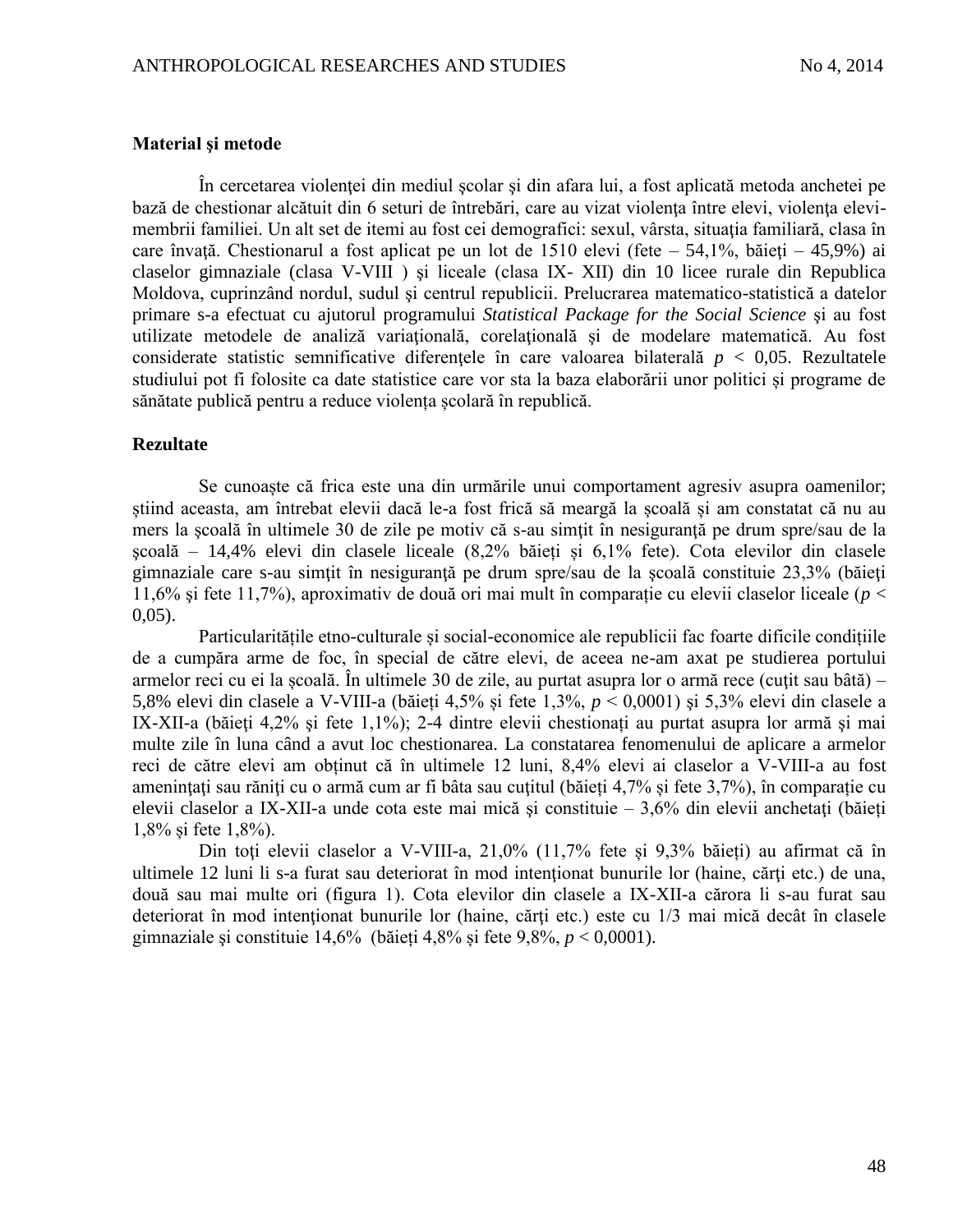### Material şi metode

În cercetarea violenţei din mediul şcolar şi din afara lui, a fost aplicată metoda anchetei pe bază de chestionar alcătuit din 6 seturi de întrebări, care au vizat violenţa între elevi, violenţa elevi-membrii familiei. Un alt set de itemi au fost cei demografici: sexul, vârsta, situaţia familiară, clasa în care învaţă. Chestionarul a fost aplicat pe un lot de 1510 elevi (fete – 54,1%, băieţi – 45,9%) ai claselor gimnaziale (clasa V-VIII ) şi liceale (clasa IX- XII) din 10 licee rurale din Republica Moldova, cuprinzând nordul, sudul şi centrul republicii. Prelucrarea matematico-statistică a datelor primare s-a efectuat cu ajutorul programului *Statistical Package for the Social Science* şi au fost utilizate metodele de analiză variaţională, corelaţională şi de modelare matematică. Au fost considerate statistic semnificative diferenţele în care valoarea bilaterală $p < 0,05$. Rezultatele studiului pot fi folosite ca date statistice care vor sta la baza elaborării unor politici și programe de sănătate publică pentru a reduce violența școlară în republică.

### Rezultate

Se cunoaşte că frica este una din urmările unui comportament agresiv asupra oamenilor; știind aceasta, am întrebat elevii dacă le-a fost frică să meargă la școală și am constatat că nu au mers la şcoală în ultimele 30 de zile pe motiv că s-au simţit în nesiguranţă pe drum spre/sau de la şcoală – 14,4% elevi din clasele liceale (8,2% băieţi şi 6,1% fete). Cota elevilor din clasele gimnaziale care s-au simţit în nesiguranţă pe drum spre/sau de la şcoală constituie 23,3% (băieţi 11,6% şi fete 11,7%), aproximativ de două ori mai mult în comparație cu elevii claselor liceale ($p < 0,05$).

Particularitățile etno-culturale și social-economice ale republicii fac foarte dificile condițiile de a cumpăra arme de foc, în special de către elevi, de aceea ne-am axat pe studierea portului armelor reci cu ei la școală. În ultimele 30 de zile, au purtat asupra lor o armă rece (cuţit sau bâtă) – 5,8% elevi din clasele a V-VIII-a (băieți 4,5% și fete 1,3%, $p < 0,0001$) şi 5,3% elevi din clasele a IX-XII-a (băieţi 4,2% şi fete 1,1%); 2-4 dintre elevii chestionați au purtat asupra lor armă şi mai multe zile în luna când a avut loc chestionarea. La constatarea fenomenului de aplicare a armelor reci de către elevi am obținut că în ultimele 12 luni, 8,4% elevi ai claselor a V-VIII-a au fost ameninţaţi sau răniţi cu o armă cum ar fi bâta sau cuţitul (băieți 4,7% și fete 3,7%), în comparație cu elevii claselor a IX-XII-a unde cota este mai mică şi constituie – 3,6% din elevii anchetaţi (băieți 1,8% și fete 1,8%).

Din toţi elevii claselor a V-VIII-a, 21,0% (11,7% fete și 9,3% băieți) au afirmat că în ultimele 12 luni li s-a furat sau deteriorat în mod intenţionat bunurile lor (haine, cărţi etc.) de una, două sau mai multe ori (figura 1). Cota elevilor din clasele a IX-XII-a cărora li s-au furat sau deteriorat în mod intenţionat bunurile lor (haine, cărţi etc.) este cu 1/3 mai mică decât în clasele gimnaziale şi constituie 14,6% (băieți 4,8% și fete 9,8%, $p < 0,0001$).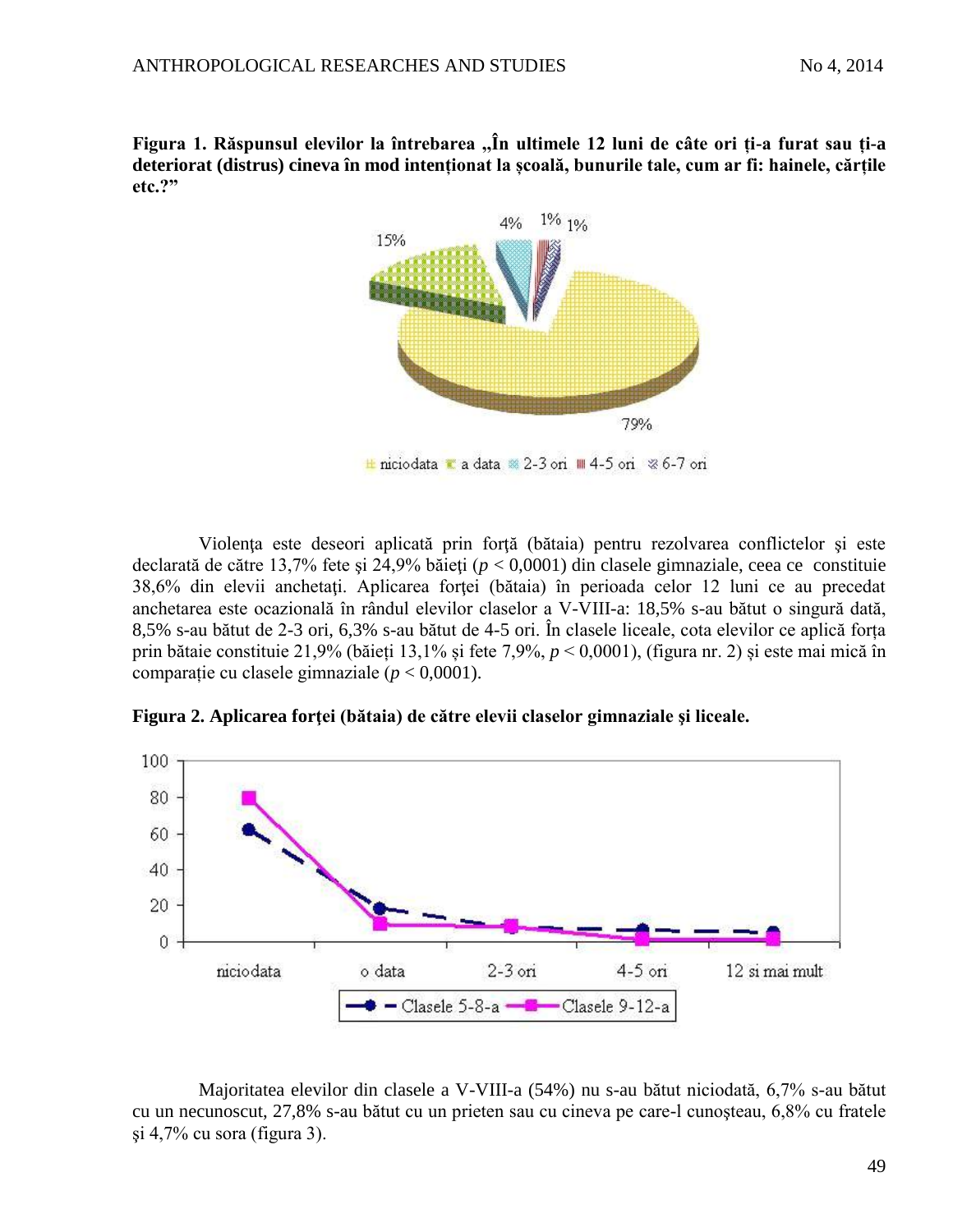**Figura 1. Răspunsul elevilor la întrebarea „În ultimele 12 luni de câte ori ți-a furat sau ți-a deteriorat (distrus) cineva în mod intenționat la școală, bunurile tale, cum ar fi: hainele, cărțile etc.?”**

Violența este deseori aplicată prin forță (bătaia) pentru rezolvarea conflictelor și este declarată de către 13,7% fete și 24,9% băieți ($p < 0,0001$) din clasele gimnaziale, ceea ce constituie 38,6% din elevii anchetați. Aplicarea forței (bătaia) în perioada celor 12 luni ce au precedat anchetarea este ocazională în rândul elevilor claselor a V-VIII-a: 18,5% s-au bătut o singură dată, 8,5% s-au bătut de 2-3 ori, 6,3% s-au bătut de 4-5 ori. În clasele liceale, cota elevilor ce aplică forța prin bătaie constituie 21,9% (băieți 13,1% și fete 7,9%, $p < 0,0001$), (figura nr. 2) și este mai mică în comparație cu clasele gimnaziale ($p < 0,0001$).

**Figura 2. Aplicarea forței (bătaia) de către elevii claselor gimnaziale și liceale.**

Majoritatea elevilor din clasele a V-VIII-a (54%) nu s-au bătut niciodată, 6,7% s-au bătut cu un necunoscut, 27,8% s-au bătut cu un prieten sau cu cineva pe care-l cunoșteau, 6,8% cu fratele și 4,7% cu sora (figura 3).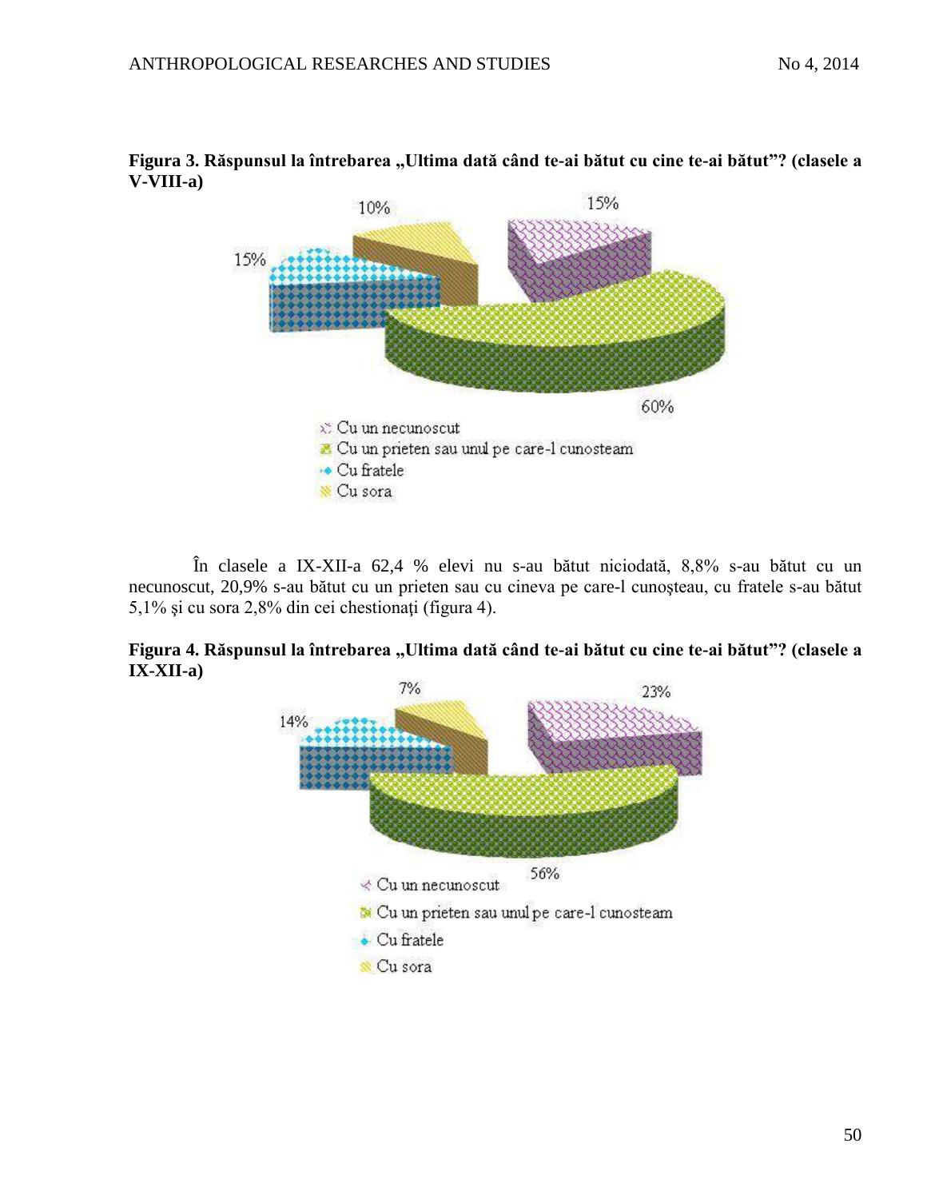**Figura 3. Răspunsul la întrebarea „Ultima dată când te-ai bătut cu cine te-ai bătut"? (clasele a V-VIII-a)**

În clasele a IX-XII-a 62,4 % elevi nu s-au bătut niciodată, 8,8% s-au bătut cu un necunoscut, 20,9% s-au bătut cu un prieten sau cu cineva pe care-l cunoşteau, cu fratele s-au bătut 5,1% şi cu sora 2,8% din cei chestionaţi (figura 4).

**Figura 4. Răspunsul la întrebarea „Ultima dată când te-ai bătut cu cine te-ai bătut"? (clasele a IX-XII-a)**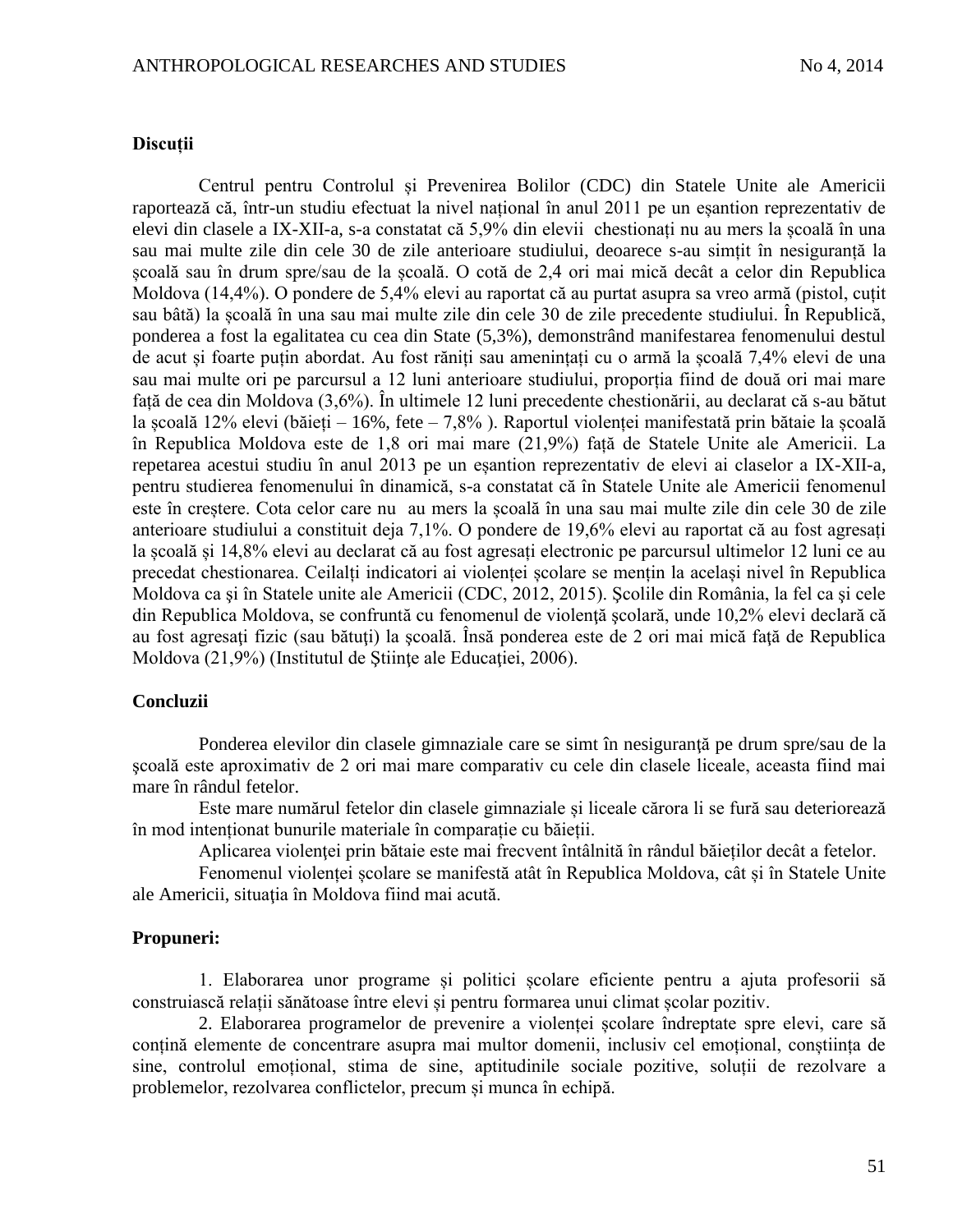**Discuții**

Centrul pentru Controlul și Prevenirea Bolilor (CDC) din Statele Unite ale Americii raportează că, într-un studiu efectuat la nivel național în anul 2011 pe un eșantion reprezentativ de elevi din clasele a IX-XII-a, s-a constatat că 5,9% din elevii chestionați nu au mers la școală în una sau mai multe zile din cele 30 de zile anterioare studiului, deoarece s-au simțit în nesiguranță la școală sau în drum spre/sau de la școală. O cotă de 2,4 ori mai mică decât a celor din Republica Moldova (14,4%). O pondere de 5,4% elevi au raportat că au purtat asupra sa vreo armă (pistol, cuțit sau bâtă) la școală în una sau mai multe zile din cele 30 de zile precedente studiului. În Republică, ponderea a fost la egalitatea cu cea din State (5,3%), demonstrând manifestarea fenomenului destul de acut și foarte puțin abordat. Au fost răniți sau amenințați cu o armă la școală 7,4% elevi de una sau mai multe ori pe parcursul a 12 luni anterioare studiului, proporția fiind de două ori mai mare față de cea din Moldova (3,6%). În ultimele 12 luni precedente chestionării, au declarat că s-au bătut la școală 12% elevi (băieți – 16%, fete – 7,8% ). Raportul violenței manifestată prin bătaie la școală în Republica Moldova este de 1,8 ori mai mare (21,9%) față de Statele Unite ale Americii. La repetarea acestui studiu în anul 2013 pe un eșantion reprezentativ de elevi ai claselor a IX-XII-a, pentru studierea fenomenului în dinamică, s-a constatat că în Statele Unite ale Americii fenomenul este în creștere. Cota celor care nu au mers la școală în una sau mai multe zile din cele 30 de zile anterioare studiului a constituit deja 7,1%. O pondere de 19,6% elevi au raportat că au fost agresați la școală și 14,8% elevi au declarat că au fost agresați electronic pe parcursul ultimelor 12 luni ce au precedat chestionarea. Ceilalți indicatori ai violenței școlare se mențin la același nivel în Republica Moldova ca și în Statele unite ale Americii (CDC, 2012, 2015). Şcolile din România, la fel ca şi cele din Republica Moldova, se confruntă cu fenomenul de violenţă şcolară, unde 10,2% elevi declară că au fost agresaţi fizic (sau bătuţi) la şcoală. Însă ponderea este de 2 ori mai mică faţă de Republica Moldova (21,9%) (Institutul de Ştiinţe ale Educaţiei, 2006).

**Concluzii**

Ponderea elevilor din clasele gimnaziale care se simt în nesiguranţă pe drum spre/sau de la şcoală este aproximativ de 2 ori mai mare comparativ cu cele din clasele liceale, aceasta fiind mai mare în rândul fetelor.

Este mare numărul fetelor din clasele gimnaziale și liceale cărora li se fură sau deteriorează în mod intenționat bunurile materiale în comparație cu băieții.

Aplicarea violenței prin bătaie este mai frecvent întâlnită în rândul băieților decât a fetelor.

Fenomenul violenței școlare se manifestă atât în Republica Moldova, cât și în Statele Unite ale Americii, situaţia în Moldova fiind mai acută.

**Propuneri:**

1. Elaborarea unor programe și politici școlare eficiente pentru a ajuta profesorii să construiască relații sănătoase între elevi și pentru formarea unui climat școlar pozitiv.
2. Elaborarea programelor de prevenire a violenței școlare îndreptate spre elevi, care să conțină elemente de concentrare asupra mai multor domenii, inclusiv cel emoțional, conștiința de sine, controlul emoțional, stima de sine, aptitudinile sociale pozitive, soluții de rezolvare a problemelor, rezolvarea conflictelor, precum și munca în echipă.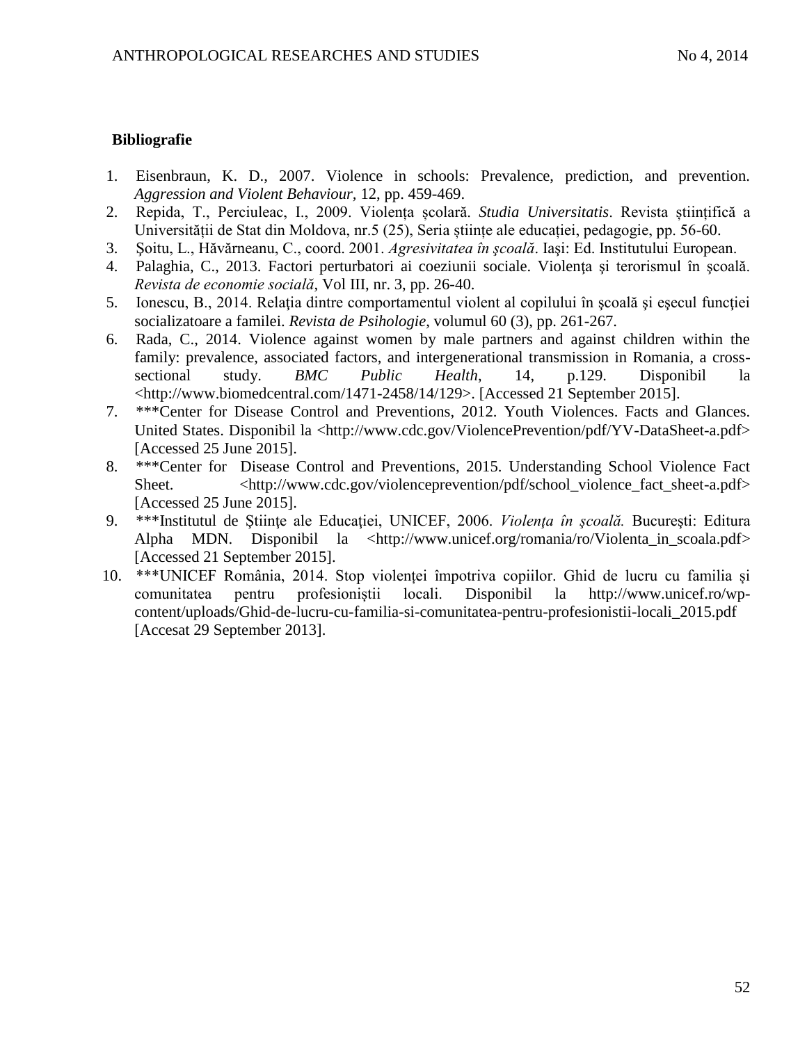**Bibliografie**

1. Eisenbraun, K. D., 2007. Violence in schools: Prevalence, prediction, and prevention. *Aggression and Violent Behaviour*, 12, pp. 459-469.
2. Repida, T., Perciuleac, I., 2009. Violența școlară. ***Studia Universitatis***. Revista științifică a Universității de Stat din Moldova, nr.5 (25), Seria științe ale educației, pedagogie, pp. 56-60.
3. Şoitu, L., Hăvărneanu, C., coord. 2001. *Agresivitatea în şcoală*. Iaşi: Ed. Institutului European.
4. Palaghia, C., 2013. Factori perturbatori ai coeziunii sociale. Violenţa şi terorismul în şcoală. *Revista de economie socială*, Vol III, nr. 3, pp. 26-40.
5. Ionescu, B., 2014. Relaţia dintre comportamentul violent al copilului în şcoală şi eşecul funcţiei socializatoare a familei. *Revista de Psihologie*, volumul 60 (3), pp. 261-267.
6. Rada, C., 2014. Violence against women by male partners and against children within the family: prevalence, associated factors, and intergenerational transmission in Romania, a cross-sectional study. *BMC Public Health*, 14, p.129. Disponibil la <http://www.biomedcentral.com/1471-2458/14/129>. [Accessed 21 September 2015].
7. ***Center for Disease Control and Preventions, 2012. Youth Violences. Facts and Glances. United States. Disponibil la <http://www.cdc.gov/ViolencePrevention/pdf/YV-DataSheet-a.pdf> [Accessed 25 June 2015].
8. ***Center for Disease Control and Preventions, 2015. Understanding School Violence Fact Sheet. <http://www.cdc.gov/violenceprevention/pdf/school_violence_fact_sheet-a.pdf> [Accessed 25 June 2015].
9. ***Institutul de Ştiinţe ale Educaţiei, UNICEF, 2006. *Violenţa în şcoală.* Bucureşti: Editura Alpha MDN. Disponibil la <http://www.unicef.org/romania/ro/Violenta_in_scoala.pdf> [Accessed 21 September 2015].
10. ***UNICEF România, 2014. Stop violenței împotriva copiilor. Ghid de lucru cu familia și comunitatea pentru profesioniștii locali. Disponibil la http://www.unicef.ro/wp-content/uploads/Ghid-de-lucru-cu-familia-si-comunitatea-pentru-profesionistii-locali_2015.pdf [Accesat 29 September 2013].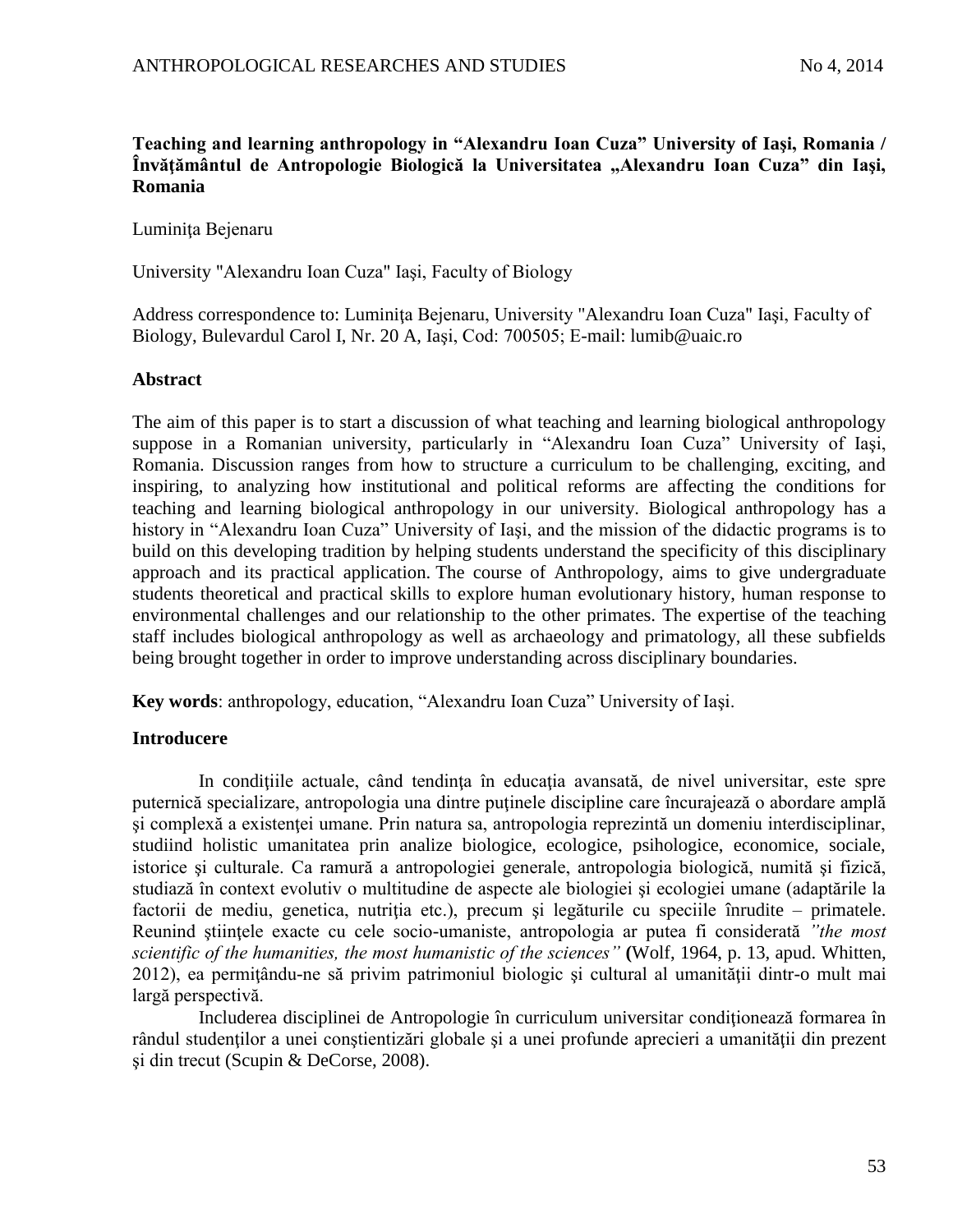**Teaching and learning anthropology in "Alexandru Ioan Cuza" University of Iaşi, Romania / Învăţământul de Antropologie Biologică la Universitatea „Alexandru Ioan Cuza" din Iaşi, Romania**

Luminiţa Bejenaru

University "Alexandru Ioan Cuza" Iaşi, Faculty of Biology

Address correspondence to: Luminiţa Bejenaru, University "Alexandru Ioan Cuza" Iaşi, Faculty of Biology, Bulevardul Carol I, Nr. 20 A, Iaşi, Cod: 700505; E-mail: lumib@uaic.ro

**Abstract**

The aim of this paper is to start a discussion of what teaching and learning biological anthropology suppose in a Romanian university, particularly in "Alexandru Ioan Cuza" University of Iaşi, Romania. Discussion ranges from how to structure a curriculum to be challenging, exciting, and inspiring, to analyzing how institutional and political reforms are affecting the conditions for teaching and learning biological anthropology in our university. Biological anthropology has a history in "Alexandru Ioan Cuza" University of Iaşi, and the mission of the didactic programs is to build on this developing tradition by helping students understand the specificity of this disciplinary approach and its practical application. The course of Anthropology, aims to give undergraduate students theoretical and practical skills to explore human evolutionary history, human response to environmental challenges and our relationship to the other primates. The expertise of the teaching staff includes biological anthropology as well as archaeology and primatology, all these subfields being brought together in order to improve understanding across disciplinary boundaries.

**Key words**: anthropology, education, "Alexandru Ioan Cuza" University of Iaşi.

**Introducere**

In condiţiile actuale, când tendinţa în educaţia avansată, de nivel universitar, este spre puternică specializare, antropologia una dintre puţinele discipline care încurajează o abordare amplă şi complexă a existenţei umane. Prin natura sa, antropologia reprezintă un domeniu interdisciplinar, studiind holistic umanitatea prin analize biologice, ecologice, psihologice, economice, sociale, istorice şi culturale. Ca ramură a antropologiei generale, antropologia biologică, numită şi fizică, studiază în context evolutiv o multitudine de aspecte ale biologiei şi ecologiei umane (adaptările la factorii de mediu, genetica, nutriţia etc.), precum şi legăturile cu speciile înrudite – primatele. Reunind ştiinţele exacte cu cele socio-umaniste, antropologia ar putea fi considerată *"the most scientific of the humanities, the most humanistic of the sciences"* **(**Wolf, 1964, p. 13, apud. Whitten, 2012), ea permiţându-ne să privim patrimoniul biologic şi cultural al umanităţii dintr-o mult mai largă perspectivă.

Includerea disciplinei de Antropologie în curriculum universitar condiţionează formarea în rândul studenţilor a unei conştientizări globale şi a unei profunde aprecieri a umanităţii din prezent şi din trecut (Scupin & DeCorse, 2008).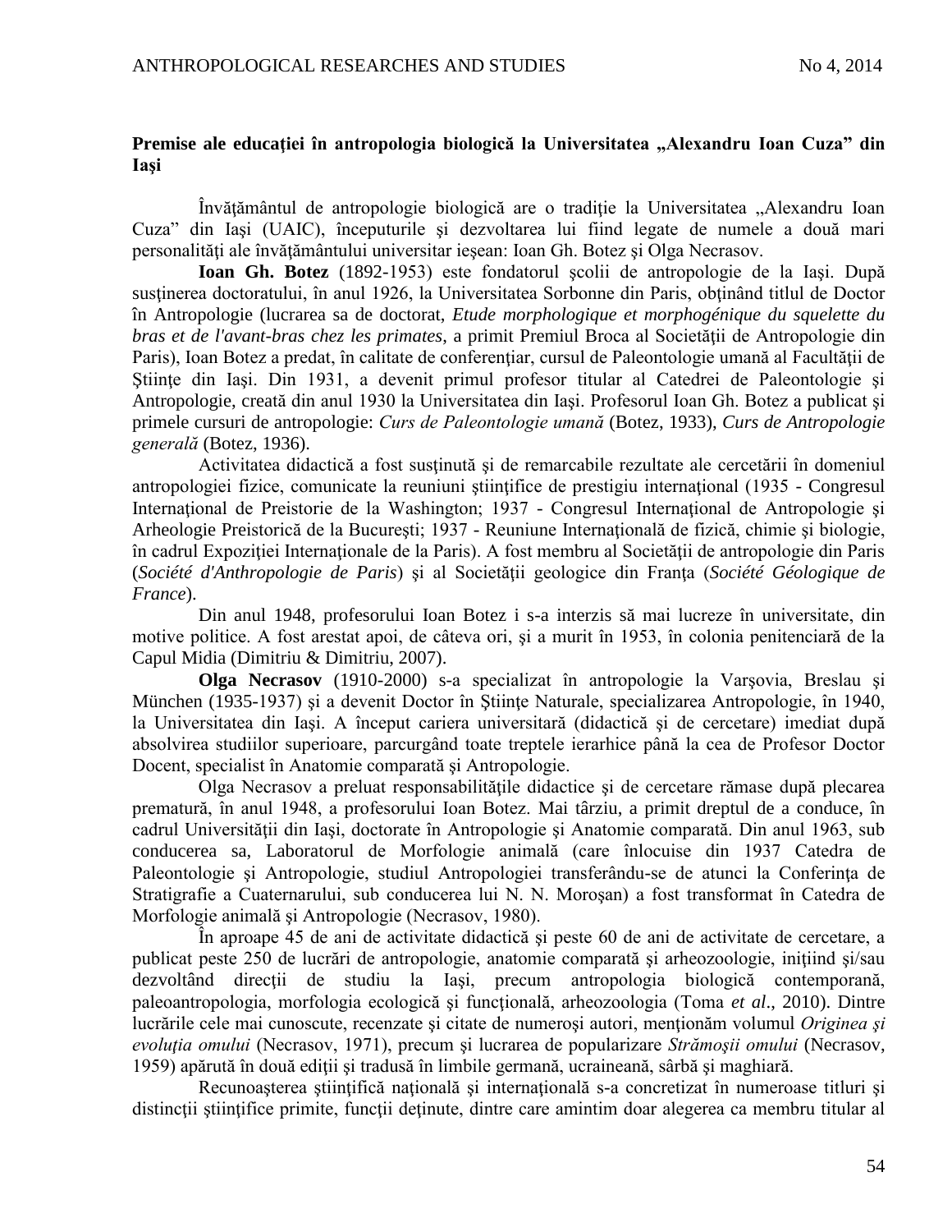**Premise ale educaţiei în antropologia biologică la Universitatea „Alexandru Ioan Cuza” din Iaşi**

Învăţământul de antropologie biologică are o tradiţie la Universitatea „Alexandru Ioan Cuza” din Iaşi (UAIC), începuturile şi dezvoltarea lui fiind legate de numele a două mari personalităţi ale învăţământului universitar ieşean: Ioan Gh. Botez şi Olga Necrasov.

**Ioan Gh. Botez** (1892-1953) este fondatorul şcolii de antropologie de la Iaşi. După susţinerea doctoratului, în anul 1926, la Universitatea Sorbonne din Paris, obţinând titlul de Doctor în Antropologie (lucrarea sa de doctorat, *Etude morphologique et morphogénique du squelette du bras et de l'avant-bras chez les primates*, a primit Premiul Broca al Societăţii de Antropologie din Paris), Ioan Botez a predat, în calitate de conferenţiar, cursul de Paleontologie umană al Facultăţii de Ştiinţe din Iaşi. Din 1931, a devenit primul profesor titular al Catedrei de Paleontologie şi Antropologie, creată din anul 1930 la Universitatea din Iaşi. Profesorul Ioan Gh. Botez a publicat şi primele cursuri de antropologie: *Curs de Paleontologie umană* (Botez, 1933), *Curs de Antropologie generală* (Botez, 1936).

Activitatea didactică a fost susţinută şi de remarcabile rezultate ale cercetării în domeniul antropologiei fizice, comunicate la reuniuni ştiinţifice de prestigiu internaţional (1935 - Congresul Internaţional de Preistorie de la Washington; 1937 - Congresul Internaţional de Antropologie şi Arheologie Preistorică de la Bucureşti; 1937 - Reuniune Internaţională de fizică, chimie şi biologie, în cadrul Expoziţiei Internaţionale de la Paris). A fost membru al Societăţii de antropologie din Paris (*Société d'Anthropologie de Paris*) şi al Societăţii geologice din Franţa (*Société Géologique de France*).

Din anul 1948, profesorului Ioan Botez i s-a interzis să mai lucreze în universitate, din motive politice. A fost arestat apoi, de câteva ori, şi a murit în 1953, în colonia penitenciară de la Capul Midia (Dimitriu & Dimitriu, 2007).

**Olga Necrasov** (1910-2000) s-a specializat în antropologie la Varşovia, Breslau şi München (1935-1937) şi a devenit Doctor în Ştiinţe Naturale, specializarea Antropologie, în 1940, la Universitatea din Iaşi. A început cariera universitară (didactică şi de cercetare) imediat după absolvirea studiilor superioare, parcurgând toate treptele ierarhice până la cea de Profesor Doctor Docent, specialist în Anatomie comparată şi Antropologie.

Olga Necrasov a preluat responsabilităţile didactice şi de cercetare rămase după plecarea prematură, în anul 1948, a profesorului Ioan Botez. Mai târziu, a primit dreptul de a conduce, în cadrul Universităţii din Iaşi, doctorate în Antropologie şi Anatomie comparată. Din anul 1963, sub conducerea sa, Laboratorul de Morfologie animală (care înlocuise din 1937 Catedra de Paleontologie şi Antropologie, studiul Antropologiei transferându-se de atunci la Conferinţa de Stratigrafie a Cuaternarului, sub conducerea lui N. N. Moroşan) a fost transformat în Catedra de Morfologie animală şi Antropologie (Necrasov, 1980).

În aproape 45 de ani de activitate didactică şi peste 60 de ani de activitate de cercetare, a publicat peste 250 de lucrări de antropologie, anatomie comparată şi arheozoologie, iniţiind şi/sau dezvoltând direcţii de studiu la Iaşi, precum antropologia biologică contemporană, paleoantropologia, morfologia ecologică şi funcţională, arheozoologia (Toma *et al*., 2010). Dintre lucrările cele mai cunoscute, recenzate şi citate de numeroşi autori, menţionăm volumul *Originea şi evoluţia omului* (Necrasov, 1971), precum şi lucrarea de popularizare *Strămoşii omului* (Necrasov, 1959) apărută în două ediţii şi tradusă în limbile germană, ucraineană, sârbă şi maghiară.

Recunoaşterea ştiinţifică naţională şi internaţională s-a concretizat în numeroase titluri şi distincţii ştiinţifice primite, funcţii deţinute, dintre care amintim doar alegerea ca membru titular al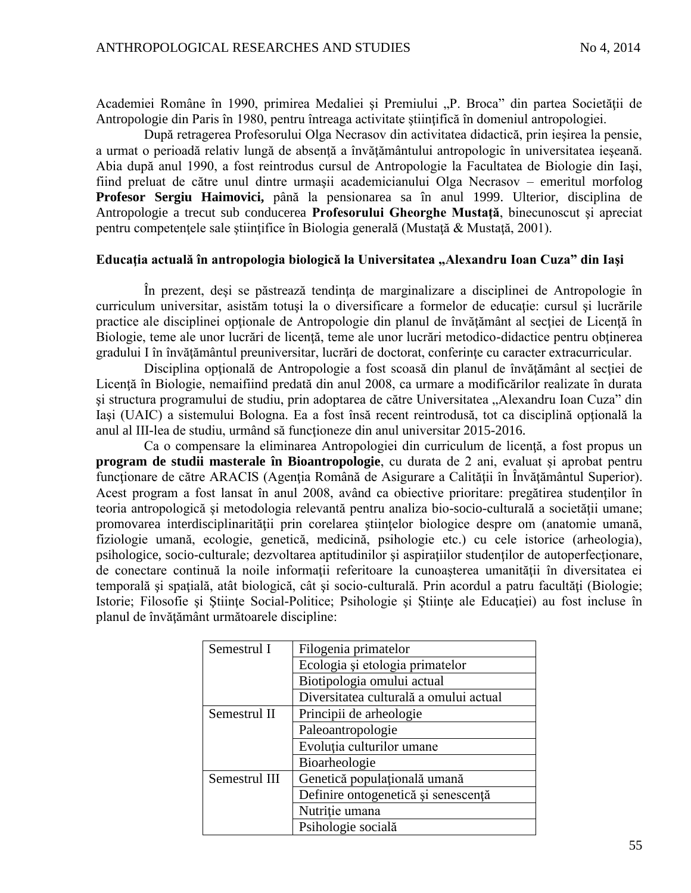Academiei Române în 1990, primirea Medaliei şi Premiului „P. Broca” din partea Societăţii de Antropologie din Paris în 1980, pentru întreaga activitate ştiinţifică în domeniul antropologiei.

După retragerea Profesorului Olga Necrasov din activitatea didactică, prin ieşirea la pensie, a urmat o perioadă relativ lungă de absenţă a învăţământului antropologic în universitatea ieşeană. Abia după anul 1990, a fost reintrodus cursul de Antropologie la Facultatea de Biologie din Iaşi, fiind preluat de către unul dintre urmaşii academicianului Olga Necrasov – emeritul morfolog **Profesor Sergiu Haimovici,** până la pensionarea sa în anul 1999. Ulterior, disciplina de Antropologie a trecut sub conducerea **Profesorului Gheorghe Mustaţă**, binecunoscut şi apreciat pentru competenţele sale ştiinţifice în Biologia generală (Mustaţă & Mustaţă, 2001).

### Educaţia actuală în antropologia biologică la Universitatea „Alexandru Ioan Cuza” din Iaşi

În prezent, deşi se păstrează tendinţa de marginalizare a disciplinei de Antropologie în curriculum universitar, asistăm totuşi la o diversificare a formelor de educaţie: cursul şi lucrările practice ale disciplinei opţionale de Antropologie din planul de învăţământ al secţiei de Licenţă în Biologie, teme ale unor lucrări de licenţă, teme ale unor lucrări metodico-didactice pentru obţinerea gradului I în învăţământul preuniversitar, lucrări de doctorat, conferinţe cu caracter extracurricular.

Disciplina opţională de Antropologie a fost scoasă din planul de învăţământ al secţiei de Licenţă în Biologie, nemaifiind predată din anul 2008, ca urmare a modificărilor realizate în durata şi structura programului de studiu, prin adoptarea de către Universitatea „Alexandru Ioan Cuza” din Iaşi (UAIC) a sistemului Bologna. Ea a fost însă recent reintrodusă, tot ca disciplină opţională la anul al III-lea de studiu, urmând să funcţioneze din anul universitar 2015-2016.

Ca o compensare la eliminarea Antropologiei din curriculum de licenţă, a fost propus un **program de studii masterale în Bioantropologie**, cu durata de 2 ani, evaluat şi aprobat pentru funcţionare de către ARACIS (Agenţia Română de Asigurare a Calităţii în Învăţământul Superior). Acest program a fost lansat în anul 2008, având ca obiective prioritare: pregătirea studenţilor în teoria antropologică şi metodologia relevantă pentru analiza bio-socio-culturală a societăţii umane; promovarea interdisciplinarităţii prin corelarea ştiinţelor biologice despre om (anatomie umană, fiziologie umană, ecologie, genetică, medicină, psihologie etc.) cu cele istorice (arheologia), psihologice, socio-culturale; dezvoltarea aptitudinilor şi aspiraţiilor studenţilor de autoperfecţionare, de conectare continuă la noile informaţii referitoare la cunoaşterea umanităţii în diversitatea ei temporală şi spaţială, atât biologică, cât şi socio-culturală. Prin acordul a patru facultăţi (Biologie; Istorie; Filosofie şi Ştiinţe Social-Politice; Psihologie şi Ştiinţe ale Educaţiei) au fost incluse în planul de învăţământ următoarele discipline:

| | |
|---|---|
| Semestrul I | Filogenia primatelor |
| | Ecologia şi etologia primatelor |
| | Biotipologia omului actual |
| | Diversitatea culturală a omului actual |
| Semestrul II | Principii de arheologie |
| | Paleoantropologie |
| | Evoluţia culturilor umane |
| | Bioarheologie |
| Semestrul III | Genetică populaţională umană |
| | Definire ontogenetică şi senescenţă |
| | Nutriţie umana |
| | Psihologie socială |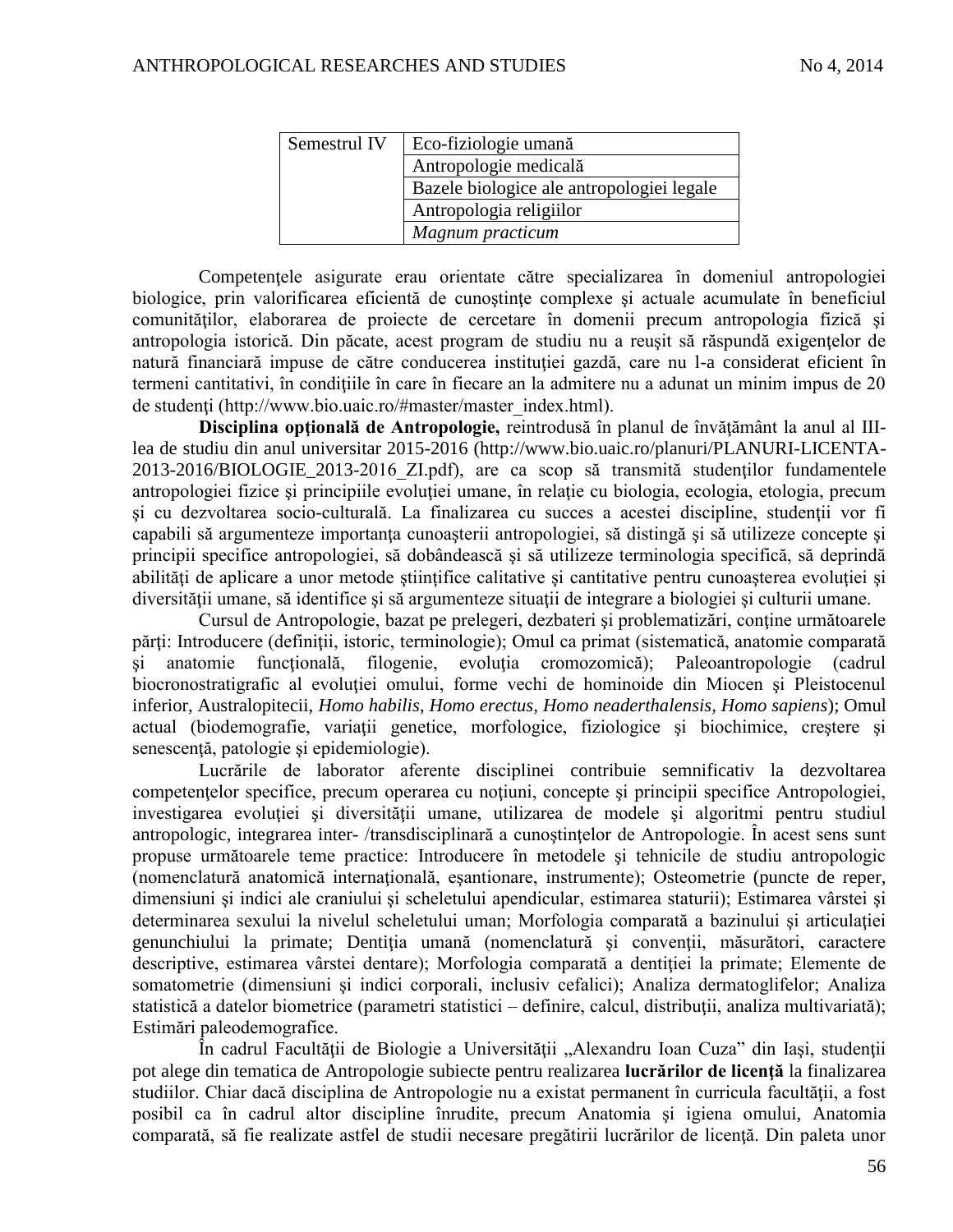| Semestrul IV | Eco-fiziologie umană |
|---|---|
| | Antropologie medicală |
| | Bazele biologice ale antropologiei legale |
| | Antropologia religiilor |
| | *Magnum practicum* |

Competenţele asigurate erau orientate către specializarea în domeniul antropologiei biologice, prin valorificarea eficientă de cunoştinţe complexe şi actuale acumulate în beneficiul comunităţilor, elaborarea de proiecte de cercetare în domenii precum antropologia fizică şi antropologia istorică. Din păcate, acest program de studiu nu a reuşit să răspundă exigenţelor de natură financiară impuse de către conducerea instituţiei gazdă, care nu l-a considerat eficient în termeni cantitativi, în condiţiile în care în fiecare an la admitere nu a adunat un minim impus de 20 de studenţi (http://www.bio.uaic.ro/#master/master_index.html).

**Disciplina opţională de Antropologie,** reintrodusă în planul de învăţământ la anul al III-lea de studiu din anul universitar 2015-2016 (http://www.bio.uaic.ro/planuri/PLANURI-LICENTA-2013-2016/BIOLOGIE_2013-2016_ZI.pdf), are ca scop să transmită studenţilor fundamentele antropologiei fizice şi principiile evoluţiei umane, în relaţie cu biologia, ecologia, etologia, precum şi cu dezvoltarea socio-culturală. La finalizarea cu succes a acestei discipline, studenţii vor fi capabili să argumenteze importanţa cunoaşterii antropologiei, să distingă şi să utilizeze concepte şi principii specifice antropologiei, să dobândească şi să utilizeze terminologia specifică, să deprindă abilităţi de aplicare a unor metode ştiinţifice calitative şi cantitative pentru cunoaşterea evoluţiei şi diversităţii umane, să identifice şi să argumenteze situaţii de integrare a biologiei şi culturii umane.

Cursul de Antropologie, bazat pe prelegeri, dezbateri şi problematizări, conţine următoarele părţi: Introducere (definiţii, istoric, terminologie); Omul ca primat (sistematică, anatomie comparată şi anatomie funcţională, filogenie, evoluţia cromozomică); Paleoantropologie (cadrul biocronostratigrafic al evoluţiei omului, forme vechi de hominoide din Miocen şi Pleistocenul inferior, Australopitecii, *Homo habilis*, *Homo erectus*, *Homo neaderthalensis*, *Homo sapiens*); Omul actual (biodemografie, variaţii genetice, morfologice, fiziologice şi biochimice, creştere şi senescenţă, patologie şi epidemiologie).

Lucrările de laborator aferente disciplinei contribuie semnificativ la dezvoltarea competenţelor specifice, precum operarea cu noţiuni, concepte şi principii specifice Antropologiei, investigarea evoluţiei şi diversităţii umane, utilizarea de modele şi algoritmi pentru studiul antropologic, integrarea inter- /transdisciplinară a cunoştinţelor de Antropologie. În acest sens sunt propuse următoarele teme practice: Introducere în metodele şi tehnicile de studiu antropologic (nomenclatură anatomică internaţională, eşantionare, instrumente); Osteometrie (puncte de reper, dimensiuni şi indici ale craniului şi scheletului apendicular, estimarea staturii); Estimarea vârstei şi determinarea sexului la nivelul scheletului uman; Morfologia comparată a bazinului şi articulaţiei genunchiului la primate; Dentiţia umană (nomenclatură şi convenţii, măsurători, caractere descriptive, estimarea vârstei dentare); Morfologia comparată a dentiţiei la primate; Elemente de somatometrie (dimensiuni şi indici corporali, inclusiv cefalici); Analiza dermatoglifelor; Analiza statistică a datelor biometrice (parametri statistici – definire, calcul, distribuţii, analiza multivariată); Estimări paleodemografice.

În cadrul Facultăţii de Biologie a Universităţii „Alexandru Ioan Cuza” din Iaşi, studenţii pot alege din tematica de Antropologie subiecte pentru realizarea **lucrărilor de licenţă** la finalizarea studiilor. Chiar dacă disciplina de Antropologie nu a existat permanent în curricula facultăţii, a fost posibil ca în cadrul altor discipline înrudite, precum Anatomia şi igiena omului, Anatomia comparată, să fie realizate astfel de studii necesare pregătirii lucrărilor de licenţă. Din paleta unor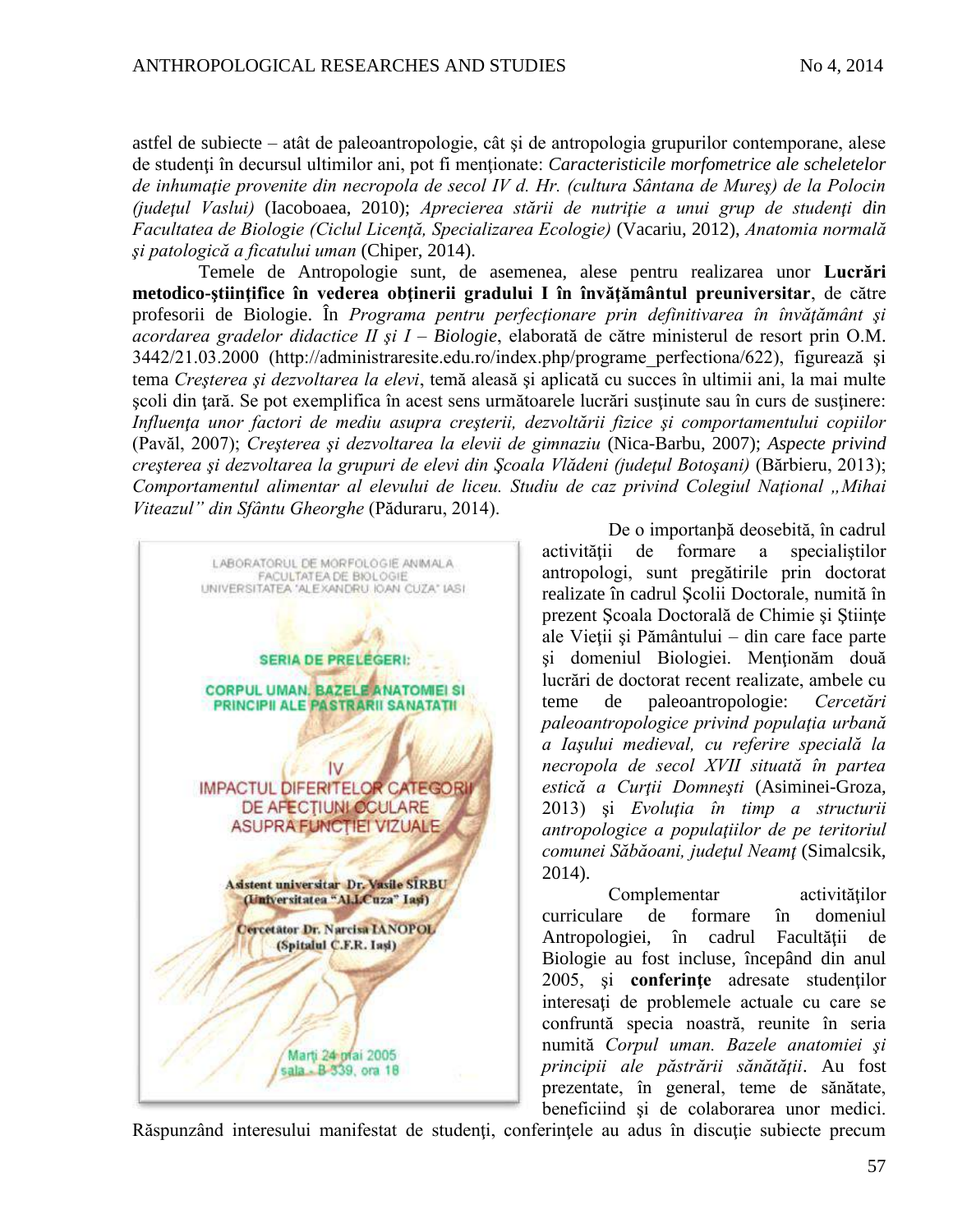astfel de subiecte – atât de paleoantropologie, cât şi de antropologia grupurilor contemporane, alese de studenţi în decursul ultimilor ani, pot fi menţionate: *Caracteristicile morfometrice ale scheletelor de inhumaţie provenite din necropola de secol IV d. Hr. (cultura Sântana de Mureş) de la Polocin (judeţul Vaslui)* (Iacoboaea, 2010); *Aprecierea stării de nutriţie a unui grup de studenţi din Facultatea de Biologie (Ciclul Licenţă, Specializarea Ecologie)* (Vacariu, 2012), *Anatomia normală şi patologică a ficatului uman* (Chiper, 2014).

Temele de Antropologie sunt, de asemenea, alese pentru realizarea unor **Lucrări metodico-ştiinţifice în vederea obţinerii gradului I în învăţământul preuniversitar**, de către profesorii de Biologie. În *Programa pentru perfecţionare prin definitivarea în învăţământ şi acordarea gradelor didactice II şi I – Biologie*, elaborată de către ministerul de resort prin O.M. 3442/21.03.2000 (http://administraresite.edu.ro/index.php/programe_perfectiona/622), figurează şi tema *Creşterea şi dezvoltarea la elevi*, temă aleasă şi aplicată cu succes în ultimii ani, la mai multe şcoli din ţară. Se pot exemplifica în acest sens următoarele lucrări susţinute sau în curs de susţinere: *Influenţa unor factori de mediu asupra creşterii, dezvoltării fizice şi comportamentului copiilor* (Pavăl, 2007); *Creşterea şi dezvoltarea la elevii de gimnaziu* (Nica-Barbu, 2007); *Aspecte privind creşterea şi dezvoltarea la grupuri de elevi din Şcoala Vlădeni (judeţul Botoşani)* (Bărbieru, 2013); *Comportamentul alimentar al elevului de liceu. Studiu de caz privind Colegiul Naţional „Mihai Viteazul" din Sfântu Gheorghe* (Păduraru, 2014).

LABORATORUL DE MORFOLOGIE ANIMALA
FACULTATEA DE BIOLOGIE
UNIVERSITATEA "ALEXANDRU IOAN CUZA" IASI

SERIA DE PRELEGERI:

CORPUL UMAN. BAZELE ANATOMIEI SI PRINCIPII ALE PASTRARII SANATATII

IV
IMPACTUL DIFERITELOR CATEGORII DE AFECŢIUNI OCULARE ASUPRA FUNCŢIEI VIZUALE

Asistent universitar Dr. Vasile SÎRBU (Universitatea "Al.I.Cuza" Iaşi)

Cercetător Dr. Narcisa IANOPOL (Spitalul C.F.R. Iaşi)

Marţi 24 mai 2005
sala B 339, ora 18

De o importanţă deosebită, în cadrul activităţii de formare a specialiştilor antropologi, sunt pregătirile prin doctorat realizate în cadrul Şcolii Doctorale, numită în prezent Şcoala Doctorală de Chimie şi Ştiinţe ale Vieţii şi Pământului – din care face parte şi domeniul Biologiei. Menţionăm două lucrări de doctorat recent realizate, ambele cu teme de paleoantropologie: *Cercetări paleoantropologice privind populaţia urbană a Iaşului medieval, cu referire specială la necropola de secol XVII situată în partea estică a Curţii Domneşti* (Asiminei-Groza, 2013) şi *Evoluţia în timp a structurii antropologice a populaţiilor de pe teritoriul comunei Săbăoani, judeţul Neamţ* (Simalcsik, 2014).

Complementar activităţilor curriculare de formare în domeniul Antropologiei, în cadrul Facultăţii de Biologie au fost incluse, începând din anul 2005, şi **conferinţe** adresate studenţilor interesaţi de problemele actuale cu care se confruntă specia noastră, reunite în seria numită *Corpul uman. Bazele anatomiei şi principii ale păstrării sănătăţii*. Au fost prezentate, în general, teme de sănătate, beneficiind şi de colaborarea unor medici. Răspunzând interesului manifestat de studenţi, conferinţele au adus în discuţie subiecte precum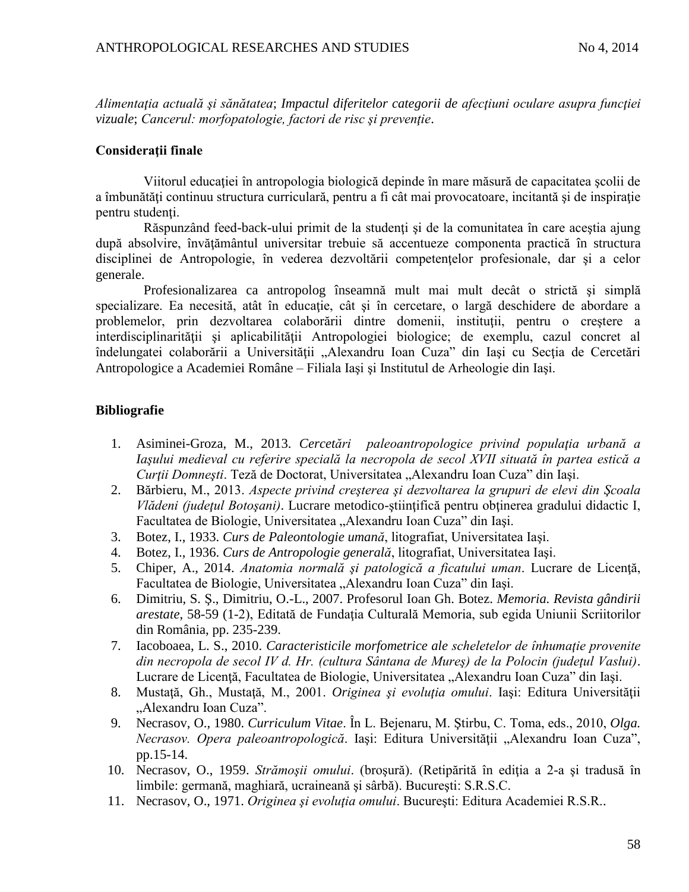*Alimentaţia actuală şi sănătatea*; *Impactul diferitelor categorii de afecţiuni oculare asupra funcţiei vizuale*; *Cancerul: morfopatologie, factori de risc şi prevenţie*.

**Consideraţii finale**

Viitorul educaţiei în antropologia biologică depinde în mare măsură de capacitatea şcolii de a îmbunătăţi continuu structura curriculară, pentru a fi cât mai provocatoare, incitantă şi de inspiraţie pentru studenţi.

Răspunzând feed-back-ului primit de la studenţi şi de la comunitatea în care aceştia ajung după absolvire, învăţământul universitar trebuie să accentueze componenta practică în structura disciplinei de Antropologie, în vederea dezvoltării competenţelor profesionale, dar şi a celor generale.

Profesionalizarea ca antropolog înseamnă mult mai mult decât o strictă şi simplă specializare. Ea necesită, atât în educaţie, cât şi în cercetare, o largă deschidere de abordare a problemelor, prin dezvoltarea colaborării dintre domenii, instituţii, pentru o creştere a interdisciplinarităţii şi aplicabilităţii Antropologiei biologice; de exemplu, cazul concret al îndelungatei colaborări a Universităţii „Alexandru Ioan Cuza" din Iaşi cu Secţia de Cercetări Antropologice a Academiei Române – Filiala Iaşi şi Institutul de Arheologie din Iaşi.

**Bibliografie**

1. Asiminei-Groza, M., 2013. *Cercetări paleoantropologice privind populaţia urbană a Iaşului medieval cu referire specială la necropola de secol XVII situată în partea estică a Curţii Domneşti*. Teză de Doctorat, Universitatea „Alexandru Ioan Cuza" din Iaşi.
2. Bărbieru, M., 2013. *Aspecte privind creşterea şi dezvoltarea la grupuri de elevi din Şcoala Vlădeni (judeţul Botoşani)*. Lucrare metodico-ştiinţifică pentru obţinerea gradului didactic I, Facultatea de Biologie, Universitatea „Alexandru Ioan Cuza" din Iaşi.
3. Botez, I., 1933. *Curs de Paleontologie umană*, litografiat, Universitatea Iaşi.
4. Botez, I., 1936. *Curs de Antropologie generală*, litografiat, Universitatea Iaşi.
5. Chiper, A., 2014. *Anatomia normală şi patologică a ficatului uman*. Lucrare de Licenţă, Facultatea de Biologie, Universitatea „Alexandru Ioan Cuza" din Iaşi.
6. Dimitriu, S. Ş., Dimitriu, O.-L., 2007. Profesorul Ioan Gh. Botez. *Memoria. Revista gândirii arestate*, 58-59 (1-2), Editată de Fundaţia Culturală Memoria, sub egida Uniunii Scriitorilor din România, pp. 235-239.
7. Iacoboaea, L. S., 2010. *Caracteristicile morfometrice ale scheletelor de înhumaţie provenite din necropola de secol IV d. Hr. (cultura Sântana de Mureş) de la Polocin (judeţul Vaslui)*. Lucrare de Licenţă, Facultatea de Biologie, Universitatea „Alexandru Ioan Cuza" din Iaşi.
8. Mustaţă, Gh., Mustaţă, M., 2001. *Originea şi evoluţia omului*. Iaşi: Editura Universităţii „Alexandru Ioan Cuza".
9. Necrasov, O., 1980. *Curriculum Vitae*. În L. Bejenaru, M. Ştirbu, C. Toma, eds., 2010, *Olga. Necrasov. Opera paleoantropologică*. Iaşi: Editura Universităţii „Alexandru Ioan Cuza", pp.15-14.
10. Necrasov, O., 1959. *Strămoşii omului*. (broşură). (Retipărită în ediţia a 2-a şi tradusă în limbile: germană, maghiară, ucraineană şi sârbă). Bucureşti: S.R.S.C.
11. Necrasov, O., 1971. *Originea şi evoluţia omului*. Bucureşti: Editura Academiei R.S.R..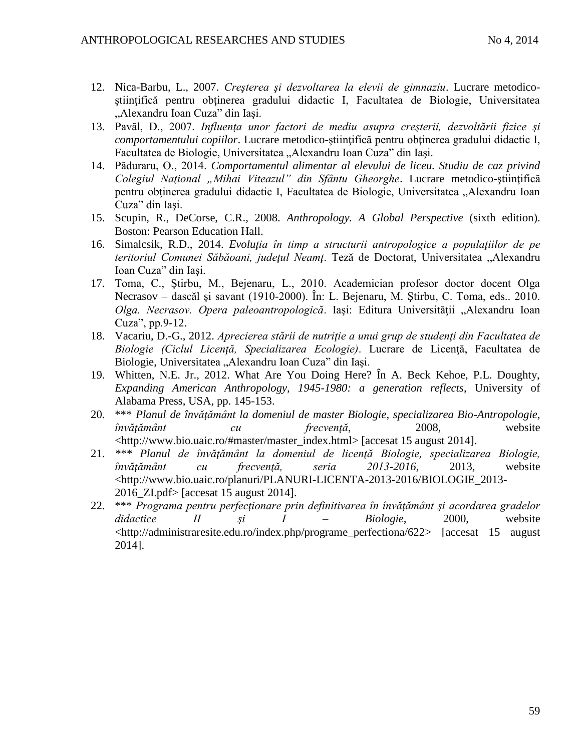12. Nica-Barbu, L., 2007. *Creşterea şi dezvoltarea la elevii de gimnaziu*. Lucrare metodico-ştiinţifică pentru obţinerea gradului didactic I, Facultatea de Biologie, Universitatea „Alexandru Ioan Cuza" din Iaşi.
13. Pavăl, D., 2007. *Influenţa unor factori de mediu asupra creşterii, dezvoltării fizice şi comportamentului copiilor*. Lucrare metodico-ştiinţifică pentru obţinerea gradului didactic I, Facultatea de Biologie, Universitatea „Alexandru Ioan Cuza" din Iaşi.
14. Păduraru, O., 2014. *Comportamentul alimentar al elevului de liceu. Studiu de caz privind Colegiul Naţional „Mihai Viteazul" din Sfântu Gheorghe*. Lucrare metodico-ştiinţifică pentru obţinerea gradului didactic I, Facultatea de Biologie, Universitatea „Alexandru Ioan Cuza" din Iaşi.
15. Scupin, R., DeCorse, C.R., 2008. *Anthropology. A Global Perspective* (sixth edition). Boston: Pearson Education Hall.
16. Simalcsik, R.D., 2014. *Evoluţia în timp a structurii antropologice a populaţiilor de pe teritoriul Comunei Săbăoani, judeţul Neamţ*. Teză de Doctorat, Universitatea „Alexandru Ioan Cuza" din Iaşi.
17. Toma, C., Ştirbu, M., Bejenaru, L., 2010. Academician profesor doctor docent Olga Necrasov – dascăl şi savant (1910-2000). În: L. Bejenaru, M. Ştirbu, C. Toma, eds.. 2010. *Olga. Necrasov. Opera paleoantropologică*. Iaşi: Editura Universităţii „Alexandru Ioan Cuza", pp.9-12.
18. Vacariu, D.-G., 2012. *Aprecierea stării de nutriţie a unui grup de studenţi din Facultatea de Biologie (Ciclul Licenţă, Specializarea Ecologie)*. Lucrare de Licenţă, Facultatea de Biologie, Universitatea „Alexandru Ioan Cuza" din Iaşi.
19. Whitten, N.E. Jr., 2012. What Are You Doing Here? În A. Beck Kehoe, P.L. Doughty, *Expanding American Anthropology, 1945-1980: a generation reflects*, University of Alabama Press, USA, pp. 145-153.
20. *** *Planul de învăţământ la domeniul de master Biologie, specializarea Bio-Antropologie, învăţământ cu frecvenţă*, 2008, website <http://www.bio.uaic.ro/#master/master_index.html> [accesat 15 august 2014].
21. *** *Planul de învăţământ la domeniul de licenţă Biologie, specializarea Biologie, învăţământ cu frecvenţă, seria 2013-2016*, 2013, website <http://www.bio.uaic.ro/planuri/PLANURI-LICENTA-2013-2016/BIOLOGIE_2013-2016_ZI.pdf> [accesat 15 august 2014].
22. *** *Programa pentru perfecţionare prin definitivarea în învăţământ şi acordarea gradelor didactice II şi I – Biologie*, 2000, website <http://administraresite.edu.ro/index.php/programe_perfectiona/622> [accesat 15 august 2014].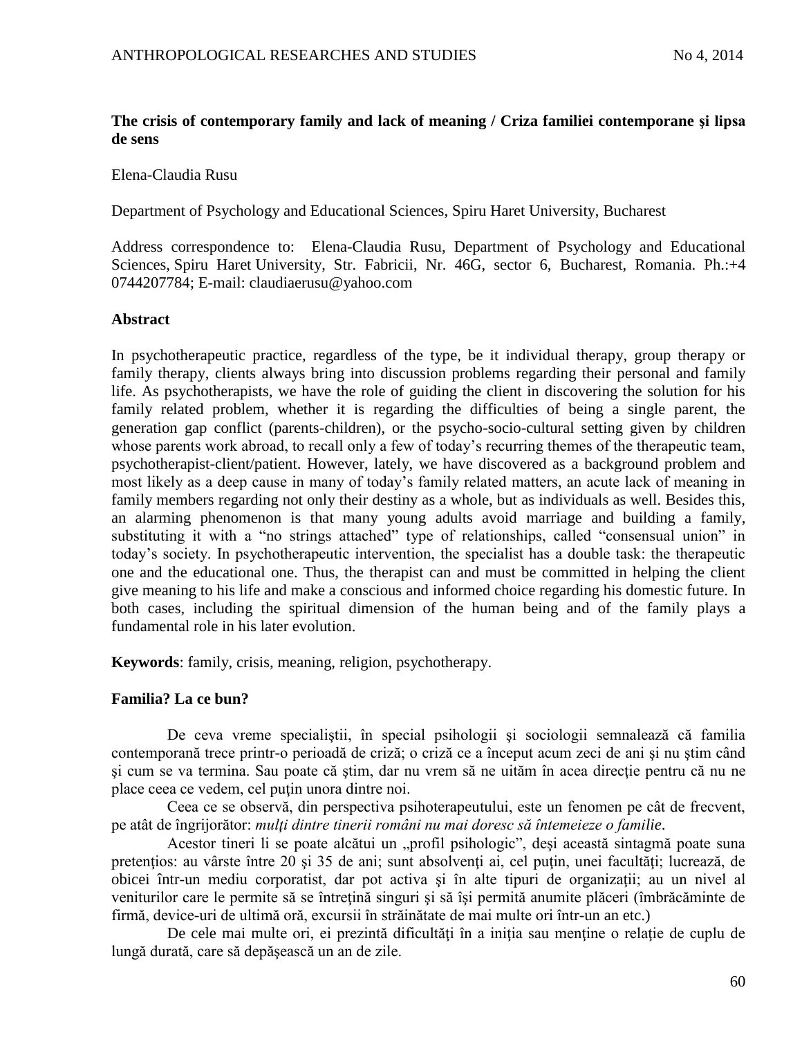**The crisis of contemporary family and lack of meaning / Criza familiei contemporane şi lipsa de sens**

Elena-Claudia Rusu

Department of Psychology and Educational Sciences, Spiru Haret University, Bucharest

Address correspondence to: Elena-Claudia Rusu, Department of Psychology and Educational Sciences, Spiru Haret University, Str. Fabricii, Nr. 46G, sector 6, Bucharest, Romania. Ph.:+4 0744207784; E-mail: claudiaerusu@yahoo.com

## Abstract

In psychotherapeutic practice, regardless of the type, be it individual therapy, group therapy or family therapy, clients always bring into discussion problems regarding their personal and family life. As psychotherapists, we have the role of guiding the client in discovering the solution for his family related problem, whether it is regarding the difficulties of being a single parent, the generation gap conflict (parents-children), or the psycho-socio-cultural setting given by children whose parents work abroad, to recall only a few of today's recurring themes of the therapeutic team, psychotherapist-client/patient. However, lately, we have discovered as a background problem and most likely as a deep cause in many of today's family related matters, an acute lack of meaning in family members regarding not only their destiny as a whole, but as individuals as well. Besides this, an alarming phenomenon is that many young adults avoid marriage and building a family, substituting it with a "no strings attached" type of relationships, called "consensual union" in today's society. In psychotherapeutic intervention, the specialist has a double task: the therapeutic one and the educational one. Thus, the therapist can and must be committed in helping the client give meaning to his life and make a conscious and informed choice regarding his domestic future. In both cases, including the spiritual dimension of the human being and of the family plays a fundamental role in his later evolution.

**Keywords**: family, crisis, meaning, religion, psychotherapy.

## Familia? La ce bun?

De ceva vreme specialiştii, în special psihologii şi sociologii semnalează că familia contemporană trece printr-o perioadă de criză; o criză ce a început acum zeci de ani şi nu ştim când şi cum se va termina. Sau poate că ştim, dar nu vrem să ne uităm în acea direcţie pentru că nu ne place ceea ce vedem, cel puţin unora dintre noi.

Ceea ce se observă, din perspectiva psihoterapeutului, este un fenomen pe cât de frecvent, pe atât de îngrijorător: *mulţi dintre tinerii români nu mai doresc să întemeieze o familie*.

Acestor tineri li se poate alcătui un „profil psihologic", deşi această sintagmă poate suna pretenţios: au vârste între 20 şi 35 de ani; sunt absolvenţi ai, cel puţin, unei facultăţi; lucrează, de obicei într-un mediu corporatist, dar pot activa şi în alte tipuri de organizaţii; au un nivel al veniturilor care le permite să se întreţină singuri şi să îşi permită anumite plăceri (îmbrăcăminte de firmă, device-uri de ultimă oră, excursii în străinătate de mai multe ori într-un an etc.)

De cele mai multe ori, ei prezintă dificultăţi în a iniţia sau menţine o relaţie de cuplu de lungă durată, care să depăşească un an de zile.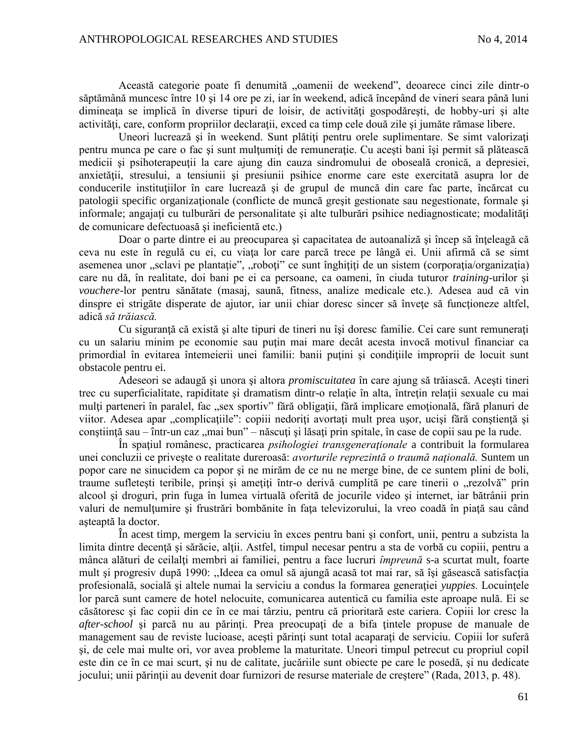Această categorie poate fi denumită „oamenii de weekend”, deoarece cinci zile dintr-o săptămână muncesc între 10 şi 14 ore pe zi, iar în weekend, adică începând de vineri seara până luni dimineaţa se implică în diverse tipuri de loisir, de activităţi gospodăreşti, de hobby-uri şi alte activităţi, care, conform propriilor declaraţii, exced ca timp cele două zile şi jumăte rămase libere.

Uneori lucrează şi în weekend. Sunt plătiţi pentru orele suplimentare. Se simt valorizaţi pentru munca pe care o fac şi sunt mulţumiţi de remuneraţie. Cu aceşti bani îşi permit să plătească medicii şi psihoterapeuţii la care ajung din cauza sindromului de oboseală cronică, a depresiei, anxietăţii, stresului, a tensiunii şi presiunii psihice enorme care este exercitată asupra lor de conducerile instituţiilor în care lucrează şi de grupul de muncă din care fac parte, încărcat cu patologii specific organizaţionale (conflicte de muncă greşit gestionate sau negestionate, formale şi informale; angajaţi cu tulburări de personalitate şi alte tulburări psihice nediagnosticate; modalităţi de comunicare defectuoasă şi ineficientă etc.)

Doar o parte dintre ei au preocuparea şi capacitatea de autoanaliză şi încep să înţeleagă că ceva nu este în regulă cu ei, cu viaţa lor care parcă trece pe lângă ei. Unii afirmă că se simt asemenea unor „sclavi pe plantaţie”, „roboţi” ce sunt înghiţiţi de un sistem (corporaţia/organizaţia) care nu dă, în realitate, doi bani pe ei ca persoane, ca oameni, în ciuda tuturor *training*-urilor şi *vouchere*-lor pentru sănătate (masaj, saună, fitness, analize medicale etc.). Adesea aud că vin dinspre ei strigăte disperate de ajutor, iar unii chiar doresc sincer să înveţe să funcţioneze altfel, adică *să trăiască.*

Cu siguranţă că există şi alte tipuri de tineri nu îşi doresc familie. Cei care sunt remuneraţi cu un salariu minim pe economie sau puţin mai mare decât acesta invocă motivul financiar ca primordial în evitarea întemeierii unei familii: banii puţini şi condiţiile improprii de locuit sunt obstacole pentru ei.

Adeseori se adaugă şi unora şi altora *promiscuitatea* în care ajung să trăiască. Aceşti tineri trec cu superficialitate, rapiditate şi dramatism dintr-o relaţie în alta, întreţin relaţii sexuale cu mai mulţi parteneri în paralel, fac „sex sportiv” fără obligaţii, fără implicare emoţională, fără planuri de viitor. Adesea apar „complicaţiile”: copiii nedoriţi avortaţi mult prea uşor, ucişi fără conştienţă şi conştiinţă sau – într-un caz „mai bun” – născuţi şi lăsaţi prin spitale, în case de copii sau pe la rude.

În spaţiul românesc, practicarea *psihologiei transgeneraţionale* a contribuit la formularea unei concluzii ce priveşte o realitate dureroasă: *avorturile reprezintă o traumă naţională.* Suntem un popor care ne sinucidem ca popor şi ne mirăm de ce nu ne merge bine, de ce suntem plini de boli, traume sufleteşti teribile, prinşi şi ameţiţi într-o derivă cumplită pe care tinerii o „rezolvă” prin alcool şi droguri, prin fuga în lumea virtuală oferită de jocurile video şi internet, iar bătrânii prin valuri de nemulţumire şi frustrări bombănite în faţa televizorului, la vreo coadă în piaţă sau când aşteaptă la doctor.

În acest timp, mergem la serviciu în exces pentru bani şi confort, unii, pentru a subzista la limita dintre decenţă şi sărăcie, alţii. Astfel, timpul necesar pentru a sta de vorbă cu copiii, pentru a mânca alături de ceilalţi membri ai familiei, pentru a face lucruri *împreună* s-a scurtat mult, foarte mult şi progresiv după 1990: „Ideea ca omul să ajungă acasă tot mai rar, să îşi găsească satisfacţia profesională, socială şi altele numai la serviciu a condus la formarea generaţiei *yuppies*. Locuinţele lor parcă sunt camere de hotel nelocuite, comunicarea autentică cu familia este aproape nulă. Ei se căsătoresc şi fac copii din ce în ce mai târziu, pentru că prioritară este cariera. Copiii lor cresc la *after-school* şi parcă nu au părinţi. Prea preocupaţi de a bifa ţintele propuse de manuale de management sau de reviste lucioase, aceşti părinţi sunt total acaparaţi de serviciu. Copiii lor suferă şi, de cele mai multe ori, vor avea probleme la maturitate. Uneori timpul petrecut cu propriul copil este din ce în ce mai scurt, şi nu de calitate, jucăriile sunt obiecte pe care le posedă, şi nu dedicate jocului; unii părinţii au devenit doar furnizori de resurse materiale de creştere” (Rada, 2013, p. 48).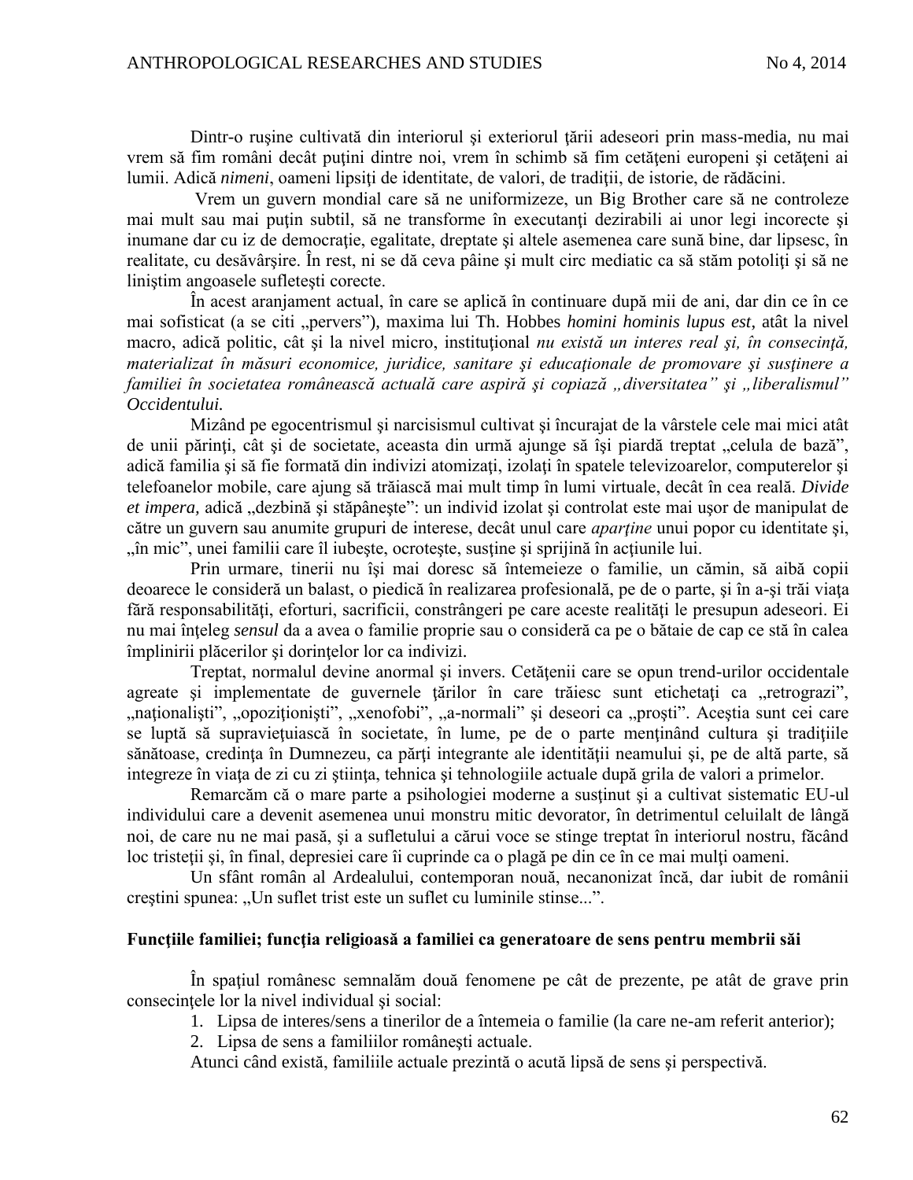Dintr-o ruşine cultivată din interiorul şi exteriorul ţării adeseori prin mass-media, nu mai vrem să fim români decât puţini dintre noi, vrem în schimb să fim cetăţeni europeni şi cetăţeni ai lumii. Adică *nimeni*, oameni lipsiţi de identitate, de valori, de tradiţii, de istorie, de rădăcini.

Vrem un guvern mondial care să ne uniformizeze, un Big Brother care să ne controleze mai mult sau mai puţin subtil, să ne transforme în executanţi dezirabili ai unor legi incorecte şi inumane dar cu iz de democraţie, egalitate, dreptate şi altele asemenea care sună bine, dar lipsesc, în realitate, cu desăvârşire. În rest, ni se dă ceva pâine şi mult circ mediatic ca să stăm potoliţi şi să ne liniştim angoasele sufleteşti corecte.

În acest aranjament actual, în care se aplică în continuare după mii de ani, dar din ce în ce mai sofisticat (a se citi „pervers"), maxima lui Th. Hobbes *homini hominis lupus est*, atât la nivel macro, adică politic, cât şi la nivel micro, instituţional *nu există un interes real şi, în consecinţă, materializat în măsuri economice, juridice, sanitare şi educaţionale de promovare şi susţinere a familiei în societatea românească actuală care aspiră şi copiază „diversitatea" şi „liberalismul" Occidentului.*

Mizând pe egocentrismul şi narcisismul cultivat şi încurajat de la vârstele cele mai mici atât de unii părinţi, cât şi de societate, aceasta din urmă ajunge să îşi piardă treptat „celula de bază", adică familia şi să fie formată din indivizi atomizaţi, izolaţi în spatele televizoarelor, computerelor şi telefoanelor mobile, care ajung să trăiască mai mult timp în lumi virtuale, decât în cea reală. *Divide et impera,* adică „dezbină şi stăpâneşte": un individ izolat şi controlat este mai uşor de manipulat de către un guvern sau anumite grupuri de interese, decât unul care *aparţine* unui popor cu identitate şi, „în mic", unei familii care îl iubeşte, ocroteşte, susţine şi sprijină în acţiunile lui.

Prin urmare, tinerii nu îşi mai doresc să întemeieze o familie, un cămin, să aibă copii deoarece le consideră un balast, o piedică în realizarea profesională, pe de o parte, şi în a-şi trăi viaţa fără responsabilităţi, eforturi, sacrificii, constrângeri pe care aceste realităţi le presupun adeseori. Ei nu mai înţeleg *sensul* da a avea o familie proprie sau o consideră ca pe o bătaie de cap ce stă în calea împlinirii plăcerilor şi dorinţelor lor ca indivizi.

Treptat, normalul devine anormal şi invers. Cetăţenii care se opun trend-urilor occidentale agreate şi implementate de guvernele ţărilor în care trăiesc sunt etichetaţi ca „retrograzi", „naţionalişti", „opoziţionişti", „xenofobi", „a-normali" şi deseori ca „proşti". Aceştia sunt cei care se luptă să supravieţuiască în societate, în lume, pe de o parte menţinând cultura şi tradiţiile sănătoase, credinţa în Dumnezeu, ca părţi integrante ale identităţii neamului şi, pe de altă parte, să integreze în viaţa de zi cu zi ştiinţa, tehnica şi tehnologiile actuale după grila de valori a primelor.

Remarcăm că o mare parte a psihologiei moderne a susţinut şi a cultivat sistematic EU-ul individului care a devenit asemenea unui monstru mitic devorator, în detrimentul celuilalt de lângă noi, de care nu ne mai pasă, şi a sufletului a cărui voce se stinge treptat în interiorul nostru, făcând loc tristeţii şi, în final, depresiei care îi cuprinde ca o plagă pe din ce în ce mai mulţi oameni.

Un sfânt român al Ardealului, contemporan nouă, necanonizat încă, dar iubit de românii creştini spunea: „Un suflet trist este un suflet cu luminile stinse...".

### Funcţiile familiei; funcţia religioasă a familiei ca generatoare de sens pentru membrii săi

În spaţiul românesc semnalăm două fenomene pe cât de prezente, pe atât de grave prin consecinţele lor la nivel individual şi social:

1. Lipsa de interes/sens a tinerilor de a întemeia o familie (la care ne-am referit anterior);
2. Lipsa de sens a familiilor româneşti actuale.

Atunci când există, familiile actuale prezintă o acută lipsă de sens şi perspectivă.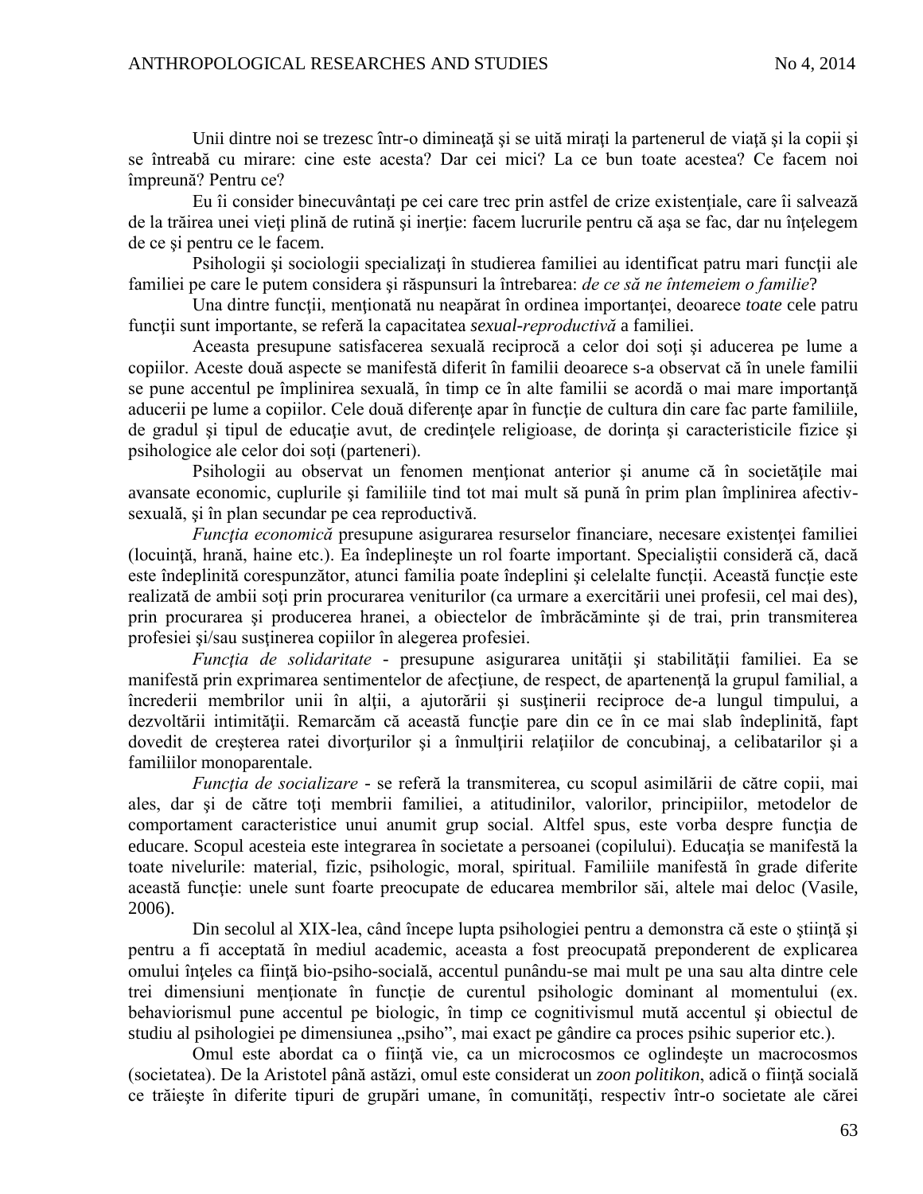Unii dintre noi se trezesc într-o dimineaţă şi se uită miraţi la partenerul de viaţă şi la copii şi se întreabă cu mirare: cine este acesta? Dar cei mici? La ce bun toate acestea? Ce facem noi împreună? Pentru ce?

Eu îi consider binecuvântaţi pe cei care trec prin astfel de crize existenţiale, care îi salvează de la trăirea unei vieţi plină de rutină şi inerţie: facem lucrurile pentru că aşa se fac, dar nu înţelegem de ce şi pentru ce le facem.

Psihologii şi sociologii specializaţi în studierea familiei au identificat patru mari funcţii ale familiei pe care le putem considera şi răspunsuri la întrebarea: *de ce să ne întemeiem o familie*?

Una dintre funcţii, menţionată nu neapărat în ordinea importanţei, deoarece *toate* cele patru funcţii sunt importante, se referă la capacitatea *sexual-reproductivă* a familiei.

Aceasta presupune satisfacerea sexuală reciprocă a celor doi soţi şi aducerea pe lume a copiilor. Aceste două aspecte se manifestă diferit în familii deoarece s-a observat că în unele familii se pune accentul pe împlinirea sexuală, în timp ce în alte familii se acordă o mai mare importanţă aducerii pe lume a copiilor. Cele două diferenţe apar în funcţie de cultura din care fac parte familiile, de gradul şi tipul de educaţie avut, de credinţele religioase, de dorinţa şi caracteristicile fizice şi psihologice ale celor doi soţi (parteneri).

Psihologii au observat un fenomen menţionat anterior şi anume că în societăţile mai avansate economic, cuplurile şi familiile tind tot mai mult să pună în prim plan împlinirea afectiv-sexuală, şi în plan secundar pe cea reproductivă.

*Funcţia economică* presupune asigurarea resurselor financiare, necesare existenţei familiei (locuinţă, hrană, haine etc.). Ea îndeplineşte un rol foarte important. Specialiştii consideră că, dacă este îndeplinită corespunzător, atunci familia poate îndeplini şi celelalte funcţii. Această funcţie este realizată de ambii soţi prin procurarea veniturilor (ca urmare a exercitării unei profesii, cel mai des), prin procurarea şi producerea hranei, a obiectelor de îmbrăcăminte şi de trai, prin transmiterea profesiei şi/sau susţinerea copiilor în alegerea profesiei.

*Funcţia de solidaritate* - presupune asigurarea unităţii şi stabilităţii familiei. Ea se manifestă prin exprimarea sentimentelor de afecţiune, de respect, de apartenenţă la grupul familial, a încrederii membrilor unii în alţii, a ajutorării şi susţinerii reciproce de-a lungul timpului, a dezvoltării intimităţii. Remarcăm că această funcţie pare din ce în ce mai slab îndeplinită, fapt dovedit de creşterea ratei divorţurilor şi a înmulţirii relaţiilor de concubinaj, a celibatarilor şi a familiilor monoparentale.

*Funcţia de socializare* - se referă la transmiterea, cu scopul asimilării de către copii, mai ales, dar şi de către toţi membrii familiei, a atitudinilor, valorilor, principiilor, metodelor de comportament caracteristice unui anumit grup social. Altfel spus, este vorba despre funcţia de educare. Scopul acesteia este integrarea în societate a persoanei (copilului). Educaţia se manifestă la toate nivelurile: material, fizic, psihologic, moral, spiritual. Familiile manifestă în grade diferite această funcţie: unele sunt foarte preocupate de educarea membrilor săi, altele mai deloc (Vasile, 2006).

Din secolul al XIX-lea, când începe lupta psihologiei pentru a demonstra că este o ştiinţă şi pentru a fi acceptată în mediul academic, aceasta a fost preocupată preponderent de explicarea omului înţeles ca fiinţă bio-psiho-socială, accentul punându-se mai mult pe una sau alta dintre cele trei dimensiuni menţionate în funcţie de curentul psihologic dominant al momentului (ex. behaviorismul pune accentul pe biologic, în timp ce cognitivismul mută accentul şi obiectul de studiu al psihologiei pe dimensiunea „psiho”, mai exact pe gândire ca proces psihic superior etc.).

Omul este abordat ca o fiinţă vie, ca un microcosmos ce oglindeşte un macrocosmos (societatea). De la Aristotel până astăzi, omul este considerat un *zoon politikon*, adică o fiinţă socială ce trăieşte în diferite tipuri de grupări umane, în comunităţi, respectiv într-o societate ale cărei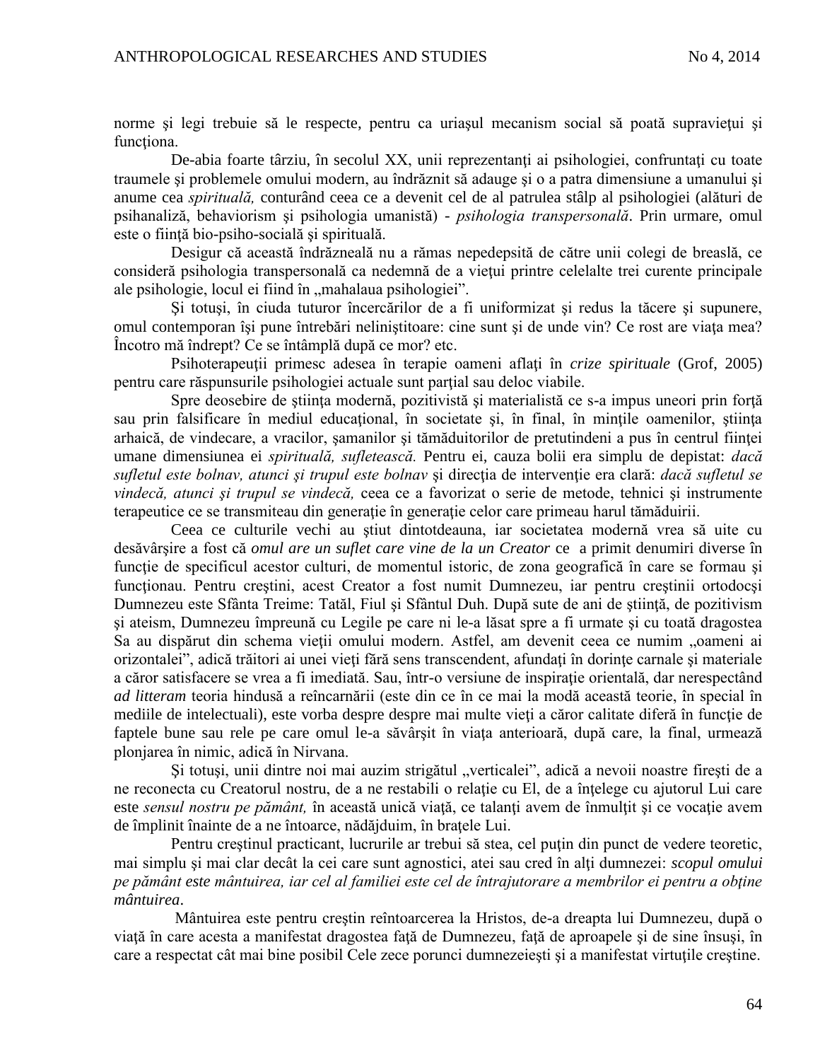norme şi legi trebuie să le respecte, pentru ca uriaşul mecanism social să poată supravieţui şi funcţiona.

De-abia foarte târziu, în secolul XX, unii reprezentanţi ai psihologiei, confruntaţi cu toate traumele şi problemele omului modern, au îndrăznit să adauge şi o a patra dimensiune a umanului şi anume cea *spirituală,* conturând ceea ce a devenit cel de al patrulea stâlp al psihologiei (alături de psihanaliză, behaviorism şi psihologia umanistă) - *psihologia transpersonală*. Prin urmare, omul este o fiinţă bio-psiho-socială şi spirituală.

Desigur că această îndrăzneală nu a rămas nepedepsită de către unii colegi de breaslă, ce consideră psihologia transpersonală ca nedemnă de a vieţui printre celelalte trei curente principale ale psihologie, locul ei fiind în „mahalaua psihologiei".

Şi totuşi, în ciuda tuturor încercărilor de a fi uniformizat şi redus la tăcere şi supunere, omul contemporan îşi pune întrebări neliniştitoare: cine sunt şi de unde vin? Ce rost are viaţa mea? Încotro mă îndrept? Ce se întâmplă după ce mor? etc.

Psihoterapeuţii primesc adesea în terapie oameni aflaţi în *crize spirituale* (Grof, 2005) pentru care răspunsurile psihologiei actuale sunt parţial sau deloc viabile.

Spre deosebire de ştiinţa modernă, pozitivistă şi materialistă ce s-a impus uneori prin forţă sau prin falsificare în mediul educaţional, în societate şi, în final, în minţile oamenilor, ştiinţa arhaică, de vindecare, a vracilor, şamanilor şi tămăduitorilor de pretutindeni a pus în centrul fiinţei umane dimensiunea ei *spirituală, sufletească.* Pentru ei, cauza bolii era simplu de depistat: *dacă sufletul este bolnav, atunci şi trupul este bolnav* şi direcţia de intervenţie era clară: *dacă sufletul se vindecă, atunci şi trupul se vindecă,* ceea ce a favorizat o serie de metode, tehnici şi instrumente terapeutice ce se transmiteau din generaţie în generaţie celor care primeau harul tămăduirii.

Ceea ce culturile vechi au ştiut dintotdeauna, iar societatea modernă vrea să uite cu desăvârşire a fost că *omul are un suflet care vine de la un Creator* ce a primit denumiri diverse în funcţie de specificul acestor culturi, de momentul istoric, de zona geografică în care se formau şi funcţionau. Pentru creştini, acest Creator a fost numit Dumnezeu, iar pentru creştinii ortodocşi Dumnezeu este Sfânta Treime: Tatăl, Fiul şi Sfântul Duh. După sute de ani de ştiinţă, de pozitivism şi ateism, Dumnezeu împreună cu Legile pe care ni le-a lăsat spre a fi urmate şi cu toată dragostea Sa au dispărut din schema vieţii omului modern. Astfel, am devenit ceea ce numim „oameni ai orizontalei", adică trăitori ai unei vieţi fără sens transcendent, afundaţi în dorinţe carnale şi materiale a căror satisfacere se vrea a fi imediată. Sau, într-o versiune de inspiraţie orientală, dar nerespectând *ad litteram* teoria hindusă a reîncarnării (este din ce în ce mai la modă această teorie, în special în mediile de intelectuali), este vorba despre despre mai multe vieţi a căror calitate diferă în funcţie de faptele bune sau rele pe care omul le-a săvârşit în viaţa anterioară, după care, la final, urmează plonjarea în nimic, adică în Nirvana.

Şi totuşi, unii dintre noi mai auzim strigătul „verticalei", adică a nevoii noastre fireşti de a ne reconecta cu Creatorul nostru, de a ne restabili o relaţie cu El, de a înţelege cu ajutorul Lui care este *sensul nostru pe pământ,* în această unică viaţă, ce talanţi avem de înmulţit şi ce vocaţie avem de împlinit înainte de a ne întoarce, nădăjduim, în braţele Lui.

Pentru creştinul practicant, lucrurile ar trebui să stea, cel puţin din punct de vedere teoretic, mai simplu şi mai clar decât la cei care sunt agnostici, atei sau cred în alţi dumnezei: *scopul omului pe pământ este mântuirea, iar cel al familiei este cel de întrajutorare a membrilor ei pentru a obţine mântuirea*.

Mântuirea este pentru creştin reîntoarcerea la Hristos, de-a dreapta lui Dumnezeu, după o viaţă în care acesta a manifestat dragostea faţă de Dumnezeu, faţă de aproapele şi de sine însuşi, în care a respectat cât mai bine posibil Cele zece porunci dumnezeieşti şi a manifestat virtuţile creştine.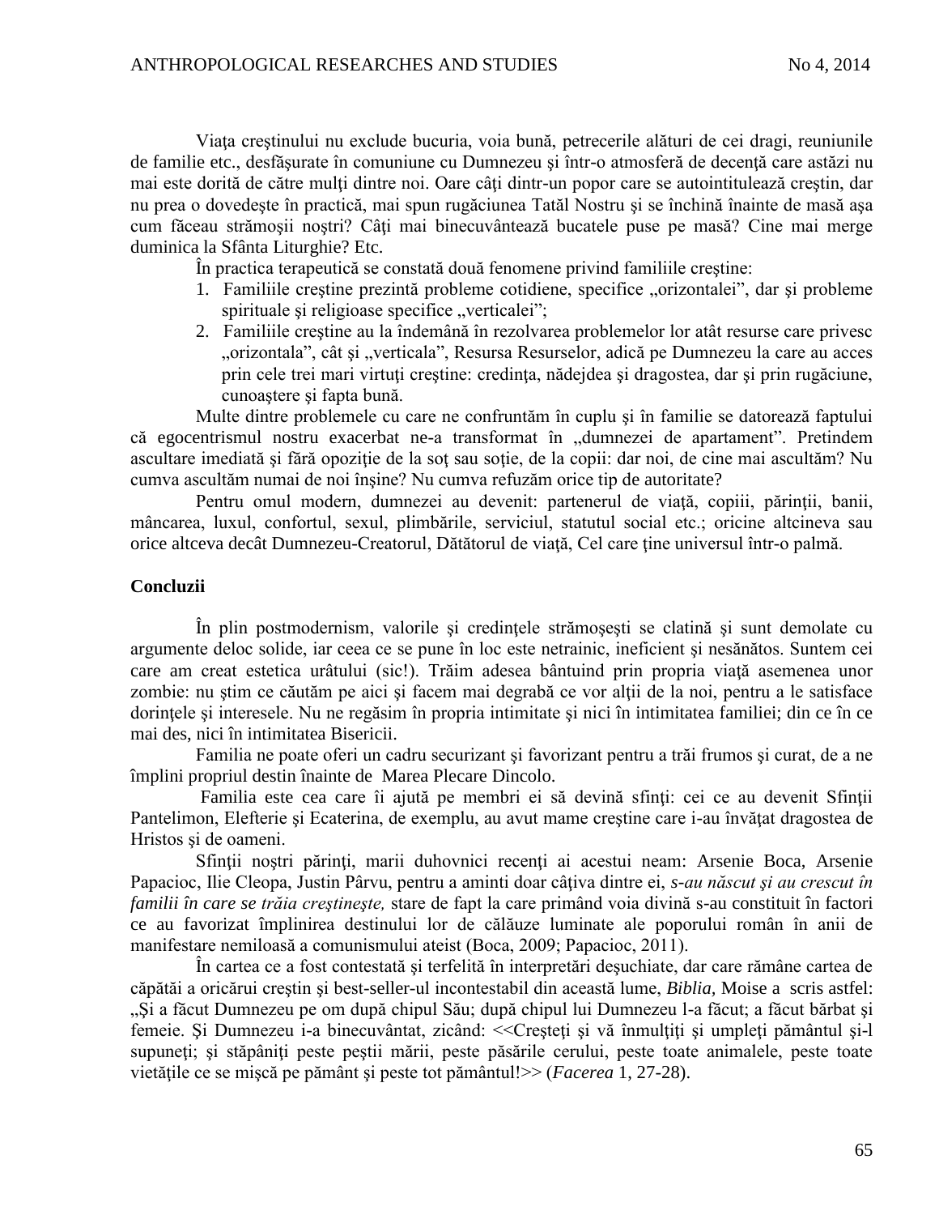Viaţa creştinului nu exclude bucuria, voia bună, petrecerile alături de cei dragi, reuniunile de familie etc., desfăşurate în comuniune cu Dumnezeu şi într-o atmosferă de decenţă care astăzi nu mai este dorită de către mulţi dintre noi. Oare câţi dintr-un popor care se autointitulează creştin, dar nu prea o dovedeşte în practică, mai spun rugăciunea Tatăl Nostru şi se închină înainte de masă aşa cum făceau strămoşii noştri? Câţi mai binecuvântează bucatele puse pe masă? Cine mai merge duminica la Sfânta Liturghie? Etc.

În practica terapeutică se constată două fenomene privind familiile creştine:

1. Familiile creştine prezintă probleme cotidiene, specifice „orizontalei”, dar şi probleme spirituale şi religioase specifice „verticalei”;
2. Familiile creştine au la îndemână în rezolvarea problemelor lor atât resurse care privesc „orizontala”, cât şi „verticala”, Resursa Resurselor, adică pe Dumnezeu la care au acces prin cele trei mari virtuţi creştine: credinţa, nădejdea şi dragostea, dar şi prin rugăciune, cunoaştere şi fapta bună.

Multe dintre problemele cu care ne confruntăm în cuplu şi în familie se datorează faptului că egocentrismul nostru exacerbat ne-a transformat în „dumnezei de apartament”. Pretindem ascultare imediată şi fără opoziţie de la soţ sau soţie, de la copii: dar noi, de cine mai ascultăm? Nu cumva ascultăm numai de noi înșine? Nu cumva refuzăm orice tip de autoritate?

Pentru omul modern, dumnezei au devenit: partenerul de viaţă, copiii, părinţii, banii, mâncarea, luxul, confortul, sexul, plimbările, serviciul, statutul social etc.; oricine altcineva sau orice altceva decât Dumnezeu-Creatorul, Dătătorul de viaţă, Cel care ţine universul într-o palmă.

**Concluzii**

În plin postmodernism, valorile şi credinţele strămoşeşti se clatină şi sunt demolate cu argumente deloc solide, iar ceea ce se pune în loc este netrainic, ineficient și nesănătos. Suntem cei care am creat estetica urâtului (sic!). Trăim adesea bântuind prin propria viaţă asemenea unor zombie: nu ştim ce căutăm pe aici şi facem mai degrabă ce vor alţii de la noi, pentru a le satisface dorinţele şi interesele. Nu ne regăsim în propria intimitate şi nici în intimitatea familiei; din ce în ce mai des, nici în intimitatea Bisericii.

Familia ne poate oferi un cadru securizant şi favorizant pentru a trăi frumos şi curat, de a ne împlini propriul destin înainte de Marea Plecare Dincolo.

Familia este cea care îi ajută pe membri ei să devină sfinţi: cei ce au devenit Sfinţii Pantelimon, Elefterie şi Ecaterina, de exemplu, au avut mame creştine care i-au învăţat dragostea de Hristos şi de oameni.

Sfinţii noştri părinţi, marii duhovnici recenţi ai acestui neam: Arsenie Boca, Arsenie Papacioc, Ilie Cleopa, Justin Pârvu, pentru a aminti doar câţiva dintre ei, *s-au născut şi au crescut în familii în care se trăia creştineşte,* stare de fapt la care primând voia divină s-au constituit în factori ce au favorizat împlinirea destinului lor de călăuze luminate ale poporului român în anii de manifestare nemiloasă a comunismului ateist (Boca, 2009; Papacioc, 2011).

În cartea ce a fost contestată şi terfelită în interpretări deşuchiate, dar care rămâne cartea de căpătâi a oricărui creştin şi best-seller-ul incontestabil din această lume, *Biblia,* Moise a scris astfel: „Și a făcut Dumnezeu pe om după chipul Său; după chipul lui Dumnezeu l-a făcut; a făcut bărbat şi femeie. Şi Dumnezeu i-a binecuvântat, zicând: <<Creşteţi şi vă înmulţiţi şi umpleţi pământul şi-l supuneţi; şi stăpâniţi peste peştii mării, peste păsările cerului, peste toate animalele, peste toate vietăţile ce se mişcă pe pământ şi peste tot pământul!>> (*Facerea* 1, 27-28).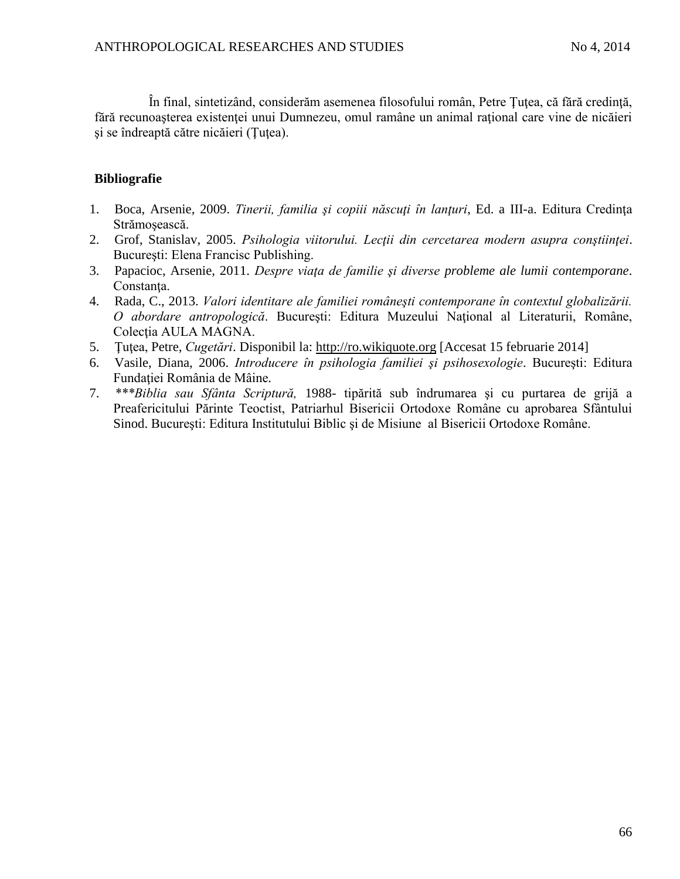În final, sintetizând, considerăm asemenea filosofului român, Petre Ţuţea, că fără credinţă, fără recunoaşterea existenţei unui Dumnezeu, omul ramâne un animal raţional care vine de nicăieri şi se îndreaptă către nicăieri (Ţuţea).

## Bibliografie

1. Boca, Arsenie, 2009. *Tinerii, familia şi copiii născuţi în lanţuri*, Ed. a III-a. Editura Credinţa Strămoşească.
2. Grof, Stanislav, 2005. *Psihologia viitorului. Lecţii din cercetarea modern asupra conştiinţei*. Bucureşti: Elena Francisc Publishing.
3. Papacioc, Arsenie, 2011. *Despre viaţa de familie şi diverse probleme ale lumii contemporane*. Constanţa.
4. Rada, C., 2013. *Valori identitare ale familiei româneşti contemporane în contextul globalizării. O abordare antropologică*. Bucureşti: Editura Muzeului Naţional al Literaturii, Române, Colecţia AULA MAGNA.
5. Ţuţea, Petre, *Cugetări*. Disponibil la: http://ro.wikiquote.org [Accesat 15 februarie 2014]
6. Vasile, Diana, 2006. *Introducere în psihologia familiei şi psihosexologie*. Bucureşti: Editura Fundaţiei România de Mâine.
7. ****Biblia sau Sfânta Scriptură,* 1988- tipărită sub îndrumarea şi cu purtarea de grijă a Preafericitului Părinte Teoctist, Patriarhul Bisericii Ortodoxe Române cu aprobarea Sfântului Sinod. Bucureşti: Editura Institutului Biblic şi de Misiune al Bisericii Ortodoxe Române.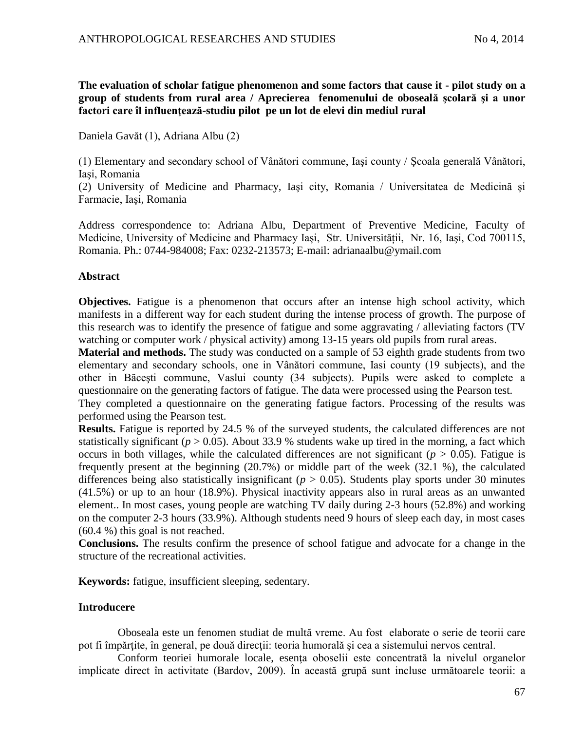**The evaluation of scholar fatigue phenomenon and some factors that cause it - pilot study on a group of students from rural area / Aprecierea fenomenului de oboseală şcolară şi a unor factori care îl influenţează-studiu pilot pe un lot de elevi din mediul rural**

Daniela Gavăt (1), Adriana Albu (2)

(1) Elementary and secondary school of Vânători commune, Iaşi county / Şcoala generală Vânători, Iaşi, Romania
(2) University of Medicine and Pharmacy, Iaşi city, Romania / Universitatea de Medicină şi Farmacie, Iaşi, Romania

Address correspondence to: Adriana Albu, Department of Preventive Medicine, Faculty of Medicine, University of Medicine and Pharmacy Iaşi, Str. Universităţii, Nr. 16, Iaşi, Cod 700115, Romania. Ph.: 0744-984008; Fax: 0232-213573; E-mail: adrianaalbu@ymail.com

**Abstract**

**Objectives.** Fatigue is a phenomenon that occurs after an intense high school activity, which manifests in a different way for each student during the intense process of growth. The purpose of this research was to identify the presence of fatigue and some aggravating / alleviating factors (TV watching or computer work / physical activity) among 13-15 years old pupils from rural areas.

**Material and methods.** The study was conducted on a sample of 53 eighth grade students from two elementary and secondary schools, one in Vânători commune, Iasi county (19 subjects), and the other in Băceşti commune, Vaslui county (34 subjects). Pupils were asked to complete a questionnaire on the generating factors of fatigue. The data were processed using the Pearson test.

They completed a questionnaire on the generating fatigue factors. Processing of the results was performed using the Pearson test.

**Results.** Fatigue is reported by 24.5 % of the surveyed students, the calculated differences are not statistically significant ($p > 0.05$). About 33.9 % students wake up tired in the morning, a fact which occurs in both villages, while the calculated differences are not significant ($p > 0.05$). Fatigue is frequently present at the beginning (20.7%) or middle part of the week (32.1 %), the calculated differences being also statistically insignificant ($p > 0.05$). Students play sports under 30 minutes (41.5%) or up to an hour (18.9%). Physical inactivity appears also in rural areas as an unwanted element.. In most cases, young people are watching TV daily during 2-3 hours (52.8%) and working on the computer 2-3 hours (33.9%). Although students need 9 hours of sleep each day, in most cases (60.4 %) this goal is not reached.

**Conclusions.** The results confirm the presence of school fatigue and advocate for a change in the structure of the recreational activities.

**Keywords:** fatigue, insufficient sleeping, sedentary.

**Introducere**

Oboseala este un fenomen studiat de multă vreme. Au fost elaborate o serie de teorii care pot fi împărţite, în general, pe două direcţii: teoria humorală şi cea a sistemului nervos central.

Conform teoriei humorale locale, esenţa oboselii este concentrată la nivelul organelor implicate direct în activitate (Bardov, 2009). În această grupă sunt incluse următoarele teorii: a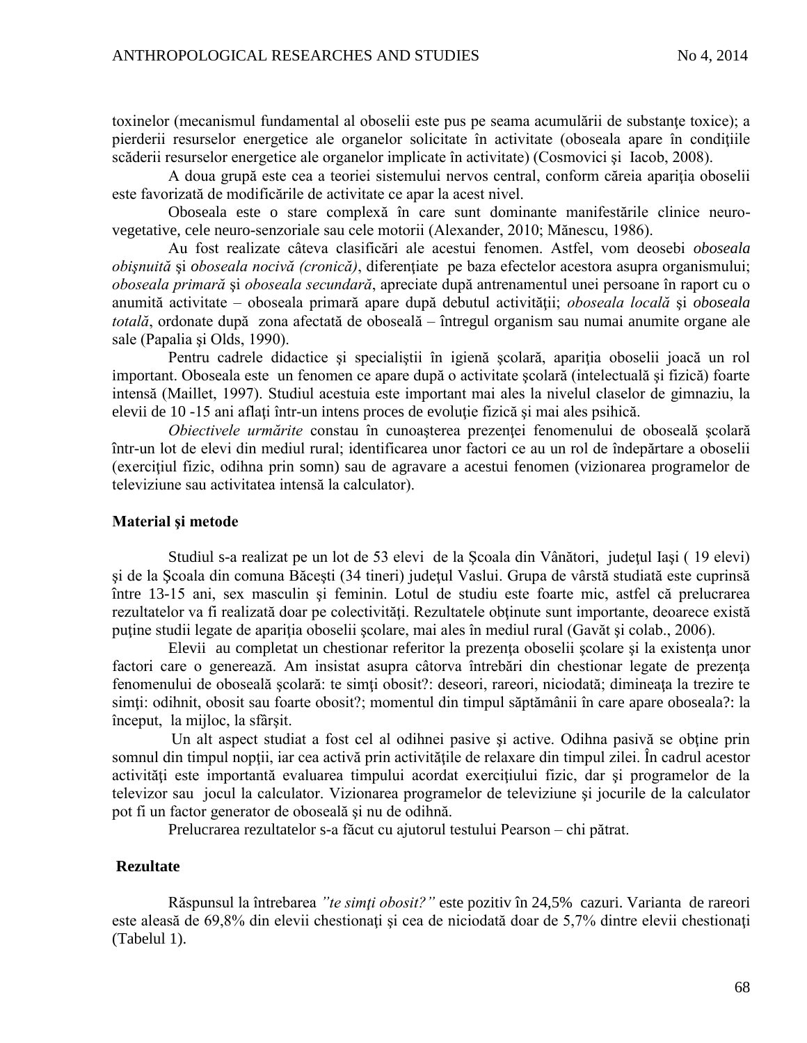toxinelor (mecanismul fundamental al oboselii este pus pe seama acumulării de substanţe toxice); a pierderii resurselor energetice ale organelor solicitate în activitate (oboseala apare în condiţiile scăderii resurselor energetice ale organelor implicate în activitate) (Cosmovici şi Iacob, 2008).

A doua grupă este cea a teoriei sistemului nervos central, conform căreia apariţia oboselii este favorizată de modificările de activitate ce apar la acest nivel.

Oboseala este o stare complexă în care sunt dominante manifestările clinice neuro-vegetative, cele neuro-senzoriale sau cele motorii (Alexander, 2010; Mănescu, 1986).

Au fost realizate câteva clasificări ale acestui fenomen. Astfel, vom deosebi *oboseala obişnuită* şi *oboseala nocivă (cronică)*, diferenţiate pe baza efectelor acestora asupra organismului; *oboseala primară* şi *oboseala secundară*, apreciate după antrenamentul unei persoane în raport cu o anumită activitate – oboseala primară apare după debutul activităţii; *oboseala locală* şi *oboseala totală*, ordonate după zona afectată de oboseală – întregul organism sau numai anumite organe ale sale (Papalia şi Olds, 1990).

Pentru cadrele didactice şi specialiştii în igienă şcolară, apariţia oboselii joacă un rol important. Oboseala este un fenomen ce apare după o activitate şcolară (intelectuală şi fizică) foarte intensă (Maillet, 1997). Studiul acestuia este important mai ales la nivelul claselor de gimnaziu, la elevii de 10 -15 ani aflaţi într-un intens proces de evoluţie fizică şi mai ales psihică.

*Obiectivele urmărite* constau în cunoaşterea prezenţei fenomenului de oboseală şcolară într-un lot de elevi din mediul rural; identificarea unor factori ce au un rol de îndepărtare a oboselii (exerciţiul fizic, odihna prin somn) sau de agravare a acestui fenomen (vizionarea programelor de televiziune sau activitatea intensă la calculator).

## Material şi metode

Studiul s-a realizat pe un lot de 53 elevi de la Şcoala din Vânători, judeţul Iaşi ( 19 elevi) şi de la Şcoala din comuna Băceşti (34 tineri) judeţul Vaslui. Grupa de vârstă studiată este cuprinsă între 13-15 ani, sex masculin şi feminin. Lotul de studiu este foarte mic, astfel că prelucrarea rezultatelor va fi realizată doar pe colectivităţi. Rezultatele obţinute sunt importante, deoarece există puţine studii legate de apariţia oboselii şcolare, mai ales în mediul rural (Gavăt şi colab., 2006).

Elevii au completat un chestionar referitor la prezenţa oboselii şcolare şi la existenţa unor factori care o generează. Am insistat asupra câtorva întrebări din chestionar legate de prezenţa fenomenului de oboseală şcolară: te simţi obosit?: deseori, rareori, niciodată; dimineaţa la trezire te simţi: odihnit, obosit sau foarte obosit?; momentul din timpul săptămânii în care apare oboseala?: la început, la mijloc, la sfârşit.

Un alt aspect studiat a fost cel al odihnei pasive şi active. Odihna pasivă se obţine prin somnul din timpul nopţii, iar cea activă prin activităţile de relaxare din timpul zilei. În cadrul acestor activităţi este importantă evaluarea timpului acordat exerciţiului fizic, dar şi programelor de la televizor sau jocul la calculator. Vizionarea programelor de televiziune şi jocurile de la calculator pot fi un factor generator de oboseală şi nu de odihnă.

Prelucrarea rezultatelor s-a făcut cu ajutorul testului Pearson – chi pătrat.

## Rezultate

Răspunsul la întrebarea *"te simţi obosit?"* este pozitiv în 24,5% cazuri. Varianta de rareori este aleasă de 69,8% din elevii chestionaţi şi cea de niciodată doar de 5,7% dintre elevii chestionaţi (Tabelul 1).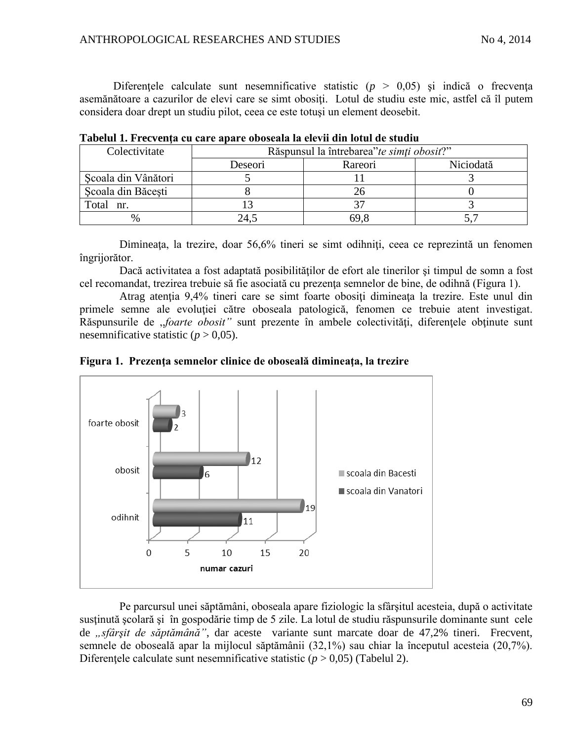Diferenţele calculate sunt nesemnificative statistic ($p > 0,05$) şi indică o frecvenţa asemănătoare a cazurilor de elevi care se simt obosiţi. Lotul de studiu este mic, astfel că îl putem considera doar drept un studiu pilot, ceea ce este totuşi un element deosebit.

**Tabelul 1. Frecvenţa cu care apare oboseala la elevii din lotul de studiu**

| Colectivitate | Răspunsul la întrebarea"*te simţi obosit*?" | | |
|---|---|---|---|
| | Deseori | Rareori | Niciodată |
| Şcoala din Vânători | 5 | 11 | 3 |
| Şcoala din Băceşti | 8 | 26 | 0 |
| Total nr. | 13 | 37 | 3 |
| % | 24,5 | 69,8 | 5,7 |

Dimineaţa, la trezire, doar 56,6% tineri se simt odihniţi, ceea ce reprezintă un fenomen îngrijorător.

Dacă activitatea a fost adaptată posibilităţilor de efort ale tinerilor şi timpul de somn a fost cel recomandat, trezirea trebuie să fie asociată cu prezenţa semnelor de bine, de odihnă (Figura 1).

Atrag atenţia 9,4% tineri care se simt foarte obosiţi dimineaţa la trezire. Este unul din primele semne ale evoluţiei către oboseala patologică, fenomen ce trebuie atent investigat. Răspunsurile de „*foarte obosit"* sunt prezente în ambele colectivităţi, diferenţele obţinute sunt nesemnificative statistic ($p > 0,05$).

**Figura 1. Prezenţa semnelor clinice de oboseală dimineaţa, la trezire**

| | scoala din Bacesti | scoala din Vanatori |
|---|---|---|
| foarte obosit | 3 | 2 |
| obosit | 12 | 6 |
| odihnit | 19 | 11 |

numar cazuri

Pe parcursul unei săptămâni, oboseala apare fiziologic la sfârşitul acesteia, după o activitate susţinută şcolară şi în gospodărie timp de 5 zile. La lotul de studiu răspunsurile dominante sunt cele de *„sfârşit de săptămână"*, dar aceste variante sunt marcate doar de 47,2% tineri. Frecvent, semnele de oboseală apar la mijlocul săptămânii (32,1%) sau chiar la începutul acesteia (20,7%). Diferenţele calculate sunt nesemnificative statistic ($p > 0,05$) (Tabelul 2).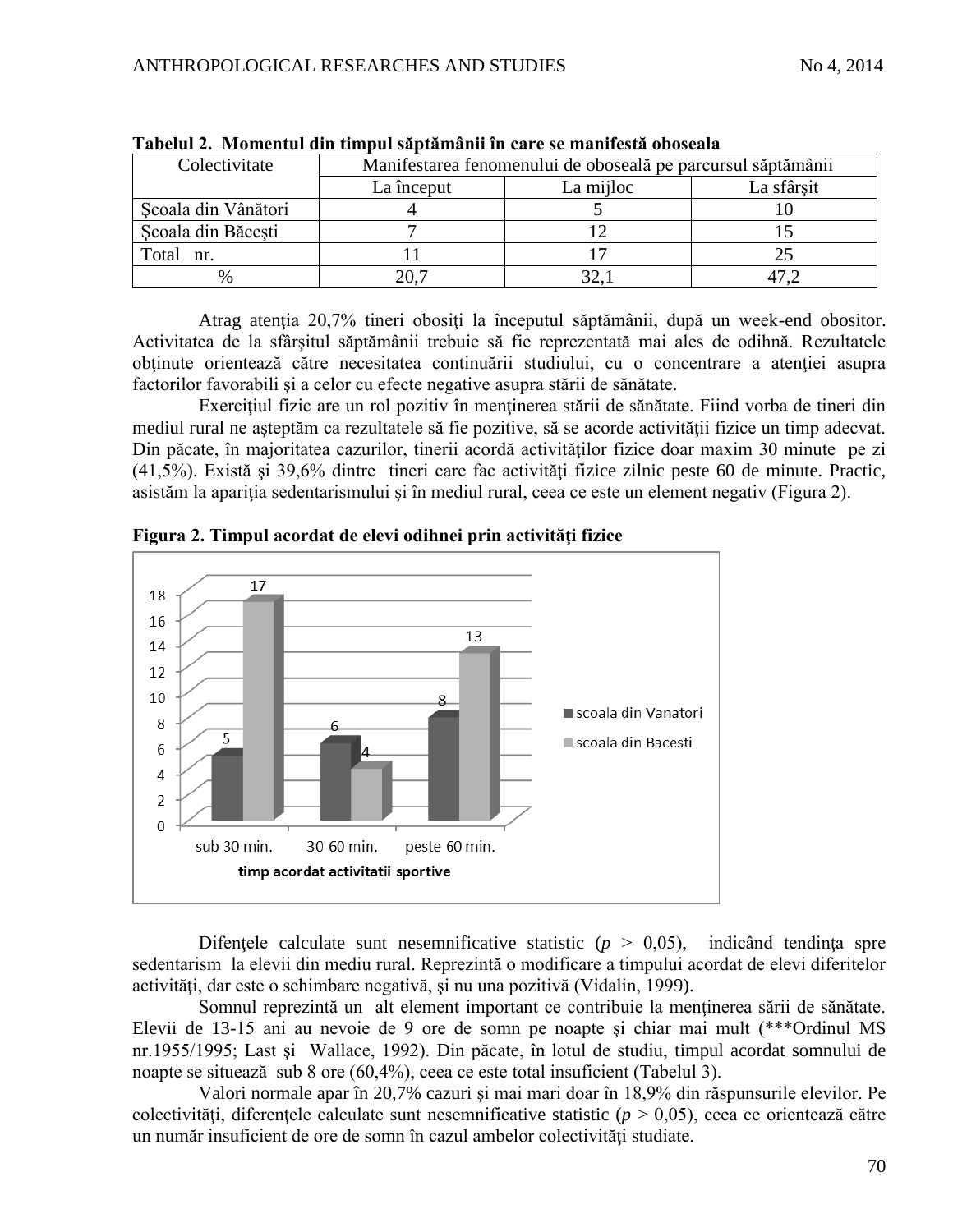**Tabelul 2. Momentul din timpul săptămânii în care se manifestă oboseala**

| Colectivitate | Manifestarea fenomenului de oboseală pe parcursul săptămânii | | |
|---|---|---|---|
| | La început | La mijloc | La sfârşit |
| Şcoala din Vânători | 4 | 5 | 10 |
| Şcoala din Băceşti | 7 | 12 | 15 |
| Total nr. | 11 | 17 | 25 |
| % | 20,7 | 32,1 | 47,2 |

Atrag atenţia 20,7% tineri obosiţi la începutul săptămânii, după un week-end obositor. Activitatea de la sfârşitul săptămânii trebuie să fie reprezentată mai ales de odihnă. Rezultatele obţinute orientează către necesitatea continuării studiului, cu o concentrare a atenţiei asupra factorilor favorabili şi a celor cu efecte negative asupra stării de sănătate.

Exerciţiul fizic are un rol pozitiv în menţinerea stării de sănătate. Fiind vorba de tineri din mediul rural ne aşteptăm ca rezultatele să fie pozitive, să se acorde activităţii fizice un timp adecvat. Din păcate, în majoritatea cazurilor, tinerii acordă activităţilor fizice doar maxim 30 minute pe zi (41,5%). Există şi 39,6% dintre tineri care fac activităţi fizice zilnic peste 60 de minute. Practic, asistăm la apariţia sedentarismului şi în mediul rural, ceea ce este un element negativ (Figura 2).

**Figura 2. Timpul acordat de elevi odihnei prin activităţi fizice**

Difenţele calculate sunt nesemnificative statistic ($p > 0,05$), indicând tendinţa spre sedentarism la elevii din mediu rural. Reprezintă o modificare a timpului acordat de elevi diferitelor activităţi, dar este o schimbare negativă, şi nu una pozitivă (Vidalin, 1999).

Somnul reprezintă un alt element important ce contribuie la menţinerea sării de sănătate. Elevii de 13-15 ani au nevoie de 9 ore de somn pe noapte şi chiar mai mult (***Ordinul MS nr.1955/1995; Last şi Wallace, 1992). Din păcate, în lotul de studiu, timpul acordat somnului de noapte se situează sub 8 ore (60,4%), ceea ce este total insuficient (Tabelul 3).

Valori normale apar în 20,7% cazuri şi mai mari doar în 18,9% din răspunsurile elevilor. Pe colectivităţi, diferenţele calculate sunt nesemnificative statistic ($p > 0,05$), ceea ce orientează către un număr insuficient de ore de somn în cazul ambelor colectivităţi studiate.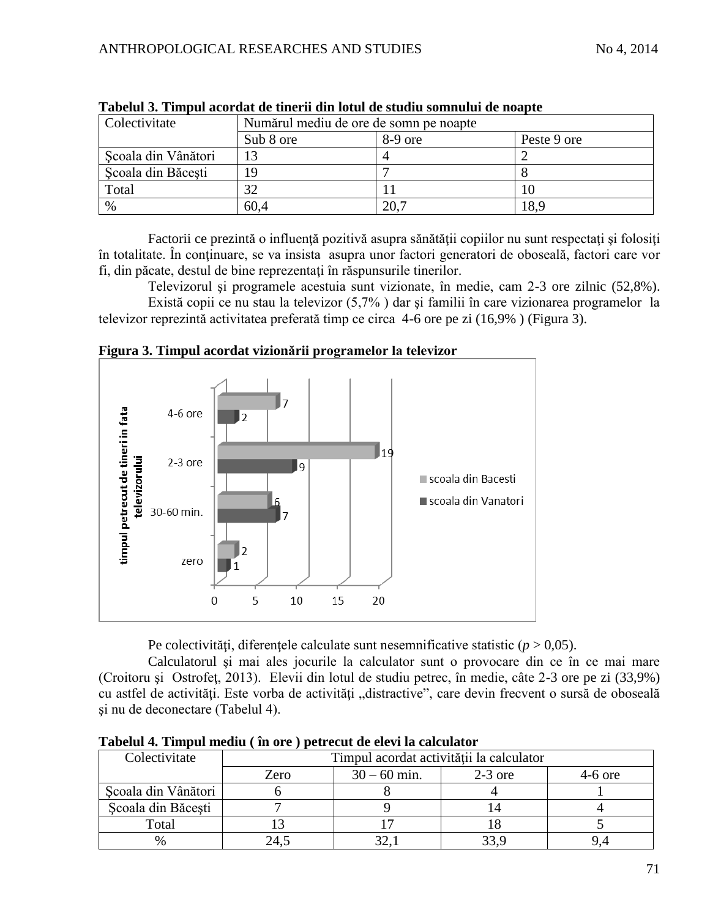**Tabelul 3. Timpul acordat de tinerii din lotul de studiu somnului de noapte**

| Colectivitate | Numărul mediu de ore de somn pe noapte | | |
|---|---|---|---|
| | Sub 8 ore | 8-9 ore | Peste 9 ore |
| Şcoala din Vânători | 13 | 4 | 2 |
| Şcoala din Băceşti | 19 | 7 | 8 |
| Total | 32 | 11 | 10 |
| % | 60,4 | 20,7 | 18,9 |

Factorii ce prezintă o influenţă pozitivă asupra sănătăţii copiilor nu sunt respectaţi şi folosiţi în totalitate. În continuare, se va insista asupra unor factori generatori de oboseală, factori care vor fi, din păcate, destul de bine reprezentaţi în răspunsurile tinerilor.

Televizorul şi programele acestuia sunt vizionate, în medie, cam 2-3 ore zilnic (52,8%).

Există copii ce nu stau la televizor (5,7% ) dar şi familii în care vizionarea programelor la televizor reprezintă activitatea preferată timp ce circa 4-6 ore pe zi (16,9% ) (Figura 3).

**Figura 3. Timpul acordat vizionării programelor la televizor**

Pe colectivităţi, diferenţele calculate sunt nesemnificative statistic ($p > 0,05$).

Calculatorul şi mai ales jocurile la calculator sunt o provocare din ce în ce mai mare (Croitoru şi Ostrofeţ, 2013). Elevii din lotul de studiu petrec, în medie, câte 2-3 ore pe zi (33,9%) cu astfel de activităţi. Este vorba de activităţi „distractive", care devin frecvent o sursă de oboseală şi nu de deconectare (Tabelul 4).

**Tabelul 4. Timpul mediu ( în ore ) petrecut de elevi la calculator**

| Colectivitate | Timpul acordat activităţii la calculator | | | |
|---|---|---|---|---|
| | Zero | 30 – 60 min. | 2-3 ore | 4-6 ore |
| Şcoala din Vânători | 6 | 8 | 4 | 1 |
| Şcoala din Băceşti | 7 | 9 | 14 | 4 |
| Total | 13 | 17 | 18 | 5 |
| % | 24,5 | 32,1 | 33,9 | 9,4 |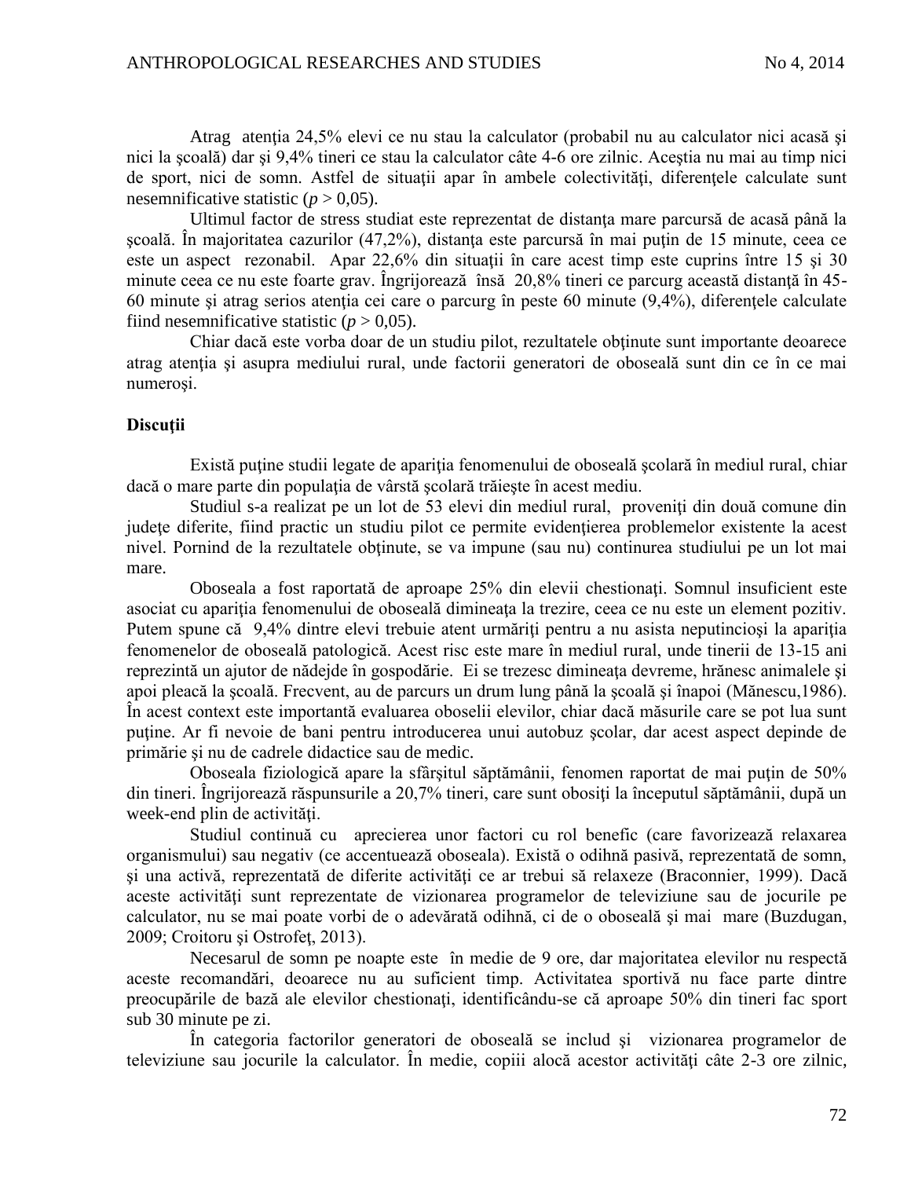Atrag atenţia 24,5% elevi ce nu stau la calculator (probabil nu au calculator nici acasă şi nici la şcoală) dar şi 9,4% tineri ce stau la calculator câte 4-6 ore zilnic. Aceştia nu mai au timp nici de sport, nici de somn. Astfel de situaţii apar în ambele colectivităţi, diferenţele calculate sunt nesemnificative statistic ($p > 0,05$).

Ultimul factor de stress studiat este reprezentat de distanţa mare parcursă de acasă până la şcoală. În majoritatea cazurilor (47,2%), distanţa este parcursă în mai puţin de 15 minute, ceea ce este un aspect rezonabil. Apar 22,6% din situaţii în care acest timp este cuprins între 15 şi 30 minute ceea ce nu este foarte grav. Îngrijorează însă 20,8% tineri ce parcurg această distanţă în 45-60 minute şi atrag serios atenţia cei care o parcurg în peste 60 minute (9,4%), diferenţele calculate fiind nesemnificative statistic ($p > 0,05$).

Chiar dacă este vorba doar de un studiu pilot, rezultatele obţinute sunt importante deoarece atrag atenţia şi asupra mediului rural, unde factorii generatori de oboseală sunt din ce în ce mai numeroşi.

**Discuţii**

Există puţine studii legate de apariţia fenomenului de oboseală şcolară în mediul rural, chiar dacă o mare parte din populaţia de vârstă şcolară trăieşte în acest mediu.

Studiul s-a realizat pe un lot de 53 elevi din mediul rural, proveniţi din două comune din judeţe diferite, fiind practic un studiu pilot ce permite evidenţierea problemelor existente la acest nivel. Pornind de la rezultatele obţinute, se va impune (sau nu) continurea studiului pe un lot mai mare.

Oboseala a fost raportată de aproape 25% din elevii chestionaţi. Somnul insuficient este asociat cu apariţia fenomenului de oboseală dimineaţa la trezire, ceea ce nu este un element pozitiv. Putem spune că 9,4% dintre elevi trebuie atent urmăriţi pentru a nu asista neputincioşi la apariţia fenomenelor de oboseală patologică. Acest risc este mare în mediul rural, unde tinerii de 13-15 ani reprezintă un ajutor de nădejde în gospodărie. Ei se trezesc dimineaţa devreme, hrănesc animalele şi apoi pleacă la şcoală. Frecvent, au de parcurs un drum lung până la şcoală şi înapoi (Mănescu,1986). În acest context este importantă evaluarea oboselii elevilor, chiar dacă măsurile care se pot lua sunt puţine. Ar fi nevoie de bani pentru introducerea unui autobuz şcolar, dar acest aspect depinde de primărie şi nu de cadrele didactice sau de medic.

Oboseala fiziologică apare la sfârşitul săptămânii, fenomen raportat de mai puţin de 50% din tineri. Îngrijorează răspunsurile a 20,7% tineri, care sunt obosiţi la începutul săptămânii, după un week-end plin de activităţi.

Studiul continuă cu aprecierea unor factori cu rol benefic (care favorizează relaxarea organismului) sau negativ (ce accentuează oboseala). Există o odihnă pasivă, reprezentată de somn, şi una activă, reprezentată de diferite activităţi ce ar trebui să relaxeze (Braconnier, 1999). Dacă aceste activităţi sunt reprezentate de vizionarea programelor de televiziune sau de jocurile pe calculator, nu se mai poate vorbi de o adevărată odihnă, ci de o oboseală şi mai mare (Buzdugan, 2009; Croitoru şi Ostrofeţ, 2013).

Necesarul de somn pe noapte este în medie de 9 ore, dar majoritatea elevilor nu respectă aceste recomandări, deoarece nu au suficient timp. Activitatea sportivă nu face parte dintre preocupările de bază ale elevilor chestionaţi, identificându-se că aproape 50% din tineri fac sport sub 30 minute pe zi.

În categoria factorilor generatori de oboseală se includ şi vizionarea programelor de televiziune sau jocurile la calculator. În medie, copiii alocă acestor activităţi câte 2-3 ore zilnic,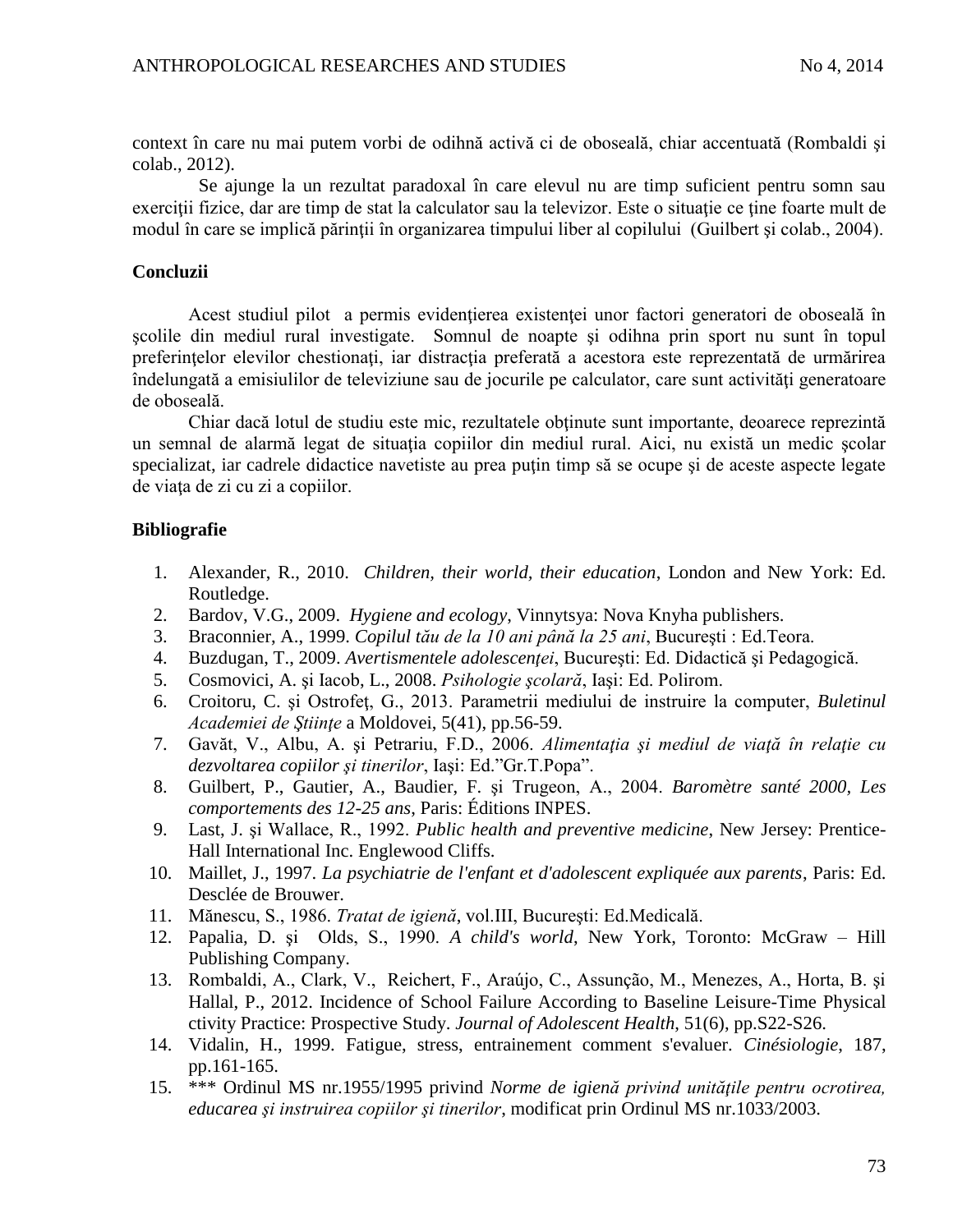context în care nu mai putem vorbi de odihnă activă ci de oboseală, chiar accentuată (Rombaldi şi colab., 2012).

Se ajunge la un rezultat paradoxal în care elevul nu are timp suficient pentru somn sau exerciţii fizice, dar are timp de stat la calculator sau la televizor. Este o situaţie ce ţine foarte mult de modul în care se implică părinţii în organizarea timpului liber al copilului (Guilbert şi colab., 2004).

**Concluzii**

Acest studiul pilot a permis evidenţierea existenţei unor factori generatori de oboseală în şcolile din mediul rural investigate. Somnul de noapte şi odihna prin sport nu sunt în topul preferinţelor elevilor chestionaţi, iar distracţia preferată a acestora este reprezentată de urmărirea îndelungată a emisiulilor de televiziune sau de jocurile pe calculator, care sunt activităţi generatoare de oboseală.

Chiar dacă lotul de studiu este mic, rezultatele obţinute sunt importante, deoarece reprezintă un semnal de alarmă legat de situaţia copiilor din mediul rural. Aici, nu există un medic şcolar specializat, iar cadrele didactice navetiste au prea puţin timp să se ocupe şi de aceste aspecte legate de viaţa de zi cu zi a copiilor.

**Bibliografie**

1. Alexander, R., 2010. *Children, their world, their education*, London and New York: Ed. Routledge.
2. Bardov, V.G., 2009. *Hygiene and ecology*, Vinnytsya: Nova Knyha publishers.
3. Braconnier, A., 1999. *Copilul tău de la 10 ani până la 25 ani*, Bucureşti : Ed.Teora.
4. Buzdugan, T., 2009. *Avertismentele adolescenţei*, Bucureşti: Ed. Didactică şi Pedagogică.
5. Cosmovici, A. şi Iacob, L., 2008. *Psihologie şcolară*, Iaşi: Ed. Polirom.
6. Croitoru, C. şi Ostrofeţ, G., 2013. Parametrii mediului de instruire la computer, *Buletinul Academiei de Ştiinţe* a Moldovei, 5(41), pp.56-59.
7. Gavăt, V., Albu, A. şi Petrariu, F.D., 2006. *Alimentaţia şi mediul de viaţă în relaţie cu dezvoltarea copiilor şi tinerilor*, Iaşi: Ed."Gr.T.Popa".
8. Guilbert, P., Gautier, A., Baudier, F. şi Trugeon, A., 2004. *Baromètre santé 2000, Les comportements des 12-25 ans*, Paris: Éditions INPES.
9. Last, J. şi Wallace, R., 1992. *Public health and preventive medicine*, New Jersey: Prentice-Hall International Inc. Englewood Cliffs.
10. Maillet, J., 1997. *La psychiatrie de l'enfant et d'adolescent expliquée aux parents*, Paris: Ed. Desclée de Brouwer.
11. Mănescu, S., 1986. *Tratat de igienă*, vol.III, Bucureşti: Ed.Medicală.
12. Papalia, D. şi Olds, S., 1990. *A child's world*, New York, Toronto: McGraw – Hill Publishing Company.
13. Rombaldi, A., Clark, V., Reichert, F., Araújo, C., Assunção, M., Menezes, A., Horta, B. şi Hallal, P., 2012. Incidence of School Failure According to Baseline Leisure-Time Physical ctivity Practice: Prospective Study. *Journal of Adolescent Health*, 51(6), pp.S22-S26.
14. Vidalin, H., 1999. Fatigue, stress, entrainement comment s'evaluer. *Cinésiologie*, 187, pp.161-165.
15. *** Ordinul MS nr.1955/1995 privind *Norme de igienă privind unităţile pentru ocrotirea, educarea şi instruirea copiilor şi tinerilor*, modificat prin Ordinul MS nr.1033/2003.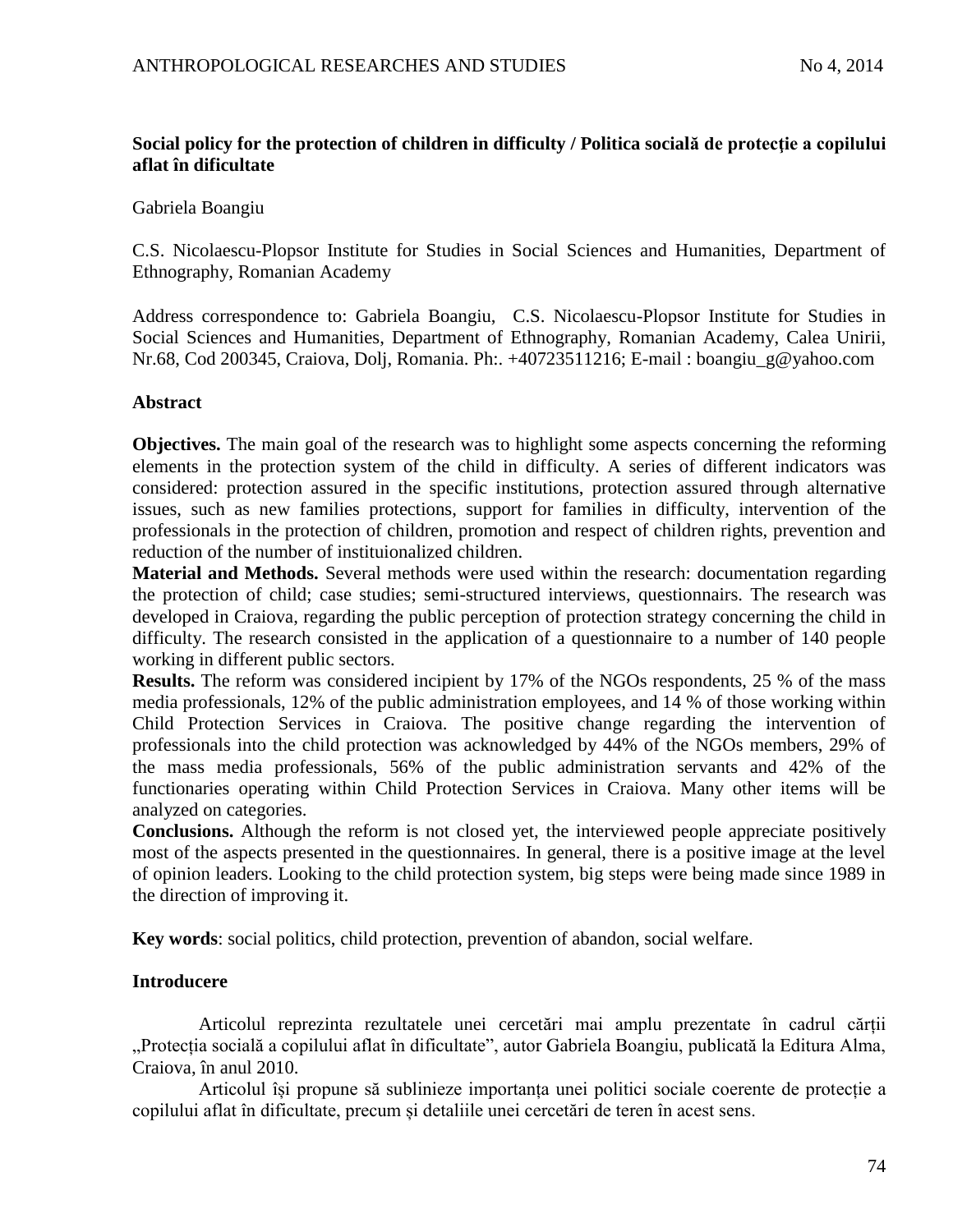**Social policy for the protection of children in difficulty / Politica socială de protecție a copilului aflat în dificultate**

Gabriela Boangiu

C.S. Nicolaescu-Plopsor Institute for Studies in Social Sciences and Humanities, Department of Ethnography, Romanian Academy

Address correspondence to: Gabriela Boangiu, C.S. Nicolaescu-Plopsor Institute for Studies in Social Sciences and Humanities, Department of Ethnography, Romanian Academy, Calea Unirii, Nr.68, Cod 200345, Craiova, Dolj, Romania. Ph:. +40723511216; E-mail : boangiu_g@yahoo.com

## Abstract

**Objectives.** The main goal of the research was to highlight some aspects concerning the reforming elements in the protection system of the child in difficulty. A series of different indicators was considered: protection assured in the specific institutions, protection assured through alternative issues, such as new families protections, support for families in difficulty, intervention of the professionals in the protection of children, promotion and respect of children rights, prevention and reduction of the number of instituionalized children.

**Material and Methods.** Several methods were used within the research: documentation regarding the protection of child; case studies; semi-structured interviews, questionnairs. The research was developed in Craiova, regarding the public perception of protection strategy concerning the child in difficulty. The research consisted in the application of a questionnaire to a number of 140 people working in different public sectors.

**Results.** The reform was considered incipient by 17% of the NGOs respondents, 25 % of the mass media professionals, 12% of the public administration employees, and 14 % of those working within Child Protection Services in Craiova. The positive change regarding the intervention of professionals into the child protection was acknowledged by 44% of the NGOs members, 29% of the mass media professionals, 56% of the public administration servants and 42% of the functionaries operating within Child Protection Services in Craiova. Many other items will be analyzed on categories.

**Conclusions.** Although the reform is not closed yet, the interviewed people appreciate positively most of the aspects presented in the questionnaires. In general, there is a positive image at the level of opinion leaders. Looking to the child protection system, big steps were being made since 1989 in the direction of improving it.

**Key words**: social politics, child protection, prevention of abandon, social welfare.

## Introducere

Articolul reprezinta rezultatele unei cercetări mai amplu prezentate în cadrul cărții „Protecția socială a copilului aflat în dificultate", autor Gabriela Boangiu, publicată la Editura Alma, Craiova, în anul 2010.

Articolul își propune să sublinieze importanța unei politici sociale coerente de protecție a copilului aflat în dificultate, precum și detaliile unei cercetări de teren în acest sens.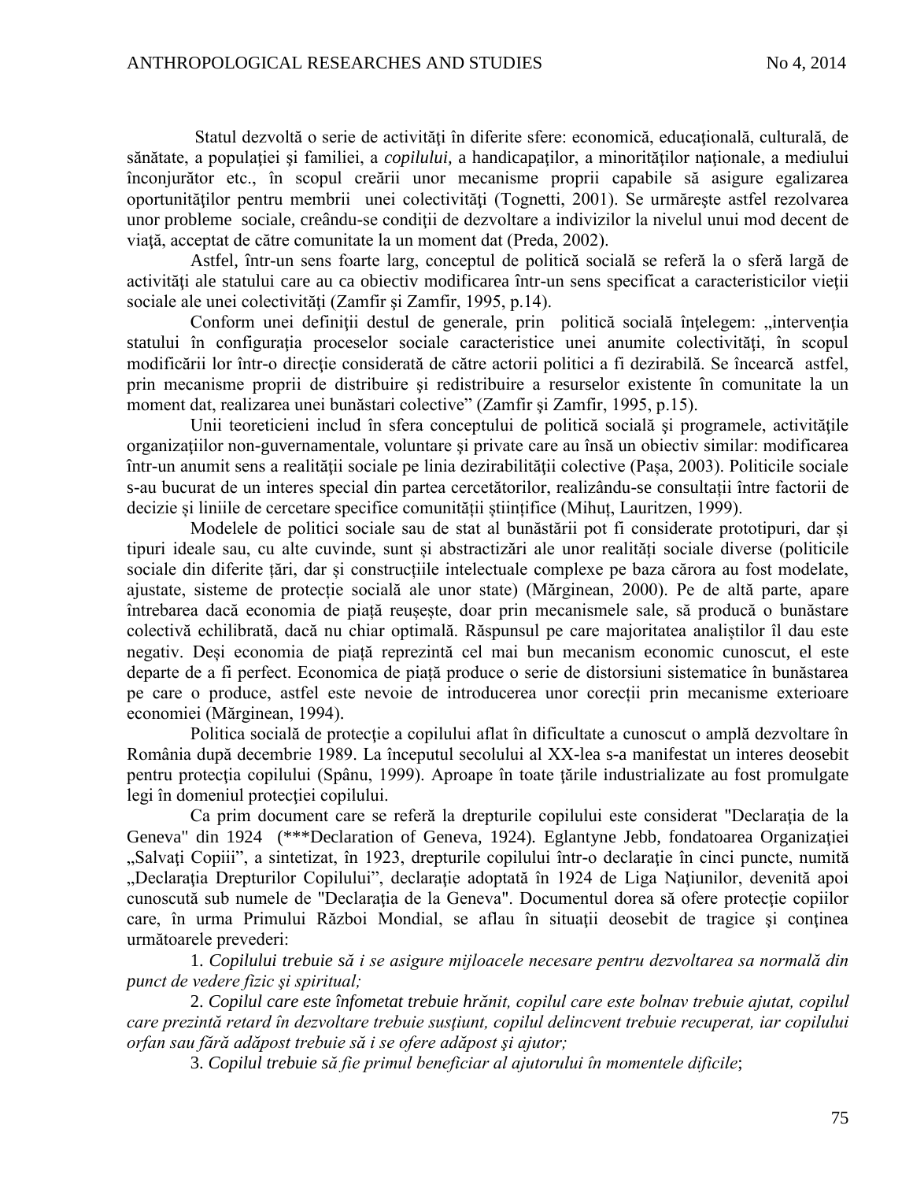Statul dezvoltă o serie de activităţi în diferite sfere: economică, educaţională, culturală, de sănătate, a populaţiei şi familiei, a *copilului,* a handicapaţilor, a minorităţilor naţionale, a mediului înconjurător etc., în scopul creării unor mecanisme proprii capabile să asigure egalizarea oportunităţilor pentru membrii unei colectivităţi (Tognetti, 2001). Se urmăreşte astfel rezolvarea unor probleme sociale, creându-se condiţii de dezvoltare a indivizilor la nivelul unui mod decent de viaţă, acceptat de către comunitate la un moment dat (Preda, 2002).

Astfel, într-un sens foarte larg, conceptul de politică socială se referă la o sferă largă de activităţi ale statului care au ca obiectiv modificarea într-un sens specificat a caracteristicilor vieţii sociale ale unei colectivităţi (Zamfir şi Zamfir, 1995, p.14).

Conform unei definiţii destul de generale, prin politică socială înţelegem: „intervenţia statului în configuraţia proceselor sociale caracteristice unei anumite colectivităţi, în scopul modificării lor într-o direcţie considerată de către actorii politici a fi dezirabilă. Se încearcă astfel, prin mecanisme proprii de distribuire şi redistribuire a resurselor existente în comunitate la un moment dat, realizarea unei bunăstari colective" (Zamfir şi Zamfir, 1995, p.15).

Unii teoreticieni includ în sfera conceptului de politică socială şi programele, activităţile organizaţiilor non-guvernamentale, voluntare şi private care au însă un obiectiv similar: modificarea într-un anumit sens a realităţii sociale pe linia dezirabilităţii colective (Pașa, 2003). Politicile sociale s-au bucurat de un interes special din partea cercetătorilor, realizându-se consultații între factorii de decizie și liniile de cercetare specifice comunității științifice (Mihuț, Lauritzen, 1999).

Modelele de politici sociale sau de stat al bunăstării pot fi considerate prototipuri, dar și tipuri ideale sau, cu alte cuvinde, sunt și abstractizări ale unor realități sociale diverse (politicile sociale din diferite țări, dar și construcțiile intelectuale complexe pe baza cărora au fost modelate, ajustate, sisteme de protecție socială ale unor state) (Mărginean, 2000). Pe de altă parte, apare întrebarea dacă economia de piață reușește, doar prin mecanismele sale, să producă o bunăstare colectivă echilibrată, dacă nu chiar optimală. Răspunsul pe care majoritatea analiștilor îl dau este negativ. Deși economia de piață reprezintă cel mai bun mecanism economic cunoscut, el este departe de a fi perfect. Economica de piață produce o serie de distorsiuni sistematice în bunăstarea pe care o produce, astfel este nevoie de introducerea unor corecții prin mecanisme exterioare economiei (Mărginean, 1994).

Politica socială de protecţie a copilului aflat în dificultate a cunoscut o amplă dezvoltare în România după decembrie 1989. La începutul secolului al XX-lea s-a manifestat un interes deosebit pentru protecţia copilului (Spânu, 1999). Aproape în toate ţările industrializate au fost promulgate legi în domeniul protecţiei copilului.

Ca prim document care se referă la drepturile copilului este considerat "Declaraţia de la Geneva" din 1924 (***Declaration of Geneva, 1924). Eglantyne Jebb, fondatoarea Organizaţiei „Salvaţi Copiii", a sintetizat, în 1923, drepturile copilului într-o declaraţie în cinci puncte, numită „Declaraţia Drepturilor Copilului", declaraţie adoptată în 1924 de Liga Naţiunilor, devenită apoi cunoscută sub numele de "Declaraţia de la Geneva". Documentul dorea să ofere protecţie copiilor care, în urma Primului Război Mondial, se aflau în situaţii deosebit de tragice şi conţinea următoarele prevederi:

1. *Copilului trebuie să i se asigure mijloacele necesare pentru dezvoltarea sa normală din punct de vedere fizic şi spiritual;*
2. *Copilul care este înfometat trebuie hrănit, copilul care este bolnav trebuie ajutat, copilul care prezintă retard în dezvoltare trebuie susţiunt, copilul delincvent trebuie recuperat, iar copilului orfan sau fără adăpost trebuie să i se ofere adăpost şi ajutor;*
3. *Copilul trebuie să fie primul beneficiar al ajutorului în momentele dificile*;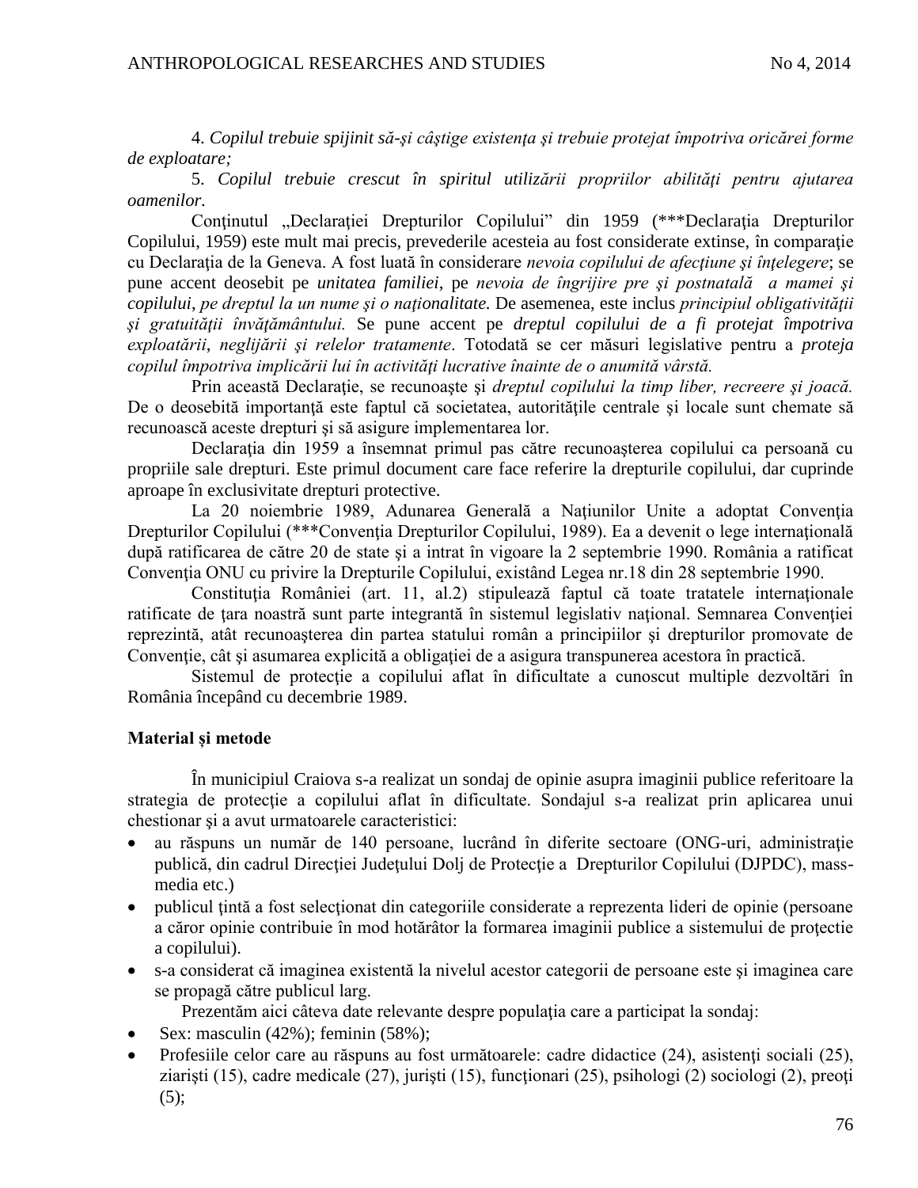4. *Copilul trebuie spijinit să-şi câştige existenţa şi trebuie protejat împotriva oricărei forme de exploatare;*

5. *Copilul trebuie crescut în spiritul utilizării propriilor abilităţi pentru ajutarea oamenilor.*

Conţinutul „Declaraţiei Drepturilor Copilului" din 1959 (***Declaraţia Drepturilor Copilului, 1959) este mult mai precis, prevederile acesteia au fost considerate extinse, în comparaţie cu Declaraţia de la Geneva. A fost luată în considerare *nevoia copilului de afecţiune şi înţelegere*; se pune accent deosebit pe *unitatea familiei*, pe *nevoia de îngrijire pre şi postnatală a mamei şi copilului, pe dreptul la un nume şi o naţionalitate.* De asemenea, este inclus *principiul obligativităţii şi gratuităţii învăţământului.* Se pune accent pe *dreptul copilului de a fi protejat împotriva exploatării, neglijării şi relelor tratamente*. Totodată se cer măsuri legislative pentru a *proteja copilul împotriva implicării lui în activităţi lucrative înainte de o anumită vârstă.*

Prin această Declaraţie, se recunoaşte şi *dreptul copilului la timp liber, recreere şi joacă.* De o deosebită importanţă este faptul că societatea, autorităţile centrale şi locale sunt chemate să recunoască aceste drepturi şi să asigure implementarea lor.

Declaraţia din 1959 a însemnat primul pas către recunoaşterea copilului ca persoană cu propriile sale drepturi. Este primul document care face referire la drepturile copilului, dar cuprinde aproape în exclusivitate drepturi protective.

La 20 noiembrie 1989, Adunarea Generală a Naţiunilor Unite a adoptat Convenţia Drepturilor Copilului (***Convenţia Drepturilor Copilului, 1989). Ea a devenit o lege internaţională după ratificarea de către 20 de state şi a intrat în vigoare la 2 septembrie 1990. România a ratificat Convenţia ONU cu privire la Drepturile Copilului, existând Legea nr.18 din 28 septembrie 1990.

Constituţia României (art. 11, al.2) stipulează faptul că toate tratatele internaţionale ratificate de ţara noastră sunt parte integrantă în sistemul legislativ naţional. Semnarea Convenţiei reprezintă, atât recunoaşterea din partea statului român a principiilor şi drepturilor promovate de Convenţie, cât şi asumarea explicită a obligaţiei de a asigura transpunerea acestora în practică.

Sistemul de protecţie a copilului aflat în dificultate a cunoscut multiple dezvoltări în România începând cu decembrie 1989.

## Material și metode

În municipiul Craiova s-a realizat un sondaj de opinie asupra imaginii publice referitoare la strategia de protecţie a copilului aflat în dificultate. Sondajul s-a realizat prin aplicarea unui chestionar şi a avut urmatoarele caracteristici:

- au răspuns un număr de 140 persoane, lucrând în diferite sectoare (ONG-uri, administraţie publică, din cadrul Direcţiei Judeţului Dolj de Protecţie a Drepturilor Copilului (DJPDC), mass-media etc.)
- publicul ţintă a fost selecţionat din categoriile considerate a reprezenta lideri de opinie (persoane a căror opinie contribuie în mod hotărâtor la formarea imaginii publice a sistemului de proţectie a copilului).
- s-a considerat că imaginea existentă la nivelul acestor categorii de persoane este şi imaginea care se propagă către publicul larg.

Prezentăm aici câteva date relevante despre populaţia care a participat la sondaj:

- Sex: masculin (42%); feminin (58%);
- Profesiile celor care au răspuns au fost următoarele: cadre didactice (24), asistenţi sociali (25), ziarişti (15), cadre medicale (27), jurişti (15), funcţionari (25), psihologi (2) sociologi (2), preoţi (5);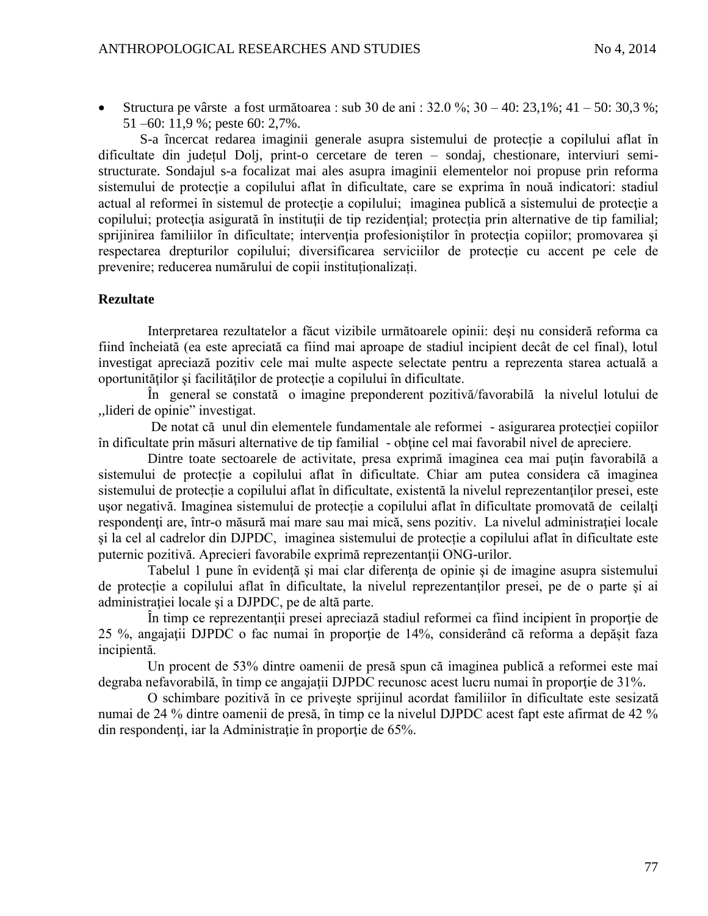- Structura pe vârste a fost următoarea : sub 30 de ani : 32.0 %; 30 – 40: 23,1%; 41 – 50: 30,3 %; 51 –60: 11,9 %; peste 60: 2,7%.

S-a încercat redarea imaginii generale asupra sistemului de protecție a copilului aflat în dificultate din județul Dolj, print-o cercetare de teren – sondaj, chestionare, interviuri semi-structurate. Sondajul s-a focalizat mai ales asupra imaginii elementelor noi propuse prin reforma sistemului de protecţie a copilului aflat în dificultate, care se exprima în nouă indicatori: stadiul actual al reformei în sistemul de protecţie a copilului; imaginea publică a sistemului de protecţie a copilului; protecţia asigurată în instituţii de tip rezidenţial; protecţia prin alternative de tip familial; sprijinirea familiilor în dificultate; intervenţia profesioniştilor în protecţia copiilor; promovarea şi respectarea drepturilor copilului; diversificarea serviciilor de protecţie cu accent pe cele de prevenire; reducerea numărului de copii instituționalizați.

## Rezultate

Interpretarea rezultatelor a făcut vizibile următoarele opinii: deşi nu consideră reforma ca fiind încheiată (ea este apreciată ca fiind mai aproape de stadiul incipient decât de cel final), lotul investigat apreciază pozitiv cele mai multe aspecte selectate pentru a reprezenta starea actuală a oportunităților şi facilităţilor de protecţie a copilului în dificultate.

În general se constată o imagine preponderent pozitivă/favorabilă la nivelul lotului de ,,lideri de opinie" investigat.

De notat că unul din elementele fundamentale ale reformei - asigurarea protecţiei copiilor în dificultate prin măsuri alternative de tip familial - obţine cel mai favorabil nivel de apreciere.

Dintre toate sectoarele de activitate, presa exprimă imaginea cea mai puţin favorabilă a sistemului de protecție a copilului aflat în dificultate. Chiar am putea considera că imaginea sistemului de protecție a copilului aflat în dificultate, existentă la nivelul reprezentanţilor presei, este uşor negativă. Imaginea sistemului de protecție a copilului aflat în dificultate promovată de ceilalţi respondenţi are, într-o măsură mai mare sau mai mică, sens pozitiv. La nivelul administraţiei locale şi la cel al cadrelor din DJPDC, imaginea sistemului de protecție a copilului aflat în dificultate este puternic pozitivă. Aprecieri favorabile exprimă reprezentanţii ONG-urilor.

Tabelul 1 pune în evidenţă şi mai clar diferenţa de opinie şi de imagine asupra sistemului de protecție a copilului aflat în dificultate, la nivelul reprezentanţilor presei, pe de o parte şi ai administraţiei locale şi a DJPDC, pe de altă parte.

În timp ce reprezentanţii presei apreciază stadiul reformei ca fiind incipient în proporţie de 25 %, angajaţii DJPDC o fac numai în proporţie de 14%, considerând că reforma a depășit faza incipientă.

Un procent de 53% dintre oamenii de presă spun că imaginea publică a reformei este mai degraba nefavorabilă, în timp ce angajaţii DJPDC recunosc acest lucru numai în proporţie de 31%.

O schimbare pozitivă în ce priveşte sprijinul acordat familiilor în dificultate este sesizată numai de 24 % dintre oamenii de presă, în timp ce la nivelul DJPDC acest fapt este afirmat de 42 % din respondenţi, iar la Administraţie în proporţie de 65%.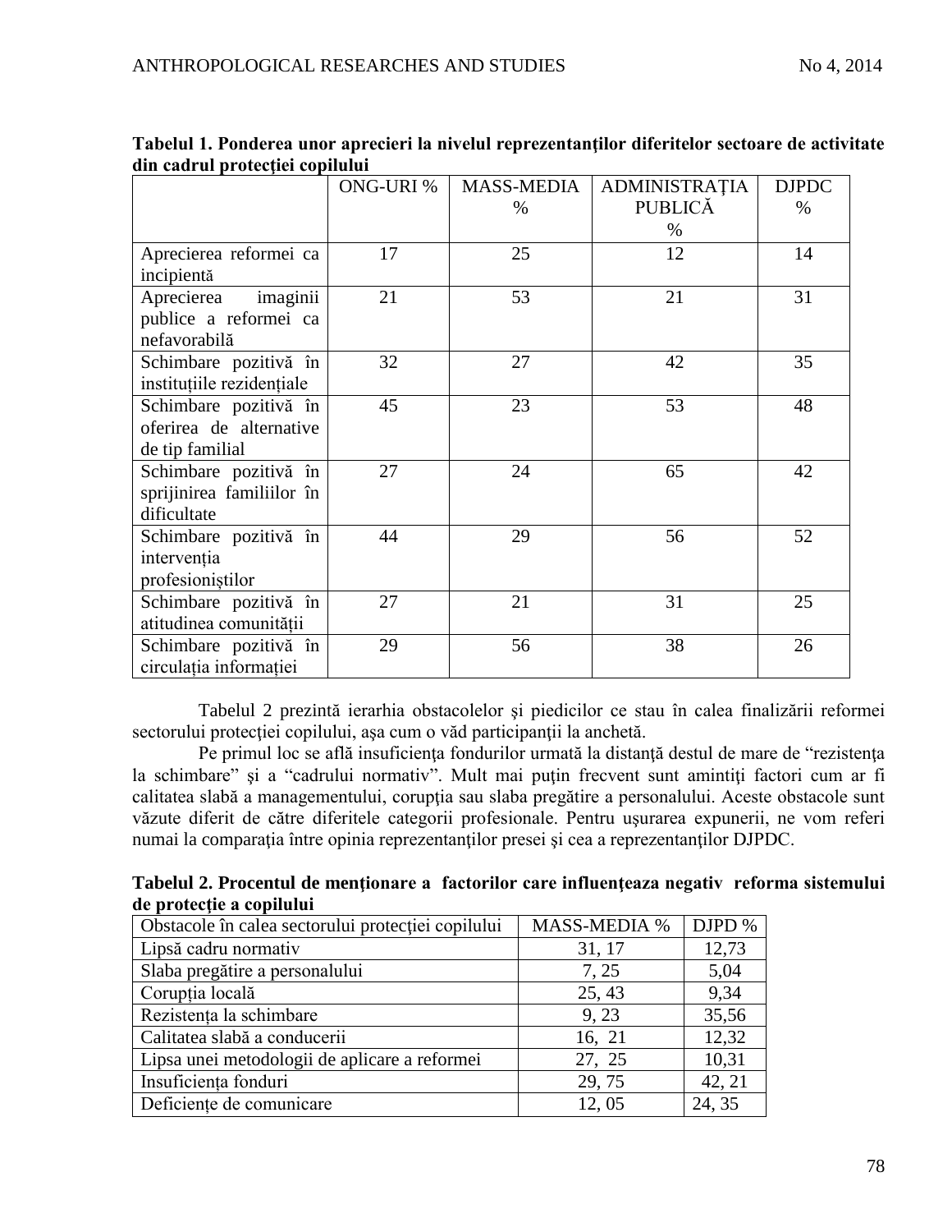**Tabelul 1. Ponderea unor aprecieri la nivelul reprezentanţilor diferitelor sectoare de activitate din cadrul protecţiei copilului**

| | ONG-URI % | MASS-MEDIA % | ADMINISTRAŢIA PUBLICĂ % | DJPDC % |
|---|---|---|---|---|
| Aprecierea reformei ca incipientă | 17 | 25 | 12 | 14 |
| Aprecierea imaginii publice a reformei ca nefavorabilă | 21 | 53 | 21 | 31 |
| Schimbare pozitivă în instituțiile rezidențiale | 32 | 27 | 42 | 35 |
| Schimbare pozitivă în oferirea de alternative de tip familial | 45 | 23 | 53 | 48 |
| Schimbare pozitivă în sprijinirea familiilor în dificultate | 27 | 24 | 65 | 42 |
| Schimbare pozitivă în intervenția profesioniștilor | 44 | 29 | 56 | 52 |
| Schimbare pozitivă în atitudinea comunității | 27 | 21 | 31 | 25 |
| Schimbare pozitivă în circulația informației | 29 | 56 | 38 | 26 |

Tabelul 2 prezintă ierarhia obstacolelor şi piedicilor ce stau în calea finalizării reformei sectorului protecţiei copilului, aşa cum o văd participanţii la anchetă.

Pe primul loc se află insuficienţa fondurilor urmată la distanţă destul de mare de "rezistenţa la schimbare" şi a "cadrului normativ". Mult mai puţin frecvent sunt amintiţi factori cum ar fi calitatea slabă a managementului, corupţia sau slaba pregătire a personalului. Aceste obstacole sunt văzute diferit de către diferitele categorii profesionale. Pentru uşurarea expunerii, ne vom referi numai la comparaţia între opinia reprezentanţilor presei şi cea a reprezentanţilor DJPDC.

**Tabelul 2. Procentul de menţionare a factorilor care influenţeaza negativ reforma sistemului de protecţie a copilului**

| Obstacole în calea sectorului protecţiei copilului | MASS-MEDIA % | DJPD % |
|---|---|---|
| Lipsă cadru normativ | 31, 17 | 12,73 |
| Slaba pregătire a personalului | 7, 25 | 5,04 |
| Corupția locală | 25, 43 | 9,34 |
| Rezistența la schimbare | 9, 23 | 35,56 |
| Calitatea slabă a conducerii | 16, 21 | 12,32 |
| Lipsa unei metodologii de aplicare a reformei | 27, 25 | 10,31 |
| Insuficiența fonduri | 29, 75 | 42, 21 |
| Deficiențe de comunicare | 12, 05 | 24, 35 |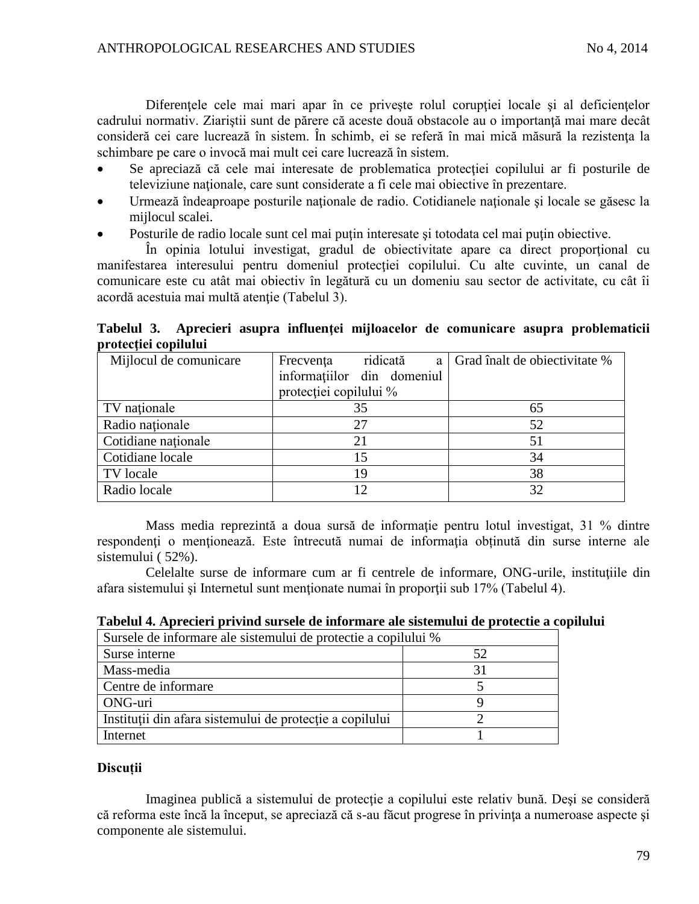Diferenţele cele mai mari apar în ce priveşte rolul corupţiei locale şi al deficienţelor cadrului normativ. Ziariştii sunt de părere că aceste două obstacole au o importanţă mai mare decât consideră cei care lucrează în sistem. În schimb, ei se referă în mai mică măsură la rezistenţa la schimbare pe care o invocă mai mult cei care lucrează în sistem.

- Se apreciază că cele mai interesate de problematica protecţiei copilului ar fi posturile de televiziune naţionale, care sunt considerate a fi cele mai obiective în prezentare.
- Urmează îndeaproape posturile naţionale de radio. Cotidianele naţionale şi locale se găsesc la mijlocul scalei.
- Posturile de radio locale sunt cel mai puţin interesate şi totodata cel mai puţin obiective.

În opinia lotului investigat, gradul de obiectivitate apare ca direct proporţional cu manifestarea interesului pentru domeniul protecţiei copilului. Cu alte cuvinte, un canal de comunicare este cu atât mai obiectiv în legătură cu un domeniu sau sector de activitate, cu cât îi acordă acestuia mai multă atenţie (Tabelul 3).

**Tabelul 3. Aprecieri asupra influenţei mijloacelor de comunicare asupra problematicii protecţiei copilului**

| Mijlocul de comunicare | Frecvenţa ridicată a informaţiilor din domeniul protecţiei copilului % | Grad înalt de obiectivitate % |
|---|---|---|
| TV naţionale | 35 | 65 |
| Radio naţionale | 27 | 52 |
| Cotidiane naţionale | 21 | 51 |
| Cotidiane locale | 15 | 34 |
| TV locale | 19 | 38 |
| Radio locale | 12 | 32 |

Mass media reprezintă a doua sursă de informaţie pentru lotul investigat, 31 % dintre respondenţi o menţionează. Este întrecută numai de informaţia obținută din surse interne ale sistemului ( 52%).

Celelalte surse de informare cum ar fi centrele de informare, ONG-urile, instituțiile din afara sistemului şi Internetul sunt menţionate numai în proporţii sub 17% (Tabelul 4).

**Tabelul 4. Aprecieri privind sursele de informare ale sistemului de protectie a copilului**

| Sursele de informare ale sistemului de protectie a copilului % | |
|---|---|
| Surse interne | 52 |
| Mass-media | 31 |
| Centre de informare | 5 |
| ONG-uri | 9 |
| Instituţii din afara sistemului de protecţie a copilului | 2 |
| Internet | 1 |

**Discuții**

Imaginea publică a sistemului de protecţie a copilului este relativ bună. Deşi se consideră că reforma este încă la început, se apreciază că s-au făcut progrese în privinţa a numeroase aspecte şi componente ale sistemului.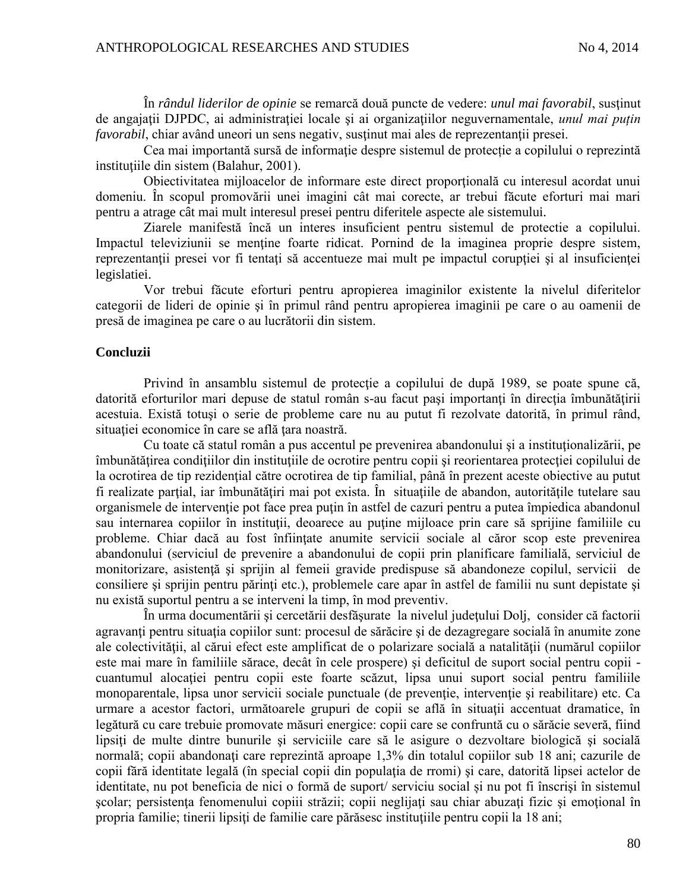În *rândul liderilor de opinie* se remarcă două puncte de vedere: *unul mai favorabil*, susţinut de angajaţii DJPDC, ai administraţiei locale şi ai organizaţiilor neguvernamentale, *unul mai puţin favorabil*, chiar având uneori un sens negativ, susţinut mai ales de reprezentanţii presei.

Cea mai importantă sursă de informaţie despre sistemul de protecție a copilului o reprezintă instituțiile din sistem (Balahur, 2001).

Obiectivitatea mijloacelor de informare este direct proporţională cu interesul acordat unui domeniu. În scopul promovării unei imagini cât mai corecte, ar trebui făcute eforturi mai mari pentru a atrage cât mai mult interesul presei pentru diferitele aspecte ale sistemului.

Ziarele manifestă încă un interes insuficient pentru sistemul de protectie a copilului. Impactul televiziunii se menţine foarte ridicat. Pornind de la imaginea proprie despre sistem, reprezentanţii presei vor fi tentaţi să accentueze mai mult pe impactul corupţiei şi al insuficienţei legislatiei.

Vor trebui făcute eforturi pentru apropierea imaginilor existente la nivelul diferitelor categorii de lideri de opinie şi în primul rând pentru apropierea imaginii pe care o au oamenii de presă de imaginea pe care o au lucrătorii din sistem.

## Concluzii

Privind în ansamblu sistemul de protecţie a copilului de după 1989, se poate spune că, datorită eforturilor mari depuse de statul român s-au facut paşi importanţi în direcţia îmbunătăţirii acestuia. Există totuşi o serie de probleme care nu au putut fi rezolvate datorită, în primul rând, situaţiei economice în care se află ţara noastră.

Cu toate că statul român a pus accentul pe prevenirea abandonului şi a instituţionalizării, pe îmbunătăţirea condiţiilor din instituţiile de ocrotire pentru copii şi reorientarea protecţiei copilului de la ocrotirea de tip rezidenţial către ocrotirea de tip familial, până în prezent aceste obiective au putut fi realizate parţial, iar îmbunătăţiri mai pot exista. În situaţiile de abandon, autorităţile tutelare sau organismele de intervenţie pot face prea puţin în astfel de cazuri pentru a putea împiedica abandonul sau internarea copiilor în instituţii, deoarece au puţine mijloace prin care să sprijine familiile cu probleme. Chiar dacă au fost înfiinţate anumite servicii sociale al căror scop este prevenirea abandonului (serviciul de prevenire a abandonului de copii prin planificare familială, serviciul de monitorizare, asistenţă şi sprijin al femeii gravide predispuse să abandoneze copilul, servicii de consiliere şi sprijin pentru părinţi etc.), problemele care apar în astfel de familii nu sunt depistate şi nu există suportul pentru a se interveni la timp, în mod preventiv.

În urma documentării şi cercetării desfăşurate la nivelul judeţului Dolj, consider că factorii agravanţi pentru situaţia copiilor sunt: procesul de sărăcire şi de dezagregare socială în anumite zone ale colectivităţii, al cărui efect este amplificat de o polarizare socială a natalităţii (numărul copiilor este mai mare în familiile sărace, decât în cele prospere) şi deficitul de suport social pentru copii - cuantumul alocaţiei pentru copii este foarte scăzut, lipsa unui suport social pentru familiile monoparentale, lipsa unor servicii sociale punctuale (de prevenţie, intervenţie şi reabilitare) etc. Ca urmare a acestor factori, următoarele grupuri de copii se află în situaţii accentuat dramatice, în legătură cu care trebuie promovate măsuri energice: copii care se confruntă cu o sărăcie severă, fiind lipsiţi de multe dintre bunurile şi serviciile care să le asigure o dezvoltare biologică şi socială normală; copii abandonaţi care reprezintă aproape 1,3% din totalul copiilor sub 18 ani; cazurile de copii fără identitate legală (în special copii din populaţia de rromi) şi care, datorită lipsei actelor de identitate, nu pot beneficia de nici o formă de suport/ serviciu social şi nu pot fi înscrişi în sistemul şcolar; persistenţa fenomenului copiii străzii; copii neglijaţi sau chiar abuzaţi fizic şi emoţional în propria familie; tinerii lipsiţi de familie care părăsesc instituţiile pentru copii la 18 ani;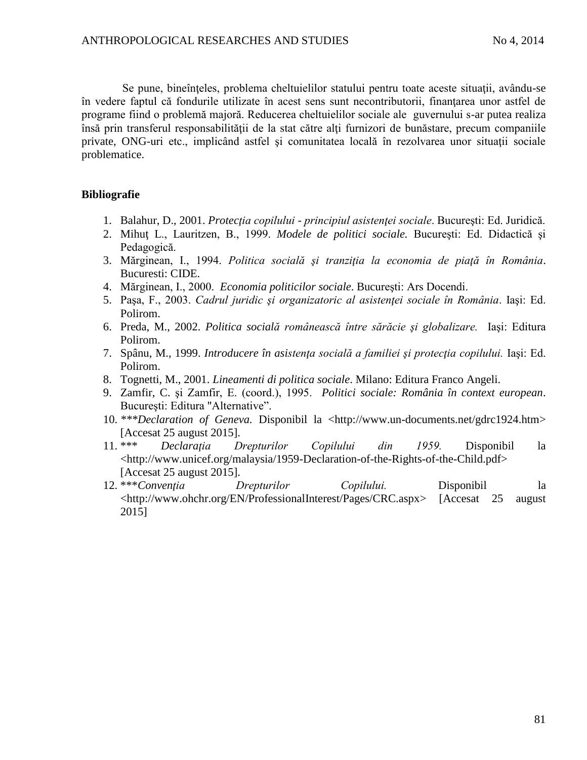Se pune, bineînţeles, problema cheltuielilor statului pentru toate aceste situaţii, avându-se în vedere faptul că fondurile utilizate în acest sens sunt necontributorii, finanţarea unor astfel de programe fiind o problemă majoră. Reducerea cheltuielilor sociale ale guvernului s-ar putea realiza însă prin transferul responsabilităţii de la stat către alţi furnizori de bunăstare, precum companiile private, ONG-uri etc., implicând astfel şi comunitatea locală în rezolvarea unor situaţii sociale problematice.

**Bibliografie**

1. Balahur, D., 2001. *Protecţia copilului - principiul asistenţei sociale*. Bucureşti: Ed. Juridică.
2. Mihuţ L., Lauritzen, B., 1999. *Modele de politici sociale.* Bucureşti: Ed. Didactică şi Pedagogică.
3. Mărginean, I., 1994. *Politica socială şi tranziţia la economia de piaţă în România*. Bucuresti: CIDE.
4. Mărginean, I., 2000. *Economia politicilor sociale*. Bucureşti: Ars Docendi.
5. Paşa, F., 2003. *Cadrul juridic şi organizatoric al asistenţei sociale în România*. Iaşi: Ed. Polirom.
6. Preda, M., 2002. *Politica socială românească între sărăcie şi globalizare.* Iaşi: Editura Polirom.
7. Spânu, M., 1999. *Introducere în asistenţa socială a familiei şi protecţia copilului.* Iaşi: Ed. Polirom.
8. Tognetti, M., 2001. *Lineamenti di politica sociale*. Milano: Editura Franco Angeli.
9. Zamfir, C. şi Zamfir, E. (coord.), 1995. *Politici sociale: România în context european*. Bucureşti: Editura "Alternative".
10. ****Declaration of Geneva.* Disponibil la <http://www.un-documents.net/gdrc1924.htm> [Accesat 25 august 2015].
11. *** *Declaraţia Drepturilor Copilului din 1959.* Disponibil la <http://www.unicef.org/malaysia/1959-Declaration-of-the-Rights-of-the-Child.pdf> [Accesat 25 august 2015].
12. ****Convenţia Drepturilor Copilului.* Disponibil la <http://www.ohchr.org/EN/ProfessionalInterest/Pages/CRC.aspx> [Accesat 25 august 2015]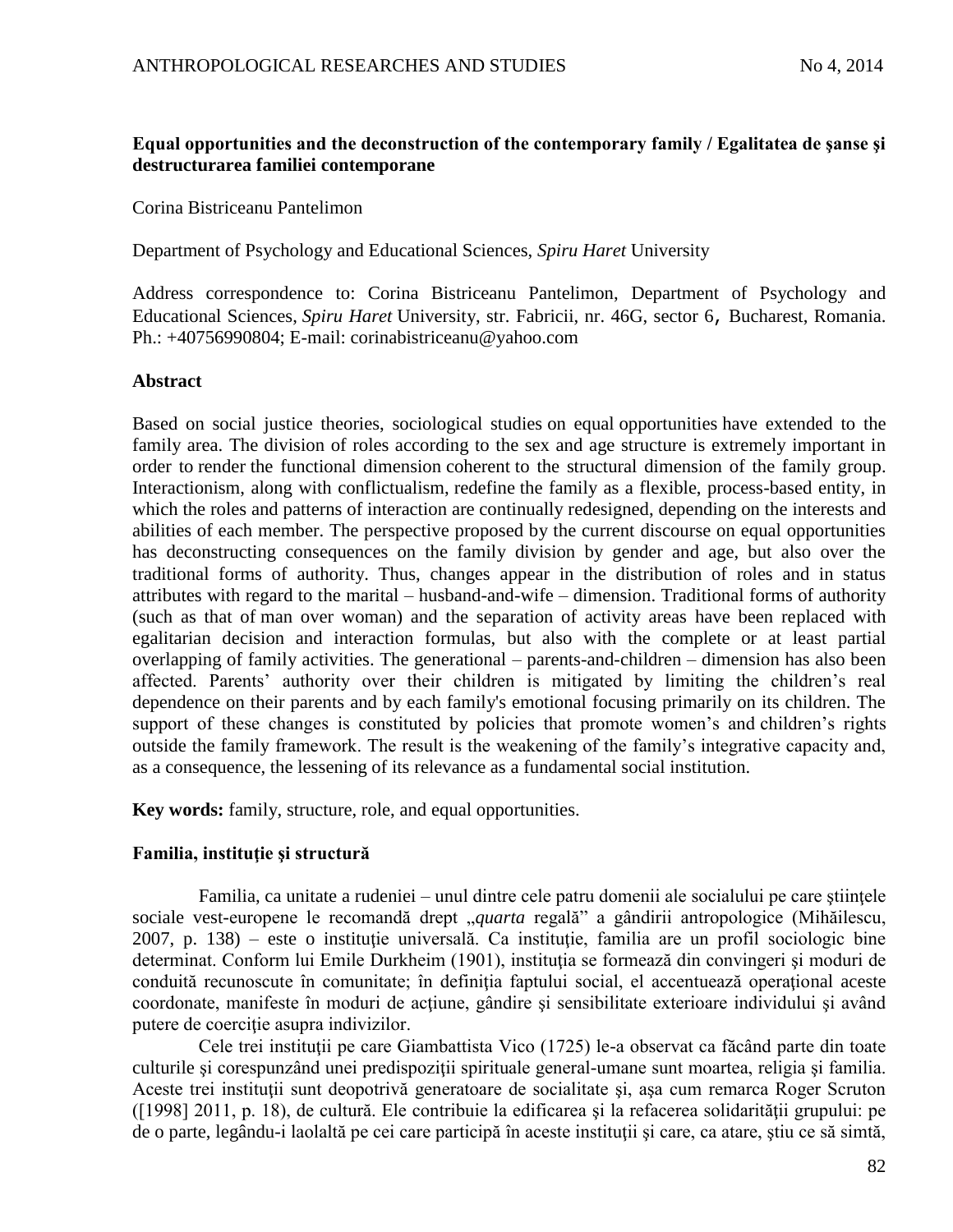**Equal opportunities and the deconstruction of the contemporary family / Egalitatea de şanse şi destructurarea familiei contemporane**

Corina Bistriceanu Pantelimon

Department of Psychology and Educational Sciences, *Spiru Haret* University

Address correspondence to: Corina Bistriceanu Pantelimon, Department of Psychology and Educational Sciences, *Spiru Haret* University, str. Fabricii, nr. 46G, sector 6, Bucharest, Romania. Ph.: +40756990804; E-mail: corinabistriceanu@yahoo.com

**Abstract**

Based on social justice theories, sociological studies on equal opportunities have extended to the family area. The division of roles according to the sex and age structure is extremely important in order to render the functional dimension coherent to the structural dimension of the family group. Interactionism, along with conflictualism, redefine the family as a flexible, process-based entity, in which the roles and patterns of interaction are continually redesigned, depending on the interests and abilities of each member. The perspective proposed by the current discourse on equal opportunities has deconstructing consequences on the family division by gender and age, but also over the traditional forms of authority. Thus, changes appear in the distribution of roles and in status attributes with regard to the marital – husband-and-wife – dimension. Traditional forms of authority (such as that of man over woman) and the separation of activity areas have been replaced with egalitarian decision and interaction formulas, but also with the complete or at least partial overlapping of family activities. The generational – parents-and-children – dimension has also been affected. Parents' authority over their children is mitigated by limiting the children's real dependence on their parents and by each family's emotional focusing primarily on its children. The support of these changes is constituted by policies that promote women's and children's rights outside the family framework. The result is the weakening of the family's integrative capacity and, as a consequence, the lessening of its relevance as a fundamental social institution.

**Key words:** family, structure, role, and equal opportunities.

**Familia, instituţie şi structură**

Familia, ca unitate a rudeniei – unul dintre cele patru domenii ale socialului pe care ştiinţele sociale vest-europene le recomandă drept „*quarta* regală" a gândirii antropologice (Mihăilescu, 2007, p. 138) – este o instituţie universală. Ca instituţie, familia are un profil sociologic bine determinat. Conform lui Emile Durkheim (1901), instituţia se formează din convingeri şi moduri de conduită recunoscute în comunitate; în definiţia faptului social, el accentuează operaţional aceste coordonate, manifeste în moduri de acţiune, gândire şi sensibilitate exterioare individului şi având putere de coerciţie asupra indivizilor.

Cele trei instituţii pe care Giambattista Vico (1725) le-a observat ca făcând parte din toate culturile şi corespunzând unei predispoziţii spirituale general-umane sunt moartea, religia şi familia. Aceste trei instituţii sunt deopotrivă generatoare de socialitate şi, aşa cum remarca Roger Scruton ([1998] 2011, p. 18), de cultură. Ele contribuie la edificarea şi la refacerea solidarităţii grupului: pe de o parte, legându-i laolaltă pe cei care participă în aceste instituţii şi care, ca atare, ştiu ce să simtă,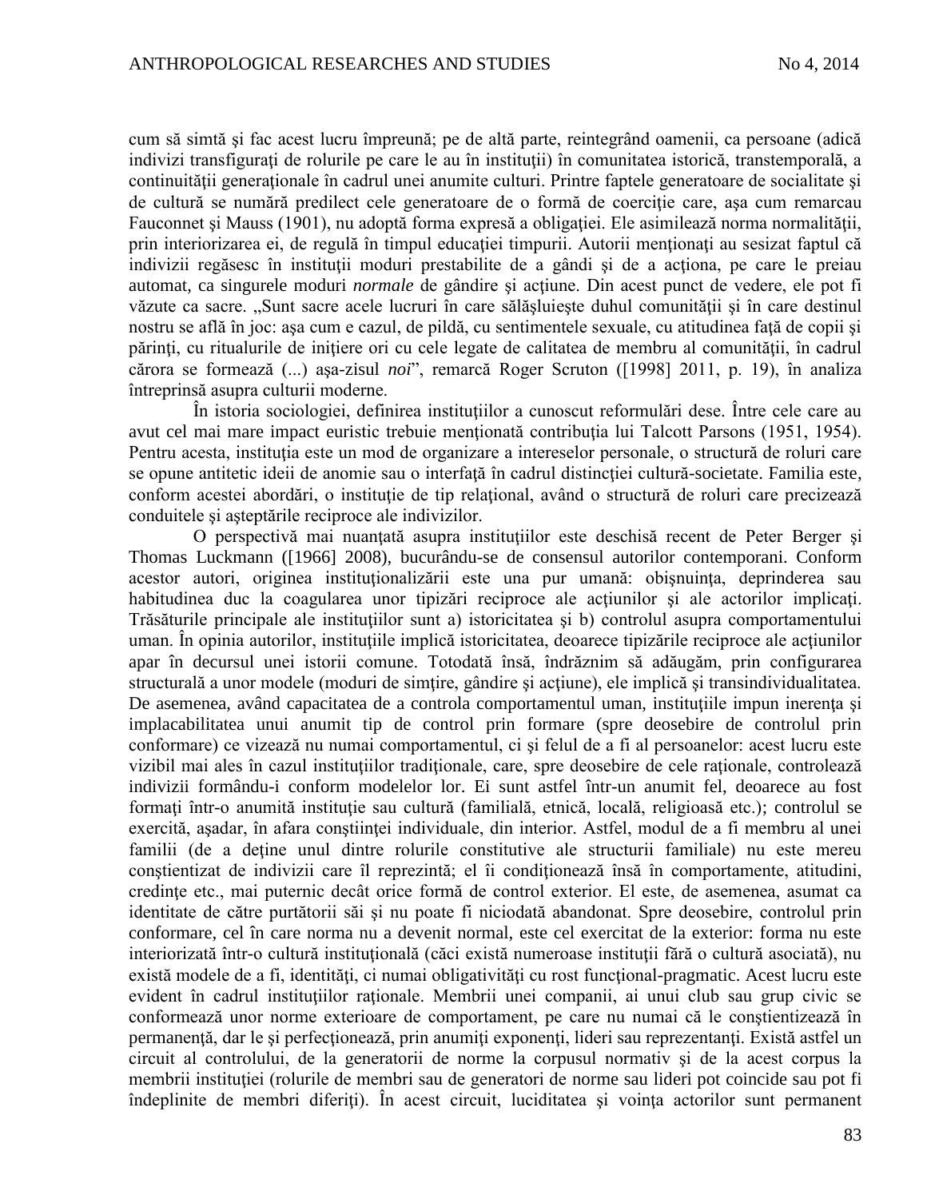cum să simtă şi fac acest lucru împreună; pe de altă parte, reintegrând oamenii, ca persoane (adică indivizi transfiguraţi de rolurile pe care le au în instituţii) în comunitatea istorică, transtemporală, a continuităţii generaţionale în cadrul unei anumite culturi. Printre faptele generatoare de socialitate şi de cultură se numără predilect cele generatoare de o formă de coerciţie care, aşa cum remarcau Fauconnet şi Mauss (1901), nu adoptă forma expresă a obligaţiei. Ele asimilează norma normalităţii, prin interiorizarea ei, de regulă în timpul educaţiei timpurii. Autorii menţionaţi au sesizat faptul că indivizii regăsesc în instituţii moduri prestabilite de a gândi şi de a acţiona, pe care le preiau automat, ca singurele moduri *normale* de gândire şi acţiune. Din acest punct de vedere, ele pot fi văzute ca sacre. „Sunt sacre acele lucruri în care sălăşluieşte duhul comunităţii şi în care destinul nostru se află în joc: aşa cum e cazul, de pildă, cu sentimentele sexuale, cu atitudinea faţă de copii şi părinţi, cu ritualurile de iniţiere ori cu cele legate de calitatea de membru al comunităţii, în cadrul cărora se formează (...) aşa-zisul *noi*", remarcă Roger Scruton ([1998] 2011, p. 19), în analiza întreprinsă asupra culturii moderne.

În istoria sociologiei, definirea instituţiilor a cunoscut reformulări dese. Între cele care au avut cel mai mare impact euristic trebuie menţionată contribuţia lui Talcott Parsons (1951, 1954). Pentru acesta, instituţia este un mod de organizare a intereselor personale, o structură de roluri care se opune antitetic ideii de anomie sau o interfaţă în cadrul distincţiei cultură-societate. Familia este, conform acestei abordări, o instituţie de tip relaţional, având o structură de roluri care precizează conduitele şi aşteptările reciproce ale indivizilor.

O perspectivă mai nuanţată asupra instituţiilor este deschisă recent de Peter Berger şi Thomas Luckmann ([1966] 2008), bucurându-se de consensul autorilor contemporani. Conform acestor autori, originea instituţionalizării este una pur umană: obişnuinţa, deprinderea sau habitudinea duc la coagularea unor tipizări reciproce ale acţiunilor şi ale actorilor implicaţi. Trăsăturile principale ale instituţiilor sunt a) istoricitatea şi b) controlul asupra comportamentului uman. În opinia autorilor, instituţiile implică istoricitatea, deoarece tipizările reciproce ale acţiunilor apar în decursul unei istorii comune. Totodată însă, îndrăznim să adăugăm, prin configurarea structurală a unor modele (moduri de simţire, gândire şi acţiune), ele implică şi transindividualitatea. De asemenea, având capacitatea de a controla comportamentul uman, instituţiile impun inerenţa şi implacabilitatea unui anumit tip de control prin formare (spre deosebire de controlul prin conformare) ce vizează nu numai comportamentul, ci şi felul de a fi al persoanelor: acest lucru este vizibil mai ales în cazul instituţiilor tradiţionale, care, spre deosebire de cele raţionale, controlează indivizii formându-i conform modelelor lor. Ei sunt astfel într-un anumit fel, deoarece au fost formaţi într-o anumită instituţie sau cultură (familială, etnică, locală, religioasă etc.); controlul se exercită, aşadar, în afara conştiinţei individuale, din interior. Astfel, modul de a fi membru al unei familii (de a deţine unul dintre rolurile constitutive ale structurii familiale) nu este mereu conştientizat de indivizii care îl reprezintă; el îi condiţionează însă în comportamente, atitudini, credinţe etc., mai puternic decât orice formă de control exterior. El este, de asemenea, asumat ca identitate de către purtătorii săi şi nu poate fi niciodată abandonat. Spre deosebire, controlul prin conformare, cel în care norma nu a devenit normal, este cel exercitat de la exterior: forma nu este interiorizată într-o cultură instituţională (căci există numeroase instituţii fără o cultură asociată), nu există modele de a fi, identităţi, ci numai obligativităţi cu rost funcţional-pragmatic. Acest lucru este evident în cadrul instituţiilor raţionale. Membrii unei companii, ai unui club sau grup civic se conformează unor norme exterioare de comportament, pe care nu numai că le conştientizează în permanenţă, dar le şi perfecţionează, prin anumiţi exponenţi, lideri sau reprezentanţi. Există astfel un circuit al controlului, de la generatorii de norme la corpusul normativ şi de la acest corpus la membrii instituţiei (rolurile de membri sau de generatori de norme sau lideri pot coincide sau pot fi îndeplinite de membri diferiţi). În acest circuit, luciditatea şi voinţa actorilor sunt permanent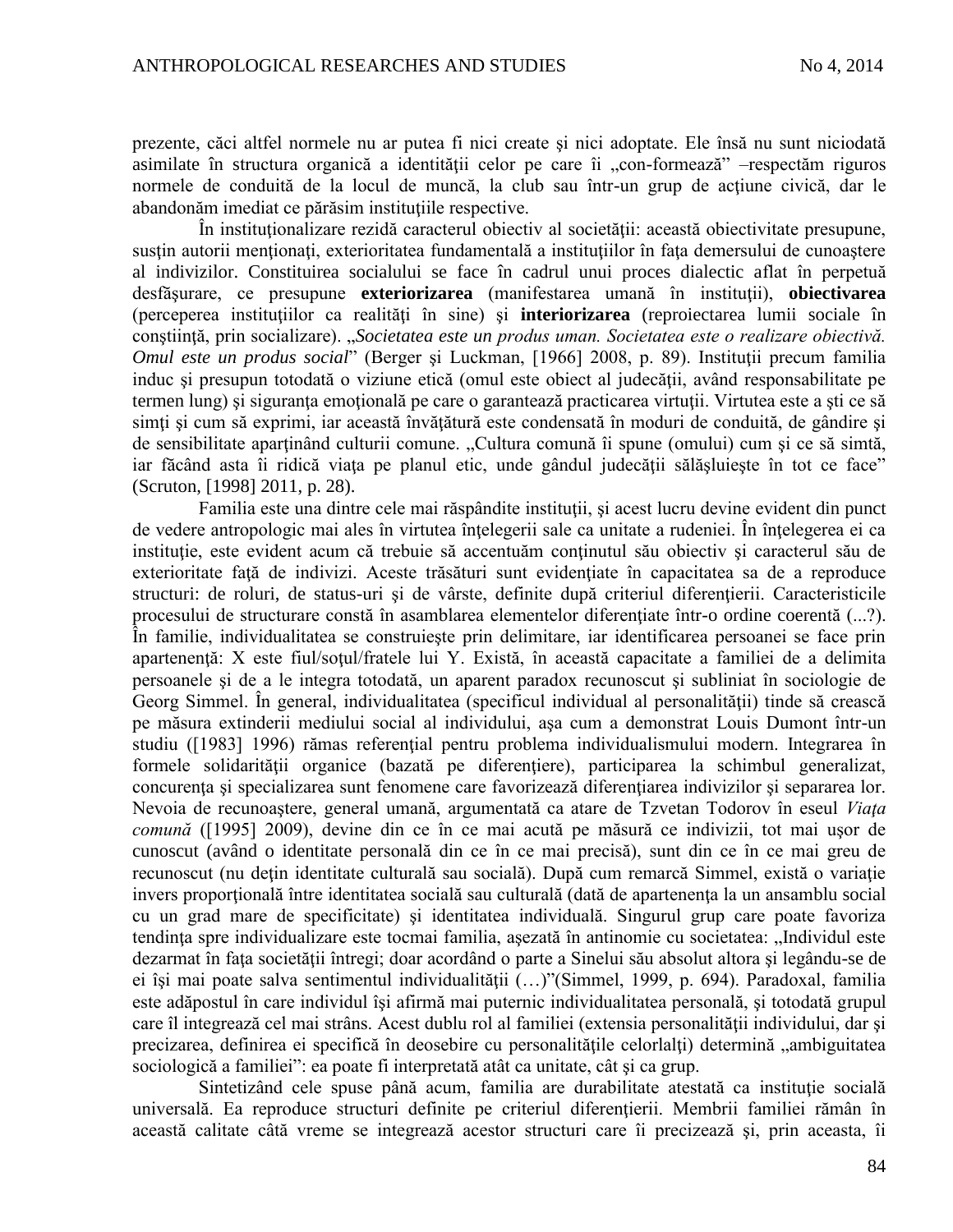prezente, căci altfel normele nu ar putea fi nici create şi nici adoptate. Ele însă nu sunt niciodată asimilate în structura organică a identităţii celor pe care îi „con-formează" –respectăm riguros normele de conduită de la locul de muncă, la club sau într-un grup de acţiune civică, dar le abandonăm imediat ce părăsim instituţiile respective.

În instituţionalizare rezidă caracterul obiectiv al societăţii: această obiectivitate presupune, susţin autorii menţionaţi, exterioritatea fundamentală a instituţiilor în faţa demersului de cunoaştere al indivizilor. Constituirea socialului se face în cadrul unui proces dialectic aflat în perpetuă desfăşurare, ce presupune **exteriorizarea** (manifestarea umană în instituţii), **obiectivarea** (perceperea instituţiilor ca realităţi în sine) şi **interiorizarea** (reproiectarea lumii sociale în conştiinţă, prin socializare). „*Societatea este un produs uman. Societatea este o realizare obiectivă. Omul este un produs social*" (Berger şi Luckman, [1966] 2008, p. 89). Instituţii precum familia induc şi presupun totodată o viziune etică (omul este obiect al judecăţii, având responsabilitate pe termen lung) şi siguranţa emoţională pe care o garantează practicarea virtuţii. Virtutea este a şti ce să simţi şi cum să exprimi, iar această învăţătură este condensată în moduri de conduită, de gândire şi de sensibilitate aparţinând culturii comune. „Cultura comună îi spune (omului) cum şi ce să simtă, iar făcând asta îi ridică viaţa pe planul etic, unde gândul judecăţii sălăşluieşte în tot ce face" (Scruton, [1998] 2011, p. 28).

Familia este una dintre cele mai răspândite instituţii, şi acest lucru devine evident din punct de vedere antropologic mai ales în virtutea înţelegerii sale ca unitate a rudeniei. În înţelegerea ei ca instituţie, este evident acum că trebuie să accentuăm conţinutul său obiectiv şi caracterul său de exterioritate faţă de indivizi. Aceste trăsături sunt evidenţiate în capacitatea sa de a reproduce structuri: de roluri, de status-uri şi de vârste, definite după criteriul diferenţierii. Caracteristicile procesului de structurare constă în asamblarea elementelor diferenţiate într-o ordine coerentă (...?). În familie, individualitatea se construieşte prin delimitare, iar identificarea persoanei se face prin apartenenţă: X este fiul/soţul/fratele lui Y. Există, în această capacitate a familiei de a delimita persoanele şi de a le integra totodată, un aparent paradox recunoscut şi subliniat în sociologie de Georg Simmel. În general, individualitatea (specificul individual al personalităţii) tinde să crească pe măsura extinderii mediului social al individului, aşa cum a demonstrat Louis Dumont într-un studiu ([1983] 1996) rămas referenţial pentru problema individualismului modern. Integrarea în formele solidarităţii organice (bazată pe diferenţiere), participarea la schimbul generalizat, concurenţa şi specializarea sunt fenomene care favorizează diferenţiarea indivizilor şi separarea lor. Nevoia de recunoaştere, general umană, argumentată ca atare de Tzvetan Todorov în eseul *Viaţa comună* ([1995] 2009), devine din ce în ce mai acută pe măsură ce indivizii, tot mai uşor de cunoscut (având o identitate personală din ce în ce mai precisă), sunt din ce în ce mai greu de recunoscut (nu deţin identitate culturală sau socială). După cum remarcă Simmel, există o variaţie invers proporţională între identitatea socială sau culturală (dată de apartenenţa la un ansamblu social cu un grad mare de specificitate) şi identitatea individuală. Singurul grup care poate favoriza tendinţa spre individualizare este tocmai familia, aşezată în antinomie cu societatea: „Individul este dezarmat în faţa societăţii întregi; doar acordând o parte a Sinelui său absolut altora şi legându-se de ei îşi mai poate salva sentimentul individualităţii (…)"(Simmel, 1999, p. 694). Paradoxal, familia este adăpostul în care individul îşi afirmă mai puternic individualitatea personală, şi totodată grupul care îl integrează cel mai strâns. Acest dublu rol al familiei (extensia personalităţii individului, dar şi precizarea, definirea ei specifică în deosebire cu personalităţile celorlalţi) determină „ambiguitatea sociologică a familiei": ea poate fi interpretată atât ca unitate, cât şi ca grup.

Sintetizând cele spuse până acum, familia are durabilitate atestată ca instituţie socială universală. Ea reproduce structuri definite pe criteriul diferenţierii. Membrii familiei rămân în această calitate câtă vreme se integrează acestor structuri care îi precizează şi, prin aceasta, îi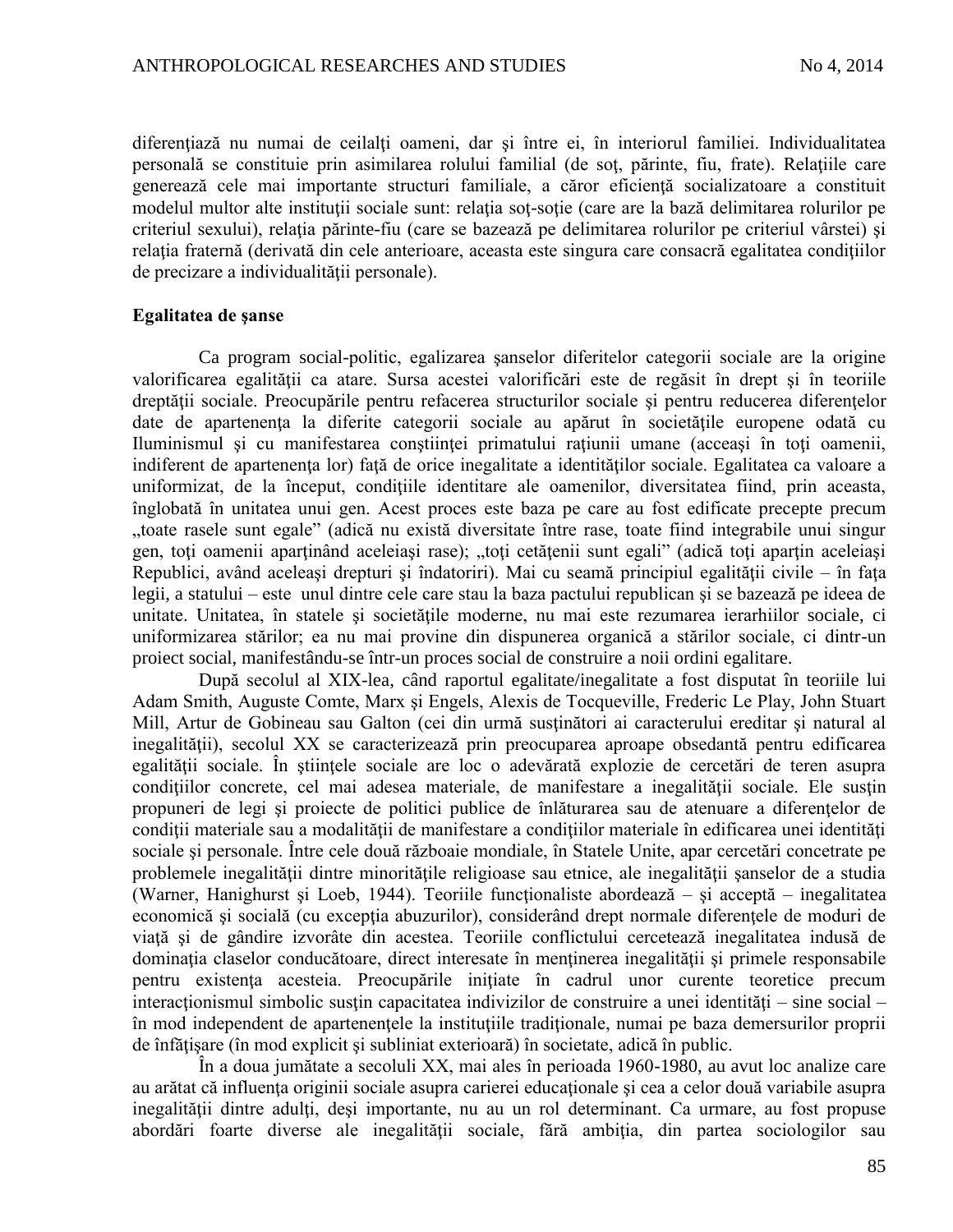diferenţiază nu numai de ceilalţi oameni, dar şi între ei, în interiorul familiei. Individualitatea personală se constituie prin asimilarea rolului familial (de soţ, părinte, fiu, frate). Relaţiile care generează cele mai importante structuri familiale, a căror eficienţă socializatoare a constituit modelul multor alte instituţii sociale sunt: relaţia soţ-soţie (care are la bază delimitarea rolurilor pe criteriul sexului), relaţia părinte-fiu (care se bazează pe delimitarea rolurilor pe criteriul vârstei) şi relaţia fraternă (derivată din cele anterioare, aceasta este singura care consacră egalitatea condiţiilor de precizare a individualităţii personale).

**Egalitatea de şanse**

Ca program social-politic, egalizarea şanselor diferitelor categorii sociale are la origine valorificarea egalităţii ca atare. Sursa acestei valorificări este de regăsit în drept şi în teoriile dreptăţii sociale. Preocupările pentru refacerea structurilor sociale şi pentru reducerea diferenţelor date de apartenenţa la diferite categorii sociale au apărut în societăţile europene odată cu Iluminismul şi cu manifestarea conştiinţei primatului raţiunii umane (aceeaşi în toţi oamenii, indiferent de apartenenţa lor) faţă de orice inegalitate a identităţilor sociale. Egalitatea ca valoare a uniformizat, de la început, condiţiile identitare ale oamenilor, diversitatea fiind, prin aceasta, înglobată în unitatea unui gen. Acest proces este baza pe care au fost edificate precepte precum „toate rasele sunt egale" (adică nu există diversitate între rase, toate fiind integrabile unui singur gen, toţi oamenii aparţinând aceleiaşi rase); „toţi cetăţenii sunt egali" (adică toţi aparţin aceleiaşi Republici, având aceleaşi drepturi şi îndatoriri). Mai cu seamă principiul egalităţii civile – în faţa legii, a statului – este unul dintre cele care stau la baza pactului republican şi se bazează pe ideea de unitate. Unitatea, în statele şi societăţile moderne, nu mai este rezumarea ierarhiilor sociale, ci uniformizarea stărilor; ea nu mai provine din dispunerea organică a stărilor sociale, ci dintr-un proiect social, manifestându-se într-un proces social de construire a noii ordini egalitare.

După secolul al XIX-lea, când raportul egalitate/inegalitate a fost disputat în teoriile lui Adam Smith, Auguste Comte, Marx şi Engels, Alexis de Tocqueville, Frederic Le Play, John Stuart Mill, Artur de Gobineau sau Galton (cei din urmă susţinători ai caracterului ereditar şi natural al inegalităţii), secolul XX se caracterizează prin preocuparea aproape obsedantă pentru edificarea egalităţii sociale. În ştiinţele sociale are loc o adevărată explozie de cercetări de teren asupra condiţiilor concrete, cel mai adesea materiale, de manifestare a inegalităţii sociale. Ele susţin propuneri de legi şi proiecte de politici publice de înlăturarea sau de atenuare a diferenţelor de condiţii materiale sau a modalităţii de manifestare a condiţiilor materiale în edificarea unei identităţi sociale şi personale. Între cele două războaie mondiale, în Statele Unite, apar cercetări concetrate pe problemele inegalităţii dintre minorităţile religioase sau etnice, ale inegalităţii şanselor de a studia (Warner, Hanighurst şi Loeb, 1944). Teoriile funcţionaliste abordează – şi acceptă – inegalitatea economică şi socială (cu excepţia abuzurilor), considerând drept normale diferenţele de moduri de viaţă şi de gândire izvorâte din acestea. Teoriile conflictului cercetează inegalitatea indusă de dominaţia claselor conducătoare, direct interesate în menţinerea inegalităţii şi primele responsabile pentru existenţa acesteia. Preocupările iniţiate în cadrul unor curente teoretice precum interacţionismul simbolic susţin capacitatea indivizilor de construire a unei identităţi – sine social – în mod independent de apartenenţele la instituţiile tradiţionale, numai pe baza demersurilor proprii de înfăţişare (în mod explicit şi subliniat exterioară) în societate, adică în public.

În a doua jumătate a secoluli XX, mai ales în perioada 1960-1980, au avut loc analize care au arătat că influenţa originii sociale asupra carierei educaţionale şi cea a celor două variabile asupra inegalităţii dintre adulţi, deşi importante, nu au un rol determinant. Ca urmare, au fost propuse abordări foarte diverse ale inegalităţii sociale, fără ambiţia, din partea sociologilor sau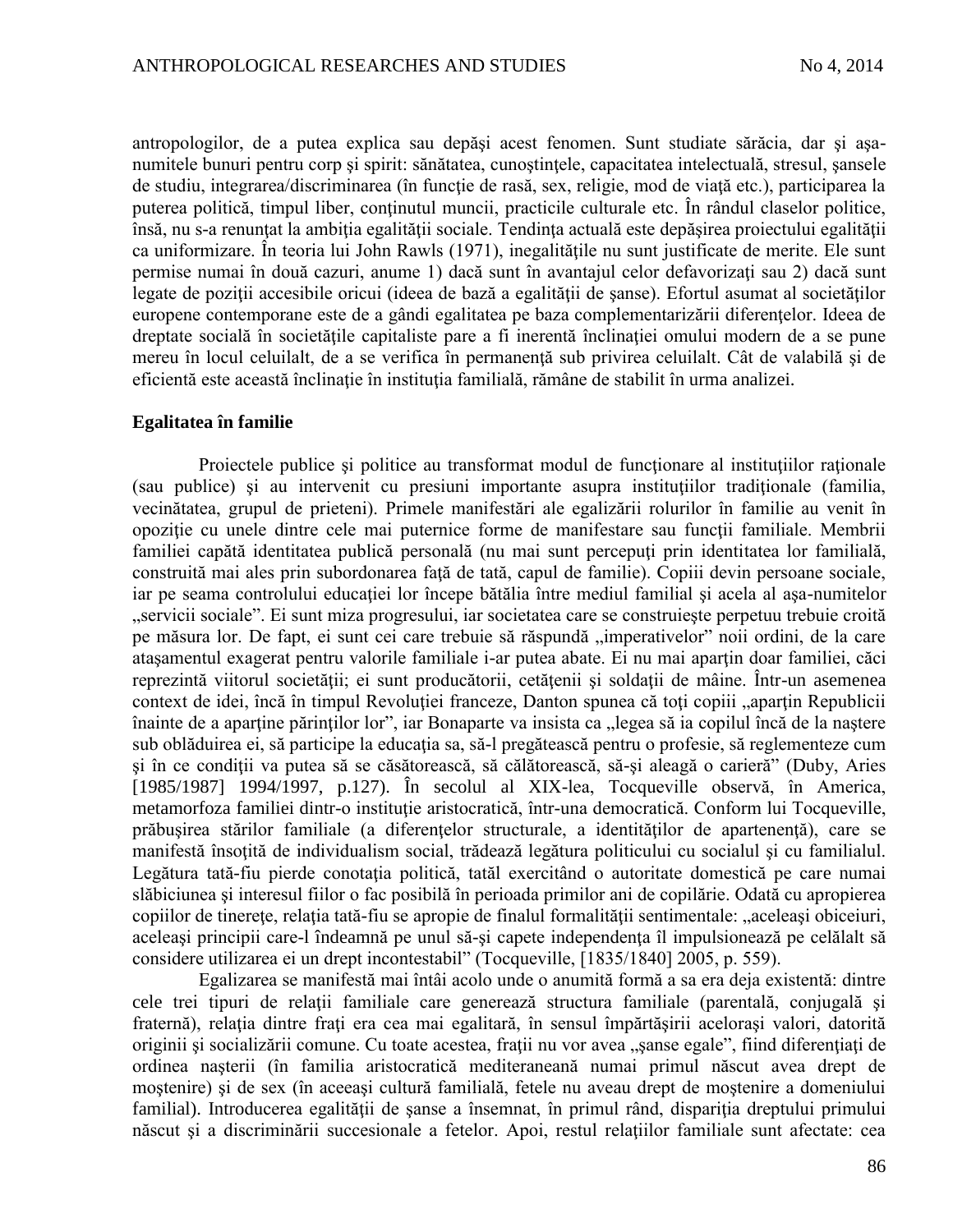antropologilor, de a putea explica sau depăşi acest fenomen. Sunt studiate sărăcia, dar şi aşa-numitele bunuri pentru corp şi spirit: sănătatea, cunoştinţele, capacitatea intelectuală, stresul, şansele de studiu, integrarea/discriminarea (în funcţie de rasă, sex, religie, mod de viaţă etc.), participarea la puterea politică, timpul liber, conţinutul muncii, practicile culturale etc. În rândul claselor politice, însă, nu s-a renunţat la ambiţia egalităţii sociale. Tendinţa actuală este depăşirea proiectului egalităţii ca uniformizare. În teoria lui John Rawls (1971), inegalităţile nu sunt justificate de merite. Ele sunt permise numai în două cazuri, anume 1) dacă sunt în avantajul celor defavorizaţi sau 2) dacă sunt legate de poziţii accesibile oricui (ideea de bază a egalităţii de şanse). Efortul asumat al societăţilor europene contemporane este de a gândi egalitatea pe baza complementarizării diferenţelor. Ideea de dreptate socială în societăţile capitaliste pare a fi inerentă înclinaţiei omului modern de a se pune mereu în locul celuilalt, de a se verifica în permanenţă sub privirea celuilalt. Cât de valabilă şi de eficientă este această înclinaţie în instituţia familială, rămâne de stabilit în urma analizei.

**Egalitatea în familie**

Proiectele publice şi politice au transformat modul de funcţionare al instituţiilor raţionale (sau publice) şi au intervenit cu presiuni importante asupra instituţiilor tradiţionale (familia, vecinătatea, grupul de prieteni). Primele manifestări ale egalizării rolurilor în familie au venit în opoziţie cu unele dintre cele mai puternice forme de manifestare sau funcţii familiale. Membrii familiei capătă identitatea publică personală (nu mai sunt percepuţi prin identitatea lor familială, construită mai ales prin subordonarea faţă de tată, capul de familie). Copiii devin persoane sociale, iar pe seama controlului educaţiei lor începe bătălia între mediul familial şi acela al aşa-numitelor „servicii sociale". Ei sunt miza progresului, iar societatea care se construieşte perpetuu trebuie croită pe măsura lor. De fapt, ei sunt cei care trebuie să răspundă „imperativelor" noii ordini, de la care ataşamentul exagerat pentru valorile familiale i-ar putea abate. Ei nu mai aparţin doar familiei, căci reprezintă viitorul societăţii; ei sunt producătorii, cetăţenii şi soldaţii de mâine. Într-un asemenea context de idei, încă în timpul Revoluţiei franceze, Danton spunea că toţi copiii „aparţin Republicii înainte de a aparţine părinţilor lor", iar Bonaparte va insista ca „legea să ia copilul încă de la naştere sub oblăduirea ei, să participe la educaţia sa, să-l pregătească pentru o profesie, să reglementeze cum şi în ce condiţii va putea să se căsătorească, să călătorească, să-şi aleagă o carieră" (Duby, Aries [1985/1987] 1994/1997, p.127). În secolul al XIX-lea, Tocqueville observă, în America, metamorfoza familiei dintr-o instituţie aristocratică, într-una democratică. Conform lui Tocqueville, prăbuşirea stărilor familiale (a diferenţelor structurale, a identităţilor de apartenenţă), care se manifestă însoţită de individualism social, trădează legătura politicului cu socialul şi cu familialul. Legătura tată-fiu pierde conotaţia politică, tatăl exercitând o autoritate domestică pe care numai slăbiciunea şi interesul fiilor o fac posibilă în perioada primilor ani de copilărie. Odată cu apropierea copiilor de tinereţe, relaţia tată-fiu se apropie de finalul formalităţii sentimentale: „aceleaşi obiceiuri, aceleaşi principii care-l îndeamnă pe unul să-şi capete independenţa îl impulsionează pe celălalt să considere utilizarea ei un drept incontestabil" (Tocqueville, [1835/1840] 2005, p. 559).

Egalizarea se manifestă mai întâi acolo unde o anumită formă a sa era deja existentă: dintre cele trei tipuri de relaţii familiale care generează structura familiale (parentală, conjugală şi fraternă), relaţia dintre fraţi era cea mai egalitară, în sensul împărtășirii aceloraşi valori, datorită originii şi socializării comune. Cu toate acestea, fraţii nu vor avea „şanse egale", fiind diferenţiaţi de ordinea naşterii (în familia aristocratică mediteraneană numai primul născut avea drept de moştenire) şi de sex (în aceeaşi cultură familială, fetele nu aveau drept de moştenire a domeniului familial). Introducerea egalităţii de şanse a însemnat, în primul rând, dispariţia dreptului primului născut şi a discriminării succesionale a fetelor. Apoi, restul relaţiilor familiale sunt afectate: cea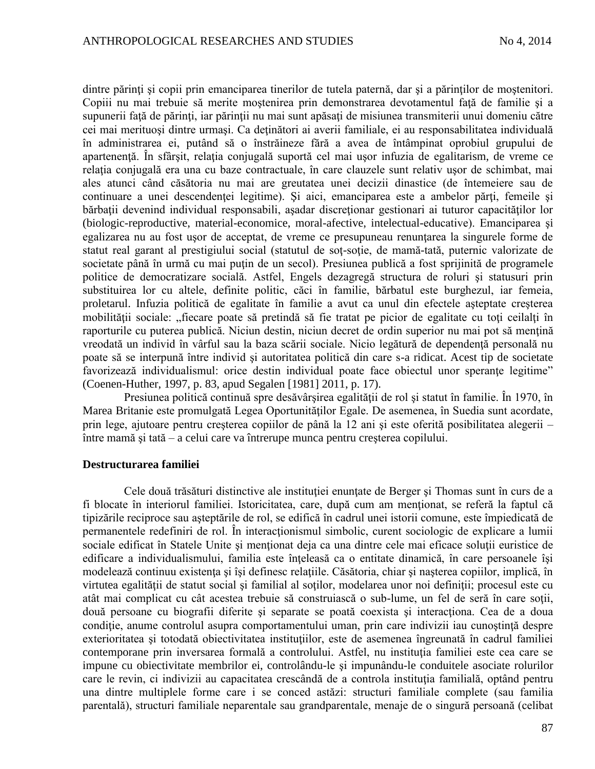dintre părinţi şi copii prin emanciparea tinerilor de tutela paternă, dar şi a părinţilor de moştenitori. Copiii nu mai trebuie să merite moştenirea prin demonstrarea devotamentul faţă de familie şi a supunerii faţă de părinţi, iar părinţii nu mai sunt apăsaţi de misiunea transmiterii unui domeniu către cei mai meritoşi dintre urmaşi. Ca deţinători ai averii familiale, ei au responsabilitatea individuală în administrarea ei, putând să o înstrăineze fără a avea de întâmpinat oprobiul grupului de apartenenţă. În sfârşit, relaţia conjugală suportă cel mai uşor infuzia de egalitarism, de vreme ce relaţia conjugală era una cu baze contractuale, în care clauzele sunt relativ uşor de schimbat, mai ales atunci când căsătoria nu mai are greutatea unei decizii dinastice (de întemeiere sau de continuare a unei descendenţei legitime). Şi aici, emanciparea este a ambelor părţi, femeile şi bărbaţii devenind individual responsabili, aşadar discreţionar gestionari ai tuturor capacităţilor lor (biologic-reproductive, material-economice, moral-afective, intelectual-educative). Emanciparea şi egalizarea nu au fost uşor de acceptat, de vreme ce presupuneau renunţarea la singurele forme de statut real garant al prestigiului social (statutul de soţ-soţie, de mamă-tată, puternic valorizate de societate până în urmă cu mai puţin de un secol). Presiunea publică a fost sprijinită de programele politice de democratizare socială. Astfel, Engels dezagregă structura de roluri şi statusuri prin substituirea lor cu altele, definite politic, căci în familie, bărbatul este burghezul, iar femeia, proletarul. Infuzia politică de egalitate în familie a avut ca unul din efectele aşteptate creşterea mobilităţii sociale: „fiecare poate să pretindă să fie tratat pe picior de egalitate cu toţi ceilalţi în raporturile cu puterea publică. Niciun destin, niciun decret de ordin superior nu mai pot să menţină vreodată un individ în vârful sau la baza scării sociale. Nicio legătură de dependenţă personală nu poate să se interpună între individ şi autoritatea politică din care s-a ridicat. Acest tip de societate favorizează individualismul: orice destin individual poate face obiectul unor speranţe legitime" (Coenen-Huther, 1997, p. 83, apud Segalen [1981] 2011, p. 17).

Presiunea politică continuă spre desăvârşirea egalităţii de rol şi statut în familie. În 1970, în Marea Britanie este promulgată Legea Oportunităţilor Egale. De asemenea, în Suedia sunt acordate, prin lege, ajutoare pentru creşterea copiilor de până la 12 ani şi este oferită posibilitatea alegerii – între mamă şi tată – a celui care va întrerupe munca pentru creşterea copilului.

## Destructurarea familiei

Cele două trăsături distinctive ale instituţiei enunţate de Berger şi Thomas sunt în curs de a fi blocate în interiorul familiei. Istoricitatea, care, după cum am menţionat, se referă la faptul că tipizările reciproce sau aşteptările de rol, se edifică în cadrul unei istorii comune, este împiedicată de permanentele redefiniri de rol. În interacţionismul simbolic, curent sociologic de explicare a lumii sociale edificat în Statele Unite şi menţionat deja ca una dintre cele mai eficace soluţii euristice de edificare a individualismului, familia este înţeleasă ca o entitate dinamică, în care persoanele îşi modelează continuu existenţa şi îşi definesc relaţiile. Căsătoria, chiar şi naşterea copiilor, implică, în virtutea egalităţii de statut social şi familial al soţilor, modelarea unor noi definiţii; procesul este cu atât mai complicat cu cât acestea trebuie să construiască o sub-lume, un fel de seră în care soţii, două persoane cu biografii diferite şi separate se poată coexista şi interacţiona. Cea de a doua condiţie, anume controlul asupra comportamentului uman, prin care indivizii iau cunoştinţă despre exterioritatea şi totodată obiectivitatea instituţiilor, este de asemenea îngreunată în cadrul familiei contemporane prin inversarea formală a controlului. Astfel, nu instituţia familiei este cea care se impune cu obiectivitate membrilor ei, controlându-le şi impunându-le conduitele asociate rolurilor care le revin, ci indivizii au capacitatea crescândă de a controla instituţia familială, optând pentru una dintre multiplele forme care i se conced astăzi: structuri familiale complete (sau familia parentală), structuri familiale neparentale sau grandparentale, menaje de o singură persoană (celibat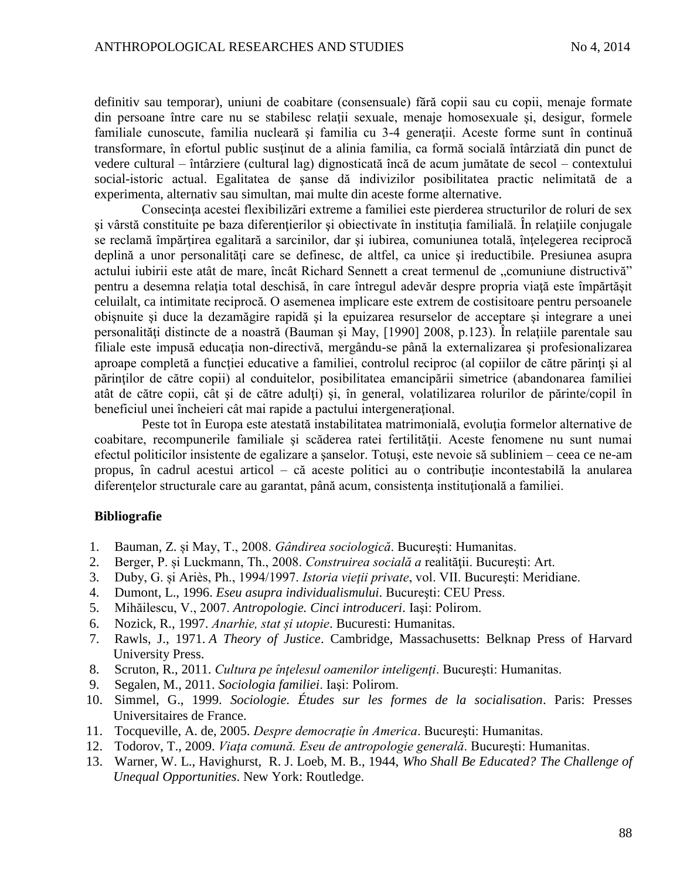definitiv sau temporar), uniuni de coabitare (consensuale) fără copii sau cu copii, menaje formate din persoane între care nu se stabilesc relaţii sexuale, menaje homosexuale şi, desigur, formele familiale cunoscute, familia nucleară şi familia cu 3-4 generaţii. Aceste forme sunt în continuă transformare, în efortul public susţinut de a alinia familia, ca formă socială întârziată din punct de vedere cultural – întârziere (cultural lag) dignosticată încă de acum jumătate de secol – contextului social-istoric actual. Egalitatea de şanse dă indivizilor posibilitatea practic nelimitată de a experimenta, alternativ sau simultan, mai multe din aceste forme alternative.

Consecinţa acestei flexibilizări extreme a familiei este pierderea structurilor de roluri de sex şi vârstă constituite pe baza diferenţierilor şi obiectivate în instituţia familială. În relaţiile conjugale se reclamă împărţirea egalitară a sarcinilor, dar şi iubirea, comuniunea totală, înţelegerea reciprocă deplină a unor personalităţi care se definesc, de altfel, ca unice şi ireductibile. Presiunea asupra actului iubirii este atât de mare, încât Richard Sennett a creat termenul de „comuniune distructivă" pentru a desemna relaţia total deschisă, în care întregul adevăr despre propria viaţă este împărtăşit celuilalt, ca intimitate reciprocă. O asemenea implicare este extrem de costisitoare pentru persoanele obişnuite şi duce la dezamăgire rapidă şi la epuizarea resurselor de acceptare şi integrare a unei personalităţi distincte de a noastră (Bauman şi May, [1990] 2008, p.123). În relaţiile parentale sau filiale este impusă educaţia non-directivă, mergându-se până la externalizarea şi profesionalizarea aproape completă a funcţiei educative a familiei, controlul reciproc (al copiilor de către părinţi și al părinţilor de către copii) al conduitelor, posibilitatea emancipării simetrice (abandonarea familiei atât de către copii, cât şi de către adulţi) şi, în general, volatilizarea rolurilor de părinte/copil în beneficiul unei încheieri cât mai rapide a pactului intergeneraţional.

Peste tot în Europa este atestată instabilitatea matrimonială, evoluţia formelor alternative de coabitare, recompunerile familiale şi scăderea ratei fertilităţii. Aceste fenomene nu sunt numai efectul politicilor insistente de egalizare a şanselor. Totuşi, este nevoie să subliniem – ceea ce ne-am propus, în cadrul acestui articol – că aceste politici au o contribuţie incontestabilă la anularea diferenţelor structurale care au garantat, până acum, consistenţa instituţională a familiei.

## Bibliografie

1. Bauman, Z. și May, T., 2008. *Gândirea sociologică*. Bucureşti: Humanitas.
2. Berger, P. și Luckmann, Th., 2008. *Construirea socială a* realităţii. Bucureşti: Art.
3. Duby, G. și Ariès, Ph., 1994/1997. *Istoria vieţii private*, vol. VII. Bucureşti: Meridiane.
4. Dumont, L., 1996. *Eseu asupra individualismului*. București: CEU Press.
5. Mihăilescu, V., 2007. *Antropologie. Cinci introduceri*. Iaşi: Polirom.
6. Nozick, R., 1997. *Anarhie, stat și utopie*. Bucuresti: Humanitas.
7. Rawls, J., 1971. *A Theory of Justice*. Cambridge, Massachusetts: Belknap Press of Harvard University Press.
8. Scruton, R., 2011. *Cultura pe înţelesul oamenilor inteligenţi*. Bucureşti: Humanitas.
9. Segalen, M., 2011. *Sociologia familiei*. Iaşi: Polirom.
10. Simmel, G., 1999. *Sociologie. Études sur les formes de la socialisation*. Paris: Presses Universitaires de France.
11. Tocqueville, A. de, 2005. *Despre democraţie în America*. Bucureşti: Humanitas.
12. Todorov, T., 2009. *Viaţa comună. Eseu de antropologie generală*. Bucureşti: Humanitas.
13. Warner, W. L., Havighurst, R. J. Loeb, M. B., 1944, *Who Shall Be Educated? The Challenge of Unequal Opportunities*. New York: Routledge.